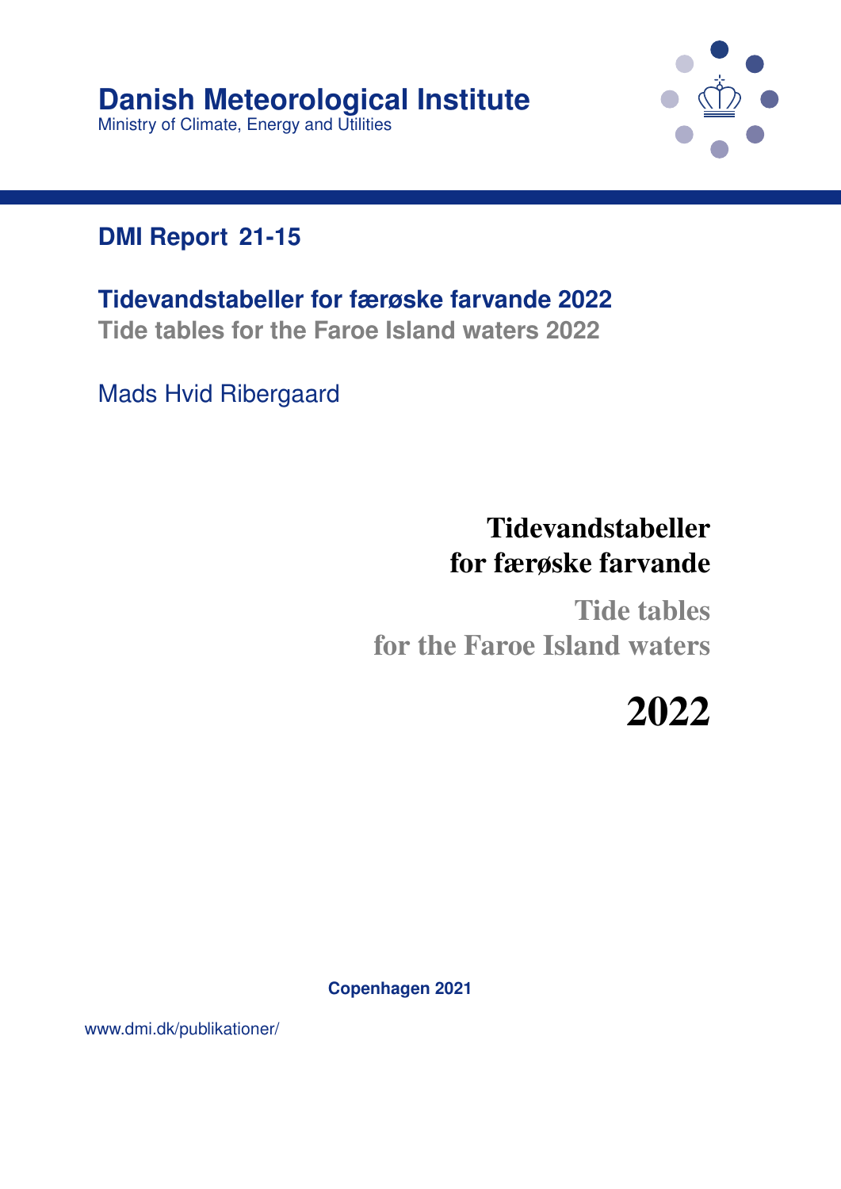# Danish Meteorological Institute

Ministry of Climate, Energy and Utilities

## DMI Report 21-15

**Tidevandstabeller for færøske farvande 2022**

**Tide tables for the Faroe Island waters 2022**

Mads Hvid Ribergaard

# Tidevandstabeller for færøske farvande

# Tide tables for the Faroe Island waters

# 2022

**Copenhagen 2021**

www.dmi.dk/publikationer/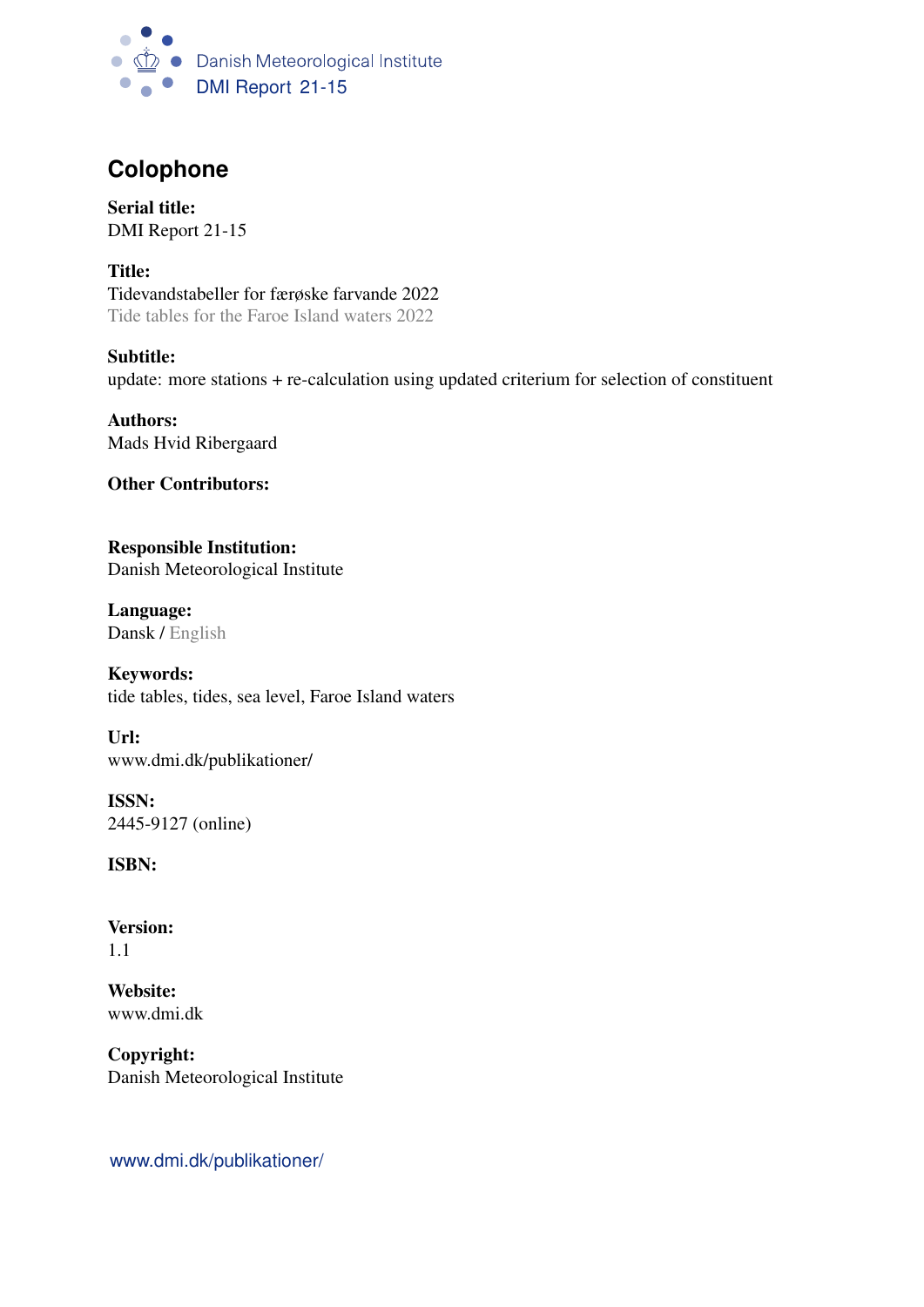Danish Meteorological Institute
DMI Report 21-15

## Colophone

**Serial title:**
DMI Report 21-15

**Title:**
Tidevandstabeller for færøske farvande 2022
Tide tables for the Faroe Island waters 2022

**Subtitle:**
update: more stations + re-calculation using updated criterium for selection of constituent

**Authors:**
Mads Hvid Ribergaard

**Other Contributors:**

**Responsible Institution:**
Danish Meteorological Institute

**Language:**
Dansk / English

**Keywords:**
tide tables, tides, sea level, Faroe Island waters

**Url:**
www.dmi.dk/publikationer/

**ISSN:**
2445-9127 (online)

**ISBN:**

**Version:**
1.1

**Website:**
www.dmi.dk

**Copyright:**
Danish Meteorological Institute

www.dmi.dk/publikationer/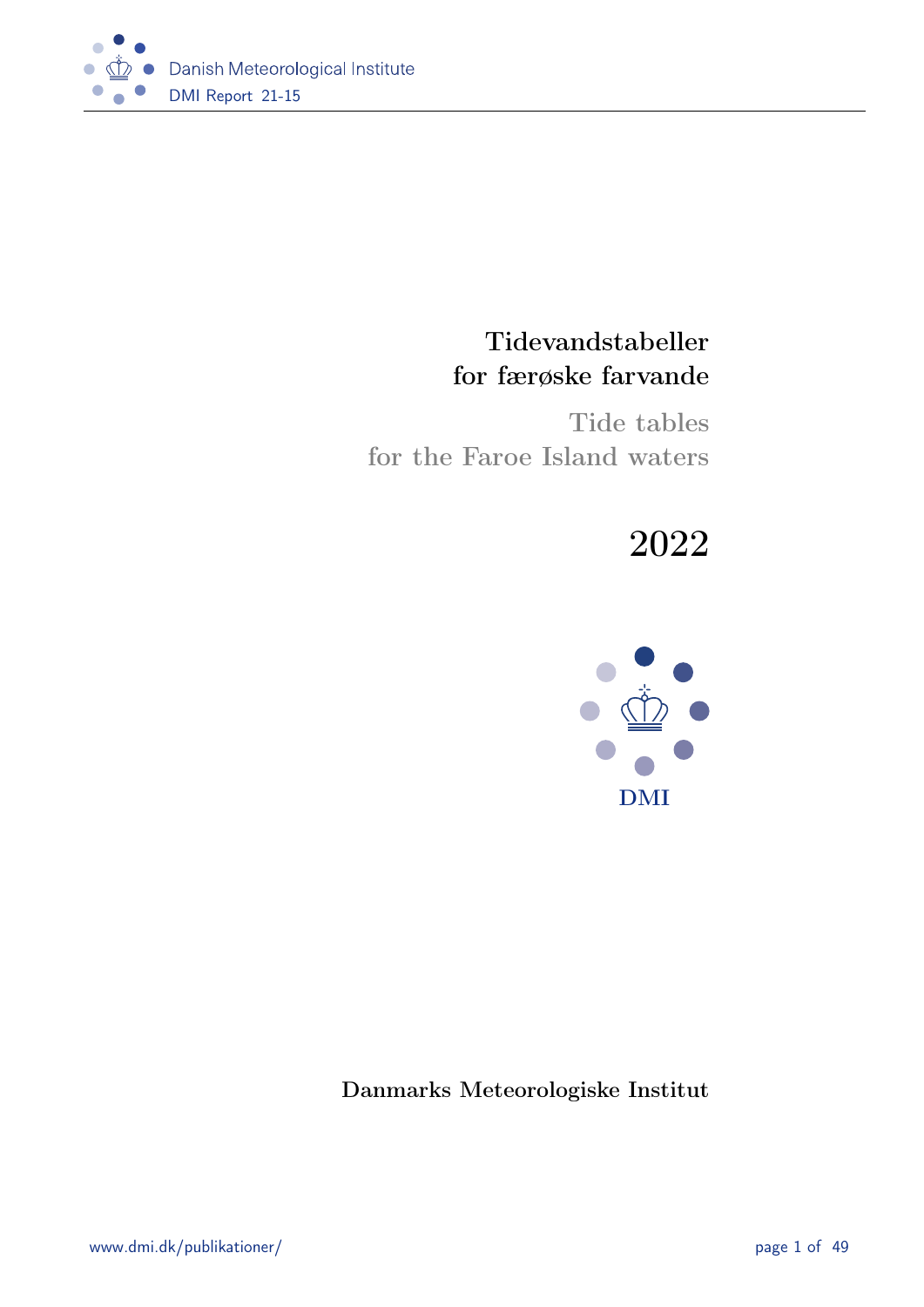# Tidevandstabeller for færøske farvande

## Tide tables for the Faroe Island waters

# 2022

DMI

Danmarks Meteorologiske Institut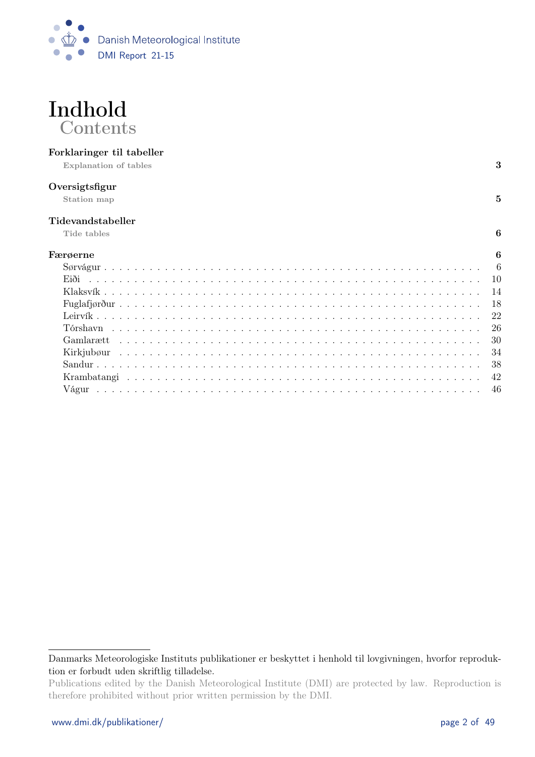# Indhold
## Contents

**Forklaringer til tabeller**
**Explanation of tables** — **3**

**Oversigtsfigur**
**Station map** — **5**

**Tidevandstabeller**
**Tide tables** — **6**

**Færøerne** — **6**

- Sørvágur . . . . . 6
- Eiði . . . . . 10
- Klaksvík . . . . . 14
- Fuglafjørður . . . . . 18
- Leirvík . . . . . 22
- Tórshavn . . . . . 26
- Gamlarætt . . . . . 30
- Kirkjubøur . . . . . 34
- Sandur . . . . . 38
- Krambatangi . . . . . 42
- Vágur . . . . . 46

---

Danmarks Meteorologiske Instituts publikationer er beskyttet i henhold til lovgivningen, hvorfor reproduktion er forbudt uden skriftlig tilladelse.

Publications edited by the Danish Meteorological Institute (DMI) are protected by law. Reproduction is therefore prohibited without prior written permission by the DMI.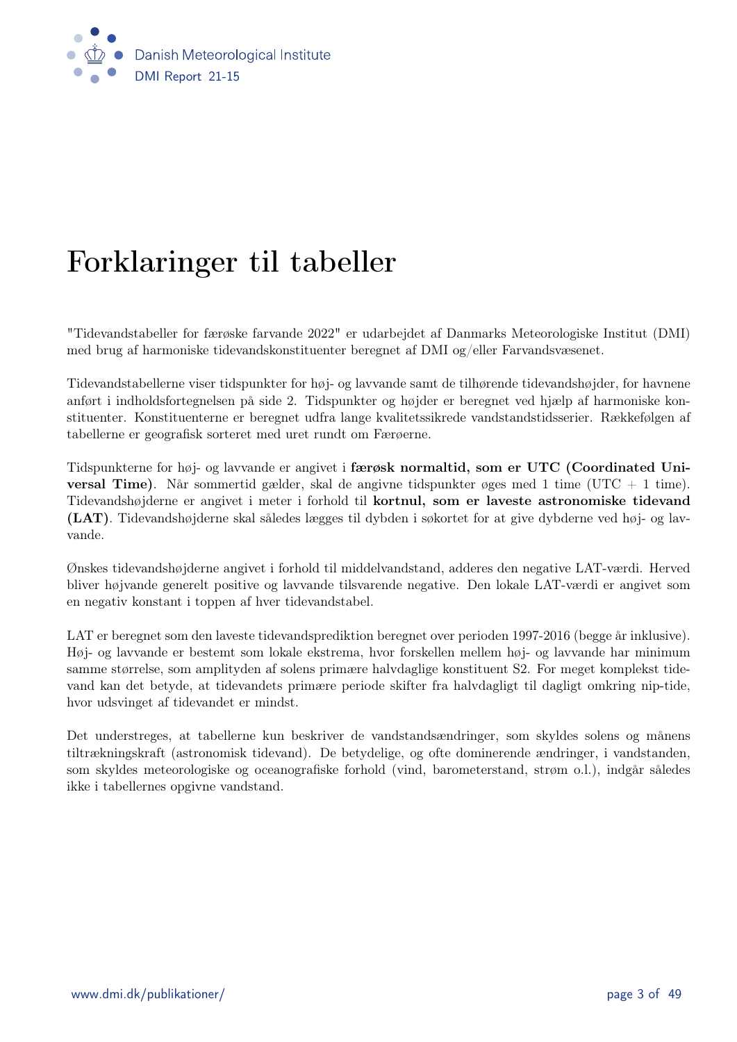# Forklaringer til tabeller

"Tidevandstabeller for færøske farvande 2022" er udarbejdet af Danmarks Meteorologiske Institut (DMI) med brug af harmoniske tidevandskonstituenter beregnet af DMI og/eller Farvandsvæsenet.

Tidevandstabellerne viser tidspunkter for høj- og lavvande samt de tilhørende tidevandshøjder, for havnene anført i indholdsfortegnelsen på side 2. Tidspunkter og højder er beregnet ved hjælp af harmoniske konstituenter. Konstituenterne er beregnet udfra lange kvalitetssikrede vandstandstidsserier. Rækkefølgen af tabellerne er geografisk sorteret med uret rundt om Færøerne.

Tidspunkterne for høj- og lavvande er angivet i **færøsk normaltid, som er UTC (Coordinated Universal Time)**. Når sommertid gælder, skal de angivne tidspunkter øges med 1 time (UTC + 1 time). Tidevandshøjderne er angivet i meter i forhold til **kortnul, som er laveste astronomiske tidevand (LAT)**. Tidevandshøjderne skal således lægges til dybden i søkortet for at give dybderne ved høj- og lavvande.

Ønskes tidevandshøjderne angivet i forhold til middelvandstand, adderes den negative LAT-værdi. Herved bliver højvande generelt positive og lavvande tilsvarende negative. Den lokale LAT-værdi er angivet som en negativ konstant i toppen af hver tidevandstabel.

LAT er beregnet som den laveste tidevandsprediktion beregnet over perioden 1997-2016 (begge år inklusive). Høj- og lavvande er bestemt som lokale ekstrema, hvor forskellen mellem høj- og lavvande har minimum samme størrelse, som amplityden af solens primære halvdaglige konstituent S2. For meget komplekst tidevand kan det betyde, at tidevandets primære periode skifter fra halvdagligt til dagligt omkring nip-tide, hvor udsvinget af tidevandet er mindst.

Det understreges, at tabellerne kun beskriver de vandstandsændringer, som skyldes solens og månens tiltrækningskraft (astronomisk tidevand). De betydelige, og ofte dominerende ændringer, i vandstanden, som skyldes meteorologiske og oceanografiske forhold (vind, barometerstand, strøm o.l.), indgår således ikke i tabellernes opgivne vandstand.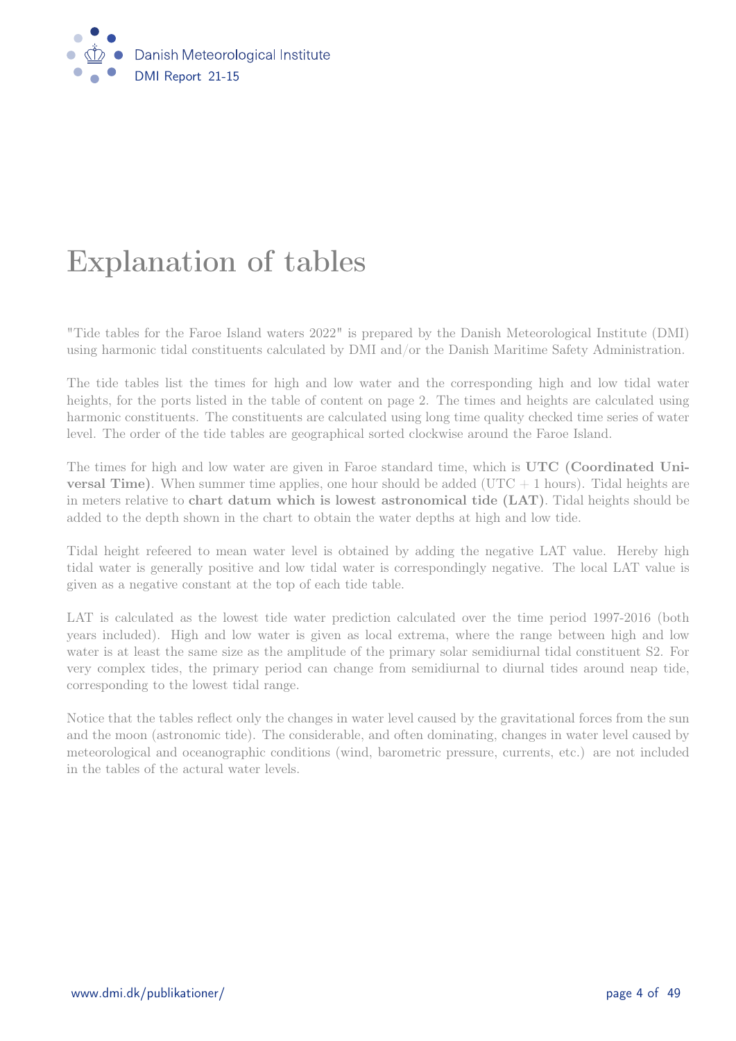# Explanation of tables

"Tide tables for the Faroe Island waters 2022" is prepared by the Danish Meteorological Institute (DMI) using harmonic tidal constituents calculated by DMI and/or the Danish Maritime Safety Administration.

The tide tables list the times for high and low water and the corresponding high and low tidal water heights, for the ports listed in the table of content on page 2. The times and heights are calculated using harmonic constituents. The constituents are calculated using long time quality checked time series of water level. The order of the tide tables are geographical sorted clockwise around the Faroe Island.

The times for high and low water are given in Faroe standard time, which is **UTC (Coordinated Universal Time)**. When summer time applies, one hour should be added (UTC + 1 hours). Tidal heights are in meters relative to **chart datum which is lowest astronomical tide (LAT)**. Tidal heights should be added to the depth shown in the chart to obtain the water depths at high and low tide.

Tidal height refeered to mean water level is obtained by adding the negative LAT value. Hereby high tidal water is generally positive and low tidal water is correspondingly negative. The local LAT value is given as a negative constant at the top of each tide table.

LAT is calculated as the lowest tide water prediction calculated over the time period 1997-2016 (both years included). High and low water is given as local extrema, where the range between high and low water is at least the same size as the amplitude of the primary solar semidiurnal tidal constituent S2. For very complex tides, the primary period can change from semidiurnal to diurnal tides around neap tide, corresponding to the lowest tidal range.

Notice that the tables reflect only the changes in water level caused by the gravitational forces from the sun and the moon (astronomic tide). The considerable, and often dominating, changes in water level caused by meteorological and oceanographic conditions (wind, barometric pressure, currents, etc.) are not included in the tables of the actural water levels.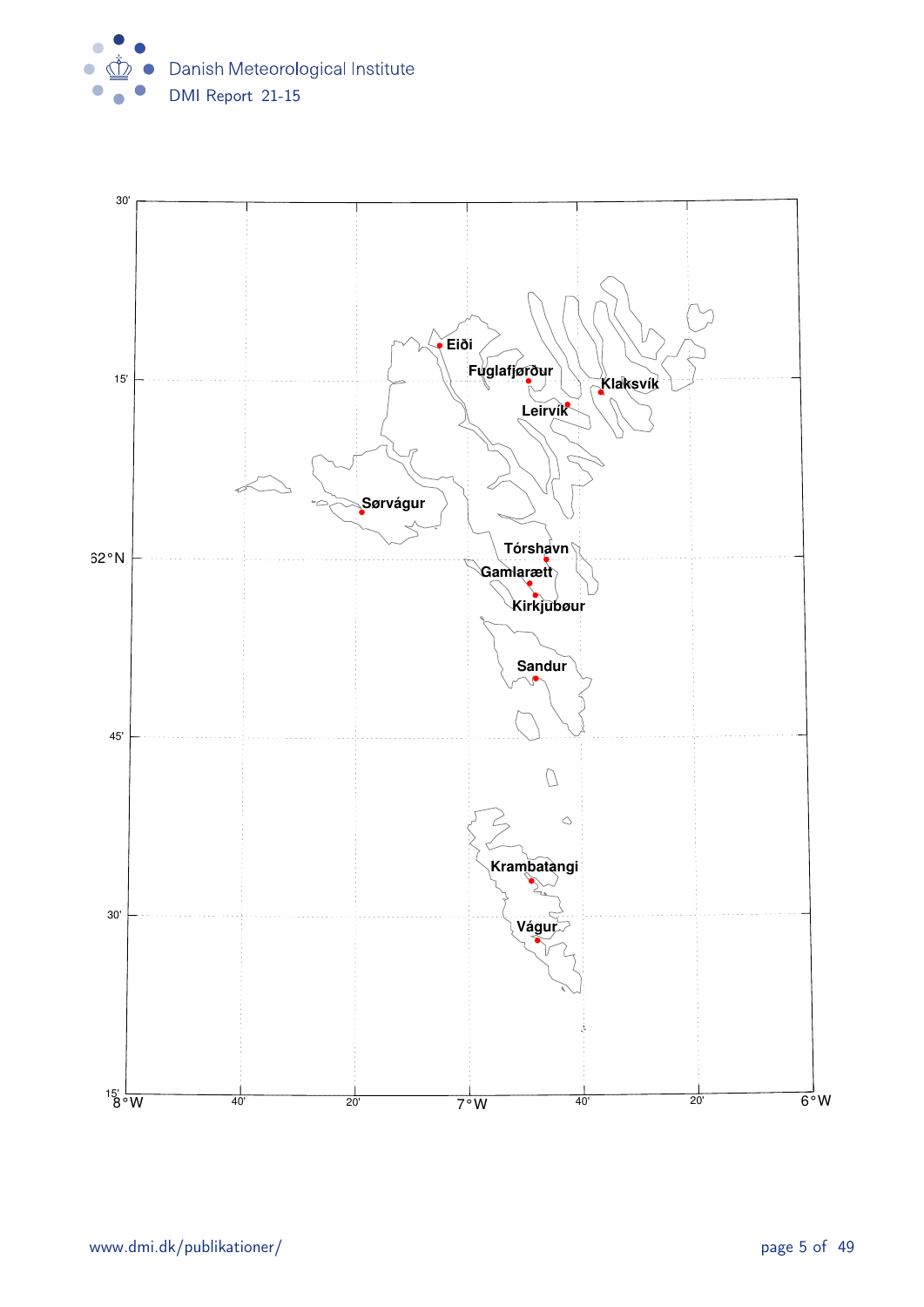Eiði

Fuglafjørður

Klaksvík

Leirvík

Sørvágur

Tórshavn

Gamlarætt

Kirkjubøur

Sandur

Krambatangi

Vágur

30'

15'

62°N

45'

30'

15'

8°W | 40' | 20' | 7°W | 40' | 20' | 6°W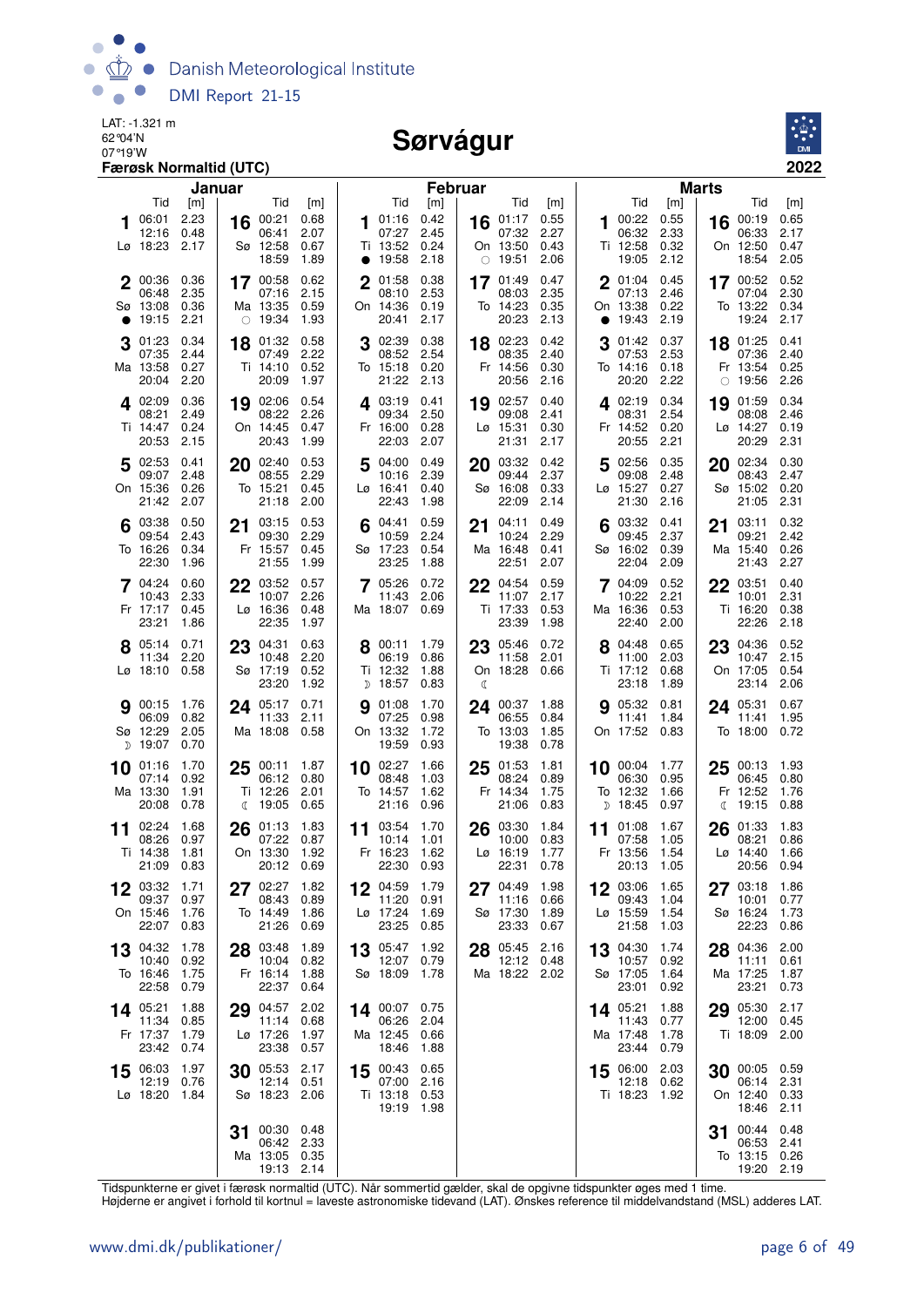LAT: -1.321 m
62°04'N
07°19'W

# Sørvágur

**Færøsk Normaltid (UTC)**

**2022**

## Januar

| Dato | Dag | Tid | [m] | Tid | [m] | Tid | [m] | Tid | [m] | Måne |
|---|---|---|---|---|---|---|---|---|---|---|
| 1 | Lø | 06:01 | 2.23 | 12:16 | 0.48 | 18:23 | 2.17 | | | |
| 2 | Sø | 00:36 | 0.36 | 06:48 | 2.35 | 13:08 | 0.36 | 19:15 | 2.21 | ● |
| 3 | Ma | 01:23 | 0.34 | 07:35 | 2.44 | 13:58 | 0.27 | 20:04 | 2.20 | |
| 4 | Ti | 02:09 | 0.36 | 08:21 | 2.49 | 14:47 | 0.24 | 20:53 | 2.15 | |
| 5 | On | 02:53 | 0.41 | 09:07 | 2.48 | 15:36 | 0.26 | 21:42 | 2.07 | |
| 6 | To | 03:38 | 0.50 | 09:54 | 2.43 | 16:26 | 0.34 | 22:30 | 1.96 | |
| 7 | Fr | 04:24 | 0.60 | 10:43 | 2.33 | 17:17 | 0.45 | 23:21 | 1.86 | |
| 8 | Lø | 05:14 | 0.71 | 11:34 | 2.20 | 18:10 | 0.58 | | | |
| 9 | Sø | 00:15 | 1.76 | 06:09 | 0.82 | 12:29 | 2.05 | 19:07 | 0.70 | ☽ |
| 10 | Ma | 01:16 | 1.70 | 07:14 | 0.92 | 13:30 | 1.91 | 20:08 | 0.78 | |
| 11 | Ti | 02:24 | 1.68 | 08:26 | 0.97 | 14:38 | 1.81 | 21:09 | 0.83 | |
| 12 | On | 03:32 | 1.71 | 09:37 | 0.97 | 15:46 | 1.76 | 22:07 | 0.83 | |
| 13 | To | 04:32 | 1.78 | 10:40 | 0.92 | 16:46 | 1.75 | 22:58 | 0.79 | |
| 14 | Fr | 05:21 | 1.88 | 11:34 | 0.85 | 17:37 | 1.79 | 23:42 | 0.74 | |
| 15 | Lø | 06:03 | 1.97 | 12:19 | 0.76 | 18:20 | 1.84 | | | |
| 16 | Sø | 00:21 | 0.68 | 06:41 | 2.07 | 12:58 | 0.67 | 18:59 | 1.89 | |
| 17 | Ma | 00:58 | 0.62 | 07:16 | 2.15 | 13:35 | 0.59 | 19:34 | 1.93 | ○ |
| 18 | Ti | 01:32 | 0.58 | 07:49 | 2.22 | 14:10 | 0.52 | 20:09 | 1.97 | |
| 19 | On | 02:06 | 0.54 | 08:22 | 2.26 | 14:45 | 0.47 | 20:43 | 1.99 | |
| 20 | To | 02:40 | 0.53 | 08:55 | 2.29 | 15:21 | 0.45 | 21:18 | 2.00 | |
| 21 | Fr | 03:15 | 0.53 | 09:30 | 2.29 | 15:57 | 0.45 | 21:55 | 1.99 | |
| 22 | Lø | 03:52 | 0.57 | 10:07 | 2.26 | 16:36 | 0.48 | 22:35 | 1.97 | |
| 23 | Sø | 04:31 | 0.63 | 10:48 | 2.20 | 17:19 | 0.52 | 23:20 | 1.92 | |
| 24 | Ma | 05:17 | 0.71 | 11:33 | 2.11 | 18:08 | 0.58 | | | |
| 25 | Ti | 00:11 | 1.87 | 06:12 | 0.80 | 12:26 | 2.01 | 19:05 | 0.65 | ☾ |
| 26 | On | 01:13 | 1.83 | 07:22 | 0.87 | 13:30 | 1.92 | 20:12 | 0.69 | |
| 27 | To | 02:27 | 1.82 | 08:43 | 0.89 | 14:49 | 1.86 | 21:26 | 0.69 | |
| 28 | Fr | 03:48 | 1.89 | 10:04 | 0.82 | 16:14 | 1.88 | 22:37 | 0.64 | |
| 29 | Lø | 04:57 | 2.02 | 11:14 | 0.68 | 17:26 | 1.97 | 23:38 | 0.57 | |
| 30 | Sø | 05:53 | 2.17 | 12:14 | 0.51 | 18:23 | 2.06 | | | |
| 31 | Ma | 00:30 | 0.48 | 06:42 | 2.33 | 13:05 | 0.35 | 19:13 | 2.14 | |

## Februar

| Dato | Dag | Tid | [m] | Tid | [m] | Tid | [m] | Tid | [m] | Måne |
|---|---|---|---|---|---|---|---|---|---|---|
| 1 | Ti | 01:16 | 0.42 | 07:27 | 2.45 | 13:52 | 0.24 | 19:58 | 2.18 | ● |
| 2 | On | 01:58 | 0.38 | 08:10 | 2.53 | 14:36 | 0.19 | 20:41 | 2.17 | |
| 3 | To | 02:39 | 0.38 | 08:52 | 2.54 | 15:18 | 0.20 | 21:22 | 2.13 | |
| 4 | Fr | 03:19 | 0.41 | 09:34 | 2.50 | 16:00 | 0.28 | 22:03 | 2.07 | |
| 5 | Lø | 04:00 | 0.49 | 10:16 | 2.39 | 16:41 | 0.40 | 22:43 | 1.98 | |
| 6 | Sø | 04:41 | 0.59 | 10:59 | 2.24 | 17:23 | 0.54 | 23:25 | 1.88 | |
| 7 | Ma | 05:26 | 0.72 | 11:43 | 2.06 | 18:07 | 0.69 | | | |
| 8 | Ti | 00:11 | 1.79 | 06:19 | 0.86 | 12:32 | 1.88 | 18:57 | 0.83 | ☽ |
| 9 | On | 01:08 | 1.70 | 07:25 | 0.98 | 13:32 | 1.72 | 19:59 | 0.93 | |
| 10 | To | 02:27 | 1.66 | 08:48 | 1.03 | 14:57 | 1.62 | 21:16 | 0.96 | |
| 11 | Fr | 03:54 | 1.70 | 10:14 | 1.01 | 16:23 | 1.62 | 22:30 | 0.93 | |
| 12 | Lø | 04:59 | 1.79 | 11:20 | 0.91 | 17:24 | 1.69 | 23:25 | 0.85 | |
| 13 | Sø | 05:47 | 1.92 | 12:07 | 0.79 | 18:09 | 1.78 | | | |
| 14 | Ma | 00:07 | 0.75 | 06:26 | 2.04 | 12:45 | 0.66 | 18:46 | 1.88 | |
| 15 | Ti | 00:43 | 0.65 | 07:00 | 2.16 | 13:18 | 0.53 | 19:19 | 1.98 | |
| 16 | On | 01:17 | 0.55 | 07:32 | 2.27 | 13:50 | 0.43 | 19:51 | 2.06 | ○ |
| 17 | To | 01:49 | 0.47 | 08:03 | 2.35 | 14:23 | 0.35 | 20:23 | 2.13 | |
| 18 | Fr | 02:23 | 0.42 | 08:35 | 2.40 | 14:56 | 0.30 | 20:56 | 2.16 | |
| 19 | Lø | 02:57 | 0.40 | 09:08 | 2.41 | 15:31 | 0.30 | 21:31 | 2.17 | |
| 20 | Sø | 03:32 | 0.42 | 09:44 | 2.37 | 16:08 | 0.33 | 22:09 | 2.14 | |
| 21 | Ma | 04:11 | 0.49 | 10:24 | 2.29 | 16:48 | 0.41 | 22:51 | 2.07 | |
| 22 | Ti | 04:54 | 0.59 | 11:07 | 2.17 | 17:33 | 0.53 | 23:39 | 1.98 | |
| 23 | On | 05:46 | 0.72 | 11:58 | 2.01 | 18:28 | 0.66 | | | ☾ |
| 24 | To | 00:37 | 1.88 | 06:55 | 0.84 | 13:03 | 1.85 | 19:38 | 0.78 | |
| 25 | Fr | 01:53 | 1.81 | 08:24 | 0.89 | 14:34 | 1.75 | 21:06 | 0.83 | |
| 26 | Lø | 03:30 | 1.84 | 10:00 | 0.83 | 16:19 | 1.77 | 22:31 | 0.78 | |
| 27 | Sø | 04:49 | 1.98 | 11:16 | 0.66 | 17:30 | 1.89 | 23:33 | 0.67 | |
| 28 | Ma | 05:45 | 2.16 | 12:12 | 0.48 | 18:22 | 2.02 | | | |

## Marts

| Dato | Dag | Tid | [m] | Tid | [m] | Tid | [m] | Tid | [m] | Måne |
|---|---|---|---|---|---|---|---|---|---|---|
| 1 | Ti | 00:22 | 0.55 | 06:32 | 2.33 | 12:58 | 0.32 | 19:05 | 2.12 | |
| 2 | On | 01:04 | 0.45 | 07:13 | 2.46 | 13:38 | 0.22 | 19:43 | 2.19 | ● |
| 3 | To | 01:42 | 0.37 | 07:53 | 2.53 | 14:16 | 0.18 | 20:20 | 2.22 | |
| 4 | Fr | 02:19 | 0.34 | 08:31 | 2.54 | 14:52 | 0.20 | 20:55 | 2.21 | |
| 5 | Lø | 02:56 | 0.35 | 09:08 | 2.48 | 15:27 | 0.27 | 21:30 | 2.16 | |
| 6 | Sø | 03:32 | 0.41 | 09:45 | 2.37 | 16:02 | 0.39 | 22:04 | 2.09 | |
| 7 | Ma | 04:09 | 0.52 | 10:22 | 2.21 | 16:36 | 0.53 | 22:40 | 2.00 | |
| 8 | Ti | 04:48 | 0.65 | 11:00 | 2.03 | 17:12 | 0.68 | 23:18 | 1.89 | |
| 9 | On | 05:32 | 0.81 | 11:41 | 1.84 | 17:52 | 0.83 | | | |
| 10 | To | 00:04 | 1.77 | 06:30 | 0.95 | 12:32 | 1.66 | 18:45 | 0.97 | ☽ |
| 11 | Fr | 01:08 | 1.67 | 07:58 | 1.05 | 13:56 | 1.54 | 20:13 | 1.05 | |
| 12 | Lø | 03:06 | 1.65 | 09:43 | 1.04 | 15:59 | 1.54 | 21:58 | 1.03 | |
| 13 | Sø | 04:30 | 1.74 | 10:57 | 0.92 | 17:05 | 1.64 | 23:01 | 0.92 | |
| 14 | Ma | 05:21 | 1.88 | 11:43 | 0.77 | 17:48 | 1.78 | 23:44 | 0.79 | |
| 15 | Ti | 06:00 | 2.03 | 12:18 | 0.62 | 18:23 | 1.92 | | | |
| 16 | On | 00:19 | 0.65 | 06:33 | 2.17 | 12:50 | 0.47 | 18:54 | 2.05 | |
| 17 | To | 00:52 | 0.52 | 07:04 | 2.30 | 13:22 | 0.34 | 19:24 | 2.17 | |
| 18 | Fr | 01:25 | 0.41 | 07:36 | 2.40 | 13:54 | 0.25 | 19:56 | 2.26 | ○ |
| 19 | Lø | 01:59 | 0.34 | 08:08 | 2.46 | 14:27 | 0.19 | 20:29 | 2.31 | |
| 20 | Sø | 02:34 | 0.30 | 08:43 | 2.47 | 15:02 | 0.20 | 21:05 | 2.31 | |
| 21 | Ma | 03:11 | 0.32 | 09:21 | 2.42 | 15:40 | 0.26 | 21:43 | 2.27 | |
| 22 | Ti | 03:51 | 0.40 | 10:01 | 2.31 | 16:20 | 0.38 | 22:26 | 2.18 | |
| 23 | On | 04:36 | 0.52 | 10:47 | 2.15 | 17:05 | 0.54 | 23:14 | 2.06 | |
| 24 | To | 05:31 | 0.67 | 11:41 | 1.95 | 18:00 | 0.72 | | | |
| 25 | Fr | 00:13 | 1.93 | 06:45 | 0.80 | 12:52 | 1.76 | 19:15 | 0.88 | ☾ |
| 26 | Lø | 01:33 | 1.83 | 08:21 | 0.86 | 14:40 | 1.66 | 20:56 | 0.94 | |
| 27 | Sø | 03:18 | 1.86 | 10:01 | 0.77 | 16:24 | 1.73 | 22:23 | 0.86 | |
| 28 | Ma | 04:36 | 2.00 | 11:11 | 0.61 | 17:25 | 1.87 | 23:21 | 0.73 | |
| 29 | Ti | 05:30 | 2.17 | 12:00 | 0.45 | 18:09 | 2.00 | | | |
| 30 | On | 00:05 | 0.59 | 06:14 | 2.31 | 12:40 | 0.33 | 18:46 | 2.11 | |
| 31 | To | 00:44 | 0.48 | 06:53 | 2.41 | 13:15 | 0.26 | 19:20 | 2.19 | |

Tidspunkterne er givet i færøsk normaltid (UTC). Når sommertid gælder, skal de opgivne tidspunkter øges med 1 time.
Højderne er angivet i forhold til kortnul = laveste astronomiske tidevand (LAT). Ønskes reference til middelvandstand (MSL) adderes LAT.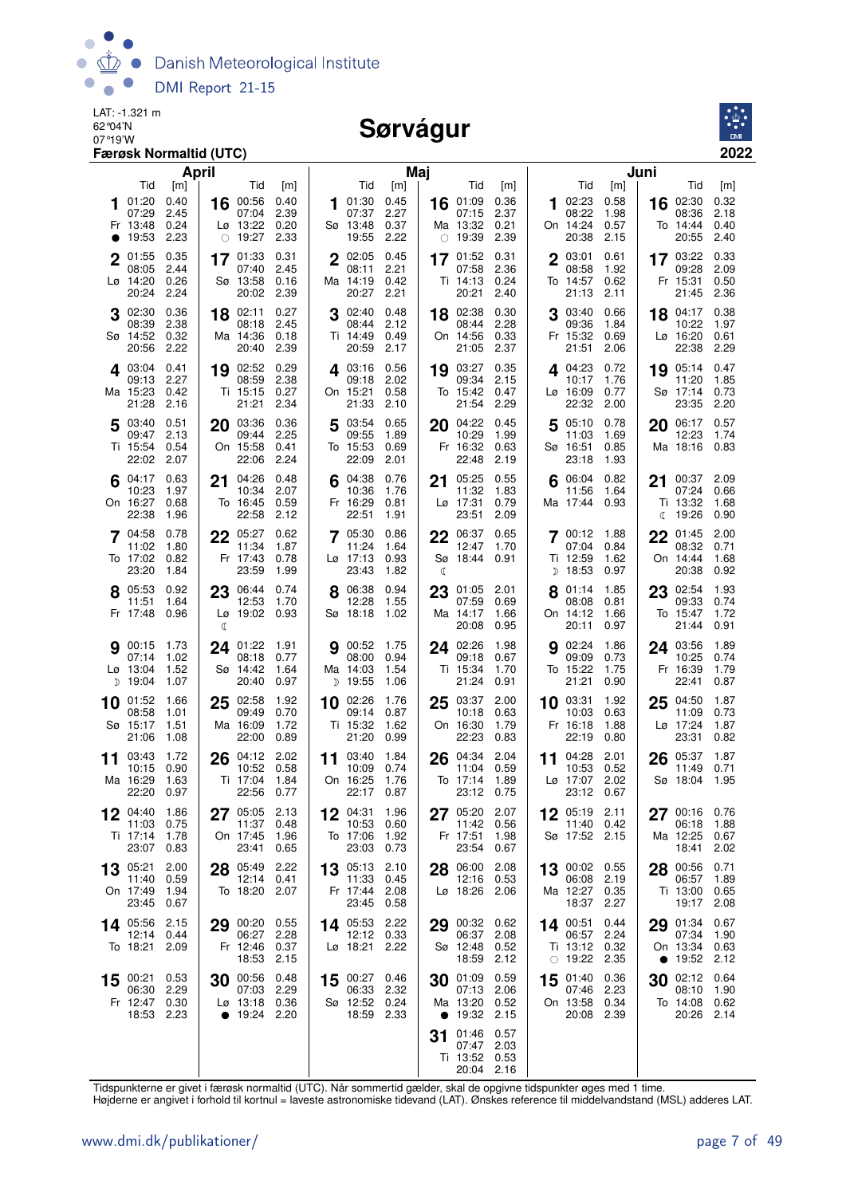LAT: -1.321 m
62°04'N
07°19'W

# Sørvágur

**Færøsk Normaltid (UTC)** **2022**

## April

| Dag | | Tid | [m] | Tid | [m] | Tid | [m] | Tid | [m] |
|---|---|---|---|---|---|---|---|---|---|
| 1 | Fr ● | 01:20 | 0.40 | 07:29 | 2.45 | 13:48 | 0.24 | 19:53 | 2.23 |
| 2 | Lø | 01:55 | 0.35 | 08:05 | 2.44 | 14:20 | 0.26 | 20:24 | 2.24 |
| 3 | Sø | 02:30 | 0.36 | 08:39 | 2.38 | 14:52 | 0.32 | 20:56 | 2.22 |
| 4 | Ma | 03:04 | 0.41 | 09:13 | 2.27 | 15:23 | 0.42 | 21:28 | 2.16 |
| 5 | Ti | 03:40 | 0.51 | 09:47 | 2.13 | 15:54 | 0.54 | 22:02 | 2.07 |
| 6 | On | 04:17 | 0.63 | 10:23 | 1.97 | 16:27 | 0.68 | 22:38 | 1.96 |
| 7 | To | 04:58 | 0.78 | 11:02 | 1.80 | 17:02 | 0.82 | 23:20 | 1.84 |
| 8 | Fr | 05:53 | 0.92 | 11:51 | 1.64 | 17:48 | 0.96 | | |
| 9 | Lø ☽ | 00:15 | 1.73 | 07:14 | 1.02 | 13:04 | 1.52 | 19:04 | 1.07 |
| 10 | Sø | 01:52 | 1.66 | 08:58 | 1.01 | 15:17 | 1.51 | 21:06 | 1.08 |
| 11 | Ma | 03:43 | 1.72 | 10:15 | 0.90 | 16:29 | 1.63 | 22:20 | 0.97 |
| 12 | Ti | 04:40 | 1.86 | 11:03 | 0.75 | 17:14 | 1.78 | 23:07 | 0.83 |
| 13 | On | 05:21 | 2.00 | 11:40 | 0.59 | 17:49 | 1.94 | 23:45 | 0.67 |
| 14 | To | 05:56 | 2.15 | 12:14 | 0.44 | 18:21 | 2.09 | | |
| 15 | Fr | 00:21 | 0.53 | 06:30 | 2.29 | 12:47 | 0.30 | 18:53 | 2.23 |
| 16 | Lø ○ | 00:56 | 0.40 | 07:04 | 2.39 | 13:22 | 0.20 | 19:27 | 2.33 |
| 17 | Sø | 01:33 | 0.31 | 07:40 | 2.45 | 13:58 | 0.16 | 20:02 | 2.39 |
| 18 | Ma | 02:11 | 0.27 | 08:18 | 2.45 | 14:36 | 0.18 | 20:40 | 2.39 |
| 19 | Ti | 02:52 | 0.29 | 08:59 | 2.38 | 15:15 | 0.27 | 21:21 | 2.34 |
| 20 | On | 03:36 | 0.36 | 09:44 | 2.25 | 15:58 | 0.41 | 22:06 | 2.24 |
| 21 | To | 04:26 | 0.48 | 10:34 | 2.07 | 16:45 | 0.59 | 22:58 | 2.12 |
| 22 | Fr | 05:27 | 0.62 | 11:34 | 1.87 | 17:43 | 0.78 | 23:59 | 1.99 |
| 23 | Lø ☾ | 06:44 | 0.74 | 12:53 | 1.70 | 19:02 | 0.93 | | |
| 24 | Sø | 01:22 | 1.91 | 08:18 | 0.77 | 14:42 | 1.64 | 20:40 | 0.97 |
| 25 | Ma | 02:58 | 1.92 | 09:49 | 0.70 | 16:09 | 1.72 | 22:00 | 0.89 |
| 26 | Ti | 04:12 | 2.02 | 10:52 | 0.58 | 17:04 | 1.84 | 22:56 | 0.77 |
| 27 | On | 05:05 | 2.13 | 11:37 | 0.48 | 17:45 | 1.96 | 23:41 | 0.65 |
| 28 | To | 05:49 | 2.22 | 12:14 | 0.41 | 18:20 | 2.07 | | |
| 29 | Fr | 00:20 | 0.55 | 06:27 | 2.28 | 12:46 | 0.37 | 18:53 | 2.15 |
| 30 | Lø ● | 00:56 | 0.48 | 07:03 | 2.29 | 13:18 | 0.36 | 19:24 | 2.20 |

## Maj

| Dag | | Tid | [m] | Tid | [m] | Tid | [m] | Tid | [m] |
|---|---|---|---|---|---|---|---|---|---|
| 1 | Sø | 01:30 | 0.45 | 07:37 | 2.27 | 13:48 | 0.37 | 19:55 | 2.22 |
| 2 | Ma | 02:05 | 0.45 | 08:11 | 2.21 | 14:19 | 0.42 | 20:27 | 2.21 |
| 3 | Ti | 02:40 | 0.48 | 08:44 | 2.12 | 14:49 | 0.49 | 20:59 | 2.17 |
| 4 | On | 03:16 | 0.56 | 09:18 | 2.02 | 15:21 | 0.58 | 21:33 | 2.10 |
| 5 | To | 03:54 | 0.65 | 09:55 | 1.89 | 15:53 | 0.69 | 22:09 | 2.01 |
| 6 | Fr | 04:38 | 0.76 | 10:36 | 1.76 | 16:29 | 0.81 | 22:51 | 1.91 |
| 7 | Lø | 05:30 | 0.86 | 11:24 | 1.64 | 17:13 | 0.93 | 23:43 | 1.82 |
| 8 | Sø | 06:38 | 0.94 | 12:28 | 1.55 | 18:18 | 1.02 | | |
| 9 | Ma ☽ | 00:52 | 1.75 | 08:00 | 0.94 | 14:03 | 1.54 | 19:55 | 1.06 |
| 10 | Ti | 02:26 | 1.76 | 09:14 | 0.87 | 15:32 | 1.62 | 21:20 | 0.99 |
| 11 | On | 03:40 | 1.84 | 10:09 | 0.74 | 16:25 | 1.76 | 22:17 | 0.87 |
| 12 | To | 04:31 | 1.96 | 10:53 | 0.60 | 17:06 | 1.92 | 23:03 | 0.73 |
| 13 | Fr | 05:13 | 2.10 | 11:33 | 0.45 | 17:44 | 2.08 | 23:45 | 0.58 |
| 14 | Lø | 05:53 | 2.22 | 12:12 | 0.33 | 18:21 | 2.22 | | |
| 15 | Sø | 00:27 | 0.46 | 06:33 | 2.32 | 12:52 | 0.24 | 18:59 | 2.33 |
| 16 | Ma ○ | 01:09 | 0.36 | 07:15 | 2.37 | 13:32 | 0.21 | 19:39 | 2.39 |
| 17 | Ti | 01:52 | 0.31 | 07:58 | 2.36 | 14:13 | 0.24 | 20:21 | 2.40 |
| 18 | On | 02:38 | 0.30 | 08:44 | 2.28 | 14:56 | 0.33 | 21:05 | 2.37 |
| 19 | To | 03:27 | 0.35 | 09:34 | 2.15 | 15:42 | 0.47 | 21:54 | 2.29 |
| 20 | Fr | 04:22 | 0.45 | 10:29 | 1.99 | 16:32 | 0.63 | 22:48 | 2.19 |
| 21 | Lø | 05:25 | 0.55 | 11:32 | 1.83 | 17:31 | 0.79 | 23:51 | 2.09 |
| 22 | Sø ☾ | 06:37 | 0.65 | 12:47 | 1.70 | 18:44 | 0.91 | | |
| 23 | Ma | 01:05 | 2.01 | 07:59 | 0.69 | 14:17 | 1.66 | 20:08 | 0.95 |
| 24 | Ti | 02:26 | 1.98 | 09:18 | 0.67 | 15:34 | 1.70 | 21:24 | 0.91 |
| 25 | On | 03:37 | 2.00 | 10:18 | 0.63 | 16:30 | 1.79 | 22:23 | 0.83 |
| 26 | To | 04:34 | 2.04 | 11:04 | 0.59 | 17:14 | 1.89 | 23:12 | 0.75 |
| 27 | Fr | 05:20 | 2.07 | 11:42 | 0.56 | 17:51 | 1.98 | 23:54 | 0.67 |
| 28 | Lø | 06:00 | 2.08 | 12:16 | 0.53 | 18:26 | 2.06 | | |
| 29 | Sø | 00:32 | 0.62 | 06:37 | 2.08 | 12:48 | 0.52 | 18:59 | 2.12 |
| 30 | Ma ● | 01:09 | 0.59 | 07:13 | 2.06 | 13:20 | 0.52 | 19:32 | 2.15 |
| 31 | Ti | 01:46 | 0.57 | 07:47 | 2.03 | 13:52 | 0.53 | 20:04 | 2.16 |

## Juni

| Dag | | Tid | [m] | Tid | [m] | Tid | [m] | Tid | [m] |
|---|---|---|---|---|---|---|---|---|---|
| 1 | On | 02:23 | 0.58 | 08:22 | 1.98 | 14:24 | 0.57 | 20:38 | 2.15 |
| 2 | To | 03:01 | 0.61 | 08:58 | 1.92 | 14:57 | 0.62 | 21:13 | 2.11 |
| 3 | Fr | 03:40 | 0.66 | 09:36 | 1.84 | 15:32 | 0.69 | 21:51 | 2.06 |
| 4 | Lø | 04:23 | 0.72 | 10:17 | 1.76 | 16:09 | 0.77 | 22:32 | 2.00 |
| 5 | Sø | 05:10 | 0.78 | 11:03 | 1.69 | 16:51 | 0.85 | 23:18 | 1.93 |
| 6 | Ma | 06:04 | 0.82 | 11:56 | 1.64 | 17:44 | 0.93 | | |
| 7 | Ti ☽ | 00:12 | 1.88 | 07:04 | 0.84 | 12:59 | 1.62 | 18:53 | 0.97 |
| 8 | On | 01:14 | 1.85 | 08:08 | 0.81 | 14:12 | 1.66 | 20:11 | 0.97 |
| 9 | To | 02:24 | 1.86 | 09:09 | 0.73 | 15:22 | 1.75 | 21:21 | 0.90 |
| 10 | Fr | 03:31 | 1.92 | 10:03 | 0.63 | 16:18 | 1.88 | 22:19 | 0.80 |
| 11 | Lø | 04:28 | 2.01 | 10:53 | 0.52 | 17:07 | 2.02 | 23:12 | 0.67 |
| 12 | Sø | 05:19 | 2.11 | 11:40 | 0.42 | 17:52 | 2.15 | | |
| 13 | Ma | 00:02 | 0.55 | 06:08 | 2.19 | 12:27 | 0.35 | 18:37 | 2.27 |
| 14 | Ti ○ | 00:51 | 0.44 | 06:57 | 2.24 | 13:12 | 0.32 | 19:22 | 2.35 |
| 15 | On | 01:40 | 0.36 | 07:46 | 2.23 | 13:58 | 0.34 | 20:08 | 2.39 |
| 16 | To | 02:30 | 0.32 | 08:36 | 2.18 | 14:44 | 0.40 | 20:55 | 2.40 |
| 17 | Fr | 03:22 | 0.33 | 09:28 | 2.09 | 15:31 | 0.50 | 21:45 | 2.36 |
| 18 | Lø | 04:17 | 0.38 | 10:22 | 1.97 | 16:20 | 0.61 | 22:38 | 2.29 |
| 19 | Sø | 05:14 | 0.47 | 11:20 | 1.85 | 17:14 | 0.73 | 23:35 | 2.20 |
| 20 | Ma | 06:17 | 0.57 | 12:23 | 1.74 | 18:16 | 0.83 | | |
| 21 | Ti ☾ | 00:37 | 2.09 | 07:24 | 0.66 | 13:32 | 1.68 | 19:26 | 0.90 |
| 22 | On | 01:45 | 2.00 | 08:32 | 0.71 | 14:44 | 1.68 | 20:38 | 0.92 |
| 23 | To | 02:54 | 1.93 | 09:33 | 0.74 | 15:47 | 1.72 | 21:44 | 0.91 |
| 24 | Fr | 03:56 | 1.89 | 10:25 | 0.74 | 16:39 | 1.79 | 22:41 | 0.87 |
| 25 | Lø | 04:50 | 1.87 | 11:09 | 0.73 | 17:24 | 1.87 | 23:31 | 0.82 |
| 26 | Sø | 05:37 | 1.87 | 11:49 | 0.71 | 18:04 | 1.95 | | |
| 27 | Ma | 00:16 | 0.76 | 06:18 | 1.88 | 12:25 | 0.67 | 18:41 | 2.02 |
| 28 | Ti | 00:56 | 0.71 | 06:57 | 1.89 | 13:00 | 0.65 | 19:17 | 2.08 |
| 29 | On ● | 01:34 | 0.67 | 07:34 | 1.90 | 13:34 | 0.63 | 19:52 | 2.12 |
| 30 | To | 02:12 | 0.64 | 08:10 | 1.90 | 14:08 | 0.62 | 20:26 | 2.14 |

Tidspunkterne er givet i færøsk normaltid (UTC). Når sommertid gælder, skal de opgivne tidspunkter øges med 1 time.
Højderne er angivet i forhold til kortnul = laveste astronomiske tidevand (LAT). Ønskes reference til middelvandstand (MSL) adderes LAT.

www.dmi.dk/publikationer/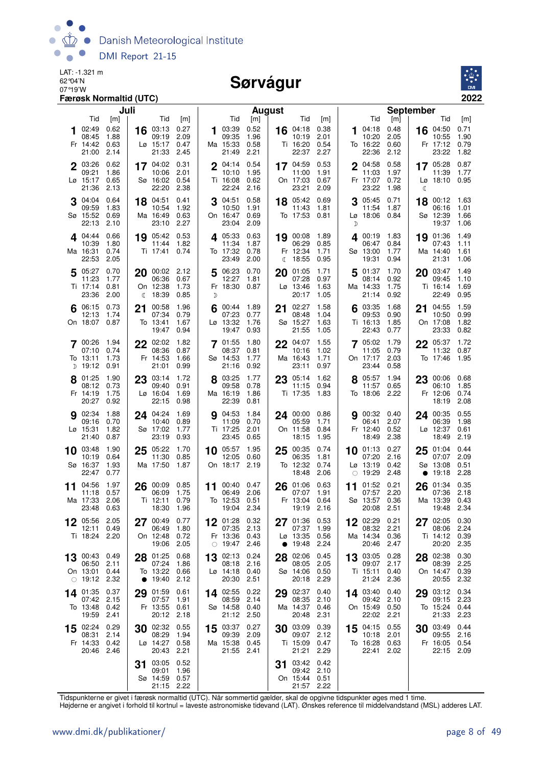LAT: -1.321 m
62°04'N
07°19'W
**Færøsk Normaltid (UTC)**

# Sørvágur

**2022**

## Juli

| Dag | Tid | [m] | Tid | [m] | Tid | [m] | Tid | [m] |
|---|---|---|---|---|---|---|---|---|
| 1 Fr | 02:49 | 0.62 | 08:45 | 1.88 | 14:42 | 0.63 | 21:00 | 2.14 |
| 2 Lø | 03:26 | 0.62 | 09:21 | 1.86 | 15:17 | 0.65 | 21:36 | 2.13 |
| 3 Sø | 04:04 | 0.64 | 09:59 | 1.83 | 15:52 | 0.69 | 22:13 | 2.10 |
| 4 Ma | 04:44 | 0.66 | 10:39 | 1.80 | 16:31 | 0.74 | 22:53 | 2.05 |
| 5 Ti | 05:27 | 0.70 | 11:23 | 1.77 | 17:14 | 0.81 | 23:36 | 2.00 |
| 6 On | 06:15 | 0.73 | 12:13 | 1.74 | 18:07 | 0.87 | | |
| 7 To ☽ | 00:26 | 1.94 | 07:10 | 0.74 | 13:11 | 1.73 | 19:12 | 0.91 |
| 8 Fr | 01:25 | 1.90 | 08:12 | 0.73 | 14:19 | 1.75 | 20:27 | 0.92 |
| 9 Lø | 02:34 | 1.88 | 09:16 | 0.70 | 15:31 | 1.82 | 21:40 | 0.87 |
| 10 Sø | 03:48 | 1.90 | 10:19 | 0.64 | 16:37 | 1.93 | 22:47 | 0.77 |
| 11 Ma | 04:56 | 1.97 | 11:18 | 0.57 | 17:33 | 2.06 | 23:48 | 0.63 |
| 12 Ti | 05:56 | 2.05 | 12:11 | 0.49 | 18:24 | 2.20 | | |
| 13 On ○ | 00:43 | 0.49 | 06:50 | 2.11 | 13:01 | 0.44 | 19:12 | 2.32 |
| 14 To | 01:35 | 0.37 | 07:42 | 2.15 | 13:48 | 0.42 | 19:59 | 2.41 |
| 15 Fr | 02:24 | 0.29 | 08:31 | 2.14 | 14:33 | 0.42 | 20:46 | 2.46 |
| 16 Lø | 03:13 | 0.27 | 09:19 | 2.09 | 15:17 | 0.47 | 21:33 | 2.45 |
| 17 Sø | 04:02 | 0.31 | 10:06 | 2.01 | 16:02 | 0.54 | 22:20 | 2.38 |
| 18 Ma | 04:51 | 0.41 | 10:54 | 1.92 | 16:49 | 0.63 | 23:10 | 2.27 |
| 19 Ti | 05:42 | 0.53 | 11:44 | 1.82 | 17:41 | 0.74 | | |
| 20 On ☾ | 00:02 | 2.12 | 06:36 | 0.67 | 12:38 | 1.73 | 18:39 | 0.85 |
| 21 To | 00:58 | 1.96 | 07:34 | 0.79 | 13:41 | 1.67 | 19:47 | 0.94 |
| 22 Fr | 02:02 | 1.82 | 08:36 | 0.87 | 14:53 | 1.66 | 21:01 | 0.99 |
| 23 Lø | 03:14 | 1.72 | 09:40 | 0.91 | 16:04 | 1.69 | 22:15 | 0.98 |
| 24 Sø | 04:24 | 1.69 | 10:40 | 0.89 | 17:02 | 1.77 | 23:19 | 0.93 |
| 25 Ma | 05:22 | 1.70 | 11:30 | 0.85 | 17:50 | 1.87 | | |
| 26 Ti | 00:09 | 0.85 | 06:09 | 1.75 | 12:11 | 0.79 | 18:30 | 1.96 |
| 27 On | 00:49 | 0.77 | 06:49 | 1.80 | 12:48 | 0.72 | 19:06 | 2.05 |
| 28 To ● | 01:25 | 0.68 | 07:24 | 1.86 | 13:22 | 0.66 | 19:40 | 2.12 |
| 29 Fr | 01:59 | 0.61 | 07:57 | 1.91 | 13:55 | 0.61 | 20:12 | 2.18 |
| 30 Lø | 02:32 | 0.55 | 08:29 | 1.94 | 14:27 | 0.58 | 20:43 | 2.21 |
| 31 Sø | 03:05 | 0.52 | 09:01 | 1.96 | 14:59 | 0.57 | 21:15 | 2.22 |

## August

| Dag | Tid | [m] | Tid | [m] | Tid | [m] | Tid | [m] |
|---|---|---|---|---|---|---|---|---|
| 1 Ma | 03:39 | 0.52 | 09:35 | 1.96 | 15:33 | 0.58 | 21:49 | 2.21 |
| 2 Ti | 04:14 | 0.54 | 10:10 | 1.95 | 16:08 | 0.62 | 22:24 | 2.16 |
| 3 On | 04:51 | 0.58 | 10:50 | 1.91 | 16:47 | 0.69 | 23:04 | 2.09 |
| 4 To | 05:33 | 0.63 | 11:34 | 1.87 | 17:32 | 0.78 | 23:49 | 2.00 |
| 5 Fr ☽ | 06:23 | 0.70 | 12:27 | 1.81 | 18:30 | 0.87 | | |
| 6 Lø | 00:44 | 1.89 | 07:23 | 0.77 | 13:32 | 1.76 | 19:47 | 0.93 |
| 7 Sø | 01:55 | 1.80 | 08:37 | 0.81 | 14:53 | 1.77 | 21:16 | 0.92 |
| 8 Ma | 03:25 | 1.77 | 09:58 | 0.78 | 16:19 | 1.86 | 22:39 | 0.81 |
| 9 Ti | 04:53 | 1.84 | 11:09 | 0.70 | 17:25 | 2.01 | 23:45 | 0.65 |
| 10 On | 05:57 | 1.95 | 12:05 | 0.60 | 18:17 | 2.19 | | |
| 11 To | 00:40 | 0.47 | 06:49 | 2.06 | 12:53 | 0.51 | 19:04 | 2.34 |
| 12 Fr ○ | 01:28 | 0.32 | 07:35 | 2.13 | 13:36 | 0.43 | 19:47 | 2.46 |
| 13 Lø | 02:13 | 0.24 | 08:18 | 2.16 | 14:18 | 0.40 | 20:30 | 2.51 |
| 14 Sø | 02:55 | 0.22 | 08:59 | 2.14 | 14:58 | 0.40 | 21:12 | 2.50 |
| 15 Ma | 03:37 | 0.27 | 09:39 | 2.09 | 15:38 | 0.45 | 21:55 | 2.41 |
| 16 Ti | 04:18 | 0.38 | 10:19 | 2.01 | 16:20 | 0.54 | 22:37 | 2.27 |
| 17 On | 04:59 | 0.53 | 11:00 | 1.91 | 17:03 | 0.67 | 23:21 | 2.09 |
| 18 To | 05:42 | 0.69 | 11:43 | 1.81 | 17:53 | 0.81 | | |
| 19 Fr ☾ | 00:08 | 1.89 | 06:29 | 0.85 | 12:34 | 1.71 | 18:55 | 0.95 |
| 20 Lø | 01:05 | 1.71 | 07:28 | 0.97 | 13:46 | 1.63 | 20:17 | 1.05 |
| 21 Sø | 02:27 | 1.58 | 08:48 | 1.04 | 15:27 | 1.63 | 21:55 | 1.05 |
| 22 Ma | 04:07 | 1.55 | 10:16 | 1.02 | 16:43 | 1.71 | 23:11 | 0.97 |
| 23 Ti | 05:14 | 1.62 | 11:15 | 0.94 | 17:35 | 1.83 | | |
| 24 On | 00:00 | 0.86 | 05:59 | 1.71 | 11:58 | 0.84 | 18:15 | 1.95 |
| 25 To | 00:35 | 0.74 | 06:35 | 1.81 | 12:32 | 0.74 | 18:48 | 2.06 |
| 26 Fr | 01:06 | 0.63 | 07:07 | 1.91 | 13:04 | 0.64 | 19:19 | 2.16 |
| 27 Lø ● | 01:36 | 0.53 | 07:37 | 1.99 | 13:35 | 0.56 | 19:48 | 2.24 |
| 28 Sø | 02:06 | 0.45 | 08:05 | 2.05 | 14:06 | 0.50 | 20:18 | 2.29 |
| 29 Ma | 02:37 | 0.40 | 08:35 | 2.10 | 14:37 | 0.46 | 20:48 | 2.31 |
| 30 Ti | 03:09 | 0.39 | 09:07 | 2.12 | 15:09 | 0.47 | 21:21 | 2.29 |
| 31 On | 03:42 | 0.42 | 09:42 | 2.10 | 15:44 | 0.51 | 21:57 | 2.22 |

## September

| Dag | Tid | [m] | Tid | [m] | Tid | [m] | Tid | [m] |
|---|---|---|---|---|---|---|---|---|
| 1 To | 04:18 | 0.48 | 10:20 | 2.05 | 16:22 | 0.60 | 22:36 | 2.12 |
| 2 Fr | 04:58 | 0.58 | 11:03 | 1.97 | 17:07 | 0.72 | 23:22 | 1.98 |
| 3 Lø ☽ | 05:45 | 0.71 | 11:54 | 1.87 | 18:06 | 0.84 | | |
| 4 Sø | 00:19 | 1.83 | 06:47 | 0.84 | 13:00 | 1.77 | 19:31 | 0.94 |
| 5 Ma | 01:37 | 1.70 | 08:14 | 0.92 | 14:33 | 1.75 | 21:14 | 0.92 |
| 6 Ti | 03:35 | 1.68 | 09:53 | 0.90 | 16:13 | 1.85 | 22:43 | 0.77 |
| 7 On | 05:02 | 1.79 | 11:05 | 0.79 | 17:17 | 2.03 | 23:44 | 0.58 |
| 8 To | 05:57 | 1.94 | 11:57 | 0.65 | 18:06 | 2.22 | | |
| 9 Fr | 00:32 | 0.40 | 06:41 | 2.07 | 12:40 | 0.52 | 18:49 | 2.38 |
| 10 Lø ○ | 01:13 | 0.27 | 07:20 | 2.16 | 13:19 | 0.42 | 19:29 | 2.48 |
| 11 Sø | 01:52 | 0.21 | 07:57 | 2.20 | 13:57 | 0.36 | 20:08 | 2.51 |
| 12 Ma | 02:29 | 0.21 | 08:32 | 2.21 | 14:34 | 0.36 | 20:46 | 2.47 |
| 13 Ti | 03:05 | 0.28 | 09:07 | 2.17 | 15:11 | 0.40 | 21:24 | 2.36 |
| 14 On | 03:40 | 0.40 | 09:42 | 2.10 | 15:49 | 0.50 | 22:02 | 2.21 |
| 15 To | 04:15 | 0.55 | 10:18 | 2.01 | 16:28 | 0.63 | 22:41 | 2.02 |
| 16 Fr | 04:50 | 0.71 | 10:55 | 1.90 | 17:12 | 0.79 | 23:22 | 1.82 |
| 17 Lø ☾ | 05:28 | 0.87 | 11:39 | 1.77 | 18:10 | 0.95 | | |
| 18 Sø | 00:12 | 1.63 | 06:16 | 1.01 | 12:39 | 1.66 | 19:37 | 1.06 |
| 19 Ma | 01:36 | 1.49 | 07:43 | 1.11 | 14:40 | 1.61 | 21:31 | 1.06 |
| 20 Ti | 03:47 | 1.49 | 09:45 | 1.10 | 16:14 | 1.69 | 22:49 | 0.95 |
| 21 On | 04:55 | 1.59 | 10:50 | 0.99 | 17:08 | 1.82 | 23:33 | 0.82 |
| 22 To | 05:37 | 1.72 | 11:32 | 0.87 | 17:46 | 1.95 | | |
| 23 Fr | 00:06 | 0.68 | 06:10 | 1.85 | 12:06 | 0.74 | 18:19 | 2.08 |
| 24 Lø | 00:35 | 0.55 | 06:39 | 1.98 | 12:37 | 0.61 | 18:49 | 2.19 |
| 25 Sø ● | 01:04 | 0.44 | 07:07 | 2.09 | 13:08 | 0.51 | 19:18 | 2.28 |
| 26 Ma | 01:34 | 0.35 | 07:36 | 2.18 | 13:39 | 0.43 | 19:48 | 2.34 |
| 27 Ti | 02:05 | 0.30 | 08:06 | 2.24 | 14:12 | 0.39 | 20:20 | 2.35 |
| 28 On | 02:38 | 0.30 | 08:39 | 2.25 | 14:47 | 0.39 | 20:55 | 2.32 |
| 29 To | 03:12 | 0.34 | 09:15 | 2.23 | 15:24 | 0.44 | 21:33 | 2.23 |
| 30 Fr | 03:49 | 0.44 | 09:55 | 2.16 | 16:05 | 0.54 | 22:15 | 2.09 |

Tidspunkterne er givet i færøsk normaltid (UTC). Når sommertid gælder, skal de opgivne tidspunkter øges med 1 time.
Højderne er angivet i forhold til kortnul = laveste astronomiske tidevand (LAT). Ønskes reference til middelvandstand (MSL) adderes LAT.

www.dmi.dk/publikationer/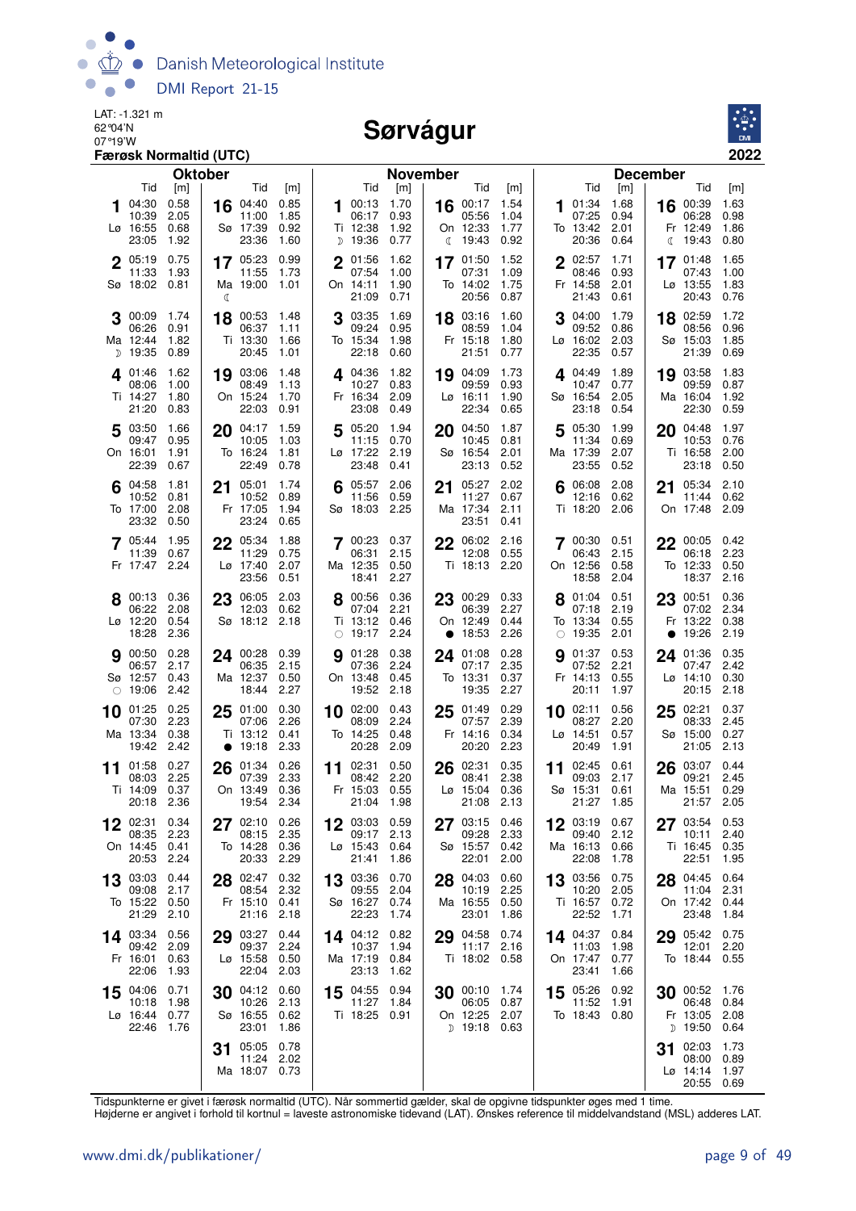LAT: -1.321 m
62°04'N
07°19'W
**Færøsk Normaltid (UTC)**

# Sørvágur

**2022**

## Oktober

| Dag | Tid | [m] | Tid | [m] | Tid | [m] | Tid | [m] |
|---|---|---|---|---|---|---|---|---|
| 1 Lø | 04:30 | 0.58 | 10:39 | 2.05 | 16:55 | 0.68 | 23:05 | 1.92 |
| 2 Sø | 05:19 | 0.75 | 11:33 | 1.93 | 18:02 | 0.81 | | |
| 3 Ma ☽ | 00:09 | 1.74 | 06:26 | 0.91 | 12:44 | 1.82 | 19:35 | 0.89 |
| 4 Ti | 01:46 | 1.62 | 08:06 | 1.00 | 14:27 | 1.80 | 21:20 | 0.83 |
| 5 On | 03:50 | 1.66 | 09:47 | 0.95 | 16:01 | 1.91 | 22:39 | 0.67 |
| 6 To | 04:58 | 1.81 | 10:52 | 0.81 | 17:00 | 2.08 | 23:32 | 0.50 |
| 7 Fr | 05:44 | 1.95 | 11:39 | 0.67 | 17:47 | 2.24 | | |
| 8 Lø | 00:13 | 0.36 | 06:22 | 2.08 | 12:20 | 0.54 | 18:28 | 2.36 |
| 9 Sø ○ | 00:50 | 0.28 | 06:57 | 2.17 | 12:57 | 0.43 | 19:06 | 2.42 |
| 10 Ma | 01:25 | 0.25 | 07:30 | 2.23 | 13:34 | 0.38 | 19:42 | 2.42 |
| 11 Ti | 01:58 | 0.27 | 08:03 | 2.25 | 14:09 | 0.37 | 20:18 | 2.36 |
| 12 On | 02:31 | 0.34 | 08:35 | 2.23 | 14:45 | 0.41 | 20:53 | 2.24 |
| 13 To | 03:03 | 0.44 | 09:08 | 2.17 | 15:22 | 0.50 | 21:29 | 2.10 |
| 14 Fr | 03:34 | 0.56 | 09:42 | 2.09 | 16:01 | 0.63 | 22:06 | 1.93 |
| 15 Lø | 04:06 | 0.71 | 10:18 | 1.98 | 16:44 | 0.77 | 22:46 | 1.76 |
| 16 Sø | 04:40 | 0.85 | 11:00 | 1.85 | 17:39 | 0.92 | 23:36 | 1.60 |
| 17 Ma ☾ | 05:23 | 0.99 | 11:55 | 1.73 | 19:00 | 1.01 | | |
| 18 Ti | 00:53 | 1.48 | 06:37 | 1.11 | 13:30 | 1.66 | 20:45 | 1.01 |
| 19 On | 03:06 | 1.48 | 08:49 | 1.13 | 15:24 | 1.70 | 22:03 | 0.91 |
| 20 To | 04:17 | 1.59 | 10:05 | 1.03 | 16:24 | 1.81 | 22:49 | 0.78 |
| 21 Fr | 05:01 | 1.74 | 10:52 | 0.89 | 17:05 | 1.94 | 23:24 | 0.65 |
| 22 Lø | 05:34 | 1.88 | 11:29 | 0.75 | 17:40 | 2.07 | 23:56 | 0.51 |
| 23 Sø | 06:05 | 2.03 | 12:03 | 0.62 | 18:12 | 2.18 | | |
| 24 Ma | 00:28 | 0.39 | 06:35 | 2.15 | 12:37 | 0.50 | 18:44 | 2.27 |
| 25 Ti ● | 01:00 | 0.30 | 07:06 | 2.26 | 13:12 | 0.41 | 19:18 | 2.33 |
| 26 On | 01:34 | 0.26 | 07:39 | 2.33 | 13:49 | 0.36 | 19:54 | 2.34 |
| 27 To | 02:10 | 0.26 | 08:15 | 2.35 | 14:28 | 0.36 | 20:33 | 2.29 |
| 28 Fr | 02:47 | 0.32 | 08:54 | 2.32 | 15:10 | 0.41 | 21:16 | 2.18 |
| 29 Lø | 03:27 | 0.44 | 09:37 | 2.24 | 15:58 | 0.50 | 22:04 | 2.03 |
| 30 Sø | 04:12 | 0.60 | 10:26 | 2.13 | 16:55 | 0.62 | 23:01 | 1.86 |
| 31 Ma | 05:05 | 0.78 | 11:24 | 2.02 | 18:07 | 0.73 | | |

## November

| Dag | Tid | [m] | Tid | [m] | Tid | [m] | Tid | [m] |
|---|---|---|---|---|---|---|---|---|
| 1 Ti ☽ | 00:13 | 1.70 | 06:17 | 0.93 | 12:38 | 1.92 | 19:36 | 0.77 |
| 2 On | 01:56 | 1.62 | 07:54 | 1.00 | 14:11 | 1.90 | 21:09 | 0.71 |
| 3 To | 03:35 | 1.69 | 09:24 | 0.95 | 15:34 | 1.98 | 22:18 | 0.60 |
| 4 Fr | 04:36 | 1.82 | 10:27 | 0.83 | 16:34 | 2.09 | 23:08 | 0.49 |
| 5 Lø | 05:20 | 1.94 | 11:15 | 0.70 | 17:22 | 2.19 | 23:48 | 0.41 |
| 6 Sø | 05:57 | 2.06 | 11:56 | 0.59 | 18:03 | 2.25 | | |
| 7 Ma | 00:23 | 0.37 | 06:31 | 2.15 | 12:35 | 0.50 | 18:41 | 2.27 |
| 8 Ti ○ | 00:56 | 0.36 | 07:04 | 2.21 | 13:12 | 0.46 | 19:17 | 2.24 |
| 9 On | 01:28 | 0.38 | 07:36 | 2.24 | 13:48 | 0.45 | 19:52 | 2.18 |
| 10 To | 02:00 | 0.43 | 08:09 | 2.24 | 14:25 | 0.48 | 20:28 | 2.09 |
| 11 Fr | 02:31 | 0.50 | 08:42 | 2.20 | 15:03 | 0.55 | 21:04 | 1.98 |
| 12 Lø | 03:03 | 0.59 | 09:17 | 2.13 | 15:43 | 0.64 | 21:41 | 1.86 |
| 13 Sø | 03:36 | 0.70 | 09:55 | 2.04 | 16:27 | 0.74 | 22:23 | 1.74 |
| 14 Ma | 04:12 | 0.82 | 10:37 | 1.94 | 17:19 | 0.84 | 23:13 | 1.62 |
| 15 Ti | 04:55 | 0.94 | 11:27 | 1.84 | 18:25 | 0.91 | | |
| 16 On ☾ | 00:17 | 1.54 | 05:56 | 1.04 | 12:33 | 1.77 | 19:43 | 0.92 |
| 17 To | 01:50 | 1.52 | 07:31 | 1.09 | 14:02 | 1.75 | 20:56 | 0.87 |
| 18 Fr | 03:16 | 1.60 | 08:59 | 1.04 | 15:18 | 1.80 | 21:51 | 0.77 |
| 19 Lø | 04:09 | 1.73 | 09:59 | 0.93 | 16:11 | 1.90 | 22:34 | 0.65 |
| 20 Sø | 04:50 | 1.87 | 10:45 | 0.81 | 16:54 | 2.01 | 23:13 | 0.52 |
| 21 Ma | 05:27 | 2.02 | 11:27 | 0.67 | 17:34 | 2.11 | 23:51 | 0.41 |
| 22 Ti | 06:02 | 2.16 | 12:08 | 0.55 | 18:13 | 2.20 | | |
| 23 On ● | 00:29 | 0.33 | 06:39 | 2.27 | 12:49 | 0.44 | 18:53 | 2.26 |
| 24 To | 01:08 | 0.28 | 07:17 | 2.35 | 13:31 | 0.37 | 19:35 | 2.27 |
| 25 Fr | 01:49 | 0.29 | 07:57 | 2.39 | 14:16 | 0.34 | 20:20 | 2.23 |
| 26 Lø | 02:31 | 0.35 | 08:41 | 2.38 | 15:04 | 0.36 | 21:08 | 2.13 |
| 27 Sø | 03:15 | 0.46 | 09:28 | 2.33 | 15:57 | 0.42 | 22:01 | 2.00 |
| 28 Ma | 04:03 | 0.60 | 10:19 | 2.25 | 16:55 | 0.50 | 23:01 | 1.86 |
| 29 Ti | 04:58 | 0.74 | 11:17 | 2.16 | 18:02 | 0.58 | | |
| 30 On ☽ | 00:10 | 1.74 | 06:05 | 0.87 | 12:25 | 2.07 | 19:18 | 0.63 |

## December

| Dag | Tid | [m] | Tid | [m] | Tid | [m] | Tid | [m] |
|---|---|---|---|---|---|---|---|---|
| 1 To | 01:34 | 1.68 | 07:25 | 0.94 | 13:42 | 2.01 | 20:36 | 0.64 |
| 2 Fr | 02:57 | 1.71 | 08:46 | 0.93 | 14:58 | 2.01 | 21:43 | 0.61 |
| 3 Lø | 04:00 | 1.79 | 09:52 | 0.86 | 16:02 | 2.03 | 22:35 | 0.57 |
| 4 Sø | 04:49 | 1.89 | 10:47 | 0.77 | 16:54 | 2.05 | 23:18 | 0.54 |
| 5 Ma | 05:30 | 1.99 | 11:34 | 0.69 | 17:39 | 2.07 | 23:55 | 0.52 |
| 6 Ti | 06:08 | 2.08 | 12:16 | 0.62 | 18:20 | 2.06 | | |
| 7 On | 00:30 | 0.51 | 06:43 | 2.15 | 12:56 | 0.58 | 18:58 | 2.04 |
| 8 To ○ | 01:04 | 0.51 | 07:18 | 2.19 | 13:34 | 0.55 | 19:35 | 2.01 |
| 9 Fr | 01:37 | 0.53 | 07:52 | 2.21 | 14:13 | 0.55 | 20:11 | 1.97 |
| 10 Lø | 02:11 | 0.56 | 08:27 | 2.20 | 14:51 | 0.57 | 20:49 | 1.91 |
| 11 Sø | 02:45 | 0.61 | 09:03 | 2.17 | 15:31 | 0.61 | 21:27 | 1.85 |
| 12 Ma | 03:19 | 0.67 | 09:40 | 2.12 | 16:13 | 0.66 | 22:08 | 1.78 |
| 13 Ti | 03:56 | 0.75 | 10:20 | 2.05 | 16:57 | 0.72 | 22:52 | 1.71 |
| 14 On | 04:37 | 0.84 | 11:03 | 1.98 | 17:47 | 0.77 | 23:41 | 1.66 |
| 15 To | 05:26 | 0.92 | 11:52 | 1.91 | 18:43 | 0.80 | | |
| 16 Fr ☾ | 00:39 | 1.63 | 06:28 | 0.98 | 12:49 | 1.86 | 19:43 | 0.80 |
| 17 Lø | 01:48 | 1.65 | 07:43 | 1.00 | 13:55 | 1.83 | 20:43 | 0.76 |
| 18 Sø | 02:59 | 1.72 | 08:56 | 0.96 | 15:03 | 1.85 | 21:39 | 0.69 |
| 19 Ma | 03:58 | 1.83 | 09:59 | 0.87 | 16:04 | 1.92 | 22:30 | 0.59 |
| 20 Ti | 04:48 | 1.97 | 10:53 | 0.76 | 16:58 | 2.00 | 23:18 | 0.50 |
| 21 On | 05:34 | 2.10 | 11:44 | 0.62 | 17:48 | 2.09 | | |
| 22 To | 00:05 | 0.42 | 06:18 | 2.23 | 12:33 | 0.50 | 18:37 | 2.16 |
| 23 Fr ● | 00:51 | 0.36 | 07:02 | 2.34 | 13:22 | 0.38 | 19:26 | 2.19 |
| 24 Lø | 01:36 | 0.35 | 07:47 | 2.42 | 14:10 | 0.30 | 20:15 | 2.18 |
| 25 Sø | 02:21 | 0.37 | 08:33 | 2.45 | 15:00 | 0.27 | 21:05 | 2.13 |
| 26 Ma | 03:07 | 0.44 | 09:21 | 2.45 | 15:51 | 0.29 | 21:57 | 2.05 |
| 27 Ti | 03:54 | 0.53 | 10:11 | 2.40 | 16:45 | 0.35 | 22:51 | 1.95 |
| 28 On | 04:45 | 0.64 | 11:04 | 2.31 | 17:42 | 0.44 | 23:48 | 1.84 |
| 29 To | 05:42 | 0.75 | 12:01 | 2.20 | 18:44 | 0.55 | | |
| 30 Fr ☽ | 00:52 | 1.76 | 06:48 | 0.84 | 13:05 | 2.08 | 19:50 | 0.64 |
| 31 Lø | 02:03 | 1.73 | 08:00 | 0.89 | 14:14 | 1.97 | 20:55 | 0.69 |

Tidspunkterne er givet i færøsk normaltid (UTC). Når sommertid gælder, skal de opgivne tidspunkter øges med 1 time.
Højderne er angivet i forhold til kortnul = laveste astronomiske tidevand (LAT). Ønskes reference til middelvandstand (MSL) adderes LAT.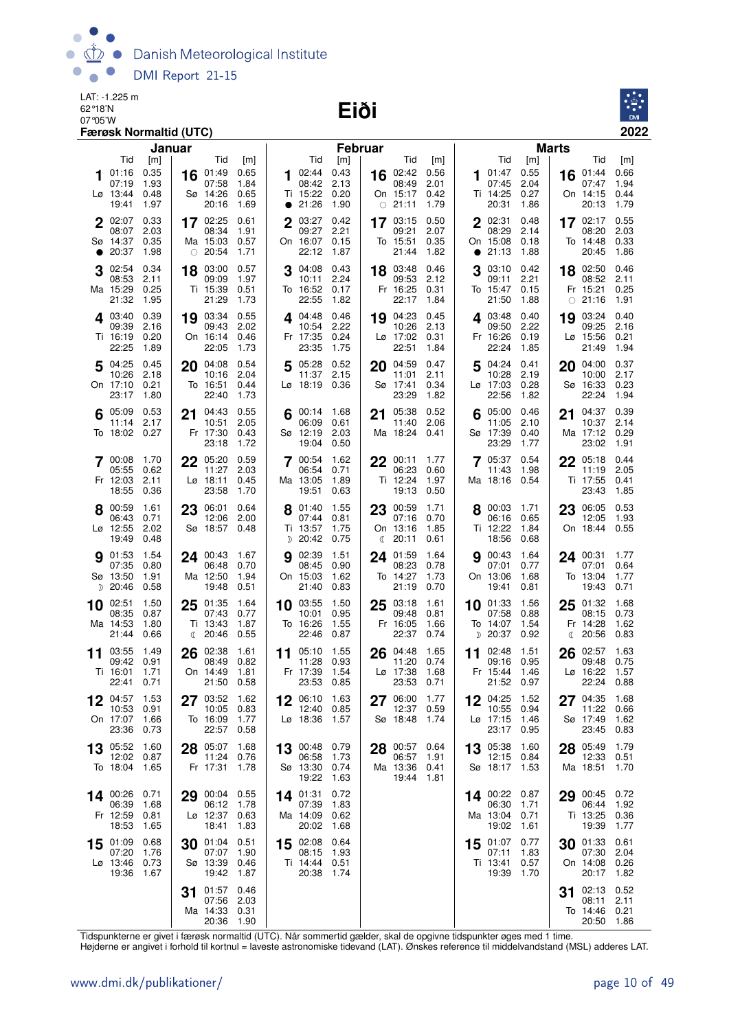LAT: -1.225 m
62°18'N
07°05'W

**Færøsk Normaltid (UTC)**

# Eiði

**2022**

## Januar

| Dag | Tid | [m] | Dag | Tid | [m] |
|---|---|---|---|---|---|
| 1 Lø | 01:16<br>07:19<br>13:44<br>19:41 | 0.35<br>1.93<br>0.48<br>1.97 | 16 Sø | 01:49<br>07:58<br>14:26<br>20:16 | 0.65<br>1.84<br>0.65<br>1.69 |
| 2 Sø | 02:07<br>08:07<br>14:37<br>● 20:37 | 0.33<br>2.03<br>0.35<br>1.98 | 17 Ma | 02:25<br>08:34<br>15:03<br>○ 20:54 | 0.61<br>1.91<br>0.57<br>1.71 |
| 3 Ma | 02:54<br>08:53<br>15:29<br>21:32 | 0.34<br>2.11<br>0.25<br>1.95 | 18 Ti | 03:00<br>09:09<br>15:39<br>21:29 | 0.57<br>1.97<br>0.51<br>1.73 |
| 4 Ti | 03:40<br>09:39<br>16:19<br>22:25 | 0.39<br>2.16<br>0.20<br>1.89 | 19 On | 03:34<br>09:43<br>16:14<br>22:05 | 0.55<br>2.02<br>0.46<br>1.73 |
| 5 On | 04:25<br>10:26<br>17:10<br>23:17 | 0.45<br>2.18<br>0.21<br>1.80 | 20 To | 04:08<br>10:16<br>16:51<br>22:40 | 0.54<br>2.04<br>0.44<br>1.73 |
| 6 To | 05:09<br>11:14<br>18:02 | 0.53<br>2.17<br>0.27 | 21 Fr | 04:43<br>10:51<br>17:30<br>23:18 | 0.55<br>2.05<br>0.43<br>1.72 |
| 7 Fr | 00:08<br>05:55<br>12:03<br>18:55 | 1.70<br>0.62<br>2.11<br>0.36 | 22 Lø | 05:20<br>11:27<br>18:11<br>23:58 | 0.59<br>2.03<br>0.45<br>1.70 |
| 8 Lø | 00:59<br>06:43<br>12:55<br>19:49 | 1.61<br>0.71<br>2.02<br>0.48 | 23 Sø | 06:01<br>12:06<br>18:57 | 0.64<br>2.00<br>0.48 |
| 9 Sø | 01:53<br>07:35<br>13:50<br>☽ 20:46 | 1.54<br>0.80<br>1.91<br>0.58 | 24 Ma | 00:43<br>06:48<br>12:50<br>19:48 | 1.67<br>0.70<br>1.94<br>0.51 |
| 10 Ma | 02:51<br>08:35<br>14:53<br>21:44 | 1.50<br>0.87<br>1.80<br>0.66 | 25 Ti | 01:35<br>07:43<br>13:43<br>☾ 20:46 | 1.64<br>0.77<br>1.87<br>0.55 |
| 11 Ti | 03:55<br>09:42<br>16:01<br>22:41 | 1.49<br>0.91<br>1.71<br>0.71 | 26 On | 02:38<br>08:49<br>14:49<br>21:50 | 1.61<br>0.82<br>1.81<br>0.58 |
| 12 On | 04:57<br>10:53<br>17:07<br>23:36 | 1.53<br>0.91<br>1.66<br>0.73 | 27 To | 03:52<br>10:05<br>16:09<br>22:57 | 1.62<br>0.83<br>1.77<br>0.58 |
| 13 To | 05:52<br>12:02<br>18:04 | 1.60<br>0.87<br>1.65 | 28 Fr | 05:07<br>11:24<br>17:31 | 1.68<br>0.76<br>1.78 |
| 14 Fr | 00:26<br>06:39<br>12:59<br>18:53 | 0.71<br>1.68<br>0.81<br>1.65 | 29 Lø | 00:04<br>06:12<br>12:37<br>18:41 | 0.55<br>1.78<br>0.63<br>1.83 |
| 15 Lø | 01:09<br>07:20<br>13:46<br>19:36 | 0.68<br>1.76<br>0.73<br>1.67 | 30 Sø | 01:04<br>07:07<br>13:39<br>19:42 | 0.51<br>1.90<br>0.46<br>1.87 |
| | | | 31 Ma | 01:57<br>07:56<br>14:33<br>20:36 | 0.46<br>2.03<br>0.31<br>1.90 |

## Februar

| Dag | Tid | [m] | Dag | Tid | [m] |
|---|---|---|---|---|---|
| 1 Ti | 02:44<br>08:42<br>15:22<br>● 21:26 | 0.43<br>2.13<br>0.20<br>1.90 | 16 On | 02:42<br>08:49<br>15:17<br>○ 21:11 | 0.56<br>2.01<br>0.42<br>1.79 |
| 2 On | 03:27<br>09:27<br>16:07<br>22:12 | 0.42<br>2.21<br>0.15<br>1.87 | 17 To | 03:15<br>09:21<br>15:51<br>21:44 | 0.50<br>2.07<br>0.35<br>1.82 |
| 3 To | 04:08<br>10:11<br>16:52<br>22:55 | 0.43<br>2.24<br>0.17<br>1.82 | 18 Fr | 03:48<br>09:53<br>16:25<br>22:17 | 0.46<br>2.12<br>0.31<br>1.84 |
| 4 Fr | 04:48<br>10:54<br>17:35<br>23:35 | 0.46<br>2.22<br>0.24<br>1.75 | 19 Lø | 04:23<br>10:26<br>17:02<br>22:51 | 0.45<br>2.13<br>0.31<br>1.84 |
| 5 Lø | 05:28<br>11:37<br>18:19 | 0.52<br>2.15<br>0.36 | 20 Sø | 04:59<br>11:01<br>17:41<br>23:29 | 0.47<br>2.11<br>0.34<br>1.82 |
| 6 Sø | 00:14<br>06:09<br>12:19<br>19:04 | 1.68<br>0.61<br>2.03<br>0.50 | 21 Ma | 05:38<br>11:40<br>18:24 | 0.52<br>2.06<br>0.41 |
| 7 Ma | 00:54<br>06:54<br>13:05<br>19:51 | 1.62<br>0.71<br>1.89<br>0.63 | 22 Ti | 00:11<br>06:23<br>12:24<br>19:13 | 1.77<br>0.60<br>1.97<br>0.50 |
| 8 Ti | 01:40<br>07:44<br>13:57<br>☽ 20:42 | 1.55<br>0.81<br>1.75<br>0.75 | 23 On | 00:59<br>07:16<br>13:16<br>☾ 20:11 | 1.71<br>0.70<br>1.85<br>0.61 |
| 9 On | 02:39<br>08:45<br>15:03<br>21:40 | 1.51<br>0.90<br>1.62<br>0.83 | 24 To | 01:59<br>08:23<br>14:27<br>21:19 | 1.64<br>0.78<br>1.73<br>0.70 |
| 10 To | 03:55<br>10:01<br>16:26<br>22:46 | 1.50<br>0.95<br>1.55<br>0.87 | 25 Fr | 03:18<br>09:48<br>16:05<br>22:37 | 1.61<br>0.81<br>1.66<br>0.74 |
| 11 Fr | 05:10<br>11:28<br>17:39<br>23:53 | 1.55<br>0.93<br>1.54<br>0.85 | 26 Lø | 04:48<br>11:20<br>17:38<br>23:53 | 1.65<br>0.74<br>1.68<br>0.71 |
| 12 Lø | 06:10<br>12:40<br>18:36 | 1.63<br>0.85<br>1.57 | 27 Sø | 06:00<br>12:37<br>18:48 | 1.77<br>0.59<br>1.74 |
| 13 Sø | 00:48<br>06:58<br>13:30<br>19:22 | 0.79<br>1.73<br>0.74<br>1.63 | 28 Ma | 00:57<br>06:57<br>13:36<br>19:44 | 0.64<br>1.91<br>0.41<br>1.81 |
| 14 Ma | 01:31<br>07:39<br>14:09<br>20:02 | 0.72<br>1.83<br>0.62<br>1.68 | | | |
| 15 Ti | 02:08<br>08:15<br>14:44<br>20:38 | 0.64<br>1.93<br>0.51<br>1.74 | | | |

## Marts

| Dag | Tid | [m] | Dag | Tid | [m] |
|---|---|---|---|---|---|
| 1 Ti | 01:47<br>07:45<br>14:25<br>20:31 | 0.55<br>2.04<br>0.27<br>1.86 | 16 On | 01:44<br>07:47<br>14:15<br>20:13 | 0.66<br>1.94<br>0.44<br>1.79 |
| 2 On | 02:31<br>08:29<br>15:08<br>● 21:13 | 0.48<br>2.14<br>0.18<br>1.88 | 17 To | 02:17<br>08:20<br>14:48<br>20:45 | 0.55<br>2.03<br>0.33<br>1.86 |
| 3 To | 03:10<br>09:11<br>15:47<br>21:50 | 0.42<br>2.21<br>0.15<br>1.88 | 18 Fr | 02:50<br>08:52<br>15:21<br>○ 21:16 | 0.46<br>2.11<br>0.25<br>1.91 |
| 4 Fr | 03:48<br>09:50<br>16:26<br>22:24 | 0.40<br>2.22<br>0.19<br>1.85 | 19 Lø | 03:24<br>09:25<br>15:56<br>21:49 | 0.40<br>2.16<br>0.21<br>1.94 |
| 5 Lø | 04:24<br>10:28<br>17:03<br>22:56 | 0.41<br>2.19<br>0.28<br>1.82 | 20 Sø | 04:00<br>10:00<br>16:33<br>22:24 | 0.37<br>2.17<br>0.23<br>1.94 |
| 6 Sø | 05:00<br>11:05<br>17:39<br>23:29 | 0.46<br>2.10<br>0.40<br>1.77 | 21 Ma | 04:37<br>10:37<br>17:12<br>23:02 | 0.39<br>2.14<br>0.29<br>1.91 |
| 7 Ma | 05:37<br>11:43<br>18:16 | 0.54<br>1.98<br>0.54 | 22 Ti | 05:18<br>11:19<br>17:55<br>23:43 | 0.44<br>2.05<br>0.41<br>1.85 |
| 8 Ti | 00:03<br>06:16<br>12:22<br>18:56 | 1.71<br>0.65<br>1.84<br>0.68 | 23 On | 06:05<br>12:05<br>18:44 | 0.53<br>1.93<br>0.55 |
| 9 On | 00:43<br>07:01<br>13:06<br>19:41 | 1.64<br>0.77<br>1.68<br>0.81 | 24 To | 00:31<br>07:01<br>13:04<br>19:43 | 1.77<br>0.64<br>1.77<br>0.71 |
| 10 To | 01:33<br>07:58<br>14:07<br>☽ 20:37 | 1.56<br>0.88<br>1.54<br>0.92 | 25 Fr | 01:32<br>08:15<br>14:28<br>☾ 20:56 | 1.68<br>0.73<br>1.62<br>0.83 |
| 11 Fr | 02:48<br>09:16<br>15:44<br>21:52 | 1.51<br>0.95<br>1.46<br>0.97 | 26 Lø | 02:57<br>09:48<br>16:22<br>22:24 | 1.63<br>0.75<br>1.57<br>0.88 |
| 12 Lø | 04:25<br>10:55<br>17:15<br>23:17 | 1.52<br>0.94<br>1.46<br>0.95 | 27 Sø | 04:35<br>11:22<br>17:49<br>23:45 | 1.68<br>0.66<br>1.62<br>0.83 |
| 13 Sø | 05:38<br>12:15<br>18:17 | 1.60<br>0.84<br>1.53 | 28 Ma | 05:49<br>12:33<br>18:51 | 1.79<br>0.51<br>1.70 |
| 14 Ma | 00:22<br>06:30<br>13:04<br>19:02 | 0.87<br>1.71<br>0.71<br>1.61 | 29 Ti | 00:45<br>06:44<br>13:25<br>19:39 | 0.72<br>1.92<br>0.36<br>1.77 |
| 15 Ti | 01:07<br>07:11<br>13:41<br>19:39 | 0.77<br>1.83<br>0.57<br>1.70 | 30 On | 01:33<br>07:30<br>14:08<br>20:17 | 0.61<br>2.04<br>0.26<br>1.82 |
| | | | 31 To | 02:13<br>08:11<br>14:46<br>20:50 | 0.52<br>2.11<br>0.21<br>1.86 |

Tidspunkterne er givet i færøsk normaltid (UTC). Når sommertid gælder, skal de opgivne tidspunkter øges med 1 time.
Højderne er angivet i forhold til kortnul = laveste astronomiske tidevand (LAT). Ønskes reference til middelvandstand (MSL) adderes LAT.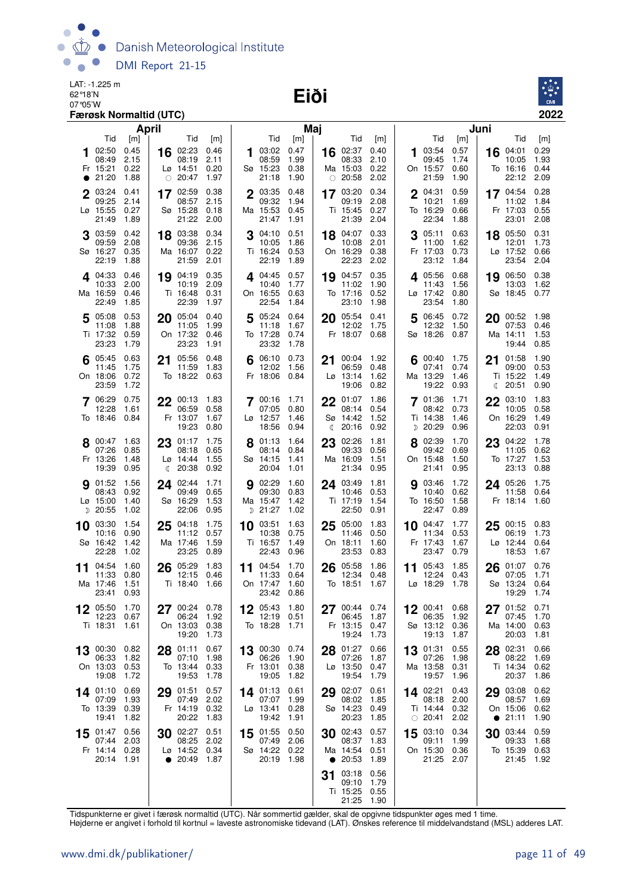LAT: -1.225 m
62°18'N
07°05'W

# Eiði

**Færøsk Normaltid (UTC)** — **2022**

## April

| Dag | Tid | [m] | Dag | Tid | [m] |
|---|---|---|---|---|---|
| 1 Fr ● | 02:50 | 0.45 | 16 Lø ○ | 02:23 | 0.46 |
| | 08:49 | 2.15 | | 08:19 | 2.11 |
| | 15:21 | 0.22 | | 14:51 | 0.20 |
| | 21:20 | 1.88 | | 20:47 | 1.97 |
| 2 Lø | 03:24 | 0.41 | 17 Sø | 02:59 | 0.38 |
| | 09:25 | 2.14 | | 08:57 | 2.15 |
| | 15:55 | 0.27 | | 15:28 | 0.18 |
| | 21:49 | 1.89 | | 21:22 | 2.00 |
| 3 Sø | 03:59 | 0.42 | 18 Ma | 03:38 | 0.34 |
| | 09:59 | 2.08 | | 09:36 | 2.15 |
| | 16:27 | 0.35 | | 16:07 | 0.22 |
| | 22:19 | 1.88 | | 21:59 | 2.01 |
| 4 Ma | 04:33 | 0.46 | 19 Ti | 04:19 | 0.35 |
| | 10:33 | 2.00 | | 10:19 | 2.09 |
| | 16:59 | 0.46 | | 16:48 | 0.31 |
| | 22:49 | 1.85 | | 22:39 | 1.97 |
| 5 Ti | 05:08 | 0.53 | 20 On | 05:04 | 0.40 |
| | 11:08 | 1.88 | | 11:05 | 1.99 |
| | 17:32 | 0.59 | | 17:32 | 0.46 |
| | 23:23 | 1.79 | | 23:23 | 1.91 |
| 6 On | 05:45 | 0.63 | 21 To | 05:56 | 0.48 |
| | 11:45 | 1.75 | | 11:59 | 1.83 |
| | 18:06 | 0.72 | | 18:22 | 0.63 |
| | 23:59 | 1.72 | | | |
| 7 To | 06:29 | 0.75 | 22 Fr | 00:13 | 1.83 |
| | 12:28 | 1.61 | | 06:59 | 0.58 |
| | 18:46 | 0.84 | | 13:07 | 1.67 |
| | | | | 19:23 | 0.80 |
| 8 Fr | 00:47 | 1.63 | 23 Lø | 01:17 | 1.75 |
| | 07:26 | 0.85 | | 08:18 | 0.65 |
| | 13:26 | 1.48 | | 14:44 | 1.55 |
| | 19:39 | 0.95 | ☾ | 20:38 | 0.92 |
| 9 Lø | 01:52 | 1.56 | 24 Sø | 02:44 | 1.71 |
| | 08:43 | 0.92 | | 09:49 | 0.65 |
| | 15:00 | 1.40 | | 16:29 | 1.53 |
| ☽ | 20:55 | 1.02 | | 22:06 | 0.95 |
| 10 Sø | 03:30 | 1.54 | 25 Ma | 04:18 | 1.75 |
| | 10:16 | 0.90 | | 11:12 | 0.57 |
| | 16:42 | 1.42 | | 17:46 | 1.59 |
| | 22:28 | 1.02 | | 23:25 | 0.89 |
| 11 Ma | 04:54 | 1.60 | 26 Ti | 05:29 | 1.83 |
| | 11:33 | 0.80 | | 12:15 | 0.46 |
| | 17:46 | 1.51 | | 18:40 | 1.66 |
| | 23:41 | 0.93 | | | |
| 12 Ti | 05:50 | 1.70 | 27 On | 00:24 | 0.78 |
| | 12:23 | 0.67 | | 06:24 | 1.92 |
| | 18:31 | 1.61 | | 13:03 | 0.38 |
| | | | | 19:20 | 1.73 |
| 13 On | 00:30 | 0.82 | 28 To | 01:11 | 0.67 |
| | 06:33 | 1.82 | | 07:10 | 1.98 |
| | 13:03 | 0.53 | | 13:44 | 0.33 |
| | 19:08 | 1.72 | | 19:53 | 1.78 |
| 14 To | 01:10 | 0.69 | 29 Fr | 01:51 | 0.57 |
| | 07:09 | 1.93 | | 07:49 | 2.02 |
| | 13:39 | 0.39 | | 14:19 | 0.32 |
| | 19:41 | 1.82 | | 20:22 | 1.83 |
| 15 Fr | 01:47 | 0.56 | 30 Lø | 02:27 | 0.51 |
| | 07:44 | 2.03 | | 08:25 | 2.02 |
| | 14:14 | 0.28 | | 14:52 | 0.34 |
| | 20:14 | 1.91 | ● | 20:49 | 1.87 |

## Maj

| Dag | Tid | [m] | Dag | Tid | [m] |
|---|---|---|---|---|---|
| 1 Sø | 03:02 | 0.47 | 16 Ma ○ | 02:37 | 0.40 |
| | 08:59 | 1.99 | | 08:33 | 2.10 |
| | 15:23 | 0.38 | | 15:03 | 0.22 |
| | 21:18 | 1.90 | | 20:58 | 2.02 |
| 2 Ma | 03:35 | 0.48 | 17 Ti | 03:20 | 0.34 |
| | 09:32 | 1.94 | | 09:19 | 2.08 |
| | 15:53 | 0.45 | | 15:45 | 0.27 |
| | 21:47 | 1.91 | | 21:39 | 2.04 |
| 3 Ti | 04:10 | 0.51 | 18 On | 04:07 | 0.33 |
| | 10:05 | 1.86 | | 10:08 | 2.01 |
| | 16:24 | 0.53 | | 16:29 | 0.38 |
| | 22:19 | 1.89 | | 22:23 | 2.02 |
| 4 On | 04:45 | 0.57 | 19 To | 04:57 | 0.35 |
| | 10:40 | 1.77 | | 11:02 | 1.90 |
| | 16:55 | 0.63 | | 17:16 | 0.52 |
| | 22:54 | 1.84 | | 23:10 | 1.98 |
| 5 To | 05:24 | 0.64 | 20 Fr | 05:54 | 0.41 |
| | 11:18 | 1.67 | | 12:02 | 1.75 |
| | 17:28 | 0.74 | | 18:07 | 0.68 |
| | 23:32 | 1.78 | | | |
| 6 Fr | 06:10 | 0.73 | 21 Lø | 00:04 | 1.92 |
| | 12:02 | 1.56 | | 06:59 | 0.48 |
| | 18:06 | 0.84 | | 13:14 | 1.62 |
| | | | | 19:06 | 0.82 |
| 7 Lø | 00:16 | 1.71 | 22 Sø | 01:07 | 1.86 |
| | 07:05 | 0.80 | | 08:14 | 0.54 |
| | 12:57 | 1.46 | | 14:42 | 1.52 |
| | 18:56 | 0.94 | ☾ | 20:16 | 0.92 |
| 8 Sø | 01:13 | 1.64 | 23 Ma | 02:26 | 1.81 |
| | 08:14 | 0.84 | | 09:33 | 0.56 |
| | 14:15 | 1.41 | | 16:09 | 1.51 |
| | 20:04 | 1.01 | | 21:34 | 0.95 |
| 9 Ma | 02:29 | 1.60 | 24 Ti | 03:49 | 1.81 |
| | 09:30 | 0.83 | | 10:46 | 0.53 |
| | 15:47 | 1.42 | | 17:19 | 1.54 |
| ☽ | 21:27 | 1.02 | | 22:50 | 0.91 |
| 10 Ti | 03:51 | 1.63 | 25 On | 05:00 | 1.83 |
| | 10:38 | 0.75 | | 11:46 | 0.50 |
| | 16:57 | 1.49 | | 18:11 | 1.60 |
| | 22:43 | 0.96 | | 23:53 | 0.83 |
| 11 On | 04:54 | 1.70 | 26 To | 05:58 | 1.86 |
| | 11:33 | 0.64 | | 12:34 | 0.48 |
| | 17:47 | 1.60 | | 18:51 | 1.67 |
| | 23:42 | 0.86 | | | |
| 12 To | 05:43 | 1.80 | 27 Fr | 00:44 | 0.74 |
| | 12:19 | 0.51 | | 06:45 | 1.87 |
| | 18:28 | 1.71 | | 13:15 | 0.47 |
| | | | | 19:24 | 1.73 |
| 13 Fr | 00:30 | 0.74 | 28 Lø | 01:27 | 0.66 |
| | 06:26 | 1.90 | | 07:26 | 1.87 |
| | 13:01 | 0.38 | | 13:50 | 0.47 |
| | 19:05 | 1.82 | | 19:54 | 1.79 |
| 14 Lø | 01:13 | 0.61 | 29 Sø | 02:07 | 0.61 |
| | 07:07 | 1.99 | | 08:02 | 1.85 |
| | 13:41 | 0.28 | | 14:23 | 0.49 |
| | 19:42 | 1.91 | | 20:23 | 1.85 |
| 15 Sø | 01:55 | 0.50 | 30 Ma | 02:43 | 0.57 |
| | 07:49 | 2.06 | | 08:37 | 1.83 |
| | 14:22 | 0.22 | | 14:54 | 0.51 |
| | 20:19 | 1.98 | ● | 20:53 | 1.89 |
| | | | 31 Ti | 03:18 | 0.56 |
| | | | | 09:10 | 1.79 |
| | | | | 15:25 | 0.55 |
| | | | | 21:25 | 1.90 |

## Juni

| Dag | Tid | [m] | Dag | Tid | [m] |
|---|---|---|---|---|---|
| 1 On | 03:54 | 0.57 | 16 To | 04:01 | 0.29 |
| | 09:45 | 1.74 | | 10:05 | 1.93 |
| | 15:57 | 0.60 | | 16:16 | 0.44 |
| | 21:59 | 1.90 | | 22:12 | 2.09 |
| 2 To | 04:31 | 0.59 | 17 Fr | 04:54 | 0.28 |
| | 10:21 | 1.69 | | 11:02 | 1.84 |
| | 16:29 | 0.66 | | 17:03 | 0.55 |
| | 22:34 | 1.88 | | 23:01 | 2.08 |
| 3 Fr | 05:11 | 0.63 | 18 Lø | 05:50 | 0.31 |
| | 11:00 | 1.62 | | 12:01 | 1.73 |
| | 17:03 | 0.73 | | 17:52 | 0.66 |
| | 23:12 | 1.84 | | 23:54 | 2.04 |
| 4 Lø | 05:56 | 0.68 | 19 Sø | 06:50 | 0.38 |
| | 11:43 | 1.56 | | 13:03 | 1.62 |
| | 17:42 | 0.80 | | 18:45 | 0.77 |
| | 23:54 | 1.80 | | | |
| 5 Sø | 06:45 | 0.72 | 20 Ma | 00:52 | 1.98 |
| | 12:32 | 1.50 | | 07:53 | 0.46 |
| | 18:26 | 0.87 | | 14:11 | 1.53 |
| | | | | 19:44 | 0.85 |
| 6 Ma | 00:40 | 1.75 | 21 Ti | 01:58 | 1.90 |
| | 07:41 | 0.74 | | 09:00 | 0.53 |
| | 13:29 | 1.46 | | 15:22 | 1.49 |
| | 19:22 | 0.93 | ☾ | 20:51 | 0.90 |
| 7 Ti | 01:36 | 1.71 | 22 On | 03:10 | 1.83 |
| | 08:42 | 0.73 | | 10:05 | 0.58 |
| | 14:38 | 1.46 | | 16:29 | 1.49 |
| ☽ | 20:29 | 0.96 | | 22:03 | 0.91 |
| 8 On | 02:39 | 1.70 | 23 To | 04:22 | 1.78 |
| | 09:42 | 0.69 | | 11:05 | 0.62 |
| | 15:48 | 1.50 | | 17:27 | 1.53 |
| | 21:41 | 0.95 | | 23:13 | 0.88 |
| 9 To | 03:46 | 1.72 | 24 Fr | 05:26 | 1.75 |
| | 10:40 | 0.62 | | 11:58 | 0.64 |
| | 16:50 | 1.58 | | 18:14 | 1.60 |
| | 22:47 | 0.89 | | | |
| 10 Fr | 04:47 | 1.77 | 25 Lø | 00:15 | 0.83 |
| | 11:34 | 0.53 | | 06:19 | 1.73 |
| | 17:43 | 1.67 | | 12:44 | 0.64 |
| | 23:47 | 0.79 | | 18:53 | 1.67 |
| 11 Lø | 05:43 | 1.85 | 26 Sø | 01:07 | 0.76 |
| | 12:24 | 0.43 | | 07:05 | 1.71 |
| | 18:29 | 1.78 | | 13:24 | 0.64 |
| | | | | 19:29 | 1.74 |
| 12 Sø | 00:41 | 0.68 | 27 Ma | 01:52 | 0.71 |
| | 06:35 | 1.92 | | 07:45 | 1.70 |
| | 13:12 | 0.36 | | 14:00 | 0.63 |
| | 19:13 | 1.87 | | 20:03 | 1.81 |
| 13 Ma | 01:31 | 0.55 | 28 Ti | 02:31 | 0.66 |
| | 07:26 | 1.98 | | 08:22 | 1.69 |
| | 13:58 | 0.31 | | 14:34 | 0.62 |
| | 19:57 | 1.96 | | 20:37 | 1.86 |
| 14 Ti | 02:21 | 0.43 | 29 On | 03:08 | 0.62 |
| | 08:18 | 2.00 | | 08:57 | 1.69 |
| | 14:44 | 0.32 | | 15:06 | 0.62 |
| ○ | 20:41 | 2.02 | ● | 21:11 | 1.90 |
| 15 On | 03:10 | 0.34 | 30 To | 03:44 | 0.59 |
| | 09:11 | 1.99 | | 09:33 | 1.68 |
| | 15:30 | 0.36 | | 15:39 | 0.63 |
| | 21:25 | 2.07 | | 21:45 | 1.92 |

Tidspunkterne er givet i færøsk normaltid (UTC). Når sommertid gælder, skal de opgivne tidspunkter øges med 1 time.
Højderne er angivet i forhold til kortnul = laveste astronomiske tidevand (LAT). Ønskes reference til middelvandstand (MSL) adderes LAT.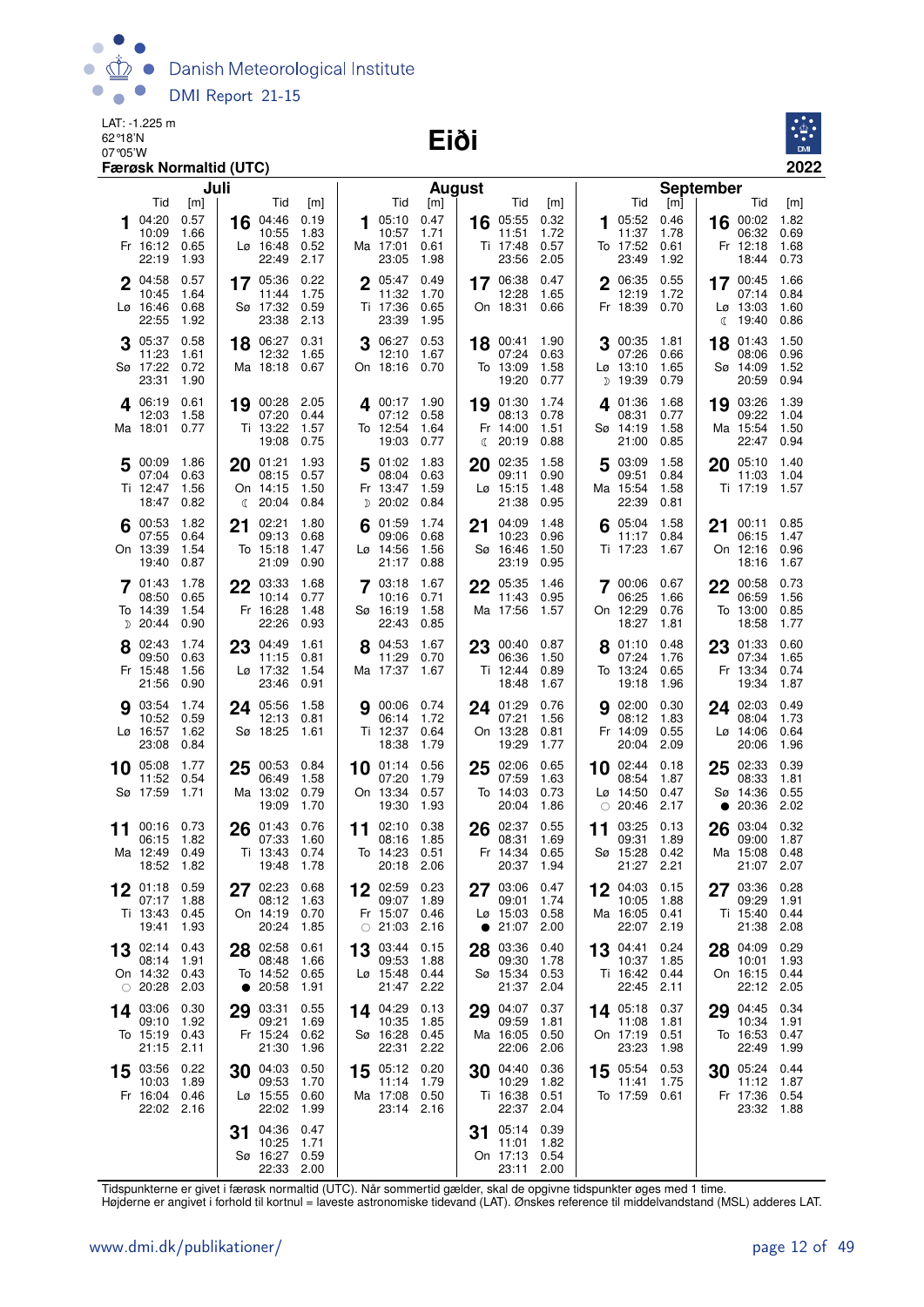Danish Meteorological Institute

DMI Report 21-15

LAT: -1.225 m
62°18'N
07°05'W
**Færøsk Normaltid (UTC)**

# Eiði

**2022**

## Juli

| Dag | Tid | [m] | Tid | [m] | Tid | [m] | Tid | [m] |
|---|---|---|---|---|---|---|---|---|
| 1 Fr | 04:20 | 0.57 | 10:09 | 1.66 | 16:12 | 0.65 | 22:19 | 1.93 |
| 2 Lø | 04:58 | 0.57 | 10:45 | 1.64 | 16:46 | 0.68 | 22:55 | 1.92 |
| 3 Sø | 05:37 | 0.58 | 11:23 | 1.61 | 17:22 | 0.72 | 23:31 | 1.90 |
| 4 Ma | 06:19 | 0.61 | 12:03 | 1.58 | 18:01 | 0.77 | | |
| 5 Ti | 00:09 | 1.86 | 07:04 | 0.63 | 12:47 | 1.56 | 18:47 | 0.82 |
| 6 On | 00:53 | 1.82 | 07:55 | 0.64 | 13:39 | 1.54 | 19:40 | 0.87 |
| 7 To | 01:43 | 1.78 | 08:50 | 0.65 | 14:39 | 1.54 | ☽ 20:44 | 0.90 |
| 8 Fr | 02:43 | 1.74 | 09:50 | 0.63 | 15:48 | 1.56 | 21:56 | 0.90 |
| 9 Lø | 03:54 | 1.74 | 10:52 | 0.59 | 16:57 | 1.62 | 23:08 | 0.84 |
| 10 Sø | 05:08 | 1.77 | 11:52 | 0.54 | 17:59 | 1.71 | | |
| 11 Ma | 00:16 | 0.73 | 06:15 | 1.82 | 12:49 | 0.49 | 18:52 | 1.82 |
| 12 Ti | 01:18 | 0.59 | 07:17 | 1.88 | 13:43 | 0.45 | 19:41 | 1.93 |
| 13 On | 02:14 | 0.43 | 08:14 | 1.91 | 14:32 | 0.43 | ○ 20:28 | 2.03 |
| 14 To | 03:06 | 0.30 | 09:10 | 1.92 | 15:19 | 0.43 | 21:15 | 2.11 |
| 15 Fr | 03:56 | 0.22 | 10:03 | 1.89 | 16:04 | 0.46 | 22:02 | 2.16 |
| 16 Lø | 04:46 | 0.19 | 10:55 | 1.83 | 16:48 | 0.52 | 22:49 | 2.17 |
| 17 Sø | 05:36 | 0.22 | 11:44 | 1.75 | 17:32 | 0.59 | 23:38 | 2.13 |
| 18 Ma | 06:27 | 0.31 | 12:32 | 1.65 | 18:18 | 0.67 | | |
| 19 Ti | 00:28 | 2.05 | 07:20 | 0.44 | 13:22 | 1.57 | 19:08 | 0.75 |
| 20 On | 01:21 | 1.93 | 08:15 | 0.57 | 14:15 | 1.50 | ☾ 20:04 | 0.84 |
| 21 To | 02:21 | 1.80 | 09:13 | 0.68 | 15:18 | 1.47 | 21:09 | 0.90 |
| 22 Fr | 03:33 | 1.68 | 10:14 | 0.77 | 16:28 | 1.48 | 22:26 | 0.93 |
| 23 Lø | 04:49 | 1.61 | 11:15 | 0.81 | 17:32 | 1.54 | 23:46 | 0.91 |
| 24 Sø | 05:56 | 1.58 | 12:13 | 0.81 | 18:25 | 1.61 | | |
| 25 Ma | 00:53 | 0.84 | 06:49 | 1.58 | 13:02 | 0.79 | 19:09 | 1.70 |
| 26 Ti | 01:43 | 0.76 | 07:33 | 1.60 | 13:43 | 0.74 | 19:48 | 1.78 |
| 27 On | 02:23 | 0.68 | 08:12 | 1.63 | 14:19 | 0.70 | 20:24 | 1.85 |
| 28 To | 02:58 | 0.61 | 08:48 | 1.66 | 14:52 | 0.65 | ● 20:58 | 1.91 |
| 29 Fr | 03:31 | 0.55 | 09:21 | 1.69 | 15:24 | 0.62 | 21:30 | 1.96 |
| 30 Lø | 04:03 | 0.50 | 09:53 | 1.70 | 15:55 | 0.60 | 22:02 | 1.99 |
| 31 Sø | 04:36 | 0.47 | 10:25 | 1.71 | 16:27 | 0.59 | 22:33 | 2.00 |

## August

| Dag | Tid | [m] | Tid | [m] | Tid | [m] | Tid | [m] |
|---|---|---|---|---|---|---|---|---|
| 1 Ma | 05:10 | 0.47 | 10:57 | 1.71 | 17:01 | 0.61 | 23:05 | 1.98 |
| 2 Ti | 05:47 | 0.49 | 11:32 | 1.70 | 17:36 | 0.65 | 23:39 | 1.95 |
| 3 On | 06:27 | 0.53 | 12:10 | 1.67 | 18:16 | 0.70 | | |
| 4 To | 00:17 | 1.90 | 07:12 | 0.58 | 12:54 | 1.64 | 19:03 | 0.77 |
| 5 Fr | 01:02 | 1.83 | 08:04 | 0.63 | 13:47 | 1.59 | ☽ 20:02 | 0.84 |
| 6 Lø | 01:59 | 1.74 | 09:06 | 0.68 | 14:56 | 1.56 | 21:17 | 0.88 |
| 7 Sø | 03:18 | 1.67 | 10:16 | 0.71 | 16:19 | 1.58 | 22:43 | 0.85 |
| 8 Ma | 04:53 | 1.67 | 11:29 | 0.70 | 17:37 | 1.67 | | |
| 9 Ti | 00:06 | 0.74 | 06:14 | 1.72 | 12:37 | 0.64 | 18:38 | 1.79 |
| 10 On | 01:14 | 0.56 | 07:20 | 1.79 | 13:34 | 0.57 | 19:30 | 1.93 |
| 11 To | 02:10 | 0.38 | 08:16 | 1.85 | 14:23 | 0.51 | 20:18 | 2.06 |
| 12 Fr | 02:59 | 0.23 | 09:07 | 1.89 | 15:07 | 0.46 | ○ 21:03 | 2.16 |
| 13 Lø | 03:44 | 0.15 | 09:53 | 1.88 | 15:48 | 0.44 | 21:47 | 2.22 |
| 14 Sø | 04:29 | 0.13 | 10:35 | 1.85 | 16:28 | 0.45 | 22:31 | 2.22 |
| 15 Ma | 05:12 | 0.20 | 11:14 | 1.79 | 17:08 | 0.50 | 23:14 | 2.16 |
| 16 Ti | 05:55 | 0.32 | 11:51 | 1.72 | 17:48 | 0.57 | 23:56 | 2.05 |
| 17 On | 06:38 | 0.47 | 12:28 | 1.65 | 18:31 | 0.66 | | |
| 18 To | 00:41 | 1.90 | 07:24 | 0.63 | 13:09 | 1.58 | 19:20 | 0.77 |
| 19 Fr | 01:30 | 1.74 | 08:13 | 0.78 | 14:00 | 1.51 | ☾ 20:19 | 0.88 |
| 20 Lø | 02:35 | 1.58 | 09:11 | 0.90 | 15:15 | 1.48 | 21:38 | 0.95 |
| 21 Sø | 04:09 | 1.48 | 10:23 | 0.96 | 16:46 | 1.50 | 23:19 | 0.95 |
| 22 Ma | 05:35 | 1.46 | 11:43 | 0.95 | 17:56 | 1.57 | | |
| 23 Ti | 00:40 | 0.87 | 06:36 | 1.50 | 12:44 | 0.89 | 18:48 | 1.67 |
| 24 On | 01:29 | 0.76 | 07:21 | 1.56 | 13:28 | 0.81 | 19:29 | 1.77 |
| 25 To | 02:06 | 0.65 | 07:59 | 1.63 | 14:03 | 0.73 | 20:04 | 1.86 |
| 26 Fr | 02:37 | 0.55 | 08:31 | 1.69 | 14:34 | 0.65 | 20:37 | 1.94 |
| 27 Lø | 03:06 | 0.47 | 09:01 | 1.74 | 15:03 | 0.58 | ● 21:07 | 2.00 |
| 28 Sø | 03:36 | 0.40 | 09:30 | 1.78 | 15:34 | 0.53 | 21:37 | 2.04 |
| 29 Ma | 04:07 | 0.37 | 09:59 | 1.81 | 16:05 | 0.50 | 22:06 | 2.06 |
| 30 Ti | 04:40 | 0.36 | 10:29 | 1.82 | 16:38 | 0.51 | 22:37 | 2.04 |
| 31 On | 05:14 | 0.39 | 11:01 | 1.82 | 17:13 | 0.54 | 23:11 | 2.00 |

## September

| Dag | Tid | [m] | Tid | [m] | Tid | [m] | Tid | [m] |
|---|---|---|---|---|---|---|---|---|
| 1 To | 05:52 | 0.46 | 11:37 | 1.78 | 17:52 | 0.61 | 23:49 | 1.92 |
| 2 Fr | 06:35 | 0.55 | 12:19 | 1.72 | 18:39 | 0.70 | | |
| 3 Lø | 00:35 | 1.81 | 07:26 | 0.66 | 13:10 | 1.65 | ☽ 19:39 | 0.79 |
| 4 Sø | 01:36 | 1.68 | 08:31 | 0.77 | 14:19 | 1.58 | 21:00 | 0.85 |
| 5 Ma | 03:09 | 1.58 | 09:51 | 0.84 | 15:54 | 1.58 | 22:39 | 0.81 |
| 6 Ti | 05:04 | 1.58 | 11:17 | 0.84 | 17:23 | 1.67 | | |
| 7 On | 00:06 | 0.67 | 06:25 | 1.66 | 12:29 | 0.76 | 18:27 | 1.81 |
| 8 To | 01:10 | 0.48 | 07:24 | 1.76 | 13:24 | 0.65 | 19:18 | 1.96 |
| 9 Fr | 02:00 | 0.30 | 08:12 | 1.83 | 14:09 | 0.55 | 20:04 | 2.09 |
| 10 Lø | 02:44 | 0.18 | 08:54 | 1.87 | 14:50 | 0.47 | ○ 20:46 | 2.17 |
| 11 Sø | 03:25 | 0.13 | 09:31 | 1.89 | 15:28 | 0.42 | 21:27 | 2.21 |
| 12 Ma | 04:03 | 0.15 | 10:05 | 1.88 | 16:05 | 0.41 | 22:07 | 2.19 |
| 13 Ti | 04:41 | 0.24 | 10:37 | 1.85 | 16:42 | 0.44 | 22:45 | 2.11 |
| 14 On | 05:18 | 0.37 | 11:08 | 1.81 | 17:19 | 0.51 | 23:23 | 1.98 |
| 15 To | 05:54 | 0.53 | 11:41 | 1.75 | 17:59 | 0.61 | | |
| 16 Fr | 00:02 | 1.82 | 06:32 | 0.69 | 12:18 | 1.68 | 18:44 | 0.73 |
| 17 Lø | 00:45 | 1.66 | 07:14 | 0.84 | 13:03 | 1.60 | ☾ 19:40 | 0.86 |
| 18 Sø | 01:43 | 1.50 | 08:06 | 0.96 | 14:09 | 1.52 | 20:59 | 0.94 |
| 19 Ma | 03:26 | 1.39 | 09:22 | 1.04 | 15:54 | 1.50 | 22:47 | 0.94 |
| 20 Ti | 05:10 | 1.40 | 11:03 | 1.04 | 17:19 | 1.57 | | |
| 21 On | 00:11 | 0.85 | 06:15 | 1.47 | 12:16 | 0.96 | 18:16 | 1.67 |
| 22 To | 00:58 | 0.73 | 06:59 | 1.56 | 13:00 | 0.85 | 18:58 | 1.77 |
| 23 Fr | 01:33 | 0.60 | 07:34 | 1.65 | 13:34 | 0.74 | 19:34 | 1.87 |
| 24 Lø | 02:03 | 0.49 | 08:04 | 1.73 | 14:06 | 0.64 | 20:06 | 1.96 |
| 25 Sø | 02:33 | 0.39 | 08:33 | 1.81 | 14:36 | 0.55 | ● 20:36 | 2.02 |
| 26 Ma | 03:04 | 0.32 | 09:00 | 1.87 | 15:08 | 0.48 | 21:07 | 2.07 |
| 27 Ti | 03:36 | 0.28 | 09:29 | 1.91 | 15:40 | 0.44 | 21:38 | 2.08 |
| 28 On | 04:09 | 0.29 | 10:01 | 1.93 | 16:15 | 0.44 | 22:12 | 2.05 |
| 29 To | 04:45 | 0.34 | 10:34 | 1.91 | 16:53 | 0.47 | 22:49 | 1.99 |
| 30 Fr | 05:24 | 0.44 | 11:12 | 1.87 | 17:36 | 0.54 | 23:32 | 1.88 |

Tidspunkterne er givet i færøsk normaltid (UTC). Når sommertid gælder, skal de opgivne tidspunkter øges med 1 time.
Højderne er angivet i forhold til kortnul = laveste astronomiske tidevand (LAT). Ønskes reference til middelvandstand (MSL) adderes LAT.

www.dmi.dk/publikationer/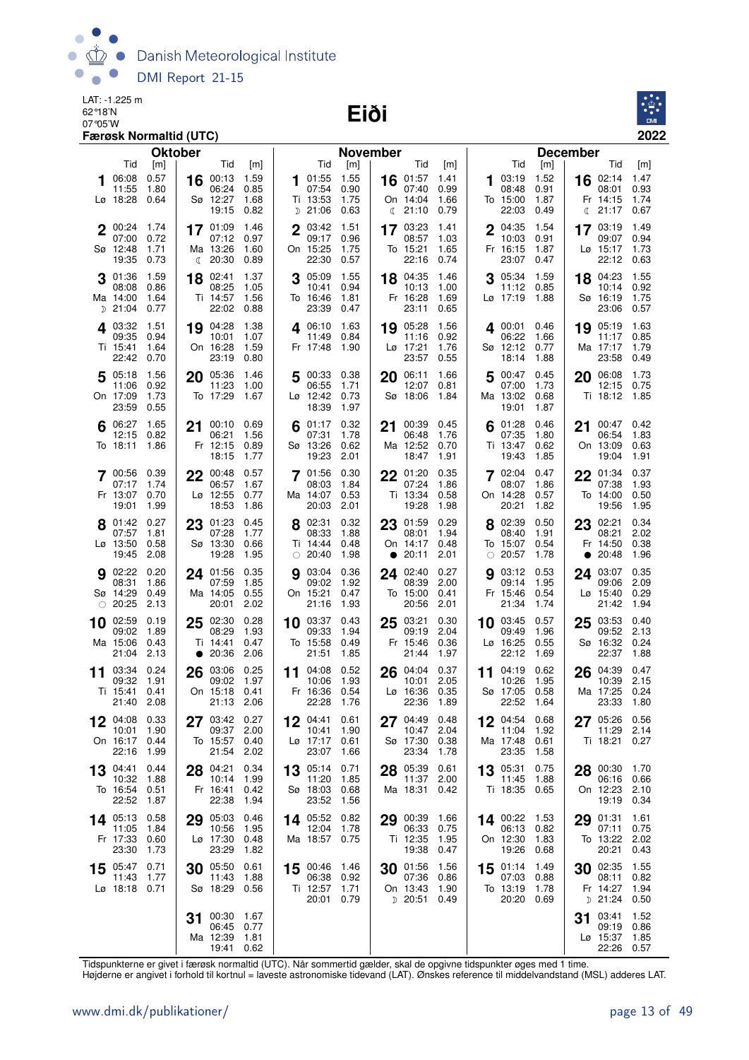LAT: -1.225 m
62°18'N
07°05'W
**Færøsk Normaltid (UTC)**

# Eiði

**2022**

## Oktober

| Dag | Tid | [m] | Dag | Tid | [m] |
|---|---|---|---|---|---|
| 1 Lø | 06:08<br>11:55<br>18:28 | 0.57<br>1.80<br>0.64 | 16 Sø | 00:13<br>06:24<br>12:27<br>19:15 | 1.59<br>0.85<br>1.68<br>0.82 |
| 2 Sø | 00:24<br>07:00<br>12:48<br>19:35 | 1.74<br>0.72<br>1.71<br>0.73 | 17 Ma ☾ | 01:09<br>07:12<br>13:26<br>20:30 | 1.46<br>0.97<br>1.60<br>0.89 |
| 3 Ma ☽ | 01:36<br>08:08<br>14:00<br>21:04 | 1.59<br>0.86<br>1.64<br>0.77 | 18 Ti | 02:41<br>08:25<br>14:57<br>22:02 | 1.37<br>1.05<br>1.56<br>0.88 |
| 4 Ti | 03:32<br>09:35<br>15:41<br>22:42 | 1.51<br>0.94<br>1.64<br>0.70 | 19 On | 04:28<br>10:01<br>16:28<br>23:19 | 1.38<br>1.07<br>1.59<br>0.80 |
| 5 On | 05:18<br>11:06<br>17:09<br>23:59 | 1.56<br>0.92<br>1.73<br>0.55 | 20 To | 05:36<br>11:23<br>17:29 | 1.46<br>1.00<br>1.67 |
| 6 To | 06:27<br>12:15<br>18:11 | 1.65<br>0.82<br>1.86 | 21 Fr | 00:10<br>06:21<br>12:15<br>18:15 | 0.69<br>1.56<br>0.89<br>1.77 |
| 7 Fr | 00:56<br>07:17<br>13:07<br>19:01 | 0.39<br>1.74<br>0.70<br>1.99 | 22 Lø | 00:48<br>06:57<br>12:55<br>18:53 | 0.57<br>1.67<br>0.77<br>1.86 |
| 8 Lø | 01:42<br>07:57<br>13:50<br>19:45 | 0.27<br>1.81<br>0.58<br>2.08 | 23 Sø | 01:23<br>07:28<br>13:30<br>19:28 | 0.45<br>1.77<br>0.66<br>1.95 |
| 9 Sø ○ | 02:22<br>08:31<br>14:29<br>20:25 | 0.20<br>1.86<br>0.49<br>2.13 | 24 Ma | 01:56<br>07:59<br>14:05<br>20:01 | 0.35<br>1.85<br>0.55<br>2.02 |
| 10 Ma | 02:59<br>09:02<br>15:06<br>21:04 | 0.19<br>1.89<br>0.43<br>2.13 | 25 Ti ● | 02:30<br>08:29<br>14:41<br>20:36 | 0.28<br>1.93<br>0.47<br>2.06 |
| 11 Ti | 03:34<br>09:32<br>15:41<br>21:40 | 0.24<br>1.91<br>0.41<br>2.08 | 26 On | 03:06<br>09:02<br>15:18<br>21:13 | 0.25<br>1.97<br>0.41<br>2.06 |
| 12 On | 04:08<br>10:01<br>16:17<br>22:16 | 0.33<br>1.90<br>0.44<br>1.99 | 27 To | 03:42<br>09:37<br>15:57<br>21:54 | 0.27<br>2.00<br>0.40<br>2.02 |
| 13 To | 04:41<br>10:32<br>16:54<br>22:52 | 0.44<br>1.88<br>0.51<br>1.87 | 28 Fr | 04:21<br>10:14<br>16:41<br>22:38 | 0.34<br>1.99<br>0.42<br>1.94 |
| 14 Fr | 05:13<br>11:05<br>17:33<br>23:30 | 0.58<br>1.84<br>0.60<br>1.73 | 29 Lø | 05:03<br>10:56<br>17:30<br>23:29 | 0.46<br>1.95<br>0.48<br>1.82 |
| 15 Lø | 05:47<br>11:43<br>18:18 | 0.71<br>1.77<br>0.71 | 30 Sø | 05:50<br>11:43<br>18:29 | 0.61<br>1.88<br>0.56 |
| | | | 31 Ma | 00:30<br>06:45<br>12:39<br>19:41 | 1.67<br>0.77<br>1.81<br>0.62 |

## November

| Dag | Tid | [m] | Dag | Tid | [m] |
|---|---|---|---|---|---|
| 1 Ti ☽ | 01:55<br>07:54<br>13:53<br>21:06 | 1.55<br>0.90<br>1.75<br>0.63 | 16 On ☾ | 01:57<br>07:40<br>14:04<br>21:10 | 1.41<br>0.99<br>1.66<br>0.79 |
| 2 On | 03:42<br>09:17<br>15:25<br>22:30 | 1.51<br>0.96<br>1.75<br>0.57 | 17 To | 03:23<br>08:57<br>15:21<br>22:16 | 1.41<br>1.03<br>1.65<br>0.74 |
| 3 To | 05:09<br>10:41<br>16:46<br>23:39 | 1.55<br>0.94<br>1.81<br>0.47 | 18 Fr | 04:35<br>10:13<br>16:28<br>23:11 | 1.46<br>1.00<br>1.69<br>0.65 |
| 4 Fr | 06:10<br>11:49<br>17:48 | 1.63<br>0.84<br>1.90 | 19 Lø | 05:28<br>11:16<br>17:21<br>23:57 | 1.56<br>0.92<br>1.76<br>0.55 |
| 5 Lø | 00:33<br>06:55<br>12:42<br>18:39 | 0.38<br>1.71<br>0.73<br>1.97 | 20 Sø | 06:11<br>12:07<br>18:06 | 1.66<br>0.81<br>1.84 |
| 6 Sø | 01:17<br>07:31<br>13:26<br>19:23 | 0.32<br>1.78<br>0.62<br>2.01 | 21 Ma | 00:39<br>06:48<br>12:52<br>18:47 | 0.45<br>1.76<br>0.70<br>1.91 |
| 7 Ma | 01:56<br>08:03<br>14:07<br>20:03 | 0.30<br>1.84<br>0.53<br>2.01 | 22 Ti | 01:20<br>07:24<br>13:34<br>19:28 | 0.35<br>1.86<br>0.58<br>1.98 |
| 8 Ti ○ | 02:31<br>08:33<br>14:44<br>20:40 | 0.32<br>1.88<br>0.48<br>1.98 | 23 On ● | 01:59<br>08:01<br>14:17<br>20:11 | 0.29<br>1.94<br>0.48<br>2.01 |
| 9 On | 03:04<br>09:02<br>15:21<br>21:16 | 0.36<br>1.92<br>0.47<br>1.93 | 24 To | 02:40<br>08:39<br>15:00<br>20:56 | 0.27<br>2.00<br>0.41<br>2.01 |
| 10 To | 03:37<br>09:33<br>15:58<br>21:51 | 0.43<br>1.94<br>0.49<br>1.85 | 25 Fr | 03:21<br>09:19<br>15:46<br>21:44 | 0.30<br>2.04<br>0.36<br>1.97 |
| 11 Fr | 04:08<br>10:06<br>16:36<br>22:28 | 0.52<br>1.93<br>0.54<br>1.76 | 26 Lø | 04:04<br>10:01<br>16:36<br>22:36 | 0.37<br>2.05<br>0.35<br>1.89 |
| 12 Lø | 04:41<br>10:41<br>17:17<br>23:07 | 0.61<br>1.90<br>0.61<br>1.66 | 27 Sø | 04:49<br>10:47<br>17:30<br>23:34 | 0.48<br>2.04<br>0.38<br>1.78 |
| 13 Sø | 05:14<br>11:20<br>18:03<br>23:52 | 0.71<br>1.85<br>0.68<br>1.56 | 28 Ma | 05:39<br>11:37<br>18:31 | 0.61<br>2.00<br>0.42 |
| 14 Ma | 05:52<br>12:04<br>18:57 | 0.82<br>1.78<br>0.75 | 29 Ti | 00:39<br>06:33<br>12:35<br>19:38 | 1.66<br>0.75<br>1.95<br>0.47 |
| 15 Ti | 00:46<br>06:38<br>12:57<br>20:01 | 1.46<br>0.92<br>1.71<br>0.79 | 30 On ☽ | 01:56<br>07:36<br>13:43<br>20:51 | 1.56<br>0.86<br>1.90<br>0.49 |

## December

| Dag | Tid | [m] | Dag | Tid | [m] |
|---|---|---|---|---|---|
| 1 To | 03:19<br>08:48<br>15:00<br>22:03 | 1.52<br>0.91<br>1.87<br>0.49 | 16 Fr ☾ | 02:14<br>08:01<br>14:15<br>21:17 | 1.47<br>0.93<br>1.74<br>0.67 |
| 2 Fr | 04:35<br>10:03<br>16:15<br>23:07 | 1.54<br>0.91<br>1.87<br>0.47 | 17 Lø | 03:19<br>09:07<br>15:17<br>22:12 | 1.49<br>0.94<br>1.73<br>0.63 |
| 3 Lø | 05:34<br>11:12<br>17:19 | 1.59<br>0.85<br>1.88 | 18 Sø | 04:23<br>10:14<br>16:19<br>23:06 | 1.55<br>0.92<br>1.75<br>0.57 |
| 4 Sø | 00:01<br>06:22<br>12:12<br>18:14 | 0.46<br>1.66<br>0.77<br>1.88 | 19 Ma | 05:19<br>11:17<br>17:17<br>23:58 | 1.63<br>0.85<br>1.79<br>0.49 |
| 5 Ma | 00:47<br>07:00<br>13:02<br>19:01 | 0.45<br>1.73<br>0.68<br>1.87 | 20 Ti | 06:08<br>12:15<br>18:12 | 1.73<br>0.75<br>1.85 |
| 6 Ti | 01:28<br>07:35<br>13:47<br>19:43 | 0.46<br>1.80<br>0.62<br>1.85 | 21 On | 00:47<br>06:54<br>13:09<br>19:04 | 0.42<br>1.83<br>0.63<br>1.91 |
| 7 On | 02:04<br>08:07<br>14:28<br>20:21 | 0.47<br>1.86<br>0.57<br>1.82 | 22 To | 01:34<br>07:38<br>14:00<br>19:56 | 0.37<br>1.93<br>0.50<br>1.95 |
| 8 To ○ | 02:39<br>08:40<br>15:07<br>20:57 | 0.50<br>1.91<br>0.54<br>1.78 | 23 Fr ● | 02:21<br>08:21<br>14:50<br>20:48 | 0.34<br>2.02<br>0.38<br>1.96 |
| 9 Fr | 03:12<br>09:14<br>15:46<br>21:34 | 0.53<br>1.95<br>0.54<br>1.74 | 24 Lø | 03:07<br>09:06<br>15:40<br>21:42 | 0.35<br>2.09<br>0.29<br>1.94 |
| 10 Lø | 03:45<br>09:49<br>16:25<br>22:12 | 0.57<br>1.96<br>0.55<br>1.69 | 25 Sø | 03:53<br>09:52<br>16:32<br>22:37 | 0.40<br>2.13<br>0.24<br>1.88 |
| 11 Sø | 04:19<br>10:26<br>17:05<br>22:52 | 0.62<br>1.95<br>0.58<br>1.64 | 26 Ma | 04:39<br>10:39<br>17:25<br>23:33 | 0.47<br>2.15<br>0.24<br>1.80 |
| 12 Ma | 04:54<br>11:04<br>17:48<br>23:35 | 0.68<br>1.92<br>0.61<br>1.58 | 27 Ti | 05:26<br>11:29<br>18:21 | 0.56<br>2.14<br>0.27 |
| 13 Ti | 05:31<br>11:45<br>18:35 | 0.75<br>1.88<br>0.65 | 28 On | 00:30<br>06:16<br>12:23<br>19:19 | 1.70<br>0.66<br>2.10<br>0.34 |
| 14 On | 00:22<br>06:13<br>12:30<br>19:26 | 1.53<br>0.82<br>1.83<br>0.68 | 29 To | 01:31<br>07:11<br>13:22<br>20:21 | 1.61<br>0.75<br>2.02<br>0.43 |
| 15 To | 01:14<br>07:03<br>13:19<br>20:20 | 1.49<br>0.88<br>1.78<br>0.69 | 30 Fr ☽ | 02:35<br>08:11<br>14:27<br>21:24 | 1.55<br>0.82<br>1.94<br>0.50 |
| | | | 31 Lø | 03:41<br>09:19<br>15:37<br>22:26 | 1.52<br>0.86<br>1.85<br>0.57 |

Tidspunkterne er givet i færøsk normaltid (UTC). Når sommertid gælder, skal de opgivne tidspunkter øges med 1 time.
Højderne er angivet i forhold til kortnul = laveste astronomiske tidevand (LAT). Ønskes reference til middelvandstand (MSL) adderes LAT.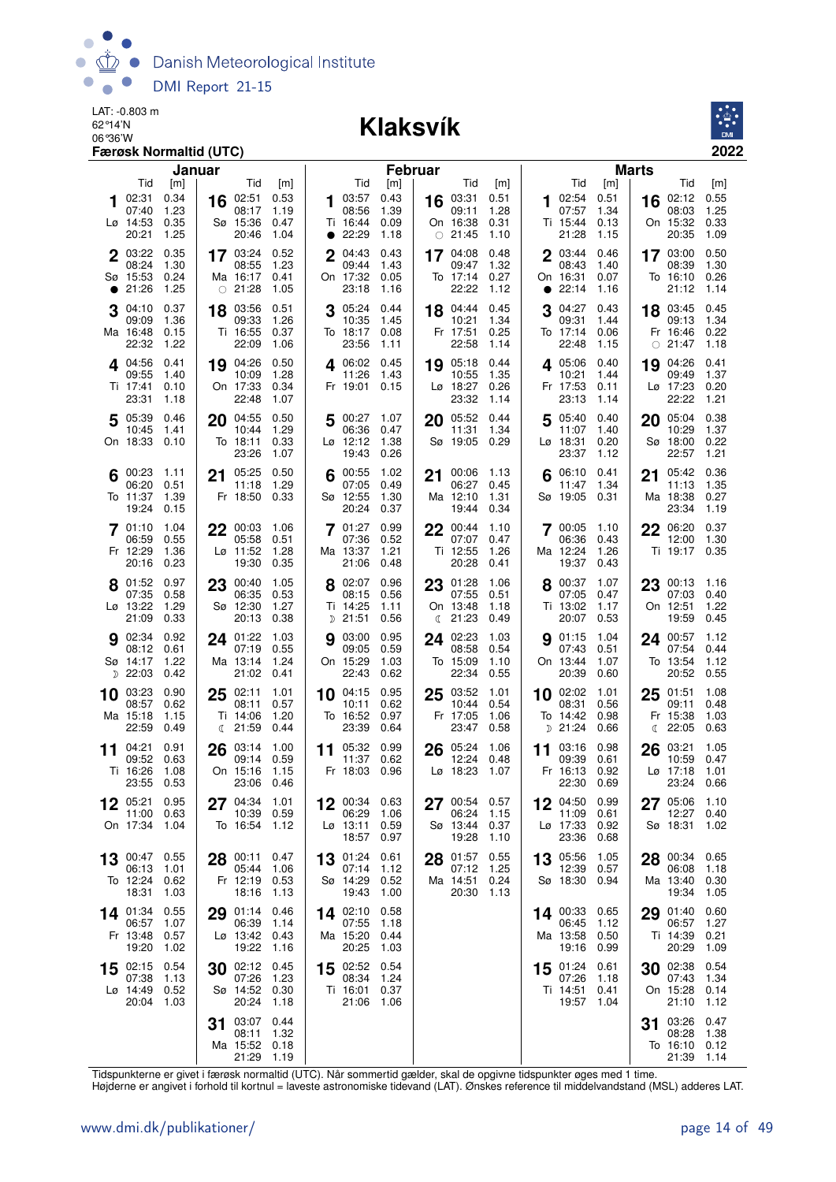LAT: -0.803 m
62°14'N
06°36'W
**Færøsk Normaltid (UTC)**

# Klaksvík

**2022**

## Januar

| Dag | Tid | [m] | Tid | [m] | Tid | [m] | Tid | [m] |
|---|---|---|---|---|---|---|---|---|
| 1 Lø | 02:31 | 0.34 | 07:40 | 1.23 | 14:53 | 0.35 | 20:21 | 1.25 |
| 2 Sø | 03:22 | 0.35 | 08:24 | 1.30 | 15:53 | 0.24 | ● 21:26 | 1.25 |
| 3 Ma | 04:10 | 0.37 | 09:09 | 1.36 | 16:48 | 0.15 | 22:32 | 1.22 |
| 4 Ti | 04:56 | 0.41 | 09:55 | 1.40 | 17:41 | 0.10 | 23:31 | 1.18 |
| 5 On | 05:39 | 0.46 | 10:45 | 1.41 | 18:33 | 0.10 | | |
| 6 To | 00:23 | 1.11 | 06:20 | 0.51 | 11:37 | 1.39 | 19:24 | 0.15 |
| 7 Fr | 01:10 | 1.04 | 06:59 | 0.55 | 12:29 | 1.36 | 20:16 | 0.23 |
| 8 Lø | 01:52 | 0.97 | 07:35 | 0.58 | 13:22 | 1.29 | 21:09 | 0.33 |
| 9 Sø | 02:34 | 0.92 | 08:12 | 0.61 | 14:17 | 1.22 | ☽ 22:03 | 0.42 |
| 10 Ma | 03:23 | 0.90 | 08:57 | 0.62 | 15:18 | 1.15 | 22:59 | 0.49 |
| 11 Ti | 04:21 | 0.91 | 09:52 | 0.63 | 16:26 | 1.08 | 23:55 | 0.53 |
| 12 On | 05:21 | 0.95 | 11:00 | 0.63 | 17:34 | 1.04 | | |
| 13 To | 00:47 | 0.55 | 06:13 | 1.01 | 12:24 | 0.62 | 18:31 | 1.03 |
| 14 Fr | 01:34 | 0.55 | 06:57 | 1.07 | 13:48 | 0.57 | 19:20 | 1.02 |
| 15 Lø | 02:15 | 0.54 | 07:38 | 1.13 | 14:49 | 0.52 | 20:04 | 1.03 |
| 16 Sø | 02:51 | 0.53 | 08:17 | 1.19 | 15:36 | 0.47 | 20:46 | 1.04 |
| 17 Ma | 03:24 | 0.52 | 08:55 | 1.23 | 16:17 | 0.41 | ○ 21:28 | 1.05 |
| 18 Ti | 03:56 | 0.51 | 09:33 | 1.26 | 16:55 | 0.37 | 22:09 | 1.06 |
| 19 On | 04:26 | 0.50 | 10:09 | 1.28 | 17:33 | 0.34 | 22:48 | 1.07 |
| 20 To | 04:55 | 0.50 | 10:44 | 1.29 | 18:11 | 0.33 | 23:26 | 1.07 |
| 21 Fr | 05:25 | 0.50 | 11:18 | 1.29 | 18:50 | 0.33 | | |
| 22 Lø | 00:03 | 1.06 | 05:58 | 0.51 | 11:52 | 1.28 | 19:30 | 0.35 |
| 23 Sø | 00:40 | 1.05 | 06:35 | 0.53 | 12:30 | 1.27 | 20:13 | 0.38 |
| 24 Ma | 01:22 | 1.03 | 07:19 | 0.55 | 13:14 | 1.24 | 21:02 | 0.41 |
| 25 Ti | 02:11 | 1.01 | 08:11 | 0.57 | 14:06 | 1.20 | ☾ 21:59 | 0.44 |
| 26 On | 03:14 | 1.00 | 09:14 | 0.59 | 15:16 | 1.15 | 23:06 | 0.46 |
| 27 To | 04:34 | 1.01 | 10:39 | 0.59 | 16:54 | 1.12 | | |
| 28 Fr | 00:11 | 0.47 | 05:44 | 1.06 | 12:19 | 0.53 | 18:16 | 1.13 |
| 29 Lø | 01:14 | 0.46 | 06:39 | 1.14 | 13:42 | 0.43 | 19:22 | 1.16 |
| 30 Sø | 02:12 | 0.45 | 07:26 | 1.23 | 14:52 | 0.30 | 20:24 | 1.18 |
| 31 Ma | 03:07 | 0.44 | 08:11 | 1.32 | 15:52 | 0.18 | 21:29 | 1.19 |

## Februar

| Dag | Tid | [m] | Tid | [m] | Tid | [m] | Tid | [m] |
|---|---|---|---|---|---|---|---|---|
| 1 Ti | 03:57 | 0.43 | 08:56 | 1.39 | 16:44 | 0.09 | ● 22:29 | 1.18 |
| 2 On | 04:43 | 0.43 | 09:44 | 1.43 | 17:32 | 0.05 | 23:18 | 1.16 |
| 3 To | 05:24 | 0.44 | 10:35 | 1.45 | 18:17 | 0.08 | 23:56 | 1.11 |
| 4 Fr | 06:02 | 0.45 | 11:26 | 1.43 | 19:01 | 0.15 | | |
| 5 Lø | 00:27 | 1.07 | 06:36 | 0.47 | 12:12 | 1.38 | 19:43 | 0.26 |
| 6 Sø | 00:55 | 1.02 | 07:05 | 0.49 | 12:55 | 1.30 | 20:24 | 0.37 |
| 7 Ma | 01:27 | 0.99 | 07:36 | 0.52 | 13:37 | 1.21 | 21:06 | 0.48 |
| 8 Ti | 02:07 | 0.96 | 08:15 | 0.56 | 14:25 | 1.11 | ☽ 21:51 | 0.56 |
| 9 On | 03:00 | 0.95 | 09:05 | 0.59 | 15:29 | 1.03 | 22:43 | 0.62 |
| 10 To | 04:15 | 0.95 | 10:11 | 0.62 | 16:52 | 0.97 | 23:39 | 0.64 |
| 11 Fr | 05:32 | 0.99 | 11:37 | 0.62 | 18:03 | 0.96 | | |
| 12 Lø | 00:34 | 0.63 | 06:29 | 1.06 | 13:11 | 0.59 | 18:57 | 0.97 |
| 13 Sø | 01:24 | 0.61 | 07:14 | 1.12 | 14:29 | 0.52 | 19:43 | 1.00 |
| 14 Ma | 02:10 | 0.58 | 07:55 | 1.18 | 15:20 | 0.44 | 20:25 | 1.03 |
| 15 Ti | 02:52 | 0.54 | 08:34 | 1.24 | 16:01 | 0.37 | 21:06 | 1.06 |
| 16 On | 03:31 | 0.51 | 09:11 | 1.28 | 16:38 | 0.31 | ○ 21:45 | 1.10 |
| 17 To | 04:08 | 0.48 | 09:47 | 1.32 | 17:14 | 0.27 | 22:22 | 1.12 |
| 18 Fr | 04:44 | 0.45 | 10:21 | 1.34 | 17:51 | 0.25 | 22:58 | 1.14 |
| 19 Lø | 05:18 | 0.44 | 10:55 | 1.35 | 18:27 | 0.26 | 23:32 | 1.14 |
| 20 Sø | 05:52 | 0.44 | 11:31 | 1.34 | 19:05 | 0.29 | | |
| 21 Ma | 00:06 | 1.13 | 06:27 | 0.45 | 12:10 | 1.31 | 19:44 | 0.34 |
| 22 Ti | 00:44 | 1.10 | 07:07 | 0.47 | 12:55 | 1.26 | 20:28 | 0.41 |
| 23 On | 01:28 | 1.06 | 07:55 | 0.51 | 13:48 | 1.18 | ☾ 21:23 | 0.49 |
| 24 To | 02:23 | 1.03 | 08:58 | 0.54 | 15:09 | 1.10 | 22:34 | 0.55 |
| 25 Fr | 03:52 | 1.01 | 10:44 | 0.54 | 17:05 | 1.06 | 23:47 | 0.58 |
| 26 Lø | 05:24 | 1.06 | 12:24 | 0.48 | 18:23 | 1.07 | | |
| 27 Sø | 00:54 | 0.57 | 06:24 | 1.15 | 13:44 | 0.37 | 19:28 | 1.10 |
| 28 Ma | 01:57 | 0.55 | 07:12 | 1.25 | 14:51 | 0.24 | 20:30 | 1.13 |

## Marts

| Dag | Tid | [m] | Tid | [m] | Tid | [m] | Tid | [m] |
|---|---|---|---|---|---|---|---|---|
| 1 Ti | 02:54 | 0.51 | 07:57 | 1.34 | 15:44 | 0.13 | 21:28 | 1.15 |
| 2 On | 03:44 | 0.46 | 08:43 | 1.40 | 16:31 | 0.07 | ● 22:14 | 1.16 |
| 3 To | 04:27 | 0.43 | 09:31 | 1.44 | 17:14 | 0.06 | 22:48 | 1.15 |
| 4 Fr | 05:06 | 0.40 | 10:21 | 1.44 | 17:53 | 0.11 | 23:13 | 1.14 |
| 5 Lø | 05:40 | 0.40 | 11:07 | 1.40 | 18:31 | 0.20 | 23:37 | 1.12 |
| 6 Sø | 06:10 | 0.41 | 11:47 | 1.34 | 19:05 | 0.31 | | |
| 7 Ma | 00:05 | 1.10 | 06:36 | 0.43 | 12:24 | 1.26 | 19:37 | 0.43 |
| 8 Ti | 00:37 | 1.07 | 07:05 | 0.47 | 13:02 | 1.17 | 20:07 | 0.53 |
| 9 On | 01:15 | 1.04 | 07:43 | 0.51 | 13:44 | 1.07 | 20:39 | 0.60 |
| 10 To | 02:02 | 1.01 | 08:31 | 0.56 | 14:42 | 0.98 | ☽ 21:24 | 0.66 |
| 11 Fr | 03:16 | 0.98 | 09:39 | 0.61 | 16:13 | 0.92 | 22:30 | 0.69 |
| 12 Lø | 04:50 | 0.99 | 11:09 | 0.61 | 17:33 | 0.92 | 23:36 | 0.68 |
| 13 Sø | 05:56 | 1.05 | 12:39 | 0.57 | 18:30 | 0.94 | | |
| 14 Ma | 00:33 | 0.65 | 06:45 | 1.12 | 13:58 | 0.50 | 19:16 | 0.99 |
| 15 Ti | 01:24 | 0.61 | 07:26 | 1.18 | 14:51 | 0.41 | 19:57 | 1.04 |
| 16 On | 02:12 | 0.55 | 08:03 | 1.25 | 15:32 | 0.33 | 20:35 | 1.09 |
| 17 To | 03:00 | 0.50 | 08:39 | 1.30 | 16:10 | 0.26 | 21:12 | 1.14 |
| 18 Fr | 03:45 | 0.45 | 09:13 | 1.34 | 16:46 | 0.22 | ○ 21:47 | 1.18 |
| 19 Lø | 04:26 | 0.41 | 09:49 | 1.37 | 17:23 | 0.20 | 22:22 | 1.21 |
| 20 Sø | 05:04 | 0.38 | 10:29 | 1.37 | 18:00 | 0.22 | 22:57 | 1.21 |
| 21 Ma | 05:42 | 0.36 | 11:13 | 1.35 | 18:38 | 0.27 | 23:34 | 1.19 |
| 22 Ti | 06:20 | 0.37 | 12:00 | 1.30 | 19:17 | 0.35 | | |
| 23 On | 00:13 | 1.16 | 07:03 | 0.40 | 12:51 | 1.22 | 19:59 | 0.45 |
| 24 To | 00:57 | 1.12 | 07:54 | 0.44 | 13:54 | 1.12 | 20:52 | 0.55 |
| 25 Fr | 01:51 | 1.08 | 09:11 | 0.48 | 15:38 | 1.03 | ☾ 22:05 | 0.63 |
| 26 Lø | 03:21 | 1.05 | 10:59 | 0.47 | 17:18 | 1.01 | 23:24 | 0.66 |
| 27 Sø | 05:06 | 1.10 | 12:27 | 0.40 | 18:31 | 1.02 | | |
| 28 Ma | 00:34 | 0.65 | 06:08 | 1.18 | 13:40 | 0.30 | 19:34 | 1.05 |
| 29 Ti | 01:40 | 0.60 | 06:57 | 1.27 | 14:39 | 0.21 | 20:29 | 1.09 |
| 30 On | 02:38 | 0.54 | 07:43 | 1.34 | 15:28 | 0.14 | 21:10 | 1.12 |
| 31 To | 03:26 | 0.47 | 08:28 | 1.38 | 16:10 | 0.12 | 21:39 | 1.14 |

Tidspunkterne er givet i færøsk normaltid (UTC). Når sommertid gælder, skal de opgivne tidspunkter øges med 1 time.
Højderne er angivet i forhold til kortnul = laveste astronomiske tidevand (LAT). Ønskes reference til middelvandstand (MSL) adderes LAT.

www.dmi.dk/publikationer/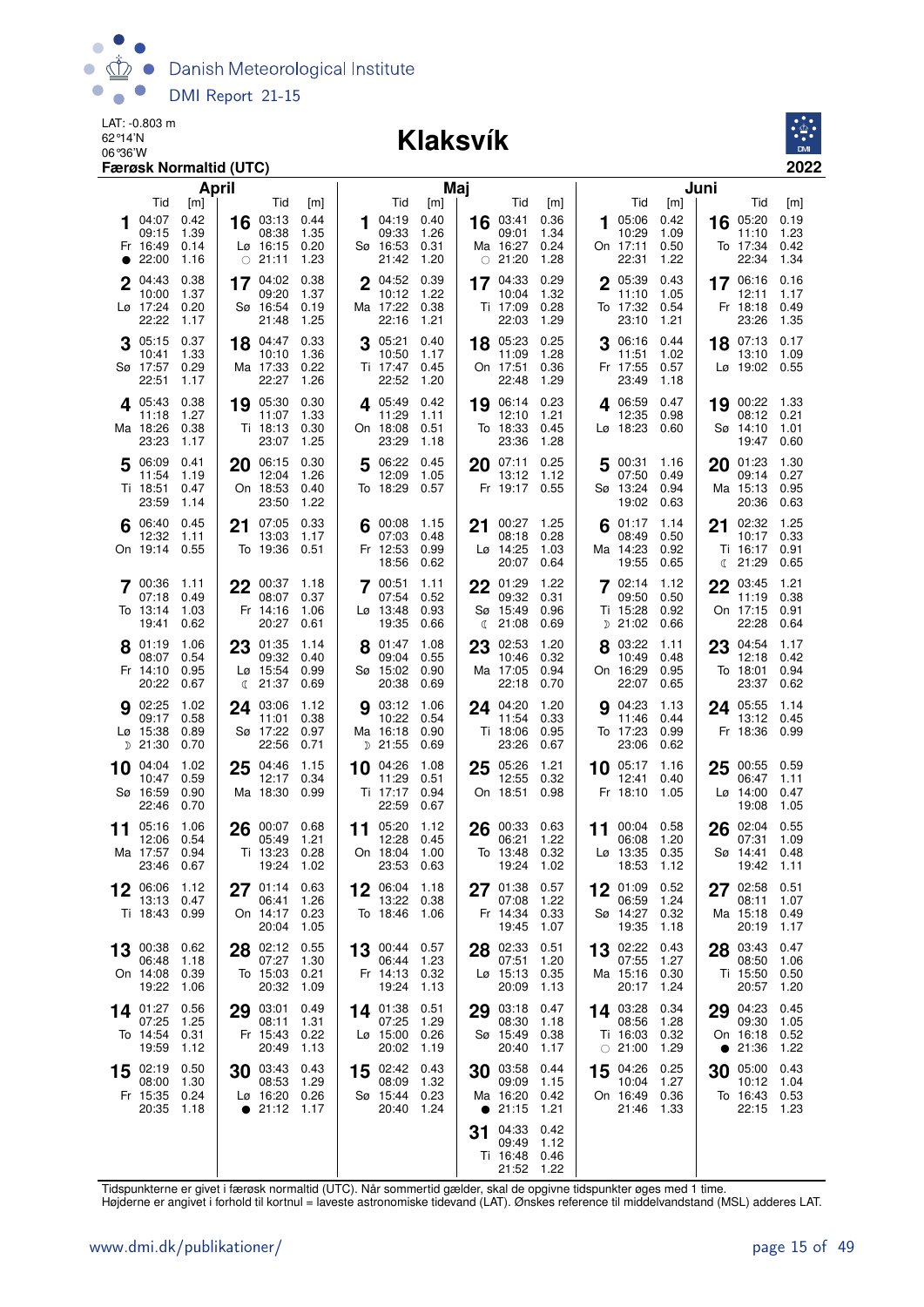LAT: -0.803 m
62°14'N
06°36'W

# Klaksvík

**Færøsk Normaltid (UTC)**

**2022**

## April

| Dag | Tid | [m] | Dag | Tid | [m] |
|---|---|---|---|---|---|
| 1 Fr ● | 04:07<br>09:15<br>16:49<br>22:00 | 0.42<br>1.39<br>0.14<br>1.16 | 16 Lø ○ | 03:13<br>08:38<br>16:15<br>21:11 | 0.44<br>1.35<br>0.20<br>1.23 |
| 2 Lø | 04:43<br>10:00<br>17:24<br>22:22 | 0.38<br>1.37<br>0.20<br>1.17 | 17 Sø | 04:02<br>09:20<br>16:54<br>21:48 | 0.38<br>1.37<br>0.19<br>1.25 |
| 3 Sø | 05:15<br>10:41<br>17:57<br>22:51 | 0.37<br>1.33<br>0.29<br>1.17 | 18 Ma | 04:47<br>10:10<br>17:33<br>22:27 | 0.33<br>1.36<br>0.22<br>1.26 |
| 4 Ma | 05:43<br>11:18<br>18:26<br>23:23 | 0.38<br>1.27<br>0.38<br>1.17 | 19 Ti | 05:30<br>11:07<br>18:13<br>23:07 | 0.30<br>1.33<br>0.30<br>1.25 |
| 5 Ti | 06:09<br>11:54<br>18:51<br>23:59 | 0.41<br>1.19<br>0.47<br>1.14 | 20 On | 06:15<br>12:04<br>18:53<br>23:50 | 0.30<br>1.26<br>0.40<br>1.22 |
| 6 On | 06:40<br>12:32<br>19:14 | 0.45<br>1.11<br>0.55 | 21 To | 07:05<br>13:03<br>19:36 | 0.33<br>1.17<br>0.51 |
| 7 To | 00:36<br>07:18<br>13:14<br>19:41 | 1.11<br>0.49<br>1.03<br>0.62 | 22 Fr | 00:37<br>08:07<br>14:16<br>20:27 | 1.18<br>0.37<br>1.06<br>0.61 |
| 8 Fr | 01:19<br>08:07<br>14:10<br>20:22 | 1.06<br>0.54<br>0.95<br>0.67 | 23 Lø ☾ | 01:35<br>09:32<br>15:54<br>21:37 | 1.14<br>0.40<br>0.99<br>0.69 |
| 9 Lø ☽ | 02:25<br>09:17<br>15:38<br>21:30 | 1.02<br>0.58<br>0.89<br>0.70 | 24 Sø | 03:06<br>11:01<br>17:22<br>22:56 | 1.12<br>0.38<br>0.97<br>0.71 |
| 10 Sø | 04:04<br>10:47<br>16:59<br>22:46 | 1.02<br>0.59<br>0.90<br>0.70 | 25 Ma | 04:46<br>12:17<br>18:30 | 1.15<br>0.34<br>0.99 |
| 11 Ma | 05:16<br>12:06<br>17:57<br>23:46 | 1.06<br>0.54<br>0.94<br>0.67 | 26 Ti | 00:07<br>05:49<br>13:23<br>19:24 | 0.68<br>1.21<br>0.28<br>1.02 |
| 12 Ti | 06:06<br>13:13<br>18:43 | 1.12<br>0.47<br>0.99 | 27 On | 01:14<br>06:41<br>14:17<br>20:04 | 0.63<br>1.26<br>0.23<br>1.05 |
| 13 On | 00:38<br>06:48<br>14:08<br>19:22 | 0.62<br>1.18<br>0.39<br>1.06 | 28 To | 02:12<br>07:27<br>15:03<br>20:32 | 0.55<br>1.30<br>0.21<br>1.09 |
| 14 To | 01:27<br>07:25<br>14:54<br>19:59 | 0.56<br>1.25<br>0.31<br>1.12 | 29 Fr | 03:01<br>08:11<br>15:43<br>20:49 | 0.49<br>1.31<br>0.22<br>1.13 |
| 15 Fr | 02:19<br>08:00<br>15:35<br>20:35 | 0.50<br>1.30<br>0.24<br>1.18 | 30 Lø ● | 03:43<br>08:53<br>16:20<br>21:12 | 0.43<br>1.29<br>0.26<br>1.17 |

## Maj

| Dag | Tid | [m] | Dag | Tid | [m] |
|---|---|---|---|---|---|
| 1 Sø | 04:19<br>09:33<br>16:53<br>21:42 | 0.40<br>1.26<br>0.31<br>1.20 | 16 Ma ○ | 03:41<br>09:01<br>16:27<br>21:20 | 0.36<br>1.34<br>0.24<br>1.28 |
| 2 Ma | 04:52<br>10:12<br>17:22<br>22:16 | 0.39<br>1.22<br>0.38<br>1.21 | 17 Ti | 04:33<br>10:04<br>17:09<br>22:03 | 0.29<br>1.32<br>0.28<br>1.29 |
| 3 Ti | 05:21<br>10:50<br>17:47<br>22:52 | 0.40<br>1.17<br>0.45<br>1.20 | 18 On | 05:23<br>11:09<br>17:51<br>22:48 | 0.25<br>1.28<br>0.36<br>1.29 |
| 4 On | 05:49<br>11:29<br>18:08<br>23:29 | 0.42<br>1.11<br>0.51<br>1.18 | 19 To | 06:14<br>12:10<br>18:33<br>23:36 | 0.23<br>1.21<br>0.45<br>1.28 |
| 5 To | 06:22<br>12:09<br>18:29 | 0.45<br>1.05<br>0.57 | 20 Fr | 07:11<br>13:12<br>19:17 | 0.25<br>1.12<br>0.55 |
| 6 Fr | 00:08<br>07:03<br>12:53<br>18:56 | 1.15<br>0.48<br>0.99<br>0.62 | 21 Lø | 00:27<br>08:18<br>14:25<br>20:07 | 1.25<br>0.28<br>1.03<br>0.64 |
| 7 Lø | 00:51<br>07:54<br>13:48<br>19:35 | 1.11<br>0.52<br>0.93<br>0.66 | 22 Sø ☾ | 01:29<br>09:32<br>15:49<br>21:08 | 1.22<br>0.31<br>0.96<br>0.69 |
| 8 Sø | 01:47<br>09:04<br>15:02<br>20:38 | 1.08<br>0.55<br>0.90<br>0.69 | 23 Ma | 02:53<br>10:46<br>17:05<br>22:18 | 1.20<br>0.32<br>0.94<br>0.70 |
| 9 Ma ☽ | 03:12<br>10:22<br>16:18<br>21:55 | 1.06<br>0.54<br>0.90<br>0.69 | 24 Ti | 04:20<br>11:54<br>18:06<br>23:26 | 1.20<br>0.33<br>0.95<br>0.67 |
| 10 Ti | 04:26<br>11:29<br>17:17<br>22:59 | 1.08<br>0.51<br>0.94<br>0.67 | 25 On | 05:26<br>12:55<br>18:51 | 1.21<br>0.32<br>0.98 |
| 11 On | 05:20<br>12:28<br>18:04<br>23:53 | 1.12<br>0.45<br>1.00<br>0.63 | 26 To | 00:33<br>06:21<br>13:48<br>19:24 | 0.63<br>1.22<br>0.32<br>1.02 |
| 12 To | 06:04<br>13:22<br>18:46 | 1.18<br>0.38<br>1.06 | 27 Fr | 01:38<br>07:08<br>14:34<br>19:45 | 0.57<br>1.22<br>0.33<br>1.07 |
| 13 Fr | 00:44<br>06:44<br>14:13<br>19:24 | 0.57<br>1.23<br>0.32<br>1.13 | 28 Lø | 02:33<br>07:51<br>15:13<br>20:09 | 0.51<br>1.20<br>0.35<br>1.13 |
| 14 Lø | 01:38<br>07:25<br>15:00<br>20:02 | 0.51<br>1.29<br>0.26<br>1.19 | 29 Sø | 03:18<br>08:30<br>15:49<br>20:40 | 0.47<br>1.18<br>0.38<br>1.17 |
| 15 Sø | 02:42<br>08:09<br>15:44<br>20:40 | 0.43<br>1.32<br>0.23<br>1.24 | 30 Ma ● | 03:58<br>09:09<br>16:20<br>21:15 | 0.44<br>1.15<br>0.42<br>1.21 |
| | | | 31 Ti | 04:33<br>09:49<br>16:48<br>21:52 | 0.42<br>1.12<br>0.46<br>1.22 |

## Juni

| Dag | Tid | [m] | Dag | Tid | [m] |
|---|---|---|---|---|---|
| 1 On | 05:06<br>10:29<br>17:11<br>22:31 | 0.42<br>1.09<br>0.50<br>1.22 | 16 To | 05:20<br>11:10<br>17:34<br>22:34 | 0.19<br>1.23<br>0.42<br>1.34 |
| 2 To | 05:39<br>11:10<br>17:32<br>23:10 | 0.43<br>1.05<br>0.54<br>1.21 | 17 Fr | 06:16<br>12:11<br>18:18<br>23:26 | 0.16<br>1.17<br>0.49<br>1.35 |
| 3 Fr | 06:16<br>11:51<br>17:55<br>23:49 | 0.44<br>1.02<br>0.57<br>1.18 | 18 Lø | 07:13<br>13:10<br>19:02 | 0.17<br>1.09<br>0.55 |
| 4 Lø | 06:59<br>12:35<br>18:23 | 0.47<br>0.98<br>0.60 | 19 Sø | 00:22<br>08:12<br>14:10<br>19:47 | 1.33<br>0.21<br>1.01<br>0.60 |
| 5 Sø | 00:31<br>07:50<br>13:24<br>19:02 | 1.16<br>0.49<br>0.94<br>0.63 | 20 Ma | 01:23<br>09:14<br>15:13<br>20:36 | 1.30<br>0.27<br>0.95<br>0.63 |
| 6 Ma | 01:17<br>08:49<br>14:23<br>19:55 | 1.14<br>0.50<br>0.92<br>0.65 | 21 Ti ☾ | 02:32<br>10:17<br>16:17<br>21:29 | 1.25<br>0.33<br>0.91<br>0.65 |
| 7 Ti ☽ | 02:14<br>09:50<br>15:28<br>21:02 | 1.12<br>0.50<br>0.92<br>0.66 | 22 On | 03:45<br>11:19<br>17:15<br>22:28 | 1.21<br>0.38<br>0.91<br>0.64 |
| 8 On | 03:22<br>10:49<br>16:29<br>22:07 | 1.11<br>0.48<br>0.95<br>0.65 | 23 To | 04:54<br>12:18<br>18:01<br>23:37 | 1.17<br>0.42<br>0.94<br>0.62 |
| 9 To | 04:23<br>11:46<br>17:23<br>23:06 | 1.13<br>0.44<br>0.99<br>0.62 | 24 Fr | 05:55<br>13:12<br>18:36 | 1.14<br>0.45<br>0.99 |
| 10 Fr | 05:17<br>12:41<br>18:10 | 1.16<br>0.40<br>1.05 | 25 Lø | 00:55<br>06:47<br>14:00<br>19:08 | 0.59<br>1.11<br>0.47<br>1.05 |
| 11 Lø | 00:04<br>06:08<br>13:35<br>18:53 | 0.58<br>1.20<br>0.35<br>1.12 | 26 Sø | 02:04<br>07:31<br>14:41<br>19:42 | 0.55<br>1.09<br>0.48<br>1.11 |
| 12 Sø | 01:09<br>06:59<br>14:27<br>19:35 | 0.52<br>1.24<br>0.32<br>1.18 | 27 Ma | 02:58<br>08:11<br>15:18<br>20:19 | 0.51<br>1.07<br>0.49<br>1.17 |
| 13 Ma | 02:22<br>07:55<br>15:16<br>20:17 | 0.43<br>1.27<br>0.30<br>1.24 | 28 Ti | 03:43<br>08:50<br>15:50<br>20:57 | 0.47<br>1.06<br>0.50<br>1.20 |
| 14 Ti ○ | 03:28<br>08:56<br>16:03<br>21:00 | 0.34<br>1.28<br>0.32<br>1.29 | 29 On ● | 04:23<br>09:30<br>16:18<br>21:36 | 0.45<br>1.05<br>0.52<br>1.22 |
| 15 On | 04:26<br>10:04<br>16:49<br>21:46 | 0.25<br>1.27<br>0.36<br>1.33 | 30 To | 05:00<br>10:12<br>16:43<br>22:15 | 0.43<br>1.04<br>0.53<br>1.23 |

Tidspunkterne er givet i færøsk normaltid (UTC). Når sommertid gælder, skal de opgivne tidspunkter øges med 1 time.
Højderne er angivet i forhold til kortnul = laveste astronomiske tidevand (LAT). Ønskes reference til middelvandstand (MSL) adderes LAT.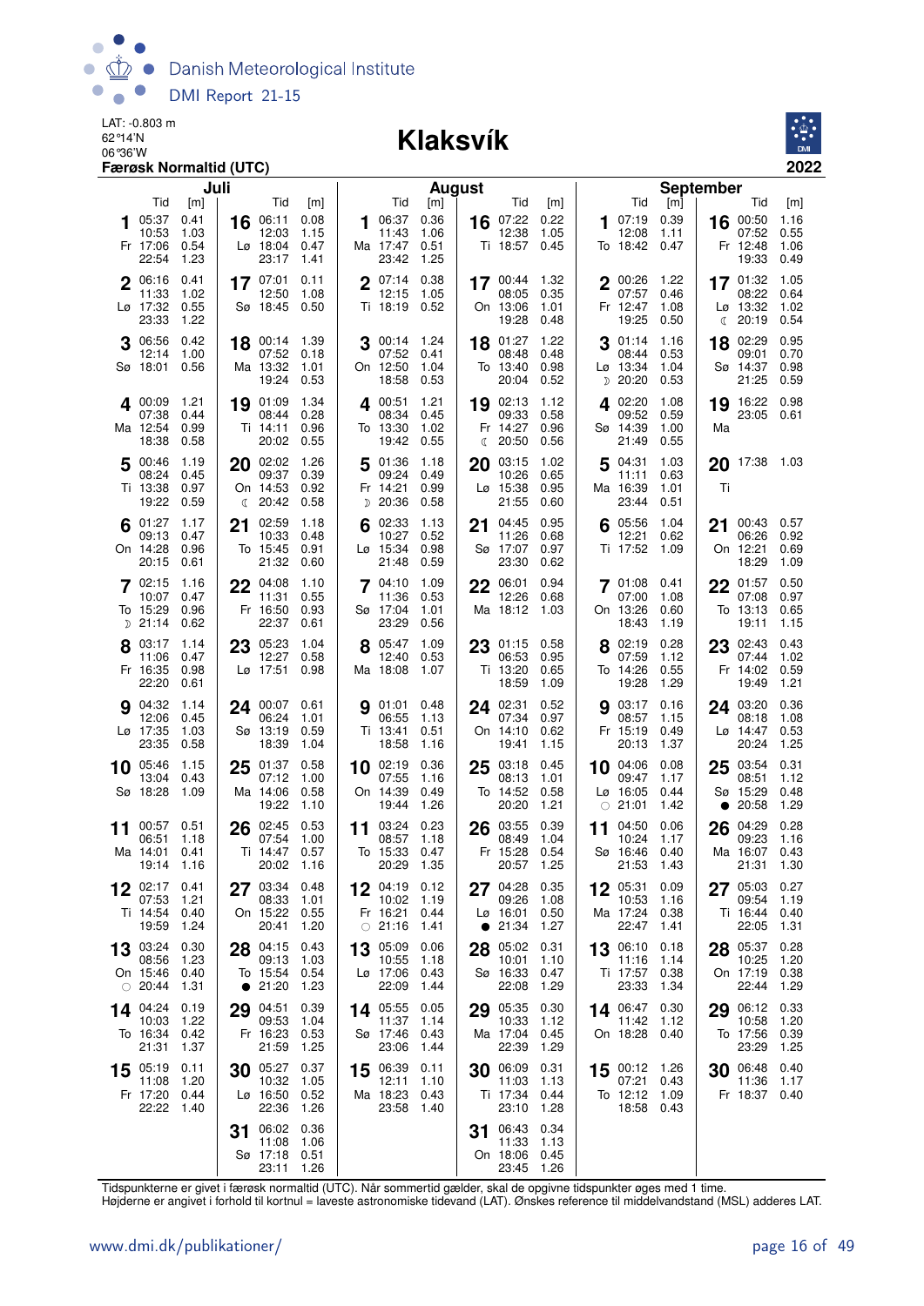LAT: -0.803 m
62°14'N
06°36'W
**Færøsk Normaltid (UTC)**

# Klaksvík

**2022**

## Juli

| Dag | Tid | [m] | Dag | Tid | [m] |
|---|---|---|---|---|---|
| **1** Fr | 05:37<br>10:53<br>17:06<br>22:54 | 0.41<br>1.03<br>0.54<br>1.23 | **16** Lø | 06:11<br>12:03<br>18:04<br>23:17 | 0.08<br>1.15<br>0.47<br>1.41 |
| **2** Lø | 06:16<br>11:33<br>17:32<br>23:33 | 0.41<br>1.02<br>0.55<br>1.22 | **17** Sø | 07:01<br>12:50<br>18:45 | 0.11<br>1.08<br>0.50 |
| **3** Sø | 06:56<br>12:14<br>18:01 | 0.42<br>1.00<br>0.56 | **18** Ma | 00:14<br>07:52<br>13:32<br>19:24 | 1.39<br>0.18<br>1.01<br>0.53 |
| **4** Ma | 00:09<br>07:38<br>12:54<br>18:38 | 1.21<br>0.44<br>0.99<br>0.58 | **19** Ti | 01:09<br>08:44<br>14:11<br>20:02 | 1.34<br>0.28<br>0.96<br>0.55 |
| **5** Ti | 00:46<br>08:24<br>13:38<br>19:22 | 1.19<br>0.45<br>0.97<br>0.59 | **20** On | 02:02<br>09:37<br>14:53<br>☾ 20:42 | 1.26<br>0.39<br>0.92<br>0.58 |
| **6** On | 01:27<br>09:13<br>14:28<br>20:15 | 1.17<br>0.47<br>0.96<br>0.61 | **21** To | 02:59<br>10:33<br>15:45<br>21:32 | 1.18<br>0.48<br>0.91<br>0.60 |
| **7** To | 02:15<br>10:07<br>15:29<br>☽ 21:14 | 1.16<br>0.47<br>0.96<br>0.62 | **22** Fr | 04:08<br>11:31<br>16:50<br>22:37 | 1.10<br>0.55<br>0.93<br>0.61 |
| **8** Fr | 03:17<br>11:06<br>16:35<br>22:20 | 1.14<br>0.47<br>0.98<br>0.61 | **23** Lø | 05:23<br>12:27<br>17:51 | 1.04<br>0.58<br>0.98 |
| **9** Lø | 04:32<br>12:06<br>17:35<br>23:35 | 1.14<br>0.45<br>1.03<br>0.58 | **24** Sø | 00:07<br>06:24<br>13:19<br>18:39 | 0.61<br>1.01<br>0.59<br>1.04 |
| **10** Sø | 05:46<br>13:04<br>18:28 | 1.15<br>0.43<br>1.09 | **25** Ma | 01:37<br>07:12<br>14:06<br>19:22 | 0.58<br>1.00<br>0.58<br>1.10 |
| **11** Ma | 00:57<br>06:51<br>14:01<br>19:14 | 0.51<br>1.18<br>0.41<br>1.16 | **26** Ti | 02:45<br>07:54<br>14:47<br>20:02 | 0.53<br>1.00<br>0.57<br>1.16 |
| **12** Ti | 02:17<br>07:53<br>14:54<br>19:59 | 0.41<br>1.21<br>0.40<br>1.24 | **27** On | 03:34<br>08:33<br>15:22<br>20:41 | 0.48<br>1.01<br>0.55<br>1.20 |
| **13** On | 03:24<br>08:56<br>15:46<br>○ 20:44 | 0.30<br>1.23<br>0.40<br>1.31 | **28** To | 04:15<br>09:13<br>15:54<br>● 21:20 | 0.43<br>1.03<br>0.54<br>1.23 |
| **14** To | 04:24<br>10:03<br>16:34<br>21:31 | 0.19<br>1.22<br>0.42<br>1.37 | **29** Fr | 04:51<br>09:53<br>16:23<br>21:59 | 0.39<br>1.04<br>0.53<br>1.25 |
| **15** Fr | 05:19<br>11:08<br>17:20<br>22:22 | 0.11<br>1.20<br>0.44<br>1.40 | **30** Lø | 05:27<br>10:32<br>16:50<br>22:36 | 0.37<br>1.05<br>0.52<br>1.26 |
| | | | **31** Sø | 06:02<br>11:08<br>17:18<br>23:11 | 0.36<br>1.06<br>0.51<br>1.26 |

## August

| Dag | Tid | [m] | Dag | Tid | [m] |
|---|---|---|---|---|---|
| **1** Ma | 06:37<br>11:43<br>17:47<br>23:42 | 0.36<br>1.06<br>0.51<br>1.25 | **16** Ti | 07:22<br>12:38<br>18:57 | 0.22<br>1.05<br>0.45 |
| **2** Ti | 07:14<br>12:15<br>18:19 | 0.38<br>1.05<br>0.52 | **17** On | 00:44<br>08:05<br>13:06<br>19:28 | 1.32<br>0.35<br>1.01<br>0.48 |
| **3** On | 00:14<br>07:52<br>12:50<br>18:58 | 1.24<br>0.41<br>1.04<br>0.53 | **18** To | 01:27<br>08:48<br>13:40<br>20:04 | 1.22<br>0.48<br>0.98<br>0.52 |
| **4** To | 00:51<br>08:34<br>13:30<br>19:42 | 1.21<br>0.45<br>1.02<br>0.55 | **19** Fr | 02:13<br>09:33<br>14:27<br>☾ 20:50 | 1.12<br>0.58<br>0.96<br>0.56 |
| **5** Fr | 01:36<br>09:24<br>14:21<br>☽ 20:36 | 1.18<br>0.49<br>0.99<br>0.58 | **20** Lø | 03:15<br>10:26<br>15:38<br>21:55 | 1.02<br>0.65<br>0.95<br>0.60 |
| **6** Lø | 02:33<br>10:27<br>15:34<br>21:48 | 1.13<br>0.52<br>0.98<br>0.59 | **21** Sø | 04:45<br>11:26<br>17:07<br>23:30 | 0.95<br>0.68<br>0.97<br>0.62 |
| **7** Sø | 04:10<br>11:36<br>17:04<br>23:29 | 1.09<br>0.53<br>1.01<br>0.56 | **22** Ma | 06:01<br>12:26<br>18:12 | 0.94<br>0.68<br>1.03 |
| **8** Ma | 05:47<br>12:40<br>18:08 | 1.09<br>0.53<br>1.07 | **23** Ti | 01:15<br>06:53<br>13:20<br>18:59 | 0.58<br>0.95<br>0.65<br>1.09 |
| **9** Ti | 01:01<br>06:55<br>13:41<br>18:58 | 0.48<br>1.13<br>0.51<br>1.16 | **24** On | 02:31<br>07:34<br>14:10<br>19:41 | 0.52<br>0.97<br>0.62<br>1.15 |
| **10** On | 02:19<br>07:55<br>14:39<br>19:44 | 0.36<br>1.16<br>0.49<br>1.26 | **25** To | 03:18<br>08:13<br>14:52<br>20:20 | 0.45<br>1.01<br>0.58<br>1.21 |
| **11** To | 03:24<br>08:57<br>15:33<br>20:29 | 0.23<br>1.18<br>0.47<br>1.35 | **26** Fr | 03:55<br>08:49<br>15:28<br>20:57 | 0.39<br>1.04<br>0.54<br>1.25 |
| **12** Fr | 04:19<br>10:02<br>16:21<br>○ 21:16 | 0.12<br>1.19<br>0.44<br>1.41 | **27** Lø | 04:28<br>09:26<br>16:01<br>● 21:34 | 0.35<br>1.08<br>0.50<br>1.27 |
| **13** Lø | 05:09<br>10:55<br>17:06<br>22:09 | 0.06<br>1.18<br>0.43<br>1.44 | **28** Sø | 05:02<br>10:01<br>16:33<br>22:08 | 0.31<br>1.10<br>0.47<br>1.29 |
| **14** Sø | 05:55<br>11:37<br>17:46<br>23:06 | 0.05<br>1.14<br>0.43<br>1.44 | **29** Ma | 05:35<br>10:33<br>17:04<br>22:39 | 0.30<br>1.12<br>0.45<br>1.29 |
| **15** Ma | 06:39<br>12:11<br>18:23<br>23:58 | 0.11<br>1.10<br>0.43<br>1.40 | **30** Ti | 06:09<br>11:03<br>17:34<br>23:10 | 0.31<br>1.13<br>0.44<br>1.28 |
| | | | **31** On | 06:43<br>11:33<br>18:06<br>23:45 | 0.34<br>1.13<br>0.45<br>1.26 |

## September

| Dag | Tid | [m] | Dag | Tid | [m] |
|---|---|---|---|---|---|
| **1** To | 07:19<br>12:08<br>18:42 | 0.39<br>1.11<br>0.47 | **16** Fr | 00:50<br>07:52<br>12:48<br>19:33 | 1.16<br>0.55<br>1.06<br>0.49 |
| **2** Fr | 00:26<br>07:57<br>12:47<br>19:25 | 1.22<br>0.46<br>1.08<br>0.50 | **17** Lø | 01:32<br>08:22<br>13:32<br>☾ 20:19 | 1.05<br>0.64<br>1.02<br>0.54 |
| **3** Lø | 01:14<br>08:44<br>13:34<br>☽ 20:20 | 1.16<br>0.53<br>1.04<br>0.53 | **18** Sø | 02:29<br>09:01<br>14:37<br>21:25 | 0.95<br>0.70<br>0.98<br>0.59 |
| **4** Sø | 02:20<br>09:52<br>14:39<br>21:49 | 1.08<br>0.59<br>1.00<br>0.55 | **19** Ma | 16:22<br>23:05 | 0.98<br>0.61 |
| **5** Ma | 04:31<br>11:11<br>16:39<br>23:44 | 1.03<br>0.63<br>1.01<br>0.51 | **20** Ti | 17:38 | 1.03 |
| **6** Ti | 05:56<br>12:21<br>17:52 | 1.04<br>0.62<br>1.09 | **21** On | 00:43<br>06:26<br>12:21<br>18:29 | 0.57<br>0.92<br>0.69<br>1.09 |
| **7** On | 01:08<br>07:00<br>13:26<br>18:43 | 0.41<br>1.08<br>0.60<br>1.19 | **22** To | 01:57<br>07:08<br>13:13<br>19:11 | 0.50<br>0.97<br>0.65<br>1.15 |
| **8** To | 02:19<br>07:59<br>14:26<br>19:28 | 0.28<br>1.12<br>0.55<br>1.29 | **23** Fr | 02:43<br>07:44<br>14:02<br>19:49 | 0.43<br>1.02<br>0.59<br>1.21 |
| **9** Fr | 03:17<br>08:57<br>15:19<br>20:13 | 0.16<br>1.15<br>0.49<br>1.37 | **24** Lø | 03:20<br>08:18<br>14:47<br>20:24 | 0.36<br>1.08<br>0.53<br>1.25 |
| **10** Lø | 04:06<br>09:47<br>16:05<br>○ 21:01 | 0.08<br>1.17<br>0.44<br>1.42 | **25** Sø | 03:54<br>08:51<br>15:29<br>● 20:58 | 0.31<br>1.12<br>0.48<br>1.29 |
| **11** Sø | 04:50<br>10:24<br>16:46<br>21:53 | 0.06<br>1.17<br>0.40<br>1.43 | **26** Ma | 04:29<br>09:23<br>16:07<br>21:31 | 0.28<br>1.16<br>0.43<br>1.30 |
| **12** Ma | 05:31<br>10:53<br>17:24<br>22:47 | 0.09<br>1.16<br>0.38<br>1.41 | **27** Ti | 05:03<br>09:54<br>16:44<br>22:05 | 0.27<br>1.19<br>0.40<br>1.31 |
| **13** Ti | 06:10<br>11:16<br>17:57<br>23:33 | 0.18<br>1.14<br>0.38<br>1.34 | **28** On | 05:37<br>10:25<br>17:19<br>22:44 | 0.28<br>1.20<br>0.38<br>1.29 |
| **14** On | 06:47<br>11:42<br>18:28 | 0.30<br>1.12<br>0.40 | **29** To | 06:12<br>10:58<br>17:56<br>23:29 | 0.33<br>1.20<br>0.39<br>1.25 |
| **15** To | 00:12<br>07:21<br>12:12<br>18:58 | 1.26<br>0.43<br>1.09<br>0.43 | **30** Fr | 06:48<br>11:36<br>18:37 | 0.40<br>1.17<br>0.40 |

Tidspunkterne er givet i færøsk normaltid (UTC). Når sommertid gælder, skal de opgivne tidspunkter øges med 1 time.
Højderne er angivet i forhold til kortnul = laveste astronomiske tidevand (LAT). Ønskes reference til middelvandstand (MSL) adderes LAT.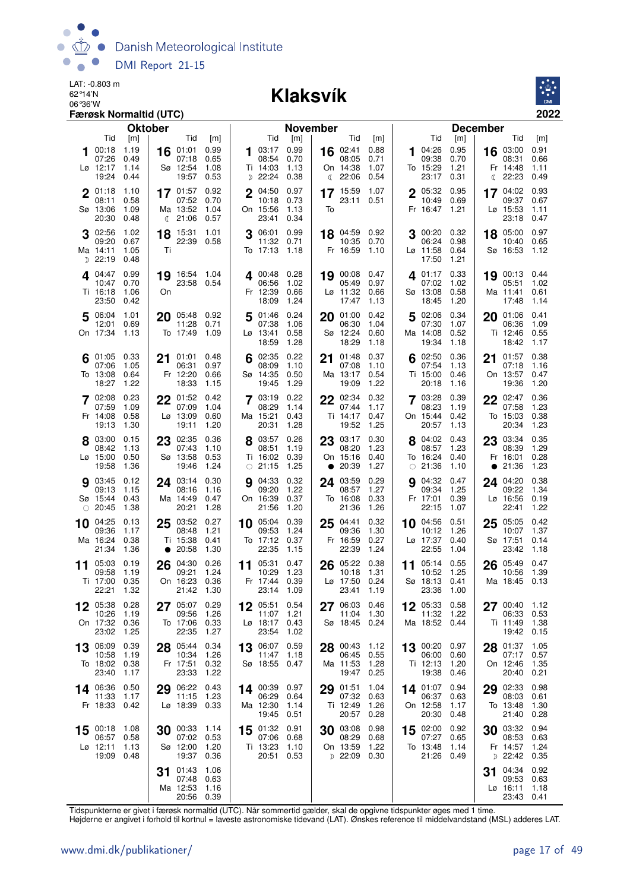LAT: -0.803 m
62°14'N
06°36'W
**Færøsk Normaltid (UTC)**

# Klaksvík

2022

## Oktober

| Dag | Tid | [m] | Dag | Tid | [m] |
|---|---|---|---|---|---|
| 1 Lø | 00:18 | 1.19 | 16 Sø | 01:01 | 0.99 |
| | 07:26 | 0.49 | | 07:18 | 0.65 |
| | 12:17 | 1.14 | | 12:54 | 1.08 |
| | 19:24 | 0.44 | | 19:57 | 0.53 |
| 2 Sø | 01:18 | 1.10 | 17 Ma | 01:57 | 0.92 |
| | 08:11 | 0.58 | | 07:52 | 0.70 |
| | 13:06 | 1.09 | | 13:52 | 1.04 |
| | 20:30 | 0.48 | ☾ | 21:06 | 0.57 |
| 3 Ma | 02:56 | 1.02 | 18 Ti | 15:31 | 1.01 |
| | 09:20 | 0.67 | | 22:39 | 0.58 |
| | 14:11 | 1.05 | | | |
| ☽ | 22:19 | 0.48 | | | |
| 4 Ti | 04:47 | 0.99 | 19 On | 16:54 | 1.04 |
| | 10:47 | 0.70 | | 23:58 | 0.54 |
| | 16:18 | 1.06 | | | |
| | 23:50 | 0.42 | | | |
| 5 On | 06:04 | 1.01 | 20 To | 05:48 | 0.92 |
| | 12:01 | 0.69 | | 11:28 | 0.71 |
| | 17:34 | 1.13 | | 17:49 | 1.09 |
| 6 To | 01:05 | 0.33 | 21 Fr | 01:01 | 0.48 |
| | 07:06 | 1.05 | | 06:31 | 0.97 |
| | 13:08 | 0.64 | | 12:20 | 0.66 |
| | 18:27 | 1.22 | | 18:33 | 1.15 |
| 7 Fr | 02:08 | 0.23 | 22 Lø | 01:52 | 0.42 |
| | 07:59 | 1.09 | | 07:09 | 1.04 |
| | 14:08 | 0.58 | | 13:09 | 0.60 |
| | 19:13 | 1.30 | | 19:11 | 1.20 |
| 8 Lø | 03:00 | 0.15 | 23 Sø | 02:35 | 0.36 |
| | 08:42 | 1.13 | | 07:43 | 1.10 |
| | 15:00 | 0.50 | | 13:58 | 0.53 |
| | 19:58 | 1.36 | | 19:46 | 1.24 |
| 9 Sø | 03:45 | 0.12 | 24 Ma | 03:14 | 0.30 |
| | 09:13 | 1.15 | | 08:16 | 1.16 |
| | 15:44 | 0.43 | | 14:49 | 0.47 |
| ○ | 20:45 | 1.38 | | 20:21 | 1.28 |
| 10 Ma | 04:25 | 0.13 | 25 Ti | 03:52 | 0.27 |
| | 09:36 | 1.17 | | 08:48 | 1.21 |
| | 16:24 | 0.38 | | 15:38 | 0.41 |
| | 21:34 | 1.36 | ● | 20:58 | 1.30 |
| 11 Ti | 05:03 | 0.19 | 26 On | 04:30 | 0.26 |
| | 09:58 | 1.19 | | 09:21 | 1.24 |
| | 17:00 | 0.35 | | 16:23 | 0.36 |
| | 22:21 | 1.32 | | 21:42 | 1.30 |
| 12 On | 05:38 | 0.28 | 27 To | 05:07 | 0.29 |
| | 10:26 | 1.19 | | 09:56 | 1.26 |
| | 17:32 | 0.36 | | 17:06 | 0.33 |
| | 23:02 | 1.25 | | 22:35 | 1.27 |
| 13 To | 06:09 | 0.39 | 28 Fr | 05:44 | 0.34 |
| | 10:58 | 1.19 | | 10:34 | 1.26 |
| | 18:02 | 0.38 | | 17:51 | 0.32 |
| | 23:40 | 1.17 | | 23:33 | 1.22 |
| 14 Fr | 06:36 | 0.50 | 29 Lø | 06:22 | 0.43 |
| | 11:33 | 1.17 | | 11:15 | 1.23 |
| | 18:33 | 0.42 | | 18:39 | 0.33 |
| 15 Lø | 00:18 | 1.08 | 30 Sø | 00:33 | 1.14 |
| | 06:57 | 0.58 | | 07:02 | 0.53 |
| | 12:11 | 1.13 | | 12:00 | 1.20 |
| | 19:09 | 0.48 | | 19:37 | 0.36 |
| | | | 31 Ma | 01:43 | 1.06 |
| | | | | 07:48 | 0.63 |
| | | | | 12:53 | 1.16 |
| | | | | 20:56 | 0.39 |

## November

| Dag | Tid | [m] | Dag | Tid | [m] |
|---|---|---|---|---|---|
| 1 Ti | 03:17 | 0.99 | 16 On | 02:41 | 0.88 |
| | 08:54 | 0.70 | | 08:05 | 0.71 |
| | 14:03 | 1.13 | | 14:38 | 1.07 |
| ☽ | 22:24 | 0.38 | ☾ | 22:06 | 0.54 |
| 2 On | 04:50 | 0.97 | 17 To | 15:59 | 1.07 |
| | 10:18 | 0.73 | | 23:11 | 0.51 |
| | 15:56 | 1.13 | | | |
| | 23:41 | 0.34 | | | |
| 3 To | 06:01 | 0.99 | 18 Fr | 04:59 | 0.92 |
| | 11:32 | 0.71 | | 10:35 | 0.70 |
| | 17:13 | 1.18 | | 16:59 | 1.10 |
| 4 Fr | 00:48 | 0.28 | 19 Lø | 00:08 | 0.47 |
| | 06:56 | 1.02 | | 05:49 | 0.97 |
| | 12:39 | 0.66 | | 11:32 | 0.66 |
| | 18:09 | 1.24 | | 17:47 | 1.13 |
| 5 Lø | 01:46 | 0.24 | 20 Sø | 01:00 | 0.42 |
| | 07:38 | 1.06 | | 06:30 | 1.04 |
| | 13:41 | 0.58 | | 12:24 | 0.60 |
| | 18:59 | 1.28 | | 18:29 | 1.18 |
| 6 Sø | 02:35 | 0.22 | 21 Ma | 01:48 | 0.37 |
| | 08:09 | 1.10 | | 07:08 | 1.10 |
| | 14:35 | 0.50 | | 13:17 | 0.54 |
| | 19:45 | 1.29 | | 19:09 | 1.22 |
| 7 Ma | 03:19 | 0.22 | 22 Ti | 02:34 | 0.32 |
| | 08:29 | 1.14 | | 07:44 | 1.17 |
| | 15:21 | 0.43 | | 14:17 | 0.47 |
| | 20:31 | 1.28 | | 19:52 | 1.25 |
| 8 Ti | 03:57 | 0.26 | 23 On | 03:17 | 0.30 |
| | 08:51 | 1.19 | | 08:20 | 1.23 |
| | 16:02 | 0.39 | | 15:16 | 0.40 |
| ○ | 21:15 | 1.25 | ● | 20:39 | 1.27 |
| 9 On | 04:33 | 0.32 | 24 To | 03:59 | 0.29 |
| | 09:20 | 1.22 | | 08:57 | 1.27 |
| | 16:39 | 0.37 | | 16:08 | 0.33 |
| | 21:56 | 1.20 | | 21:36 | 1.26 |
| 10 To | 05:04 | 0.39 | 25 Fr | 04:41 | 0.32 |
| | 09:53 | 1.24 | | 09:36 | 1.30 |
| | 17:12 | 0.37 | | 16:59 | 0.27 |
| | 22:35 | 1.15 | | 22:39 | 1.24 |
| 11 Fr | 05:31 | 0.47 | 26 Lø | 05:22 | 0.38 |
| | 10:29 | 1.23 | | 10:18 | 1.31 |
| | 17:44 | 0.39 | | 17:50 | 0.24 |
| | 23:14 | 1.09 | | 23:41 | 1.19 |
| 12 Lø | 05:51 | 0.54 | 27 Sø | 06:03 | 0.46 |
| | 11:07 | 1.21 | | 11:04 | 1.30 |
| | 18:17 | 0.43 | | 18:45 | 0.24 |
| | 23:54 | 1.02 | | | |
| 13 Sø | 06:07 | 0.59 | 28 Ma | 00:43 | 1.12 |
| | 11:47 | 1.18 | | 06:45 | 0.55 |
| | 18:55 | 0.47 | | 11:53 | 1.28 |
| | | | | 19:47 | 0.25 |
| 14 Ma | 00:39 | 0.97 | 29 Ti | 01:51 | 1.04 |
| | 06:29 | 0.64 | | 07:32 | 0.63 |
| | 12:30 | 1.14 | | 12:49 | 1.26 |
| | 19:45 | 0.51 | | 20:57 | 0.28 |
| 15 Ti | 01:32 | 0.91 | 30 On | 03:08 | 0.98 |
| | 07:06 | 0.68 | | 08:29 | 0.68 |
| | 13:23 | 1.10 | | 13:59 | 1.22 |
| | 20:51 | 0.53 | ☽ | 22:09 | 0.30 |

## December

| Dag | Tid | [m] | Dag | Tid | [m] |
|---|---|---|---|---|---|
| 1 To | 04:26 | 0.95 | 16 Fr | 03:00 | 0.91 |
| | 09:38 | 0.70 | | 08:31 | 0.66 |
| | 15:29 | 1.21 | | 14:48 | 1.11 |
| | 23:17 | 0.31 | ☾ | 22:23 | 0.49 |
| 2 Fr | 05:32 | 0.95 | 17 Lø | 04:02 | 0.93 |
| | 10:49 | 0.69 | | 09:37 | 0.67 |
| | 16:47 | 1.21 | | 15:53 | 1.11 |
| | | | | 23:18 | 0.47 |
| 3 Lø | 00:20 | 0.32 | 18 Sø | 05:00 | 0.97 |
| | 06:24 | 0.98 | | 10:40 | 0.65 |
| | 11:58 | 0.64 | | 16:53 | 1.12 |
| | 17:50 | 1.21 | | | |
| 4 Sø | 01:17 | 0.33 | 19 Ma | 00:13 | 0.44 |
| | 07:02 | 1.02 | | 05:51 | 1.02 |
| | 13:08 | 0.58 | | 11:41 | 0.61 |
| | 18:45 | 1.20 | | 17:48 | 1.14 |
| 5 Ma | 02:06 | 0.34 | 20 Ti | 01:06 | 0.41 |
| | 07:30 | 1.07 | | 06:36 | 1.09 |
| | 14:08 | 0.52 | | 12:46 | 0.55 |
| | 19:34 | 1.18 | | 18:42 | 1.17 |
| 6 Ti | 02:50 | 0.36 | 21 On | 01:57 | 0.38 |
| | 07:54 | 1.13 | | 07:18 | 1.16 |
| | 15:00 | 0.46 | | 13:57 | 0.47 |
| | 20:18 | 1.16 | | 19:36 | 1.20 |
| 7 On | 03:28 | 0.39 | 22 To | 02:47 | 0.36 |
| | 08:23 | 1.19 | | 07:58 | 1.23 |
| | 15:44 | 0.42 | | 15:03 | 0.38 |
| | 20:57 | 1.13 | | 20:34 | 1.23 |
| 8 To | 04:02 | 0.43 | 23 Fr | 03:34 | 0.35 |
| | 08:57 | 1.23 | | 08:39 | 1.29 |
| | 16:24 | 0.40 | | 16:01 | 0.28 |
| ○ | 21:36 | 1.10 | ● | 21:36 | 1.23 |
| 9 Fr | 04:32 | 0.47 | 24 Lø | 04:20 | 0.38 |
| | 09:34 | 1.25 | | 09:22 | 1.34 |
| | 17:01 | 0.39 | | 16:56 | 0.19 |
| | 22:15 | 1.07 | | 22:41 | 1.22 |
| 10 Lø | 04:56 | 0.51 | 25 Sø | 05:05 | 0.42 |
| | 10:12 | 1.26 | | 10:07 | 1.37 |
| | 17:37 | 0.40 | | 17:51 | 0.14 |
| | 22:55 | 1.04 | | 23:42 | 1.18 |
| 11 Sø | 05:14 | 0.55 | 26 Ma | 05:49 | 0.47 |
| | 10:52 | 1.25 | | 10:56 | 1.39 |
| | 18:13 | 0.41 | | 18:45 | 0.13 |
| | 23:36 | 1.00 | | | |
| 12 Ma | 05:33 | 0.58 | 27 Ti | 00:40 | 1.12 |
| | 11:32 | 1.22 | | 06:33 | 0.53 |
| | 18:52 | 0.44 | | 11:49 | 1.38 |
| | | | | 19:42 | 0.15 |
| 13 Ti | 00:20 | 0.97 | 28 On | 01:37 | 1.05 |
| | 06:00 | 0.60 | | 07:17 | 0.57 |
| | 12:13 | 1.20 | | 12:46 | 1.35 |
| | 19:38 | 0.46 | | 20:40 | 0.21 |
| 14 On | 01:07 | 0.94 | 29 To | 02:33 | 0.98 |
| | 06:37 | 0.63 | | 08:03 | 0.61 |
| | 12:58 | 1.17 | | 13:48 | 1.30 |
| | 20:30 | 0.48 | | 21:40 | 0.28 |
| 15 To | 02:00 | 0.92 | 30 Fr | 03:32 | 0.94 |
| | 07:27 | 0.65 | | 08:53 | 0.63 |
| | 13:48 | 1.14 | | 14:57 | 1.24 |
| | 21:26 | 0.49 | ☽ | 22:42 | 0.35 |
| | | | 31 Lø | 04:34 | 0.92 |
| | | | | 09:53 | 0.63 |
| | | | | 16:11 | 1.18 |
| | | | | 23:43 | 0.41 |

Tidspunkterne er givet i færøsk normaltid (UTC). Når sommertid gælder, skal de opgivne tidspunkter øges med 1 time.
Højderne er angivet i forhold til kortnul = laveste astronomiske tidevand (LAT). Ønskes reference til middelvandstand (MSL) adderes LAT.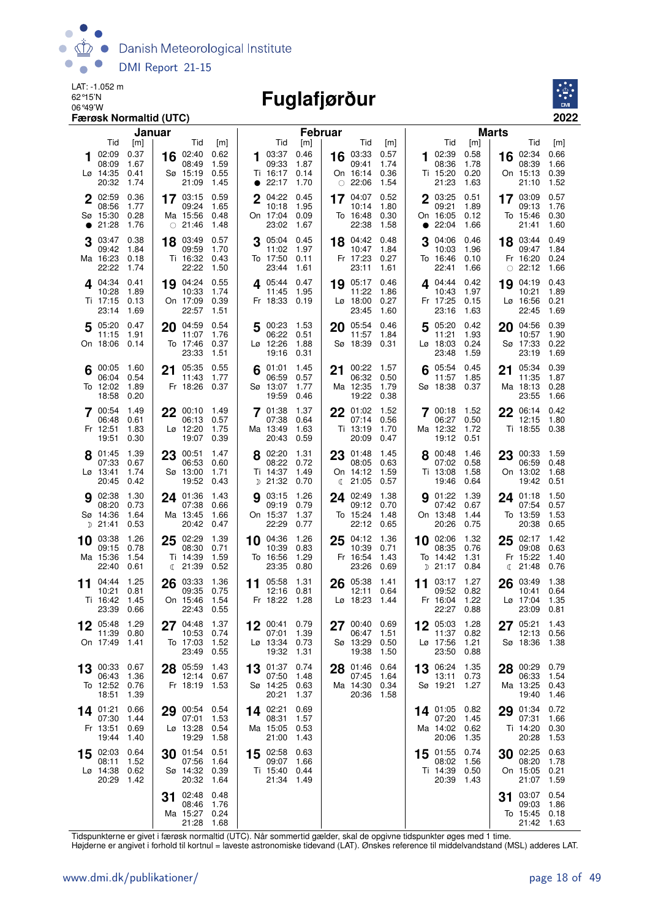LAT: -1.052 m
62°15'N
06°49'W
**Færøsk Normaltid (UTC)**

# Fuglafjørður

**2022**

## Januar

| Dag | Tid | [m] | Dag | Tid | [m] |
|---|---|---|---|---|---|
| 1 Lø | 02:09 | 0.37 | 16 Sø | 02:40 | 0.62 |
| | 08:09 | 1.67 | | 08:49 | 1.59 |
| | 14:35 | 0.41 | | 15:19 | 0.55 |
| | 20:32 | 1.74 | | 21:09 | 1.45 |
| 2 Sø | 02:59 | 0.36 | 17 Ma | 03:15 | 0.59 |
| | 08:56 | 1.77 | | 09:24 | 1.65 |
| | 15:30 | 0.28 | | 15:56 | 0.48 |
| ● | 21:28 | 1.76 | ○ | 21:46 | 1.48 |
| 3 Ma | 03:47 | 0.38 | 18 Ti | 03:49 | 0.57 |
| | 09:42 | 1.84 | | 09:59 | 1.70 |
| | 16:23 | 0.18 | | 16:32 | 0.43 |
| | 22:22 | 1.74 | | 22:22 | 1.50 |
| 4 Ti | 04:34 | 0.41 | 19 On | 04:24 | 0.55 |
| | 10:28 | 1.89 | | 10:33 | 1.74 |
| | 17:15 | 0.13 | | 17:09 | 0.39 |
| | 23:14 | 1.69 | | 22:57 | 1.51 |
| 5 On | 05:20 | 0.47 | 20 To | 04:59 | 0.54 |
| | 11:15 | 1.91 | | 11:07 | 1.76 |
| | 18:06 | 0.14 | | 17:46 | 0.37 |
| | | | | 23:33 | 1.51 |
| 6 To | 00:05 | 1.60 | 21 Fr | 05:35 | 0.55 |
| | 06:04 | 0.54 | | 11:43 | 1.77 |
| | 12:02 | 1.89 | | 18:26 | 0.37 |
| | 18:58 | 0.20 | | | |
| 7 Fr | 00:54 | 1.49 | 22 Lø | 00:10 | 1.49 |
| | 06:48 | 0.61 | | 06:13 | 0.57 |
| | 12:51 | 1.83 | | 12:20 | 1.75 |
| | 19:51 | 0.30 | | 19:07 | 0.39 |
| 8 Lø | 01:45 | 1.39 | 23 Sø | 00:51 | 1.47 |
| | 07:33 | 0.67 | | 06:53 | 0.60 |
| | 13:41 | 1.74 | | 13:00 | 1.71 |
| | 20:45 | 0.42 | | 19:52 | 0.43 |
| 9 Sø | 02:38 | 1.30 | 24 Ma | 01:36 | 1.43 |
| | 08:20 | 0.73 | | 07:38 | 0.66 |
| | 14:36 | 1.64 | | 13:45 | 1.66 |
| ☽ | 21:41 | 0.53 | | 20:42 | 0.47 |
| 10 Ma | 03:38 | 1.26 | 25 Ti | 02:29 | 1.39 |
| | 09:15 | 0.78 | | 08:30 | 0.71 |
| | 15:36 | 1.54 | | 14:39 | 1.59 |
| | 22:40 | 0.61 | ☾ | 21:39 | 0.52 |
| 11 Ti | 04:44 | 1.25 | 26 On | 03:33 | 1.36 |
| | 10:21 | 0.81 | | 09:35 | 0.75 |
| | 16:42 | 1.45 | | 15:46 | 1.54 |
| | 23:39 | 0.66 | | 22:43 | 0.55 |
| 12 On | 05:48 | 1.29 | 27 To | 04:48 | 1.37 |
| | 11:39 | 0.80 | | 10:53 | 0.74 |
| | 17:49 | 1.41 | | 17:03 | 1.52 |
| | | | | 23:49 | 0.55 |
| 13 To | 00:33 | 0.67 | 28 Fr | 05:59 | 1.43 |
| | 06:43 | 1.36 | | 12:14 | 0.67 |
| | 12:52 | 0.76 | | 18:19 | 1.53 |
| | 18:51 | 1.39 | | | |
| 14 Fr | 01:21 | 0.66 | 29 Lø | 00:54 | 0.54 |
| | 07:30 | 1.44 | | 07:01 | 1.53 |
| | 13:51 | 0.69 | | 13:28 | 0.54 |
| | 19:44 | 1.40 | | 19:29 | 1.58 |
| 15 Lø | 02:03 | 0.64 | 30 Sø | 01:54 | 0.51 |
| | 08:11 | 1.52 | | 07:56 | 1.64 |
| | 14:38 | 0.62 | | 14:32 | 0.39 |
| | 20:29 | 1.42 | | 20:32 | 1.64 |
| | | | 31 Ma | 02:48 | 0.48 |
| | | | | 08:46 | 1.76 |
| | | | | 15:27 | 0.24 |
| | | | | 21:28 | 1.68 |

## Februar

| Dag | Tid | [m] | Dag | Tid | [m] |
|---|---|---|---|---|---|
| 1 Ti | 03:37 | 0.46 | 16 On | 03:33 | 0.57 |
| | 09:33 | 1.87 | | 09:41 | 1.74 |
| | 16:17 | 0.14 | | 16:14 | 0.36 |
| ● | 22:17 | 1.70 | ○ | 22:06 | 1.54 |
| 2 On | 04:22 | 0.45 | 17 To | 04:07 | 0.52 |
| | 10:18 | 1.95 | | 10:14 | 1.80 |
| | 17:04 | 0.09 | | 16:48 | 0.30 |
| | 23:02 | 1.67 | | 22:38 | 1.58 |
| 3 To | 05:04 | 0.45 | 18 Fr | 04:42 | 0.48 |
| | 11:02 | 1.97 | | 10:47 | 1.84 |
| | 17:50 | 0.11 | | 17:23 | 0.27 |
| | 23:44 | 1.61 | | 23:11 | 1.61 |
| 4 Fr | 05:44 | 0.47 | 19 Lø | 05:17 | 0.46 |
| | 11:45 | 1.95 | | 11:22 | 1.86 |
| | 18:33 | 0.19 | | 18:00 | 0.27 |
| | | | | 23:45 | 1.61 |
| 5 Lø | 00:23 | 1.53 | 20 Sø | 05:54 | 0.46 |
| | 06:22 | 0.51 | | 11:57 | 1.84 |
| | 12:26 | 1.88 | | 18:39 | 0.31 |
| | 19:16 | 0.31 | | | |
| 6 Sø | 01:01 | 1.45 | 21 Ma | 00:22 | 1.57 |
| | 06:59 | 0.57 | | 06:32 | 0.50 |
| | 13:07 | 1.77 | | 12:35 | 1.79 |
| | 19:59 | 0.46 | | 19:22 | 0.38 |
| 7 Ma | 01:38 | 1.37 | 22 Ti | 01:02 | 1.52 |
| | 07:38 | 0.64 | | 07:14 | 0.56 |
| | 13:49 | 1.63 | | 13:19 | 1.70 |
| | 20:43 | 0.59 | | 20:09 | 0.47 |
| 8 Ti | 02:20 | 1.31 | 23 On | 01:48 | 1.45 |
| | 08:22 | 0.72 | | 08:05 | 0.63 |
| | 14:37 | 1.49 | | 14:12 | 1.59 |
| ☽ | 21:32 | 0.70 | ☾ | 21:05 | 0.57 |
| 9 On | 03:15 | 1.26 | 24 To | 02:49 | 1.38 |
| | 09:19 | 0.79 | | 09:12 | 0.70 |
| | 15:37 | 1.37 | | 15:24 | 1.48 |
| | 22:29 | 0.77 | | 22:12 | 0.65 |
| 10 To | 04:36 | 1.26 | 25 Fr | 04:12 | 1.36 |
| | 10:39 | 0.83 | | 10:39 | 0.71 |
| | 16:56 | 1.29 | | 16:54 | 1.43 |
| | 23:35 | 0.80 | | 23:26 | 0.69 |
| 11 Fr | 05:58 | 1.31 | 26 Lø | 05:38 | 1.41 |
| | 12:16 | 0.81 | | 12:11 | 0.64 |
| | 18:22 | 1.28 | | 18:23 | 1.44 |
| 12 Lø | 00:41 | 0.79 | 27 Sø | 00:40 | 0.69 |
| | 07:01 | 1.39 | | 06:47 | 1.51 |
| | 13:34 | 0.73 | | 13:29 | 0.50 |
| | 19:32 | 1.31 | | 19:38 | 1.50 |
| 13 Sø | 01:37 | 0.74 | 28 Ma | 01:46 | 0.64 |
| | 07:50 | 1.48 | | 07:45 | 1.64 |
| | 14:25 | 0.63 | | 14:30 | 0.34 |
| | 20:21 | 1.37 | | 20:36 | 1.58 |
| 14 Ma | 02:21 | 0.69 | | | |
| | 08:31 | 1.57 | | | |
| | 15:05 | 0.53 | | | |
| | 21:00 | 1.43 | | | |
| 15 Ti | 02:58 | 0.63 | | | |
| | 09:07 | 1.66 | | | |
| | 15:40 | 0.44 | | | |
| | 21:34 | 1.49 | | | |

## Marts

| Dag | Tid | [m] | Dag | Tid | [m] |
|---|---|---|---|---|---|
| 1 Ti | 02:39 | 0.58 | 16 On | 02:34 | 0.66 |
| | 08:36 | 1.78 | | 08:39 | 1.66 |
| | 15:20 | 0.20 | | 15:13 | 0.39 |
| | 21:23 | 1.63 | | 21:10 | 1.52 |
| 2 On | 03:25 | 0.51 | 17 To | 03:09 | 0.57 |
| | 09:21 | 1.89 | | 09:13 | 1.76 |
| | 16:05 | 0.12 | | 15:46 | 0.30 |
| ● | 22:04 | 1.66 | | 21:41 | 1.60 |
| 3 To | 04:06 | 0.46 | 18 Fr | 03:44 | 0.49 |
| | 10:03 | 1.96 | | 09:47 | 1.84 |
| | 16:46 | 0.10 | | 16:20 | 0.24 |
| | 22:41 | 1.66 | ○ | 22:12 | 1.66 |
| 4 Fr | 04:44 | 0.42 | 19 Lø | 04:19 | 0.43 |
| | 10:43 | 1.97 | | 10:21 | 1.89 |
| | 17:25 | 0.15 | | 16:56 | 0.21 |
| | 23:16 | 1.63 | | 22:45 | 1.69 |
| 5 Lø | 05:20 | 0.42 | 20 Sø | 04:56 | 0.39 |
| | 11:21 | 1.93 | | 10:57 | 1.90 |
| | 18:03 | 0.24 | | 17:33 | 0.22 |
| | 23:48 | 1.59 | | 23:19 | 1.69 |
| 6 Sø | 05:54 | 0.45 | 21 Ma | 05:34 | 0.39 |
| | 11:57 | 1.85 | | 11:35 | 1.87 |
| | 18:38 | 0.37 | | 18:13 | 0.28 |
| | | | | 23:55 | 1.66 |
| 7 Ma | 00:18 | 1.52 | 22 Ti | 06:14 | 0.42 |
| | 06:27 | 0.50 | | 12:15 | 1.80 |
| | 12:32 | 1.72 | | 18:55 | 0.38 |
| | 19:12 | 0.51 | | | |
| 8 Ti | 00:48 | 1.46 | 23 On | 00:33 | 1.59 |
| | 07:02 | 0.58 | | 06:59 | 0.48 |
| | 13:08 | 1.58 | | 13:02 | 1.68 |
| | 19:46 | 0.64 | | 19:42 | 0.51 |
| 9 On | 01:22 | 1.39 | 24 To | 01:18 | 1.50 |
| | 07:42 | 0.67 | | 07:54 | 0.57 |
| | 13:48 | 1.44 | | 13:59 | 1.53 |
| | 20:26 | 0.75 | | 20:38 | 0.65 |
| 10 To | 02:06 | 1.32 | 25 Fr | 02:17 | 1.42 |
| | 08:35 | 0.76 | | 09:08 | 0.63 |
| | 14:42 | 1.31 | | 15:22 | 1.40 |
| ☽ | 21:17 | 0.84 | ☾ | 21:48 | 0.76 |
| 11 Fr | 03:17 | 1.27 | 26 Lø | 03:49 | 1.38 |
| | 09:52 | 0.82 | | 10:41 | 0.64 |
| | 16:04 | 1.22 | | 17:04 | 1.35 |
| | 22:27 | 0.88 | | 23:09 | 0.81 |
| 12 Lø | 05:03 | 1.28 | 27 Sø | 05:21 | 1.43 |
| | 11:37 | 0.82 | | 12:13 | 0.56 |
| | 17:56 | 1.21 | | 18:36 | 1.38 |
| | 23:50 | 0.88 | | | |
| 13 Sø | 06:24 | 1.35 | 28 Ma | 00:29 | 0.79 |
| | 13:11 | 0.73 | | 06:33 | 1.54 |
| | 19:21 | 1.27 | | 13:25 | 0.43 |
| | | | | 19:40 | 1.46 |
| 14 Ma | 01:05 | 0.82 | 29 Ti | 01:34 | 0.72 |
| | 07:20 | 1.45 | | 07:31 | 1.66 |
| | 14:02 | 0.62 | | 14:20 | 0.30 |
| | 20:06 | 1.35 | | 20:28 | 1.53 |
| 15 Ti | 01:55 | 0.74 | 30 On | 02:25 | 0.63 |
| | 08:02 | 1.56 | | 08:20 | 1.78 |
| | 14:39 | 0.50 | | 15:05 | 0.21 |
| | 20:39 | 1.43 | | 21:07 | 1.59 |
| | | | 31 To | 03:07 | 0.54 |
| | | | | 09:03 | 1.86 |
| | | | | 15:45 | 0.18 |
| | | | | 21:42 | 1.63 |

Tidspunkterne er givet i færøsk normaltid (UTC). Når sommertid gælder, skal de opgivne tidspunkter øges med 1 time.
Højderne er angivet i forhold til kortnul = laveste astronomiske tidevand (LAT). Ønskes reference til middelvandstand (MSL) adderes LAT.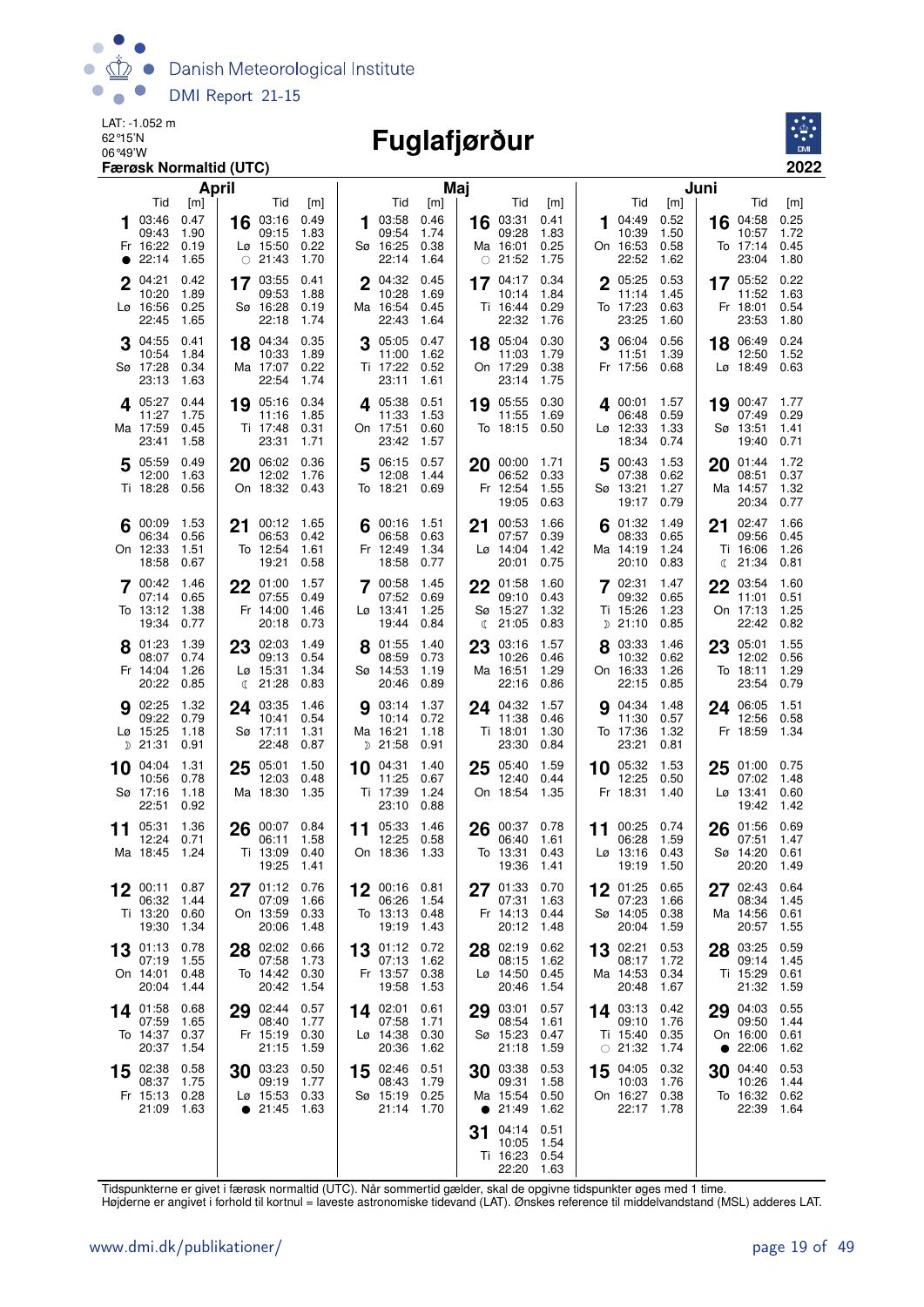LAT: -1.052 m
62°15'N
06°49'W

# Fuglafjørður

**Færøsk Normaltid (UTC)**

**2022**

## April

| Dato | Dag | Tid | [m] | Tid | [m] | Tid | [m] | Tid | [m] |
|---|---|---|---|---|---|---|---|---|---|
| 1 | Fr | 03:46 | 0.47 | 09:43 | 1.90 | 16:22 | 0.19 | ● 22:14 | 1.65 |
| 2 | Lø | 04:21 | 0.42 | 10:20 | 1.89 | 16:56 | 0.25 | 22:45 | 1.65 |
| 3 | Sø | 04:55 | 0.41 | 10:54 | 1.84 | 17:28 | 0.34 | 23:13 | 1.63 |
| 4 | Ma | 05:27 | 0.44 | 11:27 | 1.75 | 17:59 | 0.45 | 23:41 | 1.58 |
| 5 | Ti | 05:59 | 0.49 | 12:00 | 1.63 | 18:28 | 0.56 | | |
| 6 | On | 00:09 | 1.53 | 06:34 | 0.56 | 12:33 | 1.51 | 18:58 | 0.67 |
| 7 | To | 00:42 | 1.46 | 07:14 | 0.65 | 13:12 | 1.38 | 19:34 | 0.77 |
| 8 | Fr | 01:23 | 1.39 | 08:07 | 0.74 | 14:04 | 1.26 | 20:22 | 0.85 |
| 9 | Lø | 02:25 | 1.32 | 09:22 | 0.79 | 15:25 | 1.18 | ☽ 21:31 | 0.91 |
| 10 | Sø | 04:04 | 1.31 | 10:56 | 0.78 | 17:16 | 1.18 | 22:51 | 0.92 |
| 11 | Ma | 05:31 | 1.36 | 12:24 | 0.71 | 18:45 | 1.24 | | |
| 12 | Ti | 00:11 | 0.87 | 06:32 | 1.44 | 13:20 | 0.60 | 19:30 | 1.34 |
| 13 | On | 01:13 | 0.78 | 07:19 | 1.55 | 14:01 | 0.48 | 20:04 | 1.44 |
| 14 | To | 01:58 | 0.68 | 07:59 | 1.65 | 14:37 | 0.37 | 20:37 | 1.54 |
| 15 | Fr | 02:38 | 0.58 | 08:37 | 1.75 | 15:13 | 0.28 | 21:09 | 1.63 |
| 16 | Lø | 03:16 | 0.49 | 09:15 | 1.83 | 15:50 | 0.22 | ○ 21:43 | 1.70 |
| 17 | Sø | 03:55 | 0.41 | 09:53 | 1.88 | 16:28 | 0.19 | 22:18 | 1.74 |
| 18 | Ma | 04:34 | 0.35 | 10:33 | 1.89 | 17:07 | 0.22 | 22:54 | 1.74 |
| 19 | Ti | 05:16 | 0.34 | 11:16 | 1.85 | 17:48 | 0.31 | 23:31 | 1.71 |
| 20 | On | 06:02 | 0.36 | 12:02 | 1.76 | 18:32 | 0.43 | | |
| 21 | To | 00:12 | 1.65 | 06:53 | 0.42 | 12:54 | 1.61 | 19:21 | 0.58 |
| 22 | Fr | 01:00 | 1.57 | 07:55 | 0.49 | 14:00 | 1.46 | 20:18 | 0.73 |
| 23 | Lø | 02:03 | 1.49 | 09:13 | 0.54 | 15:31 | 1.34 | ☾ 21:28 | 0.83 |
| 24 | Sø | 03:35 | 1.46 | 10:41 | 0.54 | 17:11 | 1.31 | 22:48 | 0.87 |
| 25 | Ma | 05:01 | 1.50 | 12:03 | 0.48 | 18:30 | 1.35 | | |
| 26 | Ti | 00:07 | 0.84 | 06:11 | 1.58 | 13:09 | 0.40 | 19:25 | 1.41 |
| 27 | On | 01:12 | 0.76 | 07:09 | 1.66 | 13:59 | 0.33 | 20:06 | 1.48 |
| 28 | To | 02:02 | 0.66 | 07:58 | 1.73 | 14:42 | 0.30 | 20:42 | 1.54 |
| 29 | Fr | 02:44 | 0.57 | 08:40 | 1.77 | 15:19 | 0.30 | 21:15 | 1.59 |
| 30 | Lø | 03:23 | 0.50 | 09:19 | 1.77 | 15:53 | 0.33 | ● 21:45 | 1.63 |

## Maj

| Dato | Dag | Tid | [m] | Tid | [m] | Tid | [m] | Tid | [m] |
|---|---|---|---|---|---|---|---|---|---|
| 1 | Sø | 03:58 | 0.46 | 09:54 | 1.74 | 16:25 | 0.38 | 22:14 | 1.64 |
| 2 | Ma | 04:32 | 0.45 | 10:28 | 1.69 | 16:54 | 0.45 | 22:43 | 1.64 |
| 3 | Ti | 05:05 | 0.47 | 11:00 | 1.62 | 17:22 | 0.52 | 23:11 | 1.61 |
| 4 | On | 05:38 | 0.51 | 11:33 | 1.53 | 17:51 | 0.60 | 23:42 | 1.57 |
| 5 | To | 06:15 | 0.57 | 12:08 | 1.44 | 18:21 | 0.69 | | |
| 6 | Fr | 00:16 | 1.51 | 06:58 | 0.63 | 12:49 | 1.34 | 18:58 | 0.77 |
| 7 | Lø | 00:58 | 1.45 | 07:52 | 0.69 | 13:41 | 1.25 | 19:44 | 0.84 |
| 8 | Sø | 01:55 | 1.40 | 08:59 | 0.73 | 14:53 | 1.19 | 20:46 | 0.89 |
| 9 | Ma | 03:14 | 1.37 | 10:14 | 0.72 | 16:21 | 1.18 | ☽ 21:58 | 0.91 |
| 10 | Ti | 04:31 | 1.40 | 11:25 | 0.67 | 17:39 | 1.24 | 23:10 | 0.88 |
| 11 | On | 05:33 | 1.46 | 12:25 | 0.58 | 18:36 | 1.33 | | |
| 12 | To | 00:16 | 0.81 | 06:26 | 1.54 | 13:13 | 0.48 | 19:19 | 1.43 |
| 13 | Fr | 01:12 | 0.72 | 07:13 | 1.62 | 13:57 | 0.38 | 19:58 | 1.53 |
| 14 | Lø | 02:01 | 0.61 | 07:58 | 1.71 | 14:38 | 0.30 | 20:36 | 1.62 |
| 15 | Sø | 02:46 | 0.51 | 08:43 | 1.79 | 15:19 | 0.25 | 21:14 | 1.70 |
| 16 | Ma | 03:31 | 0.41 | 09:28 | 1.83 | 16:01 | 0.25 | ○ 21:52 | 1.75 |
| 17 | Ti | 04:17 | 0.34 | 10:14 | 1.84 | 16:44 | 0.29 | 22:32 | 1.76 |
| 18 | On | 05:04 | 0.30 | 11:03 | 1.79 | 17:29 | 0.38 | 23:14 | 1.75 |
| 19 | To | 05:55 | 0.30 | 11:55 | 1.69 | 18:15 | 0.50 | | |
| 20 | Fr | 00:00 | 1.71 | 06:52 | 0.33 | 12:54 | 1.55 | 19:05 | 0.63 |
| 21 | Lø | 00:53 | 1.66 | 07:57 | 0.39 | 14:04 | 1.42 | 20:01 | 0.75 |
| 22 | Sø | 01:58 | 1.60 | 09:10 | 0.43 | 15:27 | 1.32 | ☾ 21:05 | 0.83 |
| 23 | Ma | 03:16 | 1.57 | 10:26 | 0.46 | 16:51 | 1.29 | 22:16 | 0.86 |
| 24 | Ti | 04:32 | 1.57 | 11:38 | 0.46 | 18:01 | 1.30 | 23:30 | 0.84 |
| 25 | On | 05:40 | 1.59 | 12:40 | 0.44 | 18:54 | 1.35 | | |
| 26 | To | 00:37 | 0.78 | 06:40 | 1.61 | 13:31 | 0.43 | 19:36 | 1.41 |
| 27 | Fr | 01:33 | 0.70 | 07:31 | 1.63 | 14:13 | 0.44 | 20:12 | 1.48 |
| 28 | Lø | 02:19 | 0.62 | 08:15 | 1.62 | 14:50 | 0.45 | 20:46 | 1.54 |
| 29 | Sø | 03:01 | 0.57 | 08:54 | 1.61 | 15:23 | 0.47 | 21:18 | 1.59 |
| 30 | Ma | 03:38 | 0.53 | 09:31 | 1.58 | 15:54 | 0.50 | ● 21:49 | 1.62 |
| 31 | Ti | 04:14 | 0.51 | 10:05 | 1.54 | 16:23 | 0.54 | 22:20 | 1.63 |

## Juni

| Dato | Dag | Tid | [m] | Tid | [m] | Tid | [m] | Tid | [m] |
|---|---|---|---|---|---|---|---|---|---|
| 1 | On | 04:49 | 0.52 | 10:39 | 1.50 | 16:53 | 0.58 | 22:52 | 1.62 |
| 2 | To | 05:25 | 0.53 | 11:14 | 1.45 | 17:23 | 0.63 | 23:25 | 1.60 |
| 3 | Fr | 06:04 | 0.56 | 11:51 | 1.39 | 17:56 | 0.68 | | |
| 4 | Lø | 00:01 | 1.57 | 06:48 | 0.59 | 12:33 | 1.33 | 18:34 | 0.74 |
| 5 | Sø | 00:43 | 1.53 | 07:38 | 0.62 | 13:21 | 1.27 | 19:17 | 0.79 |
| 6 | Ma | 01:32 | 1.49 | 08:33 | 0.65 | 14:19 | 1.24 | 20:10 | 0.83 |
| 7 | Ti | 02:31 | 1.47 | 09:32 | 0.65 | 15:26 | 1.23 | ☽ 21:10 | 0.85 |
| 8 | On | 03:33 | 1.46 | 10:32 | 0.62 | 16:33 | 1.26 | 22:15 | 0.85 |
| 9 | To | 04:34 | 1.48 | 11:30 | 0.57 | 17:36 | 1.32 | 23:21 | 0.81 |
| 10 | Fr | 05:32 | 1.53 | 12:25 | 0.50 | 18:31 | 1.40 | | |
| 11 | Lø | 00:25 | 0.74 | 06:28 | 1.59 | 13:16 | 0.43 | 19:19 | 1.50 |
| 12 | Sø | 01:25 | 0.65 | 07:23 | 1.66 | 14:05 | 0.38 | 20:04 | 1.59 |
| 13 | Ma | 02:21 | 0.53 | 08:17 | 1.72 | 14:53 | 0.34 | 20:48 | 1.67 |
| 14 | Ti | 03:13 | 0.42 | 09:10 | 1.76 | 15:40 | 0.35 | ○ 21:32 | 1.74 |
| 15 | On | 04:05 | 0.32 | 10:03 | 1.76 | 16:27 | 0.38 | 22:17 | 1.78 |
| 16 | To | 04:58 | 0.25 | 10:57 | 1.72 | 17:14 | 0.45 | 23:04 | 1.80 |
| 17 | Fr | 05:52 | 0.22 | 11:52 | 1.63 | 18:01 | 0.54 | 23:53 | 1.80 |
| 18 | Lø | 06:49 | 0.24 | 12:50 | 1.52 | 18:49 | 0.63 | | |
| 19 | Sø | 00:47 | 1.77 | 07:49 | 0.29 | 13:51 | 1.41 | 19:40 | 0.71 |
| 20 | Ma | 01:44 | 1.72 | 08:51 | 0.37 | 14:57 | 1.32 | 20:34 | 0.77 |
| 21 | Ti | 02:47 | 1.66 | 09:56 | 0.45 | 16:06 | 1.26 | ☾ 21:34 | 0.81 |
| 22 | On | 03:54 | 1.60 | 11:01 | 0.51 | 17:13 | 1.25 | 22:42 | 0.82 |
| 23 | To | 05:01 | 1.55 | 12:02 | 0.56 | 18:11 | 1.29 | 23:54 | 0.79 |
| 24 | Fr | 06:05 | 1.51 | 12:56 | 0.58 | 18:59 | 1.34 | | |
| 25 | Lø | 01:00 | 0.75 | 07:02 | 1.48 | 13:41 | 0.60 | 19:42 | 1.42 |
| 26 | Sø | 01:56 | 0.69 | 07:51 | 1.47 | 14:20 | 0.61 | 20:20 | 1.49 |
| 27 | Ma | 02:43 | 0.64 | 08:34 | 1.45 | 14:56 | 0.61 | 20:57 | 1.55 |
| 28 | Ti | 03:25 | 0.59 | 09:14 | 1.45 | 15:29 | 0.61 | 21:32 | 1.59 |
| 29 | On | 04:03 | 0.55 | 09:50 | 1.44 | 16:00 | 0.61 | ● 22:06 | 1.62 |
| 30 | To | 04:40 | 0.53 | 10:26 | 1.44 | 16:32 | 0.62 | 22:39 | 1.64 |

Tidspunkterne er givet i færøsk normaltid (UTC). Når sommertid gælder, skal de opgivne tidspunkter øges med 1 time.
Højderne er angivet i forhold til kortnul = laveste astronomiske tidevand (LAT). Ønskes reference til middelvandstand (MSL) adderes LAT.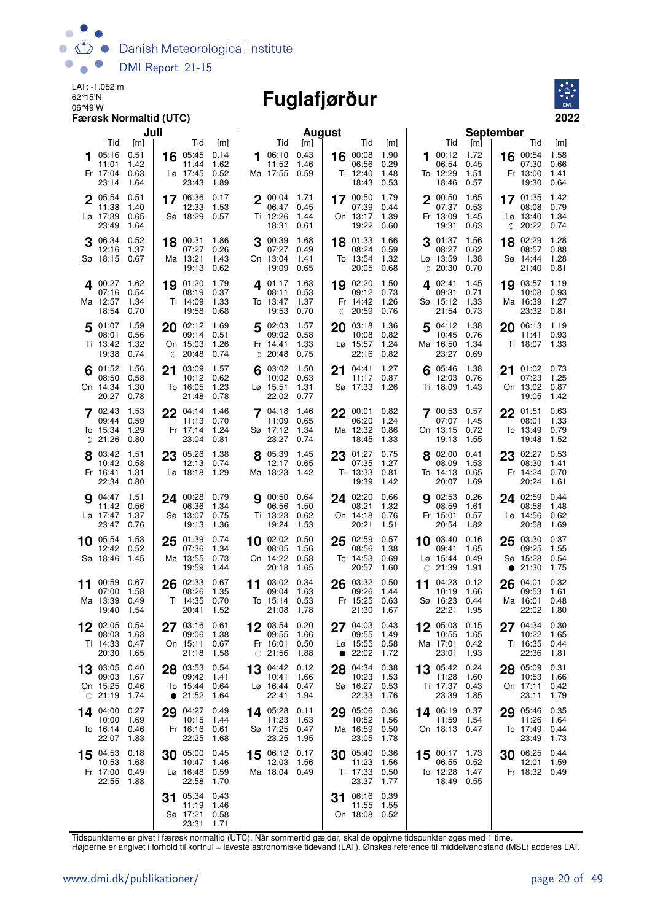LAT: -1.052 m
62°15'N
06°49'W
**Færøsk Normaltid (UTC)**

# Fuglafjørður

**2022**

## Juli

| Dag | Tid | [m] | Tid | [m] | Tid | [m] | Tid | [m] |
|---|---|---|---|---|---|---|---|---|
| 1 Fr | 05:16 | 0.51 | 11:01 | 1.42 | 17:04 | 0.63 | 23:14 | 1.64 |
| 2 Lø | 05:54 | 0.51 | 11:38 | 1.40 | 17:39 | 0.65 | 23:49 | 1.64 |
| 3 Sø | 06:34 | 0.52 | 12:16 | 1.37 | 18:15 | 0.67 | | |
| 4 Ma | 00:27 | 1.62 | 07:16 | 0.54 | 12:57 | 1.34 | 18:54 | 0.70 |
| 5 Ti | 01:07 | 1.59 | 08:01 | 0.56 | 13:42 | 1.32 | 19:38 | 0.74 |
| 6 On | 01:52 | 1.56 | 08:50 | 0.58 | 14:34 | 1.30 | 20:27 | 0.78 |
| 7 To | 02:43 | 1.53 | 09:44 | 0.59 | 15:34 | 1.29 | ☽ 21:26 | 0.80 |
| 8 Fr | 03:42 | 1.51 | 10:42 | 0.58 | 16:41 | 1.31 | 22:34 | 0.80 |
| 9 Lø | 04:47 | 1.51 | 11:42 | 0.56 | 17:47 | 1.37 | 23:47 | 0.76 |
| 10 Sø | 05:54 | 1.53 | 12:42 | 0.52 | 18:46 | 1.45 | | |
| 11 Ma | 00:59 | 0.67 | 07:00 | 1.58 | 13:39 | 0.49 | 19:40 | 1.54 |
| 12 Ti | 02:05 | 0.54 | 08:03 | 1.63 | 14:33 | 0.47 | 20:30 | 1.65 |
| 13 On | 03:05 | 0.40 | 09:03 | 1.67 | 15:25 | 0.46 | ○ 21:19 | 1.74 |
| 14 To | 04:00 | 0.27 | 10:00 | 1.69 | 16:14 | 0.46 | 22:07 | 1.83 |
| 15 Fr | 04:53 | 0.18 | 10:53 | 1.68 | 17:00 | 0.49 | 22:55 | 1.88 |
| 16 Lø | 05:45 | 0.14 | 11:44 | 1.62 | 17:45 | 0.52 | 23:43 | 1.89 |
| 17 Sø | 06:36 | 0.17 | 12:33 | 1.53 | 18:29 | 0.57 | | |
| 18 Ma | 00:31 | 1.86 | 07:27 | 0.26 | 13:21 | 1.43 | 19:13 | 0.62 |
| 19 Ti | 01:20 | 1.79 | 08:19 | 0.37 | 14:09 | 1.33 | 19:58 | 0.68 |
| 20 On | 02:12 | 1.69 | 09:14 | 0.51 | 15:03 | 1.26 | ☾ 20:48 | 0.74 |
| 21 To | 03:09 | 1.57 | 10:12 | 0.62 | 16:05 | 1.23 | 21:48 | 0.78 |
| 22 Fr | 04:14 | 1.46 | 11:13 | 0.70 | 17:14 | 1.24 | 23:04 | 0.81 |
| 23 Lø | 05:26 | 1.38 | 12:13 | 0.74 | 18:18 | 1.29 | | |
| 24 Sø | 00:28 | 0.79 | 06:36 | 1.34 | 13:07 | 0.75 | 19:13 | 1.36 |
| 25 Ma | 01:39 | 0.74 | 07:36 | 1.34 | 13:55 | 0.73 | 19:59 | 1.44 |
| 26 Ti | 02:33 | 0.67 | 08:26 | 1.35 | 14:35 | 0.70 | 20:41 | 1.52 |
| 27 On | 03:16 | 0.61 | 09:06 | 1.38 | 15:11 | 0.67 | 21:18 | 1.58 |
| 28 To | 03:53 | 0.54 | 09:42 | 1.41 | 15:44 | 0.64 | ● 21:52 | 1.64 |
| 29 Fr | 04:27 | 0.49 | 10:15 | 1.44 | 16:16 | 0.61 | 22:25 | 1.68 |
| 30 Lø | 05:00 | 0.45 | 10:47 | 1.46 | 16:48 | 0.59 | 22:58 | 1.70 |
| 31 Sø | 05:34 | 0.43 | 11:19 | 1.46 | 17:21 | 0.58 | 23:31 | 1.71 |

## August

| Dag | Tid | [m] | Tid | [m] | Tid | [m] | Tid | [m] |
|---|---|---|---|---|---|---|---|---|
| 1 Ma | 06:10 | 0.43 | 11:52 | 1.46 | 17:55 | 0.59 | | |
| 2 Ti | 00:04 | 1.71 | 06:47 | 0.45 | 12:26 | 1.44 | 18:31 | 0.61 |
| 3 On | 00:39 | 1.68 | 07:27 | 0.49 | 13:04 | 1.41 | 19:09 | 0.65 |
| 4 To | 01:17 | 1.63 | 08:11 | 0.53 | 13:47 | 1.37 | 19:53 | 0.70 |
| 5 Fr | 02:03 | 1.57 | 09:02 | 0.58 | 14:41 | 1.33 | ☽ 20:48 | 0.75 |
| 6 Lø | 03:02 | 1.50 | 10:02 | 0.63 | 15:51 | 1.31 | 22:02 | 0.77 |
| 7 Sø | 04:18 | 1.46 | 11:09 | 0.65 | 17:12 | 1.34 | 23:27 | 0.74 |
| 8 Ma | 05:39 | 1.45 | 12:17 | 0.65 | 18:23 | 1.42 | | |
| 9 Ti | 00:50 | 0.64 | 06:56 | 1.50 | 13:23 | 0.62 | 19:24 | 1.53 |
| 10 On | 02:02 | 0.50 | 08:05 | 1.56 | 14:22 | 0.58 | 20:18 | 1.65 |
| 11 To | 03:02 | 0.34 | 09:04 | 1.63 | 15:14 | 0.53 | 21:08 | 1.78 |
| 12 Fr | 03:54 | 0.20 | 09:55 | 1.66 | 16:01 | 0.50 | ○ 21:56 | 1.88 |
| 13 Lø | 04:42 | 0.12 | 10:41 | 1.66 | 16:44 | 0.47 | 22:41 | 1.94 |
| 14 Sø | 05:28 | 0.11 | 11:23 | 1.63 | 17:25 | 0.47 | 23:25 | 1.95 |
| 15 Ma | 06:12 | 0.17 | 12:03 | 1.56 | 18:04 | 0.49 | | |
| 16 Ti | 00:08 | 1.90 | 06:56 | 0.29 | 12:40 | 1.48 | 18:43 | 0.53 |
| 17 On | 00:50 | 1.79 | 07:39 | 0.44 | 13:17 | 1.39 | 19:22 | 0.60 |
| 18 To | 01:33 | 1.66 | 08:24 | 0.59 | 13:54 | 1.32 | 20:05 | 0.68 |
| 19 Fr | 02:20 | 1.50 | 09:12 | 0.73 | 14:42 | 1.26 | ☾ 20:59 | 0.76 |
| 20 Lø | 03:18 | 1.36 | 10:08 | 0.82 | 15:57 | 1.24 | 22:16 | 0.82 |
| 21 Sø | 04:41 | 1.27 | 11:17 | 0.87 | 17:33 | 1.26 | | |
| 22 Ma | 00:01 | 0.82 | 06:20 | 1.24 | 12:32 | 0.86 | 18:45 | 1.33 |
| 23 Ti | 01:27 | 0.75 | 07:35 | 1.27 | 13:33 | 0.81 | 19:39 | 1.42 |
| 24 On | 02:20 | 0.66 | 08:21 | 1.32 | 14:18 | 0.76 | 20:21 | 1.51 |
| 25 To | 02:59 | 0.57 | 08:56 | 1.38 | 14:53 | 0.69 | 20:57 | 1.60 |
| 26 Fr | 03:32 | 0.50 | 09:26 | 1.44 | 15:25 | 0.63 | 21:30 | 1.67 |
| 27 Lø | 04:03 | 0.43 | 09:55 | 1.49 | 15:55 | 0.58 | ● 22:02 | 1.72 |
| 28 Sø | 04:34 | 0.38 | 10:23 | 1.53 | 16:27 | 0.53 | 22:33 | 1.76 |
| 29 Ma | 05:06 | 0.36 | 10:52 | 1.56 | 16:59 | 0.50 | 23:05 | 1.78 |
| 30 Ti | 05:40 | 0.36 | 11:23 | 1.56 | 17:33 | 0.50 | 23:37 | 1.77 |
| 31 On | 06:16 | 0.39 | 11:55 | 1.55 | 18:08 | 0.52 | | |

## September

| Dag | Tid | [m] | Tid | [m] | Tid | [m] | Tid | [m] |
|---|---|---|---|---|---|---|---|---|
| 1 To | 00:12 | 1.72 | 06:54 | 0.45 | 12:29 | 1.51 | 18:46 | 0.57 |
| 2 Fr | 00:50 | 1.65 | 07:37 | 0.53 | 13:09 | 1.45 | 19:31 | 0.63 |
| 3 Lø | 01:37 | 1.56 | 08:27 | 0.62 | 13:59 | 1.38 | ☽ 20:30 | 0.70 |
| 4 Sø | 02:41 | 1.45 | 09:31 | 0.71 | 15:12 | 1.33 | 21:54 | 0.73 |
| 5 Ma | 04:12 | 1.38 | 10:45 | 0.76 | 16:50 | 1.34 | 23:27 | 0.69 |
| 6 Ti | 05:46 | 1.38 | 12:03 | 0.76 | 18:09 | 1.43 | | |
| 7 On | 00:53 | 0.57 | 07:07 | 1.45 | 13:15 | 0.72 | 19:13 | 1.55 |
| 8 To | 02:00 | 0.41 | 08:09 | 1.53 | 14:13 | 0.65 | 20:07 | 1.69 |
| 9 Fr | 02:53 | 0.26 | 08:59 | 1.61 | 15:01 | 0.57 | 20:54 | 1.82 |
| 10 Lø | 03:40 | 0.16 | 09:41 | 1.65 | 15:44 | 0.49 | ○ 21:39 | 1.91 |
| 11 Sø | 04:23 | 0.12 | 10:19 | 1.66 | 16:23 | 0.44 | 22:21 | 1.95 |
| 12 Ma | 05:03 | 0.15 | 10:55 | 1.65 | 17:01 | 0.42 | 23:01 | 1.93 |
| 13 Ti | 05:42 | 0.24 | 11:28 | 1.60 | 17:37 | 0.43 | 23:39 | 1.85 |
| 14 On | 06:19 | 0.37 | 11:59 | 1.54 | 18:13 | 0.47 | | |
| 15 To | 00:17 | 1.73 | 06:55 | 0.52 | 12:28 | 1.47 | 18:49 | 0.55 |
| 16 Fr | 00:54 | 1.58 | 07:30 | 0.66 | 13:00 | 1.41 | 19:30 | 0.64 |
| 17 Lø | 01:35 | 1.42 | 08:08 | 0.79 | 13:40 | 1.34 | ☾ 20:22 | 0.74 |
| 18 Sø | 02:29 | 1.28 | 08:57 | 0.88 | 14:44 | 1.28 | 21:40 | 0.81 |
| 19 Ma | 03:57 | 1.19 | 10:08 | 0.93 | 16:39 | 1.27 | 23:32 | 0.81 |
| 20 Ti | 06:13 | 1.19 | 11:41 | 0.93 | 18:07 | 1.33 | | |
| 21 On | 01:02 | 0.73 | 07:23 | 1.25 | 13:02 | 0.87 | 19:05 | 1.42 |
| 22 To | 01:51 | 0.63 | 08:01 | 1.33 | 13:49 | 0.79 | 19:48 | 1.52 |
| 23 Fr | 02:27 | 0.53 | 08:30 | 1.41 | 14:24 | 0.70 | 20:24 | 1.61 |
| 24 Lø | 02:59 | 0.44 | 08:58 | 1.48 | 14:56 | 0.62 | 20:58 | 1.69 |
| 25 Sø | 03:30 | 0.37 | 09:25 | 1.55 | 15:28 | 0.54 | ● 21:30 | 1.75 |
| 26 Ma | 04:01 | 0.32 | 09:53 | 1.61 | 16:01 | 0.48 | 22:02 | 1.80 |
| 27 Ti | 04:34 | 0.30 | 10:22 | 1.65 | 16:35 | 0.44 | 22:36 | 1.81 |
| 28 On | 05:09 | 0.31 | 10:53 | 1.66 | 17:11 | 0.42 | 23:11 | 1.79 |
| 29 To | 05:46 | 0.35 | 11:26 | 1.64 | 17:49 | 0.44 | 23:49 | 1.73 |
| 30 Fr | 06:25 | 0.44 | 12:01 | 1.59 | 18:32 | 0.49 | | |

Tidspunkterne er givet i færøsk normaltid (UTC). Når sommertid gælder, skal de opgivne tidspunkter øges med 1 time.
Højderne er angivet i forhold til kortnul = laveste astronomiske tidevand (LAT). Ønskes reference til middelvandstand (MSL) adderes LAT.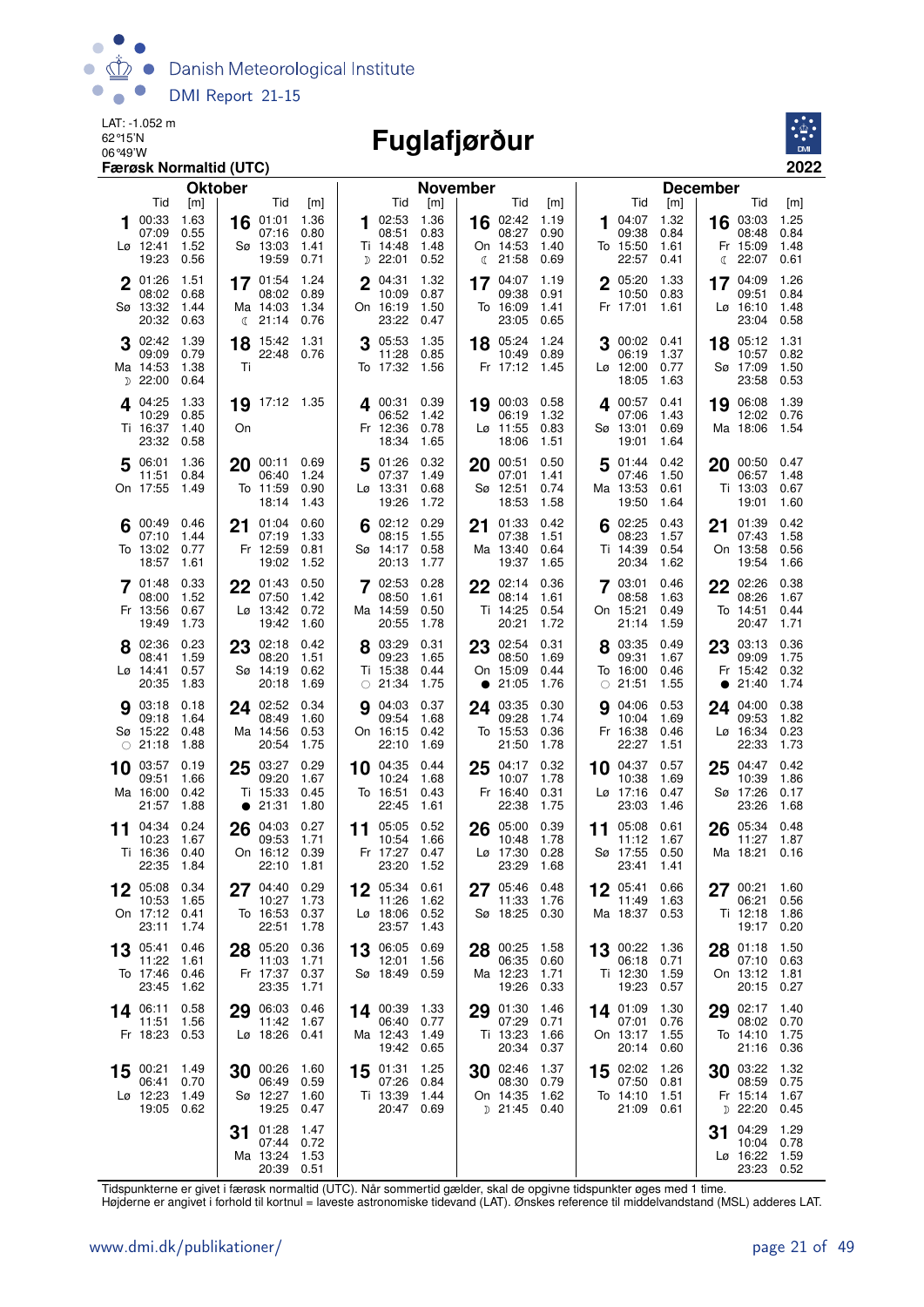Danish Meteorological Institute
DMI Report 21-15

LAT: -1.052 m
62°15'N
06°49'W
**Færøsk Normaltid (UTC)**

# Fuglafjørður

**2022**

## Oktober

| Dag | Tid | [m] | Dag | Tid | [m] |
|---|---|---|---|---|---|
| 1 Lø | 00:33 | 1.63 | 16 Sø | 01:01 | 1.36 |
| | 07:09 | 0.55 | | 07:16 | 0.80 |
| | 12:41 | 1.52 | | 13:03 | 1.41 |
| | 19:23 | 0.56 | | 19:59 | 0.71 |
| 2 Sø | 01:26 | 1.51 | 17 Ma | 01:54 | 1.24 |
| | 08:02 | 0.68 | | 08:02 | 0.89 |
| | 13:32 | 1.44 | | 14:03 | 1.34 |
| | 20:32 | 0.63 | ☾ | 21:14 | 0.76 |
| 3 Ma | 02:42 | 1.39 | 18 Ti | 15:42 | 1.31 |
| | 09:09 | 0.79 | | 22:48 | 0.76 |
| | 14:53 | 1.38 | | | |
| ☽ | 22:00 | 0.64 | | | |
| 4 Ti | 04:25 | 1.33 | 19 On | 17:12 | 1.35 |
| | 10:29 | 0.85 | | | |
| | 16:37 | 1.40 | | | |
| | 23:32 | 0.58 | | | |
| 5 On | 06:01 | 1.36 | 20 To | 00:11 | 0.69 |
| | 11:51 | 0.84 | | 06:40 | 1.24 |
| | 17:55 | 1.49 | | 11:59 | 0.90 |
| | | | | 18:14 | 1.43 |
| 6 To | 00:49 | 0.46 | 21 Fr | 01:04 | 0.60 |
| | 07:10 | 1.44 | | 07:19 | 1.33 |
| | 13:02 | 0.77 | | 12:59 | 0.81 |
| | 18:57 | 1.61 | | 19:02 | 1.52 |
| 7 Fr | 01:48 | 0.33 | 22 Lø | 01:43 | 0.50 |
| | 08:00 | 1.52 | | 07:50 | 1.42 |
| | 13:56 | 0.67 | | 13:42 | 0.72 |
| | 19:49 | 1.73 | | 19:42 | 1.60 |
| 8 Lø | 02:36 | 0.23 | 23 Sø | 02:18 | 0.42 |
| | 08:41 | 1.59 | | 08:20 | 1.51 |
| | 14:41 | 0.57 | | 14:19 | 0.62 |
| | 20:35 | 1.83 | | 20:18 | 1.69 |
| 9 Sø | 03:18 | 0.18 | 24 Ma | 02:52 | 0.34 |
| | 09:18 | 1.64 | | 08:49 | 1.60 |
| | 15:22 | 0.48 | | 14:56 | 0.53 |
| ○ | 21:18 | 1.88 | | 20:54 | 1.75 |
| 10 Ma | 03:57 | 0.19 | 25 Ti | 03:27 | 0.29 |
| | 09:51 | 1.66 | | 09:20 | 1.67 |
| | 16:00 | 0.42 | | 15:33 | 0.45 |
| | 21:57 | 1.88 | ● | 21:31 | 1.80 |
| 11 Ti | 04:34 | 0.24 | 26 On | 04:03 | 0.27 |
| | 10:23 | 1.67 | | 09:53 | 1.71 |
| | 16:36 | 0.40 | | 16:12 | 0.39 |
| | 22:35 | 1.84 | | 22:10 | 1.81 |
| 12 On | 05:08 | 0.34 | 27 To | 04:40 | 0.29 |
| | 10:53 | 1.65 | | 10:27 | 1.73 |
| | 17:12 | 0.41 | | 16:53 | 0.37 |
| | 23:11 | 1.74 | | 22:51 | 1.78 |
| 13 To | 05:41 | 0.46 | 28 Fr | 05:20 | 0.36 |
| | 11:22 | 1.61 | | 11:03 | 1.71 |
| | 17:46 | 0.46 | | 17:37 | 0.37 |
| | 23:45 | 1.62 | | 23:35 | 1.71 |
| 14 Fr | 06:11 | 0.58 | 29 Lø | 06:03 | 0.46 |
| | 11:51 | 1.56 | | 11:42 | 1.67 |
| | 18:23 | 0.53 | | 18:26 | 0.41 |
| 15 Lø | 00:21 | 1.49 | 30 Sø | 00:26 | 1.60 |
| | 06:41 | 0.70 | | 06:49 | 0.59 |
| | 12:23 | 1.49 | | 12:27 | 1.60 |
| | 19:05 | 0.62 | | 19:25 | 0.47 |
| | | | 31 Ma | 01:28 | 1.47 |
| | | | | 07:44 | 0.72 |
| | | | | 13:24 | 1.53 |
| | | | | 20:39 | 0.51 |

## November

| Dag | Tid | [m] | Dag | Tid | [m] |
|---|---|---|---|---|---|
| 1 Ti | 02:53 | 1.36 | 16 On | 02:42 | 1.19 |
| | 08:51 | 0.83 | | 08:27 | 0.90 |
| | 14:48 | 1.48 | | 14:53 | 1.40 |
| ☽ | 22:01 | 0.52 | ☾ | 21:58 | 0.69 |
| 2 On | 04:31 | 1.32 | 17 To | 04:07 | 1.19 |
| | 10:09 | 0.87 | | 09:38 | 0.91 |
| | 16:19 | 1.50 | | 16:09 | 1.41 |
| | 23:22 | 0.47 | | 23:05 | 0.65 |
| 3 To | 05:53 | 1.35 | 18 Fr | 05:24 | 1.24 |
| | 11:28 | 0.85 | | 10:49 | 0.89 |
| | 17:32 | 1.56 | | 17:12 | 1.45 |
| 4 Fr | 00:31 | 0.39 | 19 Lø | 00:03 | 0.58 |
| | 06:52 | 1.42 | | 06:19 | 1.32 |
| | 12:36 | 0.78 | | 11:55 | 0.83 |
| | 18:34 | 1.65 | | 18:06 | 1.51 |
| 5 Lø | 01:26 | 0.32 | 20 Sø | 00:51 | 0.50 |
| | 07:37 | 1.49 | | 07:01 | 1.41 |
| | 13:31 | 0.68 | | 12:51 | 0.74 |
| | 19:26 | 1.72 | | 18:53 | 1.58 |
| 6 Sø | 02:12 | 0.29 | 21 Ma | 01:33 | 0.42 |
| | 08:15 | 1.55 | | 07:38 | 1.51 |
| | 14:17 | 0.58 | | 13:40 | 0.64 |
| | 20:13 | 1.77 | | 19:37 | 1.65 |
| 7 Ma | 02:53 | 0.28 | 22 Ti | 02:14 | 0.36 |
| | 08:50 | 1.61 | | 08:14 | 1.61 |
| | 14:59 | 0.50 | | 14:25 | 0.54 |
| | 20:55 | 1.78 | | 20:21 | 1.72 |
| 8 Ti | 03:29 | 0.31 | 23 On | 02:54 | 0.31 |
| | 09:23 | 1.65 | | 08:50 | 1.69 |
| | 15:38 | 0.44 | | 15:09 | 0.44 |
| ○ | 21:34 | 1.75 | ● | 21:05 | 1.76 |
| 9 On | 04:03 | 0.37 | 24 To | 03:35 | 0.30 |
| | 09:54 | 1.68 | | 09:28 | 1.74 |
| | 16:15 | 0.42 | | 15:53 | 0.36 |
| | 22:10 | 1.69 | | 21:50 | 1.78 |
| 10 To | 04:35 | 0.44 | 25 Fr | 04:17 | 0.32 |
| | 10:24 | 1.68 | | 10:07 | 1.78 |
| | 16:51 | 0.43 | | 16:40 | 0.31 |
| | 22:45 | 1.61 | | 22:38 | 1.75 |
| 11 Fr | 05:05 | 0.52 | 26 Lø | 05:00 | 0.39 |
| | 10:54 | 1.66 | | 10:48 | 1.78 |
| | 17:27 | 0.47 | | 17:30 | 0.28 |
| | 23:20 | 1.52 | | 23:29 | 1.68 |
| 12 Lø | 05:34 | 0.61 | 27 Sø | 05:46 | 0.48 |
| | 11:26 | 1.62 | | 11:33 | 1.76 |
| | 18:06 | 0.52 | | 18:25 | 0.30 |
| | 23:57 | 1.43 | | | |
| 13 Sø | 06:05 | 0.69 | 28 Ma | 00:25 | 1.58 |
| | 12:01 | 1.56 | | 06:35 | 0.60 |
| | 18:49 | 0.59 | | 12:23 | 1.71 |
| | | | | 19:26 | 0.33 |
| 14 Ma | 00:39 | 1.33 | 29 Ti | 01:30 | 1.46 |
| | 06:40 | 0.77 | | 07:29 | 0.71 |
| | 12:43 | 1.49 | | 13:23 | 1.66 |
| | 19:42 | 0.65 | | 20:34 | 0.37 |
| 15 Ti | 01:31 | 1.25 | 30 On | 02:46 | 1.37 |
| | 07:26 | 0.84 | | 08:30 | 0.79 |
| | 13:39 | 1.44 | | 14:35 | 1.62 |
| | 20:47 | 0.69 | ☽ | 21:45 | 0.40 |

## December

| Dag | Tid | [m] | Dag | Tid | [m] |
|---|---|---|---|---|---|
| 1 To | 04:07 | 1.32 | 16 Fr | 03:03 | 1.25 |
| | 09:38 | 0.84 | | 08:48 | 0.84 |
| | 15:50 | 1.61 | | 15:09 | 1.48 |
| | 22:57 | 0.41 | ☾ | 22:07 | 0.61 |
| 2 Fr | 05:20 | 1.33 | 17 Lø | 04:09 | 1.26 |
| | 10:50 | 0.83 | | 09:51 | 0.84 |
| | 17:01 | 1.61 | | 16:10 | 1.48 |
| | | | | 23:04 | 0.58 |
| 3 Lø | 00:02 | 0.41 | 18 Sø | 05:12 | 1.31 |
| | 06:19 | 1.37 | | 10:57 | 0.82 |
| | 12:00 | 0.77 | | 17:09 | 1.50 |
| | 18:05 | 1.63 | | 23:58 | 0.53 |
| 4 Sø | 00:57 | 0.41 | 19 Ma | 06:08 | 1.39 |
| | 07:06 | 1.43 | | 12:02 | 0.76 |
| | 13:01 | 0.69 | | 18:06 | 1.54 |
| | 19:01 | 1.64 | | | |
| 5 Ma | 01:44 | 0.42 | 20 Ti | 00:50 | 0.47 |
| | 07:46 | 1.50 | | 06:57 | 1.48 |
| | 13:53 | 0.61 | | 13:03 | 0.67 |
| | 19:50 | 1.64 | | 19:01 | 1.60 |
| 6 Ti | 02:25 | 0.43 | 21 On | 01:39 | 0.42 |
| | 08:23 | 1.57 | | 07:43 | 1.58 |
| | 14:39 | 0.54 | | 13:58 | 0.56 |
| | 20:34 | 1.62 | | 19:54 | 1.66 |
| 7 On | 03:01 | 0.46 | 22 To | 02:26 | 0.38 |
| | 08:58 | 1.63 | | 08:26 | 1.67 |
| | 15:21 | 0.49 | | 14:51 | 0.44 |
| | 21:14 | 1.59 | | 20:47 | 1.71 |
| 8 To | 03:35 | 0.49 | 23 Fr | 03:13 | 0.36 |
| | 09:31 | 1.67 | | 09:09 | 1.75 |
| | 16:00 | 0.46 | | 15:42 | 0.32 |
| ○ | 21:51 | 1.55 | ● | 21:40 | 1.74 |
| 9 Fr | 04:06 | 0.53 | 24 Lø | 04:00 | 0.38 |
| | 10:04 | 1.69 | | 09:53 | 1.82 |
| | 16:38 | 0.46 | | 16:34 | 0.23 |
| | 22:27 | 1.51 | | 22:33 | 1.73 |
| 10 Lø | 04:37 | 0.57 | 25 Sø | 04:47 | 0.42 |
| | 10:38 | 1.69 | | 10:39 | 1.86 |
| | 17:16 | 0.47 | | 17:26 | 0.17 |
| | 23:03 | 1.46 | | 23:26 | 1.68 |
| 11 Sø | 05:08 | 0.61 | 26 Ma | 05:34 | 0.48 |
| | 11:12 | 1.67 | | 11:27 | 1.87 |
| | 17:55 | 0.50 | | 18:21 | 0.16 |
| | 23:41 | 1.41 | | | |
| 12 Ma | 05:41 | 0.66 | 27 Ti | 00:21 | 1.60 |
| | 11:49 | 1.63 | | 06:21 | 0.56 |
| | 18:37 | 0.53 | | 12:18 | 1.86 |
| | | | | 19:17 | 0.20 |
| 13 Ti | 00:22 | 1.36 | 28 On | 01:18 | 1.50 |
| | 06:18 | 0.71 | | 07:10 | 0.63 |
| | 12:30 | 1.59 | | 13:12 | 1.81 |
| | 19:23 | 0.57 | | 20:15 | 0.27 |
| 14 On | 01:09 | 1.30 | 29 To | 02:17 | 1.40 |
| | 07:01 | 0.76 | | 08:02 | 0.70 |
| | 13:17 | 1.55 | | 14:10 | 1.75 |
| | 20:14 | 0.60 | | 21:16 | 0.36 |
| 15 To | 02:02 | 1.26 | 30 Fr | 03:22 | 1.32 |
| | 07:50 | 0.81 | | 08:59 | 0.75 |
| | 14:10 | 1.51 | | 15:14 | 1.67 |
| | 21:09 | 0.61 | ☽ | 22:20 | 0.45 |
| | | | 31 Lø | 04:29 | 1.29 |
| | | | | 10:04 | 0.78 |
| | | | | 16:22 | 1.59 |
| | | | | 23:23 | 0.52 |

Tidspunkterne er givet i færøsk normaltid (UTC). Når sommertid gælder, skal de opgivne tidspunkter øges med 1 time.
Højderne er angivet i forhold til kortnul = laveste astronomiske tidevand (LAT). Ønskes reference til middelvandstand (MSL) adderes LAT.

www.dmi.dk/publikationer/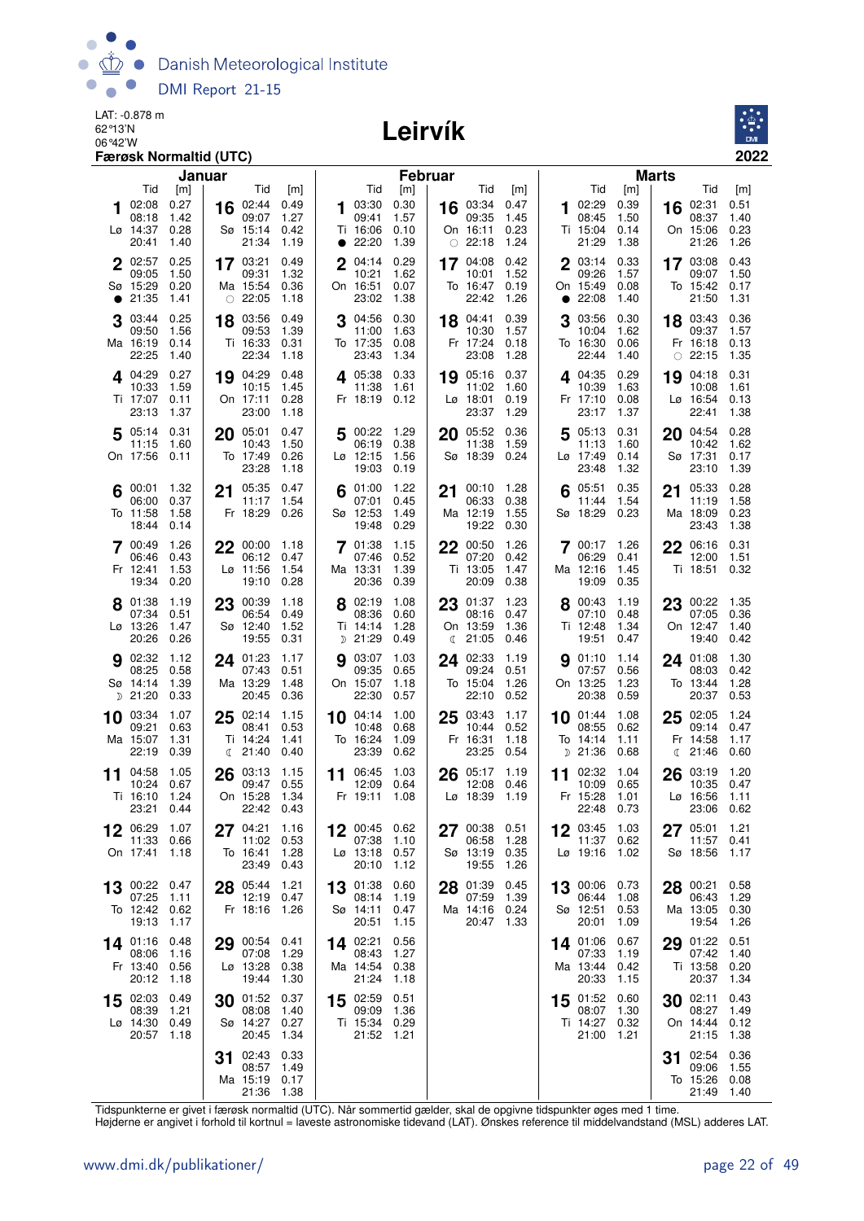LAT: -0.878 m
62°13'N
06°42'W
**Færøsk Normaltid (UTC)**

# Leirvík

**2022**

## Januar

| Dag | Tid | [m] | Tid | [m] | Tid | [m] | Tid | [m] |
|---|---|---|---|---|---|---|---|---|
| 1 Lø | 02:08 | 0.27 | 08:18 | 1.42 | 14:37 | 0.28 | 20:41 | 1.40 |
| 2 Sø | 02:57 | 0.25 | 09:05 | 1.50 | 15:29 | 0.20 | ● 21:35 | 1.41 |
| 3 Ma | 03:44 | 0.25 | 09:50 | 1.56 | 16:19 | 0.14 | 22:25 | 1.40 |
| 4 Ti | 04:29 | 0.27 | 10:33 | 1.59 | 17:07 | 0.11 | 23:13 | 1.37 |
| 5 On | 05:14 | 0.31 | 11:15 | 1.60 | 17:56 | 0.11 | | |
| 6 To | 00:01 | 1.32 | 06:00 | 0.37 | 11:58 | 1.58 | 18:44 | 0.14 |
| 7 Fr | 00:49 | 1.26 | 06:46 | 0.43 | 12:41 | 1.53 | 19:34 | 0.20 |
| 8 Lø | 01:38 | 1.19 | 07:34 | 0.51 | 13:26 | 1.47 | 20:26 | 0.26 |
| 9 Sø | 02:32 | 1.12 | 08:25 | 0.58 | 14:14 | 1.39 | ☽ 21:20 | 0.33 |
| 10 Ma | 03:34 | 1.07 | 09:21 | 0.63 | 15:07 | 1.31 | 22:19 | 0.39 |
| 11 Ti | 04:58 | 1.05 | 10:24 | 0.67 | 16:10 | 1.24 | 23:21 | 0.44 |
| 12 On | 06:29 | 1.07 | 11:33 | 0.66 | 17:41 | 1.18 | | |
| 13 To | 00:22 | 0.47 | 07:25 | 1.11 | 12:42 | 0.62 | 19:13 | 1.17 |
| 14 Fr | 01:16 | 0.48 | 08:06 | 1.16 | 13:40 | 0.56 | 20:12 | 1.18 |
| 15 Lø | 02:03 | 0.49 | 08:39 | 1.21 | 14:30 | 0.49 | 20:57 | 1.18 |
| 16 Sø | 02:44 | 0.49 | 09:07 | 1.27 | 15:14 | 0.42 | 21:34 | 1.19 |
| 17 Ma | 03:21 | 0.49 | 09:31 | 1.32 | 15:54 | 0.36 | ○ 22:05 | 1.18 |
| 18 Ti | 03:56 | 0.49 | 09:53 | 1.39 | 16:33 | 0.31 | 22:34 | 1.18 |
| 19 On | 04:29 | 0.48 | 10:15 | 1.45 | 17:11 | 0.28 | 23:00 | 1.18 |
| 20 To | 05:01 | 0.47 | 10:43 | 1.50 | 17:49 | 0.26 | 23:28 | 1.18 |
| 21 Fr | 05:35 | 0.47 | 11:17 | 1.54 | 18:29 | 0.26 | | |
| 22 Lø | 00:00 | 1.18 | 06:12 | 0.47 | 11:56 | 1.54 | 19:10 | 0.28 |
| 23 Sø | 00:39 | 1.18 | 06:54 | 0.49 | 12:40 | 1.52 | 19:55 | 0.31 |
| 24 Ma | 01:23 | 1.17 | 07:43 | 0.51 | 13:29 | 1.48 | 20:45 | 0.36 |
| 25 Ti | 02:14 | 1.15 | 08:41 | 0.53 | 14:24 | 1.41 | ☾ 21:40 | 0.40 |
| 26 On | 03:13 | 1.15 | 09:47 | 0.55 | 15:28 | 1.34 | 22:42 | 0.43 |
| 27 To | 04:21 | 1.16 | 11:02 | 0.53 | 16:41 | 1.28 | 23:49 | 0.43 |
| 28 Fr | 05:44 | 1.21 | 12:19 | 0.47 | 18:16 | 1.26 | | |
| 29 Lø | 00:54 | 0.41 | 07:08 | 1.29 | 13:28 | 0.38 | 19:44 | 1.30 |
| 30 Sø | 01:52 | 0.37 | 08:08 | 1.40 | 14:27 | 0.27 | 20:45 | 1.34 |
| 31 Ma | 02:43 | 0.33 | 08:57 | 1.49 | 15:19 | 0.17 | 21:36 | 1.38 |

## Februar

| Dag | Tid | [m] | Tid | [m] | Tid | [m] | Tid | [m] |
|---|---|---|---|---|---|---|---|---|
| 1 Ti | 03:30 | 0.30 | 09:41 | 1.57 | 16:06 | 0.10 | ● 22:20 | 1.39 |
| 2 On | 04:14 | 0.29 | 10:21 | 1.62 | 16:51 | 0.07 | 23:02 | 1.38 |
| 3 To | 04:56 | 0.30 | 11:00 | 1.63 | 17:35 | 0.08 | 23:43 | 1.34 |
| 4 Fr | 05:38 | 0.33 | 11:38 | 1.61 | 18:19 | 0.12 | | |
| 5 Lø | 00:22 | 1.29 | 06:19 | 0.38 | 12:15 | 1.56 | 19:03 | 0.19 |
| 6 Sø | 01:00 | 1.22 | 07:01 | 0.45 | 12:53 | 1.49 | 19:48 | 0.29 |
| 7 Ma | 01:38 | 1.15 | 07:46 | 0.52 | 13:31 | 1.39 | 20:36 | 0.39 |
| 8 Ti | 02:19 | 1.08 | 08:36 | 0.60 | 14:14 | 1.28 | ☽ 21:29 | 0.49 |
| 9 On | 03:07 | 1.03 | 09:35 | 0.65 | 15:07 | 1.18 | 22:30 | 0.57 |
| 10 To | 04:14 | 1.00 | 10:48 | 0.68 | 16:24 | 1.09 | 23:39 | 0.62 |
| 11 Fr | 06:45 | 1.03 | 12:09 | 0.64 | 19:11 | 1.08 | | |
| 12 Lø | 00:45 | 0.62 | 07:38 | 1.10 | 13:18 | 0.57 | 20:10 | 1.12 |
| 13 Sø | 01:38 | 0.60 | 08:14 | 1.19 | 14:11 | 0.47 | 20:51 | 1.15 |
| 14 Ma | 02:21 | 0.56 | 08:43 | 1.27 | 14:54 | 0.38 | 21:24 | 1.18 |
| 15 Ti | 02:59 | 0.51 | 09:09 | 1.36 | 15:34 | 0.29 | 21:52 | 1.21 |
| 16 On | 03:34 | 0.47 | 09:35 | 1.45 | 16:11 | 0.23 | ○ 22:18 | 1.24 |
| 17 To | 04:08 | 0.42 | 10:01 | 1.52 | 16:47 | 0.19 | 22:42 | 1.26 |
| 18 Fr | 04:41 | 0.39 | 10:30 | 1.57 | 17:24 | 0.18 | 23:08 | 1.28 |
| 19 Lø | 05:16 | 0.37 | 11:02 | 1.60 | 18:01 | 0.19 | 23:37 | 1.29 |
| 20 Sø | 05:52 | 0.36 | 11:38 | 1.59 | 18:39 | 0.24 | | |
| 21 Ma | 00:10 | 1.28 | 06:33 | 0.38 | 12:19 | 1.55 | 19:22 | 0.30 |
| 22 Ti | 00:50 | 1.26 | 07:20 | 0.42 | 13:05 | 1.47 | 20:09 | 0.38 |
| 23 On | 01:37 | 1.23 | 08:16 | 0.47 | 13:59 | 1.36 | ☾ 21:05 | 0.46 |
| 24 To | 02:33 | 1.19 | 09:24 | 0.51 | 15:04 | 1.26 | 22:10 | 0.52 |
| 25 Fr | 03:43 | 1.17 | 10:44 | 0.52 | 16:31 | 1.18 | 23:25 | 0.54 |
| 26 Lø | 05:17 | 1.19 | 12:08 | 0.46 | 18:39 | 1.19 | | |
| 27 Sø | 00:38 | 0.51 | 06:58 | 1.28 | 13:19 | 0.35 | 19:55 | 1.26 |
| 28 Ma | 01:39 | 0.45 | 07:59 | 1.39 | 14:16 | 0.24 | 20:47 | 1.33 |

## Marts

| Dag | Tid | [m] | Tid | [m] | Tid | [m] | Tid | [m] |
|---|---|---|---|---|---|---|---|---|
| 1 Ti | 02:29 | 0.39 | 08:45 | 1.50 | 15:04 | 0.14 | 21:29 | 1.38 |
| 2 On | 03:14 | 0.33 | 09:26 | 1.57 | 15:49 | 0.08 | ● 22:08 | 1.40 |
| 3 To | 03:56 | 0.30 | 10:04 | 1.62 | 16:30 | 0.06 | 22:44 | 1.40 |
| 4 Fr | 04:35 | 0.29 | 10:39 | 1.63 | 17:10 | 0.08 | 23:17 | 1.37 |
| 5 Lø | 05:13 | 0.31 | 11:13 | 1.60 | 17:49 | 0.14 | 23:48 | 1.32 |
| 6 Sø | 05:51 | 0.35 | 11:44 | 1.54 | 18:29 | 0.23 | | |
| 7 Ma | 00:17 | 1.26 | 06:29 | 0.41 | 12:16 | 1.45 | 19:09 | 0.35 |
| 8 Ti | 00:43 | 1.19 | 07:10 | 0.48 | 12:48 | 1.34 | 19:51 | 0.47 |
| 9 On | 01:10 | 1.14 | 07:57 | 0.56 | 13:25 | 1.23 | 20:38 | 0.59 |
| 10 To | 01:44 | 1.08 | 08:55 | 0.62 | 14:14 | 1.11 | ☽ 21:36 | 0.68 |
| 11 Fr | 02:32 | 1.04 | 10:09 | 0.65 | 15:28 | 1.01 | 22:48 | 0.73 |
| 12 Lø | 03:45 | 1.03 | 11:37 | 0.62 | 19:16 | 1.02 | | |
| 13 Sø | 00:06 | 0.73 | 06:44 | 1.08 | 12:51 | 0.53 | 20:01 | 1.09 |
| 14 Ma | 01:06 | 0.67 | 07:33 | 1.19 | 13:44 | 0.42 | 20:33 | 1.15 |
| 15 Ti | 01:52 | 0.60 | 08:07 | 1.30 | 14:27 | 0.32 | 21:00 | 1.21 |
| 16 On | 02:31 | 0.51 | 08:37 | 1.40 | 15:06 | 0.23 | 21:26 | 1.26 |
| 17 To | 03:08 | 0.43 | 09:07 | 1.50 | 15:42 | 0.17 | 21:50 | 1.31 |
| 18 Fr | 03:43 | 0.36 | 09:37 | 1.57 | 16:18 | 0.13 | ○ 22:15 | 1.35 |
| 19 Lø | 04:18 | 0.31 | 10:08 | 1.61 | 16:54 | 0.13 | 22:41 | 1.38 |
| 20 Sø | 04:54 | 0.28 | 10:42 | 1.62 | 17:31 | 0.17 | 23:10 | 1.39 |
| 21 Ma | 05:33 | 0.28 | 11:19 | 1.58 | 18:09 | 0.23 | 23:43 | 1.38 |
| 22 Ti | 06:16 | 0.31 | 12:00 | 1.51 | 18:51 | 0.32 | | |
| 23 On | 00:22 | 1.35 | 07:05 | 0.36 | 12:47 | 1.40 | 19:40 | 0.42 |
| 24 To | 01:08 | 1.30 | 08:03 | 0.42 | 13:44 | 1.28 | 20:37 | 0.53 |
| 25 Fr | 02:05 | 1.24 | 09:14 | 0.47 | 14:58 | 1.17 | ☾ 21:46 | 0.60 |
| 26 Lø | 03:19 | 1.20 | 10:35 | 0.47 | 16:56 | 1.11 | 23:06 | 0.62 |
| 27 Sø | 05:01 | 1.21 | 11:57 | 0.41 | 18:56 | 1.17 | | |
| 28 Ma | 00:21 | 0.58 | 06:43 | 1.29 | 13:05 | 0.30 | 19:54 | 1.26 |
| 29 Ti | 01:22 | 0.51 | 07:42 | 1.40 | 13:58 | 0.20 | 20:37 | 1.34 |
| 30 On | 02:11 | 0.43 | 08:27 | 1.49 | 14:44 | 0.12 | 21:15 | 1.38 |
| 31 To | 02:54 | 0.36 | 09:06 | 1.55 | 15:26 | 0.08 | 21:49 | 1.40 |

Tidspunkterne er givet i færøsk normaltid (UTC). Når sommertid gælder, skal de opgivne tidspunkter øges med 1 time.
Højderne er angivet i forhold til kortnul = laveste astronomiske tidevand (LAT). Ønskes reference til middelvandstand (MSL) adderes LAT.

www.dmi.dk/publikationer/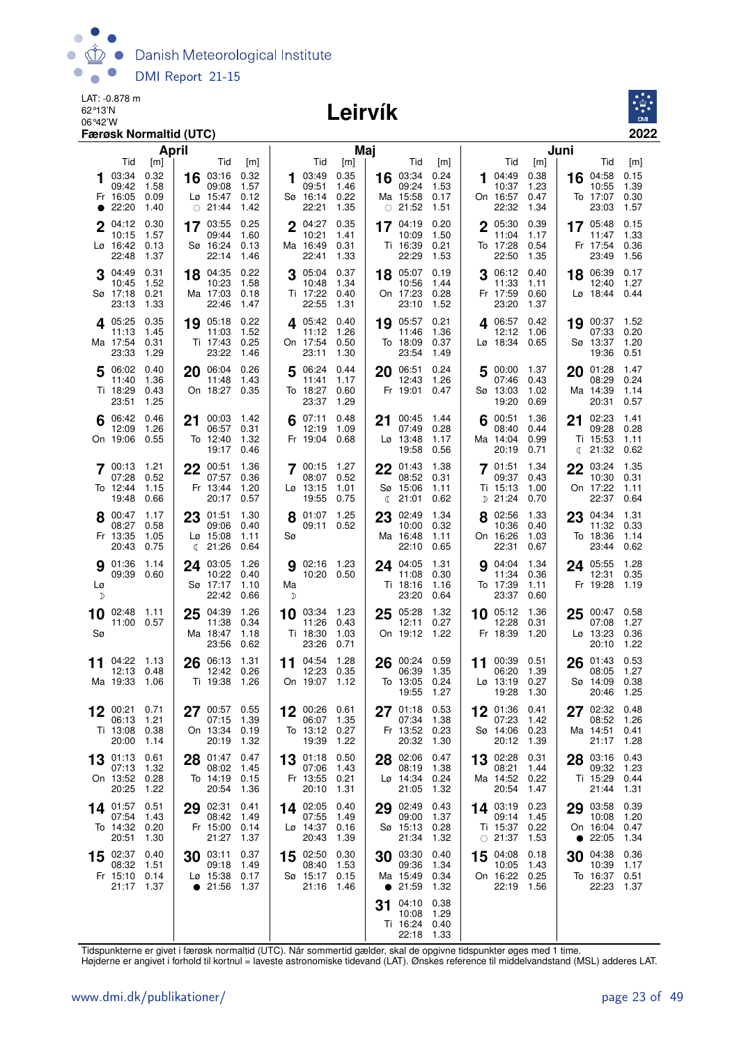LAT: -0.878 m
62°13'N
06°42'W
**Færøsk Normaltid (UTC)**

# Leirvík

**2022**

## April

| Dag | | Tid | [m] | Tid | [m] | Tid | [m] | Tid | [m] | Fase |
|---|---|---|---|---|---|---|---|---|---|---|
| 1 | Fr | 03:34 | 0.32 | 09:42 | 1.58 | 16:05 | 0.09 | 22:20 | 1.40 | ● |
| 2 | Lø | 04:12 | 0.30 | 10:15 | 1.57 | 16:42 | 0.13 | 22:48 | 1.37 | |
| 3 | Sø | 04:49 | 0.31 | 10:45 | 1.52 | 17:18 | 0.21 | 23:13 | 1.33 | |
| 4 | Ma | 05:25 | 0.35 | 11:13 | 1.45 | 17:54 | 0.31 | 23:33 | 1.29 | |
| 5 | Ti | 06:02 | 0.40 | 11:40 | 1.36 | 18:29 | 0.43 | 23:51 | 1.25 | |
| 6 | On | 06:42 | 0.46 | 12:09 | 1.26 | 19:06 | 0.55 | | | |
| 7 | To | 00:13 | 1.21 | 07:28 | 0.52 | 12:44 | 1.15 | 19:48 | 0.66 | |
| 8 | Fr | 00:47 | 1.17 | 08:27 | 0.58 | 13:35 | 1.05 | 20:43 | 0.75 | |
| 9 | Lø | 01:36 | 1.14 | 09:39 | 0.60 | | | | | ☽ |
| 10 | Sø | 02:48 | 1.11 | 11:00 | 0.57 | | | | | |
| 11 | Ma | 04:22 | 1.13 | 12:13 | 0.48 | 19:33 | 1.06 | | | |
| 12 | Ti | 00:21 | 0.71 | 06:13 | 1.21 | 13:08 | 0.38 | 20:00 | 1.14 | |
| 13 | On | 01:13 | 0.61 | 07:13 | 1.32 | 13:52 | 0.28 | 20:25 | 1.22 | |
| 14 | To | 01:57 | 0.51 | 07:54 | 1.43 | 14:32 | 0.20 | 20:51 | 1.30 | |
| 15 | Fr | 02:37 | 0.40 | 08:32 | 1.51 | 15:10 | 0.14 | 21:17 | 1.37 | |
| 16 | Lø | 03:16 | 0.32 | 09:08 | 1.57 | 15:47 | 0.12 | 21:44 | 1.42 | ○ |
| 17 | Sø | 03:55 | 0.25 | 09:44 | 1.60 | 16:24 | 0.13 | 22:14 | 1.46 | |
| 18 | Ma | 04:35 | 0.22 | 10:23 | 1.58 | 17:03 | 0.18 | 22:46 | 1.47 | |
| 19 | Ti | 05:18 | 0.22 | 11:03 | 1.52 | 17:43 | 0.25 | 23:22 | 1.46 | |
| 20 | On | 06:04 | 0.26 | 11:48 | 1.43 | 18:27 | 0.35 | | | |
| 21 | To | 00:03 | 1.42 | 06:57 | 0.31 | 12:40 | 1.32 | 19:17 | 0.46 | |
| 22 | Fr | 00:51 | 1.36 | 07:57 | 0.36 | 13:44 | 1.20 | 20:17 | 0.57 | |
| 23 | Lø | 01:51 | 1.30 | 09:06 | 0.40 | 15:08 | 1.11 | 21:26 | 0.64 | ☾ |
| 24 | Sø | 03:05 | 1.26 | 10:22 | 0.40 | 17:17 | 1.10 | 22:42 | 0.66 | |
| 25 | Ma | 04:39 | 1.26 | 11:38 | 0.34 | 18:47 | 1.18 | 23:56 | 0.62 | |
| 26 | Ti | 06:13 | 1.31 | 12:42 | 0.26 | 19:38 | 1.26 | | | |
| 27 | On | 00:57 | 0.55 | 07:15 | 1.39 | 13:34 | 0.19 | 20:19 | 1.32 | |
| 28 | To | 01:47 | 0.47 | 08:02 | 1.45 | 14:19 | 0.15 | 20:54 | 1.36 | |
| 29 | Fr | 02:31 | 0.41 | 08:42 | 1.49 | 15:00 | 0.14 | 21:27 | 1.37 | |
| 30 | Lø | 03:11 | 0.37 | 09:18 | 1.49 | 15:38 | 0.17 | 21:56 | 1.37 | ● |

## Maj

| Dag | | Tid | [m] | Tid | [m] | Tid | [m] | Tid | [m] | Fase |
|---|---|---|---|---|---|---|---|---|---|---|
| 1 | Sø | 03:49 | 0.35 | 09:51 | 1.46 | 16:14 | 0.22 | 22:21 | 1.35 | |
| 2 | Ma | 04:27 | 0.35 | 10:21 | 1.41 | 16:49 | 0.31 | 22:41 | 1.33 | |
| 3 | Ti | 05:04 | 0.37 | 10:48 | 1.34 | 17:22 | 0.40 | 22:55 | 1.31 | |
| 4 | On | 05:42 | 0.40 | 11:12 | 1.26 | 17:54 | 0.50 | 23:11 | 1.30 | |
| 5 | To | 06:24 | 0.44 | 11:41 | 1.17 | 18:27 | 0.60 | 23:37 | 1.29 | |
| 6 | Fr | 07:11 | 0.48 | 12:19 | 1.09 | 19:04 | 0.68 | | | |
| 7 | Lø | 00:15 | 1.27 | 08:07 | 0.52 | 13:15 | 1.01 | 19:55 | 0.75 | |
| 8 | Sø | 01:07 | 1.25 | 09:11 | 0.52 | | | | | |
| 9 | Ma | 02:16 | 1.23 | 10:20 | 0.50 | | | | | ☽ |
| 10 | Ti | 03:34 | 1.23 | 11:26 | 0.43 | 18:30 | 1.03 | 23:26 | 0.71 | |
| 11 | On | 04:54 | 1.28 | 12:23 | 0.35 | 19:07 | 1.12 | | | |
| 12 | To | 00:26 | 0.61 | 06:07 | 1.35 | 13:12 | 0.27 | 19:39 | 1.22 | |
| 13 | Fr | 01:18 | 0.50 | 07:06 | 1.43 | 13:55 | 0.21 | 20:10 | 1.31 | |
| 14 | Lø | 02:05 | 0.40 | 07:55 | 1.49 | 14:37 | 0.16 | 20:43 | 1.39 | |
| 15 | Sø | 02:50 | 0.30 | 08:40 | 1.53 | 15:17 | 0.15 | 21:16 | 1.46 | |
| 16 | Ma | 03:34 | 0.24 | 09:24 | 1.53 | 15:58 | 0.17 | 21:52 | 1.51 | ○ |
| 17 | Ti | 04:19 | 0.20 | 10:09 | 1.50 | 16:39 | 0.21 | 22:29 | 1.53 | |
| 18 | On | 05:07 | 0.19 | 10:56 | 1.44 | 17:23 | 0.28 | 23:10 | 1.52 | |
| 19 | To | 05:57 | 0.21 | 11:46 | 1.36 | 18:09 | 0.37 | 23:54 | 1.49 | |
| 20 | Fr | 06:51 | 0.24 | 12:43 | 1.26 | 19:01 | 0.47 | | | |
| 21 | Lø | 00:45 | 1.44 | 07:49 | 0.28 | 13:48 | 1.17 | 19:58 | 0.56 | |
| 22 | Sø | 01:43 | 1.38 | 08:52 | 0.31 | 15:06 | 1.11 | 21:01 | 0.62 | ☾ |
| 23 | Ma | 02:49 | 1.34 | 10:00 | 0.32 | 16:48 | 1.11 | 22:10 | 0.65 | |
| 24 | Ti | 04:05 | 1.31 | 11:08 | 0.30 | 18:16 | 1.16 | 23:20 | 0.64 | |
| 25 | On | 05:28 | 1.32 | 12:11 | 0.27 | 19:12 | 1.22 | | | |
| 26 | To | 00:24 | 0.59 | 06:39 | 1.35 | 13:05 | 0.24 | 19:55 | 1.27 | |
| 27 | Fr | 01:18 | 0.53 | 07:34 | 1.38 | 13:52 | 0.23 | 20:32 | 1.30 | |
| 28 | Lø | 02:06 | 0.47 | 08:19 | 1.38 | 14:34 | 0.24 | 21:05 | 1.32 | |
| 29 | Sø | 02:49 | 0.43 | 09:00 | 1.37 | 15:13 | 0.28 | 21:34 | 1.32 | |
| 30 | Ma | 03:30 | 0.40 | 09:36 | 1.34 | 15:49 | 0.34 | 21:59 | 1.32 | ● |
| 31 | Ti | 04:10 | 0.38 | 10:08 | 1.29 | 16:24 | 0.40 | 22:18 | 1.33 | |

## Juni

| Dag | | Tid | [m] | Tid | [m] | Tid | [m] | Tid | [m] | Fase |
|---|---|---|---|---|---|---|---|---|---|---|
| 1 | On | 04:49 | 0.38 | 10:37 | 1.23 | 16:57 | 0.47 | 22:32 | 1.34 | |
| 2 | To | 05:30 | 0.39 | 11:04 | 1.17 | 17:28 | 0.54 | 22:50 | 1.35 | |
| 3 | Fr | 06:12 | 0.40 | 11:33 | 1.11 | 17:59 | 0.60 | 23:20 | 1.37 | |
| 4 | Lø | 06:57 | 0.42 | 12:12 | 1.06 | 18:34 | 0.65 | | | |
| 5 | Sø | 00:00 | 1.37 | 07:46 | 0.43 | 13:03 | 1.02 | 19:20 | 0.69 | |
| 6 | Ma | 00:51 | 1.36 | 08:40 | 0.44 | 14:04 | 0.99 | 20:19 | 0.71 | |
| 7 | Ti | 01:51 | 1.34 | 09:37 | 0.43 | 15:13 | 1.00 | 21:24 | 0.70 | ☽ |
| 8 | On | 02:56 | 1.33 | 10:36 | 0.40 | 16:26 | 1.03 | 22:31 | 0.67 | |
| 9 | To | 04:04 | 1.34 | 11:34 | 0.36 | 17:39 | 1.11 | 23:37 | 0.60 | |
| 10 | Fr | 05:12 | 1.36 | 12:28 | 0.31 | 18:39 | 1.20 | | | |
| 11 | Lø | 00:39 | 0.51 | 06:20 | 1.39 | 13:19 | 0.27 | 19:28 | 1.30 | |
| 12 | Sø | 01:36 | 0.41 | 07:23 | 1.42 | 14:06 | 0.23 | 20:12 | 1.39 | |
| 13 | Ma | 02:28 | 0.31 | 08:21 | 1.44 | 14:52 | 0.22 | 20:54 | 1.47 | |
| 14 | Ti | 03:19 | 0.23 | 09:14 | 1.45 | 15:37 | 0.22 | 21:37 | 1.53 | ○ |
| 15 | On | 04:08 | 0.18 | 10:05 | 1.43 | 16:22 | 0.25 | 22:19 | 1.56 | |
| 16 | To | 04:58 | 0.15 | 10:55 | 1.39 | 17:07 | 0.30 | 23:03 | 1.57 | |
| 17 | Fr | 05:48 | 0.15 | 11:47 | 1.33 | 17:54 | 0.36 | 23:49 | 1.56 | |
| 18 | Lø | 06:39 | 0.17 | 12:40 | 1.27 | 18:44 | 0.44 | | | |
| 19 | Sø | 00:37 | 1.52 | 07:33 | 0.20 | 13:37 | 1.20 | 19:36 | 0.51 | |
| 20 | Ma | 01:28 | 1.47 | 08:29 | 0.24 | 14:39 | 1.14 | 20:31 | 0.57 | |
| 21 | Ti | 02:23 | 1.41 | 09:28 | 0.28 | 15:53 | 1.11 | 21:32 | 0.62 | ☾ |
| 22 | On | 03:24 | 1.35 | 10:30 | 0.31 | 17:22 | 1.11 | 22:37 | 0.64 | |
| 23 | To | 04:34 | 1.31 | 11:32 | 0.33 | 18:36 | 1.14 | 23:44 | 0.62 | |
| 24 | Fr | 05:55 | 1.28 | 12:31 | 0.35 | 19:28 | 1.19 | | | |
| 25 | Lø | 00:47 | 0.58 | 07:08 | 1.27 | 13:23 | 0.36 | 20:10 | 1.22 | |
| 26 | Sø | 01:43 | 0.53 | 08:05 | 1.27 | 14:09 | 0.38 | 20:46 | 1.25 | |
| 27 | Ma | 02:32 | 0.48 | 08:52 | 1.26 | 14:51 | 0.41 | 21:17 | 1.28 | |
| 28 | Ti | 03:16 | 0.43 | 09:32 | 1.23 | 15:29 | 0.44 | 21:44 | 1.31 | |
| 29 | On | 03:58 | 0.39 | 10:08 | 1.20 | 16:04 | 0.47 | 22:05 | 1.34 | ● |
| 30 | To | 04:38 | 0.36 | 10:39 | 1.17 | 16:37 | 0.51 | 22:23 | 1.37 | |

Tidspunkterne er givet i færøsk normaltid (UTC). Når sommertid gælder, skal de opgivne tidspunkter øges med 1 time.
Højderne er angivet i forhold til kortnul = laveste astronomiske tidevand (LAT). Ønskes reference til middelvandstand (MSL) adderes LAT.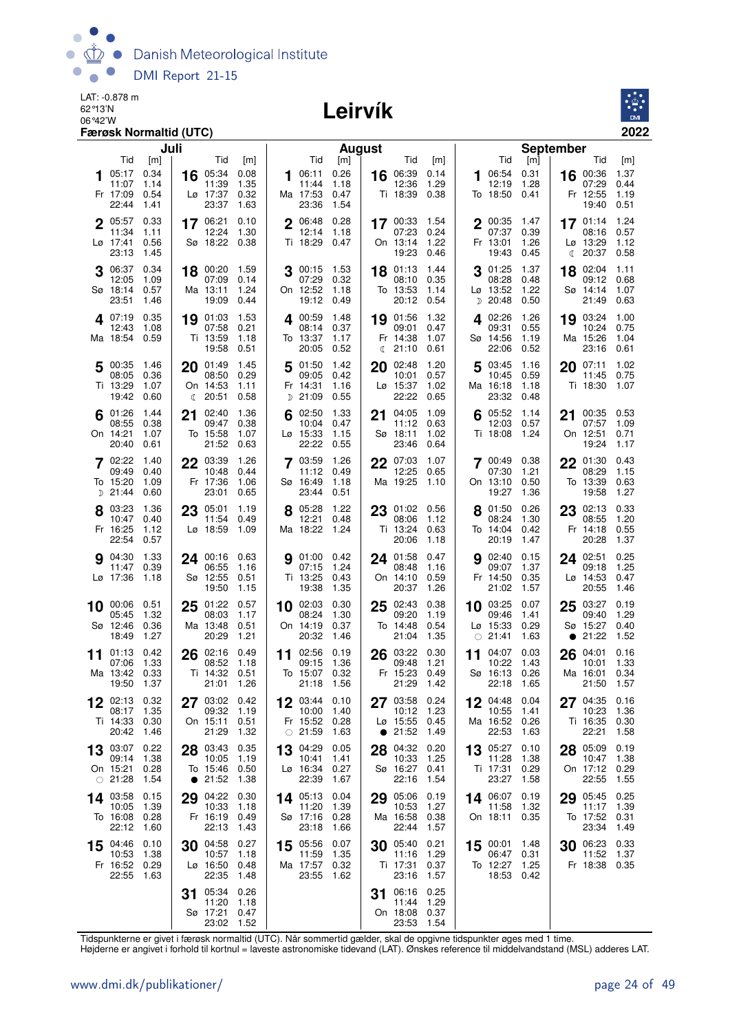LAT: -0.878 m
62°13'N
06°42'W
**Færøsk Normaltid (UTC)**

# Leirvík

**2022**

## Juli

| Dag | Tid | [m] | Dag | Tid | [m] |
|---|---|---|---|---|---|
| 1 Fr | 05:17<br>11:07<br>17:09<br>22:44 | 0.34<br>1.14<br>0.54<br>1.41 | 16 Lø | 05:34<br>11:39<br>17:37<br>23:37 | 0.08<br>1.35<br>0.32<br>1.63 |
| 2 Lø | 05:57<br>11:34<br>17:41<br>23:13 | 0.33<br>1.11<br>0.56<br>1.45 | 17 Sø | 06:21<br>12:24<br>18:22 | 0.10<br>1.30<br>0.38 |
| 3 Sø | 06:37<br>12:05<br>18:14<br>23:51 | 0.34<br>1.09<br>0.57<br>1.46 | 18 Ma | 00:20<br>07:09<br>13:11<br>19:09 | 1.59<br>0.14<br>1.24<br>0.44 |
| 4 Ma | 07:19<br>12:43<br>18:54 | 0.35<br>1.08<br>0.59 | 19 Ti | 01:03<br>07:58<br>13:59<br>19:58 | 1.53<br>0.21<br>1.18<br>0.51 |
| 5 Ti | 00:35<br>08:05<br>13:29<br>19:42 | 1.46<br>0.36<br>1.07<br>0.60 | 20 On ☾ | 01:49<br>08:50<br>14:53<br>20:51 | 1.45<br>0.29<br>1.11<br>0.58 |
| 6 On | 01:26<br>08:55<br>14:21<br>20:40 | 1.44<br>0.38<br>1.07<br>0.61 | 21 To | 02:40<br>09:47<br>15:58<br>21:52 | 1.36<br>0.38<br>1.07<br>0.63 |
| 7 To ☽ | 02:22<br>09:49<br>15:20<br>21:44 | 1.40<br>0.40<br>1.09<br>0.60 | 22 Fr | 03:39<br>10:48<br>17:36<br>23:01 | 1.26<br>0.44<br>1.06<br>0.65 |
| 8 Fr | 03:23<br>10:47<br>16:25<br>22:54 | 1.36<br>0.40<br>1.12<br>0.57 | 23 Lø | 05:01<br>11:54<br>18:59 | 1.19<br>0.49<br>1.09 |
| 9 Lø | 04:30<br>11:47<br>17:36 | 1.33<br>0.39<br>1.18 | 24 Sø | 00:16<br>06:55<br>12:55<br>19:50 | 0.63<br>1.16<br>0.51<br>1.15 |
| 10 Sø | 00:06<br>05:45<br>12:46<br>18:49 | 0.51<br>1.32<br>0.36<br>1.27 | 25 Ma | 01:22<br>08:03<br>13:48<br>20:29 | 0.57<br>1.17<br>0.51<br>1.21 |
| 11 Ma | 01:13<br>07:06<br>13:42<br>19:50 | 0.42<br>1.33<br>0.33<br>1.37 | 26 Ti | 02:16<br>08:52<br>14:32<br>21:01 | 0.49<br>1.18<br>0.51<br>1.26 |
| 12 Ti | 02:13<br>08:17<br>14:33<br>20:42 | 0.32<br>1.35<br>0.30<br>1.46 | 27 On | 03:02<br>09:32<br>15:11<br>21:29 | 0.42<br>1.19<br>0.51<br>1.32 |
| 13 On ○ | 03:07<br>09:14<br>15:21<br>21:28 | 0.22<br>1.38<br>0.28<br>1.54 | 28 To ● | 03:43<br>10:05<br>15:46<br>21:52 | 0.35<br>1.19<br>0.50<br>1.38 |
| 14 To | 03:58<br>10:05<br>16:08<br>22:12 | 0.15<br>1.39<br>0.28<br>1.60 | 29 Fr | 04:22<br>10:33<br>16:19<br>22:13 | 0.30<br>1.18<br>0.49<br>1.43 |
| 15 Fr | 04:46<br>10:53<br>16:52<br>22:55 | 0.10<br>1.38<br>0.29<br>1.63 | 30 Lø | 04:58<br>10:57<br>16:50<br>22:35 | 0.27<br>1.18<br>0.48<br>1.48 |
| | | | 31 Sø | 05:34<br>11:20<br>17:21<br>23:02 | 0.26<br>1.18<br>0.47<br>1.52 |

## August

| Dag | Tid | [m] | Dag | Tid | [m] |
|---|---|---|---|---|---|
| 1 Ma | 06:11<br>11:44<br>17:53<br>23:36 | 0.26<br>1.18<br>0.47<br>1.54 | 16 Ti | 06:39<br>12:36<br>18:39 | 0.14<br>1.29<br>0.38 |
| 2 Ti | 06:48<br>12:14<br>18:29 | 0.28<br>1.18<br>0.47 | 17 On | 00:33<br>07:23<br>13:14<br>19:23 | 1.54<br>0.24<br>1.22<br>0.46 |
| 3 On | 00:15<br>07:29<br>12:52<br>19:12 | 1.53<br>0.32<br>1.18<br>0.49 | 18 To | 01:13<br>08:10<br>13:53<br>20:12 | 1.44<br>0.35<br>1.14<br>0.54 |
| 4 To | 00:59<br>08:14<br>13:37<br>20:05 | 1.48<br>0.37<br>1.17<br>0.52 | 19 Fr ☾ | 01:56<br>09:01<br>14:38<br>21:10 | 1.32<br>0.47<br>1.07<br>0.61 |
| 5 Fr ☽ | 01:50<br>09:05<br>14:31<br>21:09 | 1.42<br>0.42<br>1.16<br>0.55 | 20 Lø | 02:48<br>10:01<br>15:37<br>22:22 | 1.20<br>0.57<br>1.02<br>0.65 |
| 6 Lø | 02:50<br>10:04<br>15:33<br>22:22 | 1.33<br>0.47<br>1.15<br>0.55 | 21 Sø | 04:05<br>11:12<br>18:11<br>23:46 | 1.09<br>0.63<br>1.02<br>0.64 |
| 7 Sø | 03:59<br>11:12<br>16:49<br>23:44 | 1.26<br>0.49<br>1.18<br>0.51 | 22 Ma | 07:03<br>12:25<br>19:25 | 1.07<br>0.65<br>1.10 |
| 8 Ma | 05:28<br>12:21<br>18:22 | 1.22<br>0.48<br>1.24 | 23 Ti | 01:02<br>08:06<br>13:24<br>20:06 | 0.56<br>1.12<br>0.63<br>1.18 |
| 9 Ti | 01:00<br>07:15<br>13:25<br>19:38 | 0.42<br>1.24<br>0.43<br>1.35 | 24 On | 01:58<br>08:48<br>14:10<br>20:37 | 0.47<br>1.16<br>0.59<br>1.26 |
| 10 On | 02:03<br>08:24<br>14:19<br>20:32 | 0.30<br>1.30<br>0.37<br>1.46 | 25 To | 02:43<br>09:20<br>14:48<br>21:04 | 0.38<br>1.19<br>0.54<br>1.35 |
| 11 To | 02:56<br>09:15<br>15:07<br>21:18 | 0.19<br>1.36<br>0.32<br>1.56 | 26 Fr | 03:22<br>09:48<br>15:23<br>21:29 | 0.30<br>1.21<br>0.49<br>1.42 |
| 12 Fr ○ | 03:44<br>10:00<br>15:52<br>21:59 | 0.10<br>1.40<br>0.28<br>1.63 | 27 Lø ● | 03:58<br>10:12<br>15:55<br>21:52 | 0.24<br>1.23<br>0.45<br>1.49 |
| 13 Lø | 04:29<br>10:41<br>16:34<br>22:39 | 0.05<br>1.41<br>0.27<br>1.67 | 28 Sø | 04:32<br>10:33<br>16:27<br>22:16 | 0.20<br>1.25<br>0.41<br>1.54 |
| 14 Sø | 05:13<br>11:20<br>17:16<br>23:18 | 0.04<br>1.39<br>0.28<br>1.66 | 29 Ma | 05:06<br>10:53<br>16:58<br>22:44 | 0.19<br>1.27<br>0.38<br>1.57 |
| 15 Ma | 05:56<br>11:59<br>17:57<br>23:55 | 0.07<br>1.35<br>0.32<br>1.62 | 30 Ti | 05:40<br>11:16<br>17:31<br>23:16 | 0.21<br>1.29<br>0.37<br>1.57 |
| | | | 31 On | 06:16<br>11:44<br>18:08<br>23:53 | 0.25<br>1.29<br>0.37<br>1.54 |

## September

| Dag | Tid | [m] | Dag | Tid | [m] |
|---|---|---|---|---|---|
| 1 To | 06:54<br>12:19<br>18:50 | 0.31<br>1.28<br>0.41 | 16 Fr | 00:36<br>07:29<br>12:55<br>19:40 | 1.37<br>0.44<br>1.19<br>0.51 |
| 2 Fr | 00:35<br>07:37<br>13:01<br>19:43 | 1.47<br>0.39<br>1.26<br>0.45 | 17 Lø ☾ | 01:14<br>08:16<br>13:29<br>20:37 | 1.24<br>0.57<br>1.12<br>0.58 |
| 3 Lø ☽ | 01:25<br>08:28<br>13:52<br>20:48 | 1.37<br>0.48<br>1.22<br>0.50 | 18 Sø | 02:04<br>09:12<br>14:14<br>21:49 | 1.11<br>0.68<br>1.07<br>0.63 |
| 4 Sø | 02:26<br>09:31<br>14:56<br>22:06 | 1.26<br>0.55<br>1.19<br>0.52 | 19 Ma | 03:24<br>10:24<br>15:26<br>23:16 | 1.00<br>0.75<br>1.04<br>0.61 |
| 5 Ma | 03:45<br>10:45<br>16:18<br>23:32 | 1.16<br>0.59<br>1.18<br>0.48 | 20 Ti | 07:11<br>11:45<br>18:30 | 1.02<br>0.75<br>1.07 |
| 6 Ti | 05:52<br>12:03<br>18:08 | 1.14<br>0.57<br>1.24 | 21 On | 00:35<br>07:57<br>12:51<br>19:24 | 0.53<br>1.09<br>0.71<br>1.17 |
| 7 On | 00:49<br>07:30<br>13:10<br>19:27 | 0.38<br>1.21<br>0.50<br>1.36 | 22 To | 01:30<br>08:29<br>13:39<br>19:58 | 0.43<br>1.15<br>0.63<br>1.27 |
| 8 To | 01:50<br>08:24<br>14:04<br>20:19 | 0.26<br>1.30<br>0.42<br>1.47 | 23 Fr | 02:13<br>08:55<br>14:18<br>20:28 | 0.33<br>1.20<br>0.55<br>1.37 |
| 9 Fr | 02:40<br>09:07<br>14:50<br>21:02 | 0.15<br>1.37<br>0.35<br>1.57 | 24 Lø | 02:51<br>09:18<br>14:53<br>20:55 | 0.25<br>1.25<br>0.47<br>1.46 |
| 10 Lø ○ | 03:25<br>09:46<br>15:33<br>21:41 | 0.07<br>1.41<br>0.29<br>1.63 | 25 Sø ● | 03:27<br>09:40<br>15:27<br>21:22 | 0.19<br>1.29<br>0.40<br>1.52 |
| 11 Sø | 04:07<br>10:22<br>16:13<br>22:18 | 0.03<br>1.43<br>0.26<br>1.65 | 26 Ma | 04:01<br>10:01<br>16:01<br>21:50 | 0.16<br>1.33<br>0.34<br>1.57 |
| 12 Ma | 04:48<br>10:55<br>16:52<br>22:53 | 0.04<br>1.41<br>0.26<br>1.63 | 27 Ti | 04:35<br>10:23<br>16:35<br>22:21 | 0.16<br>1.36<br>0.30<br>1.58 |
| 13 Ti | 05:27<br>11:28<br>17:31<br>23:27 | 0.10<br>1.38<br>0.29<br>1.58 | 28 On | 05:09<br>10:47<br>17:12<br>22:55 | 0.19<br>1.38<br>0.29<br>1.55 |
| 14 On | 06:07<br>11:58<br>18:11 | 0.19<br>1.32<br>0.35 | 29 To | 05:45<br>11:17<br>17:52<br>23:34 | 0.25<br>1.39<br>0.31<br>1.49 |
| 15 To | 00:01<br>06:47<br>12:27<br>18:53 | 1.48<br>0.31<br>1.25<br>0.42 | 30 Fr | 06:23<br>11:52<br>18:38 | 0.33<br>1.37<br>0.35 |

Tidspunkterne er givet i færøsk normaltid (UTC). Når sommertid gælder, skal de opgivne tidspunkter øges med 1 time.
Højderne er angivet i forhold til kortnul = laveste astronomiske tidevand (LAT). Ønskes reference til middelvandstand (MSL) adderes LAT.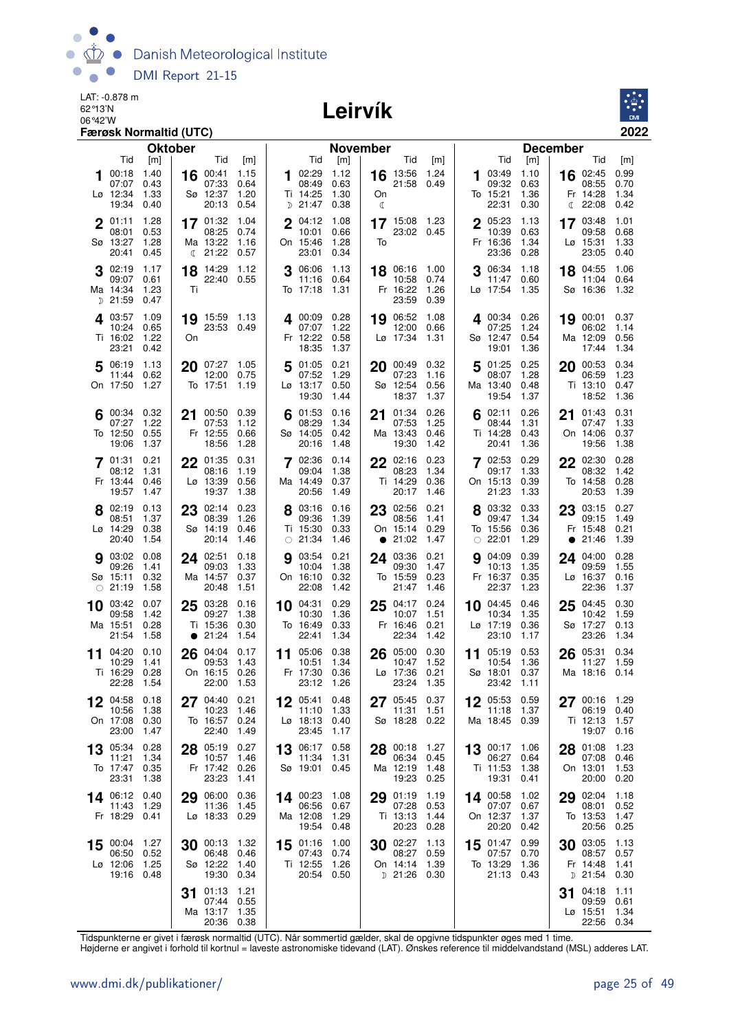LAT: -0.878 m
62°13'N
06°42'W
**Færøsk Normaltid (UTC)**

# Leirvík

**2022**

## Oktober

| Dag | Tid | [m] | Dag | Tid | [m] |
|---|---|---|---|---|---|
| 1 Lø | 00:18 | 1.40 | 16 Sø | 00:41 | 1.15 |
| | 07:07 | 0.43 | | 07:33 | 0.64 |
| | 12:34 | 1.33 | | 12:37 | 1.20 |
| | 19:34 | 0.40 | | 20:13 | 0.54 |
| 2 Sø | 01:11 | 1.28 | 17 Ma ☾ | 01:32 | 1.04 |
| | 08:01 | 0.53 | | 08:25 | 0.74 |
| | 13:27 | 1.28 | | 13:22 | 1.16 |
| | 20:41 | 0.45 | | 21:22 | 0.57 |
| 3 Ma ☽ | 02:19 | 1.17 | 18 Ti | 14:29 | 1.12 |
| | 09:07 | 0.61 | | 22:40 | 0.55 |
| | 14:34 | 1.23 | | | |
| | 21:59 | 0.47 | | | |
| 4 Ti | 03:57 | 1.09 | 19 On | 15:59 | 1.13 |
| | 10:24 | 0.65 | | 23:53 | 0.49 |
| | 16:02 | 1.22 | | | |
| | 23:21 | 0.42 | | | |
| 5 On | 06:19 | 1.13 | 20 To | 07:27 | 1.05 |
| | 11:44 | 0.62 | | 12:00 | 0.75 |
| | 17:50 | 1.27 | | 17:51 | 1.19 |
| 6 To | 00:34 | 0.32 | 21 Fr | 00:50 | 0.39 |
| | 07:27 | 1.22 | | 07:53 | 1.12 |
| | 12:50 | 0.55 | | 12:55 | 0.66 |
| | 19:06 | 1.37 | | 18:56 | 1.28 |
| 7 Fr | 01:31 | 0.21 | 22 Lø | 01:35 | 0.31 |
| | 08:12 | 1.31 | | 08:16 | 1.19 |
| | 13:44 | 0.46 | | 13:39 | 0.56 |
| | 19:57 | 1.47 | | 19:37 | 1.38 |
| 8 Lø | 02:19 | 0.13 | 23 Sø | 02:14 | 0.23 |
| | 08:51 | 1.37 | | 08:39 | 1.26 |
| | 14:29 | 0.38 | | 14:19 | 0.46 |
| | 20:40 | 1.54 | | 20:14 | 1.46 |
| 9 Sø ○ | 03:02 | 0.08 | 24 Ma | 02:51 | 0.18 |
| | 09:26 | 1.41 | | 09:03 | 1.33 |
| | 15:11 | 0.32 | | 14:57 | 0.37 |
| | 21:19 | 1.58 | | 20:48 | 1.51 |
| 10 Ma | 03:42 | 0.07 | 25 Ti ● | 03:28 | 0.16 |
| | 09:58 | 1.42 | | 09:27 | 1.38 |
| | 15:51 | 0.28 | | 15:36 | 0.30 |
| | 21:54 | 1.58 | | 21:24 | 1.54 |
| 11 Ti | 04:20 | 0.10 | 26 On | 04:04 | 0.17 |
| | 10:29 | 1.41 | | 09:53 | 1.43 |
| | 16:29 | 0.28 | | 16:15 | 0.26 |
| | 22:28 | 1.54 | | 22:00 | 1.53 |
| 12 On | 04:58 | 0.18 | 27 To | 04:40 | 0.21 |
| | 10:56 | 1.38 | | 10:23 | 1.46 |
| | 17:08 | 0.30 | | 16:57 | 0.24 |
| | 23:00 | 1.47 | | 22:40 | 1.49 |
| 13 To | 05:34 | 0.28 | 28 Fr | 05:19 | 0.27 |
| | 11:21 | 1.34 | | 10:57 | 1.46 |
| | 17:47 | 0.35 | | 17:42 | 0.26 |
| | 23:31 | 1.38 | | 23:23 | 1.41 |
| 14 Fr | 06:12 | 0.40 | 29 Lø | 06:00 | 0.36 |
| | 11:43 | 1.29 | | 11:36 | 1.45 |
| | 18:29 | 0.41 | | 18:33 | 0.29 |
| 15 Lø | 00:04 | 1.27 | 30 Sø | 00:13 | 1.32 |
| | 06:50 | 0.52 | | 06:48 | 0.46 |
| | 12:06 | 1.25 | | 12:22 | 1.40 |
| | 19:16 | 0.48 | | 19:30 | 0.34 |
| | | | 31 Ma | 01:13 | 1.21 |
| | | | | 07:44 | 0.55 |
| | | | | 13:17 | 1.35 |
| | | | | 20:36 | 0.38 |

## November

| Dag | Tid | [m] | Dag | Tid | [m] |
|---|---|---|---|---|---|
| 1 Ti ☽ | 02:29 | 1.12 | 16 On ☾ | 13:56 | 1.24 |
| | 08:49 | 0.63 | | 21:58 | 0.49 |
| | 14:25 | 1.30 | | | |
| | 21:47 | 0.38 | | | |
| 2 On | 04:12 | 1.08 | 17 To | 15:08 | 1.23 |
| | 10:01 | 0.66 | | 23:02 | 0.45 |
| | 15:46 | 1.28 | | | |
| | 23:01 | 0.34 | | | |
| 3 To | 06:06 | 1.13 | 18 Fr | 06:16 | 1.00 |
| | 11:16 | 0.64 | | 10:58 | 0.74 |
| | 17:18 | 1.31 | | 16:22 | 1.26 |
| | | | | 23:59 | 0.39 |
| 4 Fr | 00:09 | 0.28 | 19 Lø | 06:52 | 1.08 |
| | 07:07 | 1.22 | | 12:00 | 0.66 |
| | 12:22 | 0.58 | | 17:34 | 1.31 |
| | 18:35 | 1.37 | | | |
| 5 Lø | 01:05 | 0.21 | 20 Sø | 00:49 | 0.32 |
| | 07:52 | 1.29 | | 07:23 | 1.16 |
| | 13:17 | 0.50 | | 12:54 | 0.56 |
| | 19:30 | 1.44 | | 18:37 | 1.37 |
| 6 Sø | 01:53 | 0.16 | 21 Ma | 01:34 | 0.26 |
| | 08:29 | 1.34 | | 07:53 | 1.25 |
| | 14:05 | 0.42 | | 13:43 | 0.46 |
| | 20:16 | 1.48 | | 19:30 | 1.42 |
| 7 Ma | 02:36 | 0.14 | 22 Ti | 02:16 | 0.23 |
| | 09:04 | 1.38 | | 08:23 | 1.34 |
| | 14:49 | 0.37 | | 14:29 | 0.36 |
| | 20:56 | 1.49 | | 20:17 | 1.46 |
| 8 Ti ○ | 03:16 | 0.16 | 23 On ● | 02:56 | 0.21 |
| | 09:36 | 1.39 | | 08:56 | 1.41 |
| | 15:30 | 0.33 | | 15:14 | 0.29 |
| | 21:34 | 1.46 | | 21:02 | 1.47 |
| 9 On | 03:54 | 0.21 | 24 To | 03:36 | 0.21 |
| | 10:04 | 1.38 | | 09:30 | 1.47 |
| | 16:10 | 0.32 | | 15:59 | 0.23 |
| | 22:08 | 1.42 | | 21:47 | 1.46 |
| 10 To | 04:31 | 0.29 | 25 Fr | 04:17 | 0.24 |
| | 10:30 | 1.36 | | 10:07 | 1.51 |
| | 16:49 | 0.33 | | 16:46 | 0.21 |
| | 22:41 | 1.34 | | 22:34 | 1.42 |
| 11 Fr | 05:06 | 0.38 | 26 Lø | 05:00 | 0.30 |
| | 10:51 | 1.34 | | 10:47 | 1.52 |
| | 17:30 | 0.36 | | 17:36 | 0.21 |
| | 23:12 | 1.26 | | 23:24 | 1.35 |
| 12 Lø | 05:41 | 0.48 | 27 Sø | 05:45 | 0.37 |
| | 11:10 | 1.33 | | 11:31 | 1.51 |
| | 18:13 | 0.40 | | 18:28 | 0.22 |
| | 23:45 | 1.17 | | | |
| 13 Sø | 06:17 | 0.58 | 28 Ma | 00:18 | 1.27 |
| | 11:34 | 1.31 | | 06:34 | 0.45 |
| | 19:01 | 0.45 | | 12:19 | 1.48 |
| | | | | 19:23 | 0.25 |
| 14 Ma | 00:23 | 1.08 | 29 Ti | 01:19 | 1.19 |
| | 06:56 | 0.67 | | 07:28 | 0.53 |
| | 12:08 | 1.29 | | 13:13 | 1.44 |
| | 19:54 | 0.48 | | 20:23 | 0.28 |
| 15 Ti | 01:16 | 1.00 | 30 On ☽ | 02:27 | 1.13 |
| | 07:43 | 0.74 | | 08:27 | 0.59 |
| | 12:55 | 1.26 | | 14:14 | 1.39 |
| | 20:54 | 0.50 | | 21:26 | 0.30 |

## December

| Dag | Tid | [m] | Dag | Tid | [m] |
|---|---|---|---|---|---|
| 1 To | 03:49 | 1.10 | 16 Fr ☾ | 02:45 | 0.99 |
| | 09:32 | 0.63 | | 08:55 | 0.70 |
| | 15:21 | 1.36 | | 14:28 | 1.34 |
| | 22:31 | 0.30 | | 22:08 | 0.42 |
| 2 Fr | 05:23 | 1.13 | 17 Lø | 03:48 | 1.01 |
| | 10:39 | 0.63 | | 09:58 | 0.68 |
| | 16:36 | 1.34 | | 15:31 | 1.33 |
| | 23:36 | 0.28 | | 23:05 | 0.40 |
| 3 Lø | 06:34 | 1.18 | 18 Sø | 04:55 | 1.06 |
| | 11:47 | 0.60 | | 11:04 | 0.64 |
| | 17:54 | 1.35 | | 16:36 | 1.32 |
| 4 Sø | 00:34 | 0.26 | 19 Ma | 00:01 | 0.37 |
| | 07:25 | 1.24 | | 06:02 | 1.14 |
| | 12:47 | 0.54 | | 12:09 | 0.56 |
| | 19:01 | 1.36 | | 17:44 | 1.34 |
| 5 Ma | 01:25 | 0.25 | 20 Ti | 00:53 | 0.34 |
| | 08:07 | 1.28 | | 06:59 | 1.23 |
| | 13:40 | 0.48 | | 13:10 | 0.47 |
| | 19:54 | 1.37 | | 18:52 | 1.36 |
| 6 Ti | 02:11 | 0.26 | 21 On | 01:43 | 0.31 |
| | 08:44 | 1.31 | | 07:47 | 1.33 |
| | 14:28 | 0.43 | | 14:06 | 0.37 |
| | 20:41 | 1.36 | | 19:56 | 1.38 |
| 7 On | 02:53 | 0.29 | 22 To | 02:30 | 0.28 |
| | 09:17 | 1.33 | | 08:32 | 1.42 |
| | 15:13 | 0.39 | | 14:58 | 0.28 |
| | 21:23 | 1.33 | | 20:53 | 1.39 |
| 8 To ○ | 03:32 | 0.33 | 23 Fr ● | 03:15 | 0.27 |
| | 09:47 | 1.34 | | 09:15 | 1.49 |
| | 15:56 | 0.36 | | 15:48 | 0.21 |
| | 22:01 | 1.29 | | 21:46 | 1.39 |
| 9 Fr | 04:09 | 0.39 | 24 Lø | 04:00 | 0.28 |
| | 10:13 | 1.35 | | 09:59 | 1.55 |
| | 16:37 | 0.35 | | 16:37 | 0.16 |
| | 22:37 | 1.23 | | 22:36 | 1.37 |
| 10 Lø | 04:45 | 0.46 | 25 Sø | 04:45 | 0.30 |
| | 10:34 | 1.35 | | 10:42 | 1.59 |
| | 17:19 | 0.36 | | 17:27 | 0.13 |
| | 23:10 | 1.17 | | 23:26 | 1.34 |
| 11 Sø | 05:19 | 0.53 | 26 Ma | 05:31 | 0.34 |
| | 10:54 | 1.36 | | 11:27 | 1.59 |
| | 18:01 | 0.37 | | 18:16 | 0.14 |
| | 23:42 | 1.11 | | | |
| 12 Ma | 05:53 | 0.59 | 27 Ti | 00:16 | 1.29 |
| | 11:18 | 1.37 | | 06:19 | 0.40 |
| | 18:45 | 0.39 | | 12:13 | 1.57 |
| | | | | 19:07 | 0.16 |
| 13 Ti | 00:17 | 1.06 | 28 On | 01:08 | 1.23 |
| | 06:27 | 0.64 | | 07:08 | 0.46 |
| | 11:53 | 1.38 | | 13:01 | 1.53 |
| | 19:31 | 0.41 | | 20:00 | 0.20 |
| 14 On | 00:58 | 1.02 | 29 To | 02:04 | 1.18 |
| | 07:07 | 0.67 | | 08:01 | 0.52 |
| | 12:37 | 1.37 | | 13:53 | 1.47 |
| | 20:20 | 0.42 | | 20:56 | 0.25 |
| 15 To | 01:47 | 0.99 | 30 Fr ☽ | 03:05 | 1.13 |
| | 07:57 | 0.70 | | 08:57 | 0.57 |
| | 13:29 | 1.36 | | 14:48 | 1.41 |
| | 21:13 | 0.43 | | 21:54 | 0.30 |
| | | | 31 Lø | 04:18 | 1.11 |
| | | | | 09:59 | 0.61 |
| | | | | 15:51 | 1.34 |
| | | | | 22:56 | 0.34 |

Tidspunkterne er givet i færøsk normaltid (UTC). Når sommertid gælder, skal de opgivne tidspunkter øges med 1 time.
Højderne er angivet i forhold til kortnul = laveste astronomiske tidevand (LAT). Ønskes reference til middelvandstand (MSL) adderes LAT.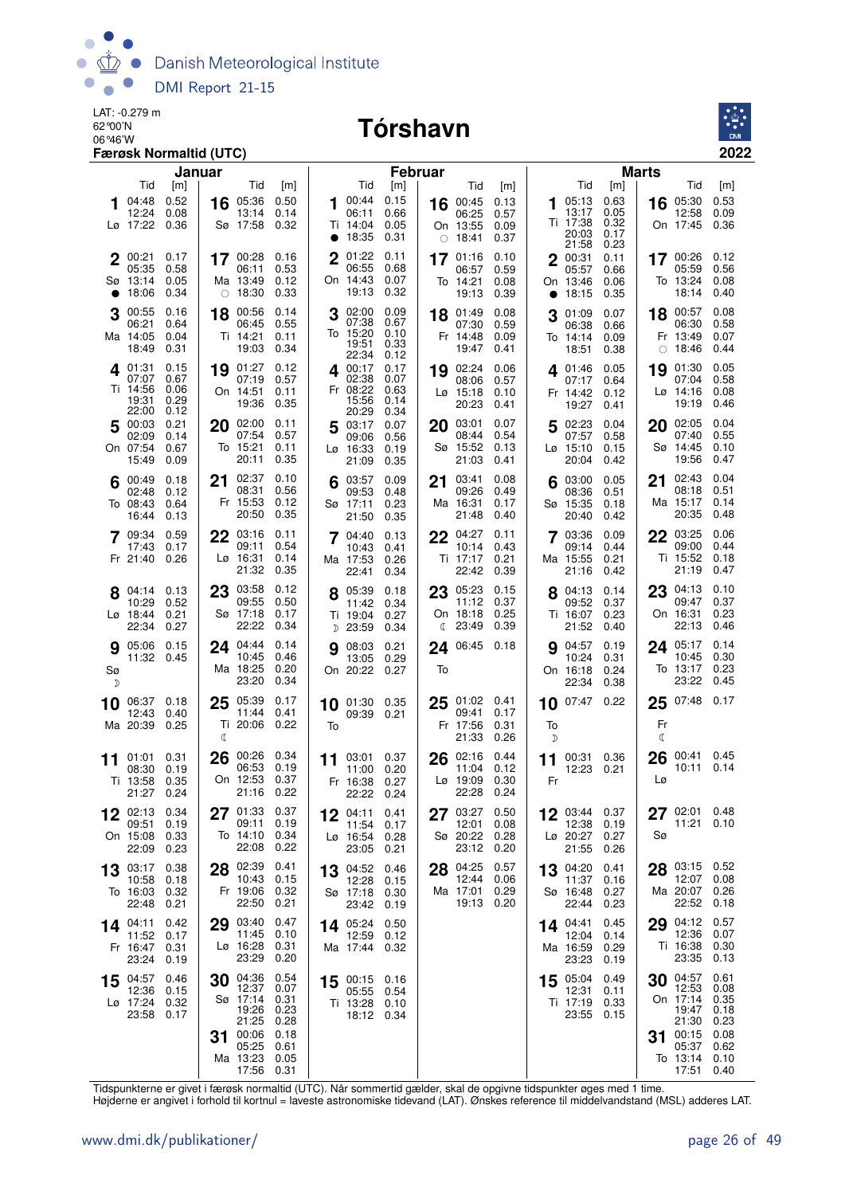LAT: -0.279 m
62°00'N
06°46'W
**Færøsk Normaltid (UTC)**

# Tórshavn

**2022**

## Januar

| Dag | Tid | [m] | Dag | Tid | [m] |
|---|---|---|---|---|---|
| 1 Lø | 04:48<br>12:24<br>17:22 | 0.52<br>0.08<br>0.36 | 16 Sø | 05:36<br>13:14<br>17:58 | 0.50<br>0.14<br>0.32 |
| 2 Sø ● | 00:21<br>05:35<br>13:14<br>18:06 | 0.17<br>0.58<br>0.05<br>0.34 | 17 Ma ○ | 00:28<br>06:11<br>13:49<br>18:30 | 0.16<br>0.53<br>0.12<br>0.33 |
| 3 Ma | 00:55<br>06:21<br>14:05<br>18:49 | 0.16<br>0.64<br>0.04<br>0.31 | 18 Ti | 00:56<br>06:45<br>14:21<br>19:03 | 0.14<br>0.55<br>0.11<br>0.34 |
| 4 Ti | 01:31<br>07:07<br>14:56<br>19:31<br>22:00 | 0.15<br>0.67<br>0.06<br>0.29<br>0.12 | 19 On | 01:27<br>07:19<br>14:51<br>19:36 | 0.12<br>0.57<br>0.11<br>0.35 |
| 5 On | 00:03<br>02:09<br>07:54<br>15:49 | 0.21<br>0.14<br>0.67<br>0.09 | 20 To | 02:00<br>07:54<br>15:21<br>20:11 | 0.11<br>0.57<br>0.11<br>0.35 |
| 6 To | 00:49<br>02:48<br>08:43<br>16:44 | 0.18<br>0.12<br>0.64<br>0.13 | 21 Fr | 02:37<br>08:31<br>15:53<br>20:50 | 0.10<br>0.56<br>0.12<br>0.35 |
| 7 Fr | 09:34<br>17:43<br>21:40 | 0.59<br>0.17<br>0.26 | 22 Lø | 03:16<br>09:11<br>16:31<br>21:32 | 0.11<br>0.54<br>0.14<br>0.35 |
| 8 Lø | 04:14<br>10:29<br>18:44<br>22:34 | 0.13<br>0.52<br>0.21<br>0.27 | 23 Sø | 03:58<br>09:55<br>17:18<br>22:22 | 0.12<br>0.50<br>0.17<br>0.34 |
| 9 Sø ☽ | 05:06<br>11:32 | 0.15<br>0.45 | 24 Ma | 04:44<br>10:45<br>18:25<br>23:20 | 0.14<br>0.46<br>0.20<br>0.34 |
| 10 Ma | 06:37<br>12:43<br>20:39 | 0.18<br>0.40<br>0.25 | 25 Ti ☾ | 05:39<br>11:44<br>20:06 | 0.17<br>0.41<br>0.22 |
| 11 Ti | 01:01<br>08:30<br>13:58<br>21:27 | 0.31<br>0.19<br>0.35<br>0.24 | 26 On | 00:26<br>06:53<br>12:53<br>21:16 | 0.34<br>0.19<br>0.37<br>0.22 |
| 12 On | 02:13<br>09:51<br>15:08<br>22:09 | 0.34<br>0.19<br>0.33<br>0.23 | 27 To | 01:33<br>09:11<br>14:10<br>22:08 | 0.37<br>0.19<br>0.34<br>0.22 |
| 13 To | 03:17<br>10:58<br>16:03<br>22:48 | 0.38<br>0.18<br>0.32<br>0.21 | 28 Fr | 02:39<br>10:43<br>19:06<br>22:50 | 0.41<br>0.15<br>0.32<br>0.21 |
| 14 Fr | 04:11<br>11:52<br>16:47<br>23:24 | 0.42<br>0.17<br>0.31<br>0.19 | 29 Lø | 03:40<br>11:45<br>16:28<br>23:29 | 0.47<br>0.10<br>0.31<br>0.20 |
| 15 Lø | 04:57<br>12:36<br>17:24<br>23:58 | 0.46<br>0.15<br>0.32<br>0.17 | 30 Sø | 04:36<br>12:37<br>17:14<br>19:26<br>21:25 | 0.54<br>0.07<br>0.31<br>0.23<br>0.28 |
| | | | 31 Ma | 00:06<br>05:25<br>13:23<br>17:56 | 0.18<br>0.61<br>0.05<br>0.31 |

## Februar

| Dag | Tid | [m] | Dag | Tid | [m] |
|---|---|---|---|---|---|
| 1 Ti ● | 00:44<br>06:11<br>14:04<br>18:35 | 0.15<br>0.66<br>0.05<br>0.31 | 16 On ○ | 00:45<br>06:25<br>13:55<br>18:41 | 0.13<br>0.57<br>0.09<br>0.37 |
| 2 On | 01:22<br>06:55<br>14:43<br>19:13 | 0.11<br>0.68<br>0.07<br>0.32 | 17 To | 01:16<br>06:57<br>14:21<br>19:13 | 0.10<br>0.59<br>0.08<br>0.39 |
| 3 To | 02:00<br>07:38<br>15:20<br>19:51<br>22:34 | 0.09<br>0.67<br>0.10<br>0.33<br>0.12 | 18 Fr | 01:49<br>07:30<br>14:48<br>19:47 | 0.08<br>0.59<br>0.09<br>0.41 |
| 4 Fr | 00:17<br>02:38<br>08:22<br>15:56<br>20:29 | 0.17<br>0.07<br>0.63<br>0.14<br>0.34 | 19 Lø | 02:24<br>08:06<br>15:18<br>20:23 | 0.06<br>0.57<br>0.10<br>0.41 |
| 5 Lø | 03:17<br>09:06<br>16:33<br>21:09 | 0.07<br>0.56<br>0.19<br>0.35 | 20 Sø | 03:01<br>08:44<br>15:52<br>21:03 | 0.07<br>0.54<br>0.13<br>0.41 |
| 6 Sø | 03:57<br>09:53<br>17:11<br>21:50 | 0.09<br>0.48<br>0.23<br>0.35 | 21 Ma | 03:41<br>09:26<br>16:31<br>21:48 | 0.08<br>0.49<br>0.17<br>0.40 |
| 7 Ma | 04:40<br>10:43<br>17:53<br>22:41 | 0.13<br>0.41<br>0.26<br>0.34 | 22 Ti | 04:27<br>10:14<br>17:17<br>22:42 | 0.11<br>0.43<br>0.21<br>0.39 |
| 8 Ti ☽ | 05:39<br>11:42<br>19:04<br>23:59 | 0.18<br>0.34<br>0.27<br>0.34 | 23 On ☾ | 05:23<br>11:12<br>18:18<br>23:49 | 0.15<br>0.37<br>0.25<br>0.39 |
| 9 On | 08:03<br>13:05<br>20:22 | 0.21<br>0.29<br>0.27 | 24 To | 06:45 | 0.18 |
| 10 To | 01:30<br>09:39 | 0.35<br>0.21 | 25 Fr | 01:02<br>09:41<br>17:56<br>21:33 | 0.41<br>0.17<br>0.31<br>0.26 |
| 11 Fr | 03:01<br>11:00<br>16:38<br>22:22 | 0.37<br>0.20<br>0.27<br>0.24 | 26 Lø | 02:16<br>11:04<br>19:09<br>22:28 | 0.44<br>0.12<br>0.30<br>0.24 |
| 12 Lø | 04:11<br>11:54<br>16:54<br>23:05 | 0.41<br>0.17<br>0.28<br>0.21 | 27 Sø | 03:27<br>12:01<br>20:22<br>23:12 | 0.50<br>0.08<br>0.28<br>0.20 |
| 13 Sø | 04:52<br>12:28<br>17:18<br>23:42 | 0.46<br>0.15<br>0.30<br>0.19 | 28 Ma | 04:25<br>12:44<br>17:01<br>19:13 | 0.57<br>0.06<br>0.29<br>0.20 |
| 14 Ma | 05:24<br>12:59<br>17:44 | 0.50<br>0.12<br>0.32 | | | |
| 15 Ti | 00:15<br>05:55<br>13:28<br>18:12 | 0.16<br>0.54<br>0.10<br>0.34 | | | |

## Marts

| Dag | Tid | [m] | Dag | Tid | [m] |
|---|---|---|---|---|---|
| 1 Ti | 05:13<br>13:17<br>17:38<br>20:03<br>21:58 | 0.63<br>0.05<br>0.32<br>0.17<br>0.23 | 16 On | 05:30<br>12:58<br>17:45 | 0.53<br>0.09<br>0.36 |
| 2 On ● | 00:31<br>05:57<br>13:46<br>18:15 | 0.11<br>0.66<br>0.06<br>0.35 | 17 To | 00:26<br>05:59<br>13:24<br>18:14 | 0.12<br>0.56<br>0.08<br>0.40 |
| 3 To | 01:09<br>06:38<br>14:14<br>18:51 | 0.07<br>0.66<br>0.09<br>0.38 | 18 Fr ○ | 00:57<br>06:30<br>13:49<br>18:46 | 0.08<br>0.58<br>0.07<br>0.44 |
| 4 Fr | 01:46<br>07:17<br>14:42<br>19:27 | 0.05<br>0.64<br>0.12<br>0.41 | 19 Lø | 01:30<br>07:04<br>14:16<br>19:19 | 0.05<br>0.58<br>0.08<br>0.46 |
| 5 Lø | 02:23<br>07:57<br>15:10<br>20:04 | 0.04<br>0.58<br>0.15<br>0.42 | 20 Sø | 02:05<br>07:40<br>14:45<br>19:56 | 0.04<br>0.55<br>0.10<br>0.47 |
| 6 Sø | 03:00<br>08:36<br>15:35<br>20:40 | 0.05<br>0.51<br>0.18<br>0.42 | 21 Ma | 02:43<br>08:18<br>15:17<br>20:35 | 0.04<br>0.51<br>0.14<br>0.48 |
| 7 Ma | 03:36<br>09:14<br>15:55<br>21:16 | 0.09<br>0.44<br>0.21<br>0.42 | 22 Ti | 03:25<br>09:00<br>15:52<br>21:19 | 0.06<br>0.44<br>0.18<br>0.47 |
| 8 Ti | 04:13<br>09:52<br>16:07<br>21:52 | 0.14<br>0.37<br>0.23<br>0.40 | 23 On | 04:13<br>09:47<br>16:31<br>22:13 | 0.10<br>0.37<br>0.23<br>0.46 |
| 9 On | 04:57<br>10:24<br>16:18<br>22:34 | 0.19<br>0.31<br>0.24<br>0.38 | 24 To | 05:17<br>10:45<br>13:17<br>23:22 | 0.14<br>0.30<br>0.23<br>0.45 |
| 10 To ☽ | 07:47 | 0.22 | 25 Fr ☾ | 07:48 | 0.17 |
| 11 Fr | 00:31<br>12:23 | 0.36<br>0.21 | 26 Lø | 00:41<br>10:11 | 0.45<br>0.14 |
| 12 Lø | 03:44<br>12:38<br>20:27<br>21:55 | 0.37<br>0.19<br>0.27<br>0.26 | 27 Sø | 02:01<br>11:21 | 0.48<br>0.10 |
| 13 Sø | 04:20<br>11:37<br>16:48<br>22:44 | 0.41<br>0.16<br>0.27<br>0.23 | 28 Ma | 03:15<br>12:07<br>20:07<br>22:52 | 0.52<br>0.08<br>0.26<br>0.18 |
| 14 Ma | 04:41<br>12:04<br>16:59<br>23:23 | 0.45<br>0.14<br>0.29<br>0.19 | 29 Ti | 04:12<br>12:36<br>16:38<br>23:35 | 0.57<br>0.07<br>0.30<br>0.13 |
| 15 Ti | 05:04<br>12:31<br>17:19<br>23:55 | 0.49<br>0.11<br>0.33<br>0.15 | 30 On | 04:57<br>12:53<br>17:14<br>19:47<br>21:30 | 0.61<br>0.08<br>0.35<br>0.18<br>0.23 |
| | | | 31 To | 00:15<br>05:37<br>13:14<br>17:51 | 0.08<br>0.62<br>0.10<br>0.40 |

Tidspunkterne er givet i færøsk normaltid (UTC). Når sommertid gælder, skal de opgivne tidspunkter øges med 1 time.
Højderne er angivet i forhold til kortnul = laveste astronomiske tidevand (LAT). Ønskes reference til middelvandstand (MSL) adderes LAT.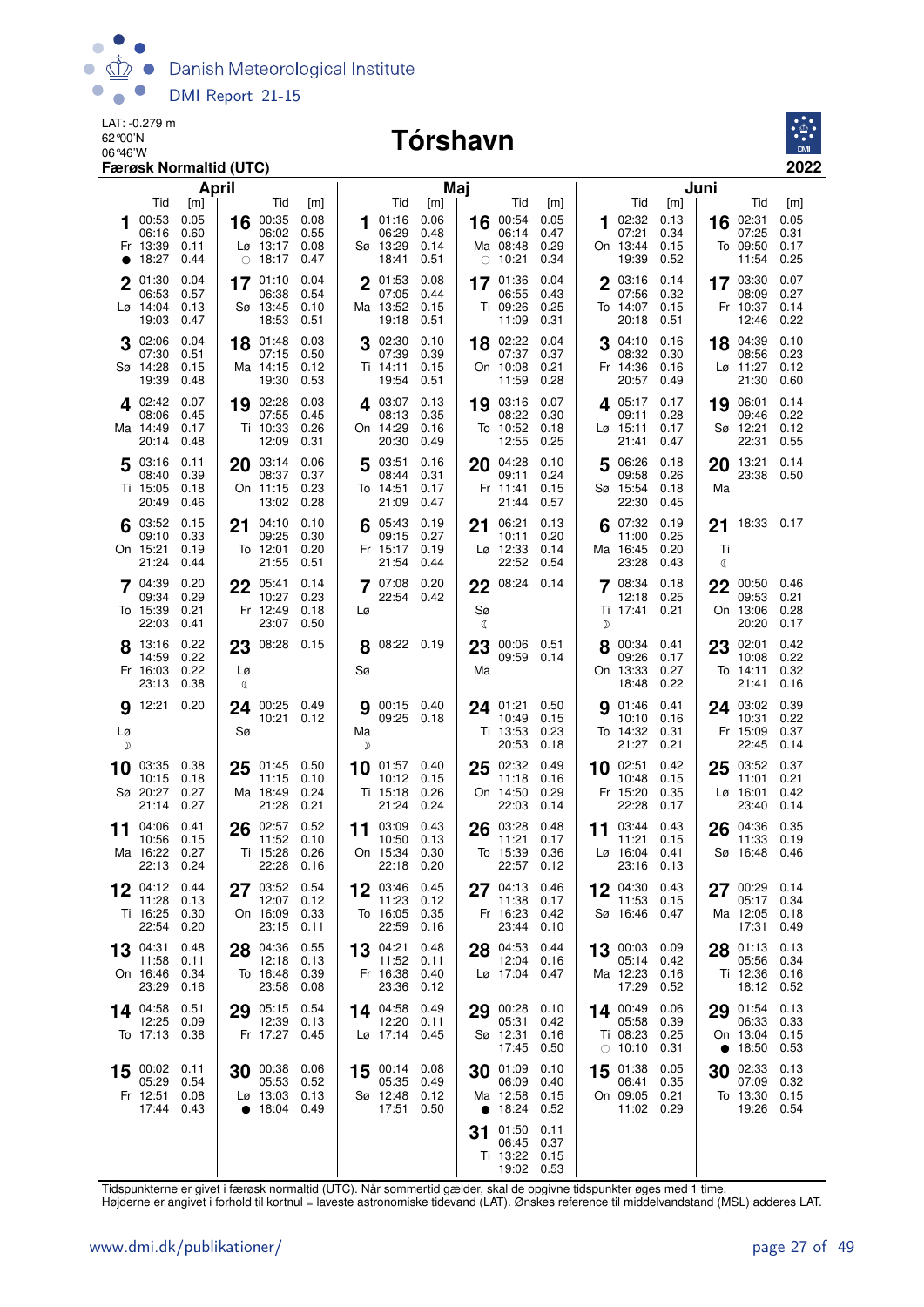LAT: -0.279 m
62°00'N
06°46'W
**Færøsk Normaltid (UTC)**

# Tórshavn

**2022**

## April

| Dag | Tid | [m] |
|---|---|---|
| 1 Fr ● | 00:53 | 0.05 |
| | 06:16 | 0.60 |
| | 13:39 | 0.11 |
| | 18:27 | 0.44 |
| 2 Lø | 01:30 | 0.04 |
| | 06:53 | 0.57 |
| | 14:04 | 0.13 |
| | 19:03 | 0.47 |
| 3 Sø | 02:06 | 0.04 |
| | 07:30 | 0.51 |
| | 14:28 | 0.15 |
| | 19:39 | 0.48 |
| 4 Ma | 02:42 | 0.07 |
| | 08:06 | 0.45 |
| | 14:49 | 0.17 |
| | 20:14 | 0.48 |
| 5 Ti | 03:16 | 0.11 |
| | 08:40 | 0.39 |
| | 15:05 | 0.18 |
| | 20:49 | 0.46 |
| 6 On | 03:52 | 0.15 |
| | 09:10 | 0.33 |
| | 15:21 | 0.19 |
| | 21:24 | 0.44 |
| 7 To | 04:39 | 0.20 |
| | 09:34 | 0.29 |
| | 15:39 | 0.21 |
| | 22:03 | 0.41 |
| 8 Fr | 13:16 | 0.22 |
| | 14:59 | 0.22 |
| | 16:03 | 0.22 |
| | 23:13 | 0.38 |
| 9 Lø ☽ | 12:21 | 0.20 |
| 10 Sø | 03:35 | 0.38 |
| | 10:15 | 0.18 |
| | 20:27 | 0.27 |
| | 21:14 | 0.27 |
| 11 Ma | 04:06 | 0.41 |
| | 10:56 | 0.15 |
| | 16:22 | 0.27 |
| | 22:13 | 0.24 |
| 12 Ti | 04:12 | 0.44 |
| | 11:28 | 0.13 |
| | 16:25 | 0.30 |
| | 22:54 | 0.20 |
| 13 On | 04:31 | 0.48 |
| | 11:58 | 0.11 |
| | 16:46 | 0.34 |
| | 23:29 | 0.16 |
| 14 To | 04:58 | 0.51 |
| | 12:25 | 0.09 |
| | 17:13 | 0.38 |
| 15 Fr | 00:02 | 0.11 |
| | 05:29 | 0.54 |
| | 12:51 | 0.08 |
| | 17:44 | 0.43 |
| 16 Lø ○ | 00:35 | 0.08 |
| | 06:02 | 0.55 |
| | 13:17 | 0.08 |
| | 18:17 | 0.47 |
| 17 Sø | 01:10 | 0.04 |
| | 06:38 | 0.54 |
| | 13:45 | 0.10 |
| | 18:53 | 0.51 |
| 18 Ma | 01:48 | 0.03 |
| | 07:15 | 0.50 |
| | 14:15 | 0.12 |
| | 19:30 | 0.53 |
| 19 Ti | 02:28 | 0.03 |
| | 07:55 | 0.45 |
| | 10:33 | 0.26 |
| | 12:09 | 0.31 |
| 20 On | 03:14 | 0.06 |
| | 08:37 | 0.37 |
| | 11:15 | 0.23 |
| | 13:02 | 0.28 |
| 21 To | 04:10 | 0.10 |
| | 09:25 | 0.30 |
| | 12:01 | 0.20 |
| | 21:55 | 0.51 |
| 22 Fr | 05:41 | 0.14 |
| | 10:27 | 0.23 |
| | 12:49 | 0.18 |
| | 23:07 | 0.50 |
| 23 Lø ☾ | 08:28 | 0.15 |
| 24 Sø | 00:25 | 0.49 |
| | 10:21 | 0.12 |
| 25 Ma | 01:45 | 0.50 |
| | 11:15 | 0.10 |
| | 18:49 | 0.24 |
| | 21:28 | 0.21 |
| 26 Ti | 02:57 | 0.52 |
| | 11:52 | 0.10 |
| | 15:28 | 0.26 |
| | 22:28 | 0.16 |
| 27 On | 03:52 | 0.54 |
| | 12:07 | 0.12 |
| | 16:09 | 0.33 |
| | 23:15 | 0.11 |
| 28 To | 04:36 | 0.55 |
| | 12:18 | 0.13 |
| | 16:48 | 0.39 |
| | 23:58 | 0.08 |
| 29 Fr | 05:15 | 0.54 |
| | 12:39 | 0.13 |
| | 17:27 | 0.45 |
| 30 Lø ● | 00:38 | 0.06 |
| | 05:53 | 0.52 |
| | 13:03 | 0.13 |
| | 18:04 | 0.49 |

## Maj

| Dag | Tid | [m] |
|---|---|---|
| 1 Sø | 01:16 | 0.06 |
| | 06:29 | 0.48 |
| | 13:29 | 0.14 |
| | 18:41 | 0.51 |
| 2 Ma | 01:53 | 0.08 |
| | 07:05 | 0.44 |
| | 13:52 | 0.15 |
| | 19:18 | 0.51 |
| 3 Ti | 02:30 | 0.10 |
| | 07:39 | 0.39 |
| | 14:11 | 0.15 |
| | 19:54 | 0.51 |
| 4 On | 03:07 | 0.13 |
| | 08:13 | 0.35 |
| | 14:29 | 0.16 |
| | 20:30 | 0.49 |
| 5 To | 03:51 | 0.16 |
| | 08:44 | 0.31 |
| | 14:51 | 0.17 |
| | 21:09 | 0.47 |
| 6 Fr | 05:43 | 0.19 |
| | 09:15 | 0.27 |
| | 15:17 | 0.19 |
| | 21:54 | 0.44 |
| 7 Lø | 07:08 | 0.20 |
| | 22:54 | 0.42 |
| 8 Sø | 08:22 | 0.19 |
| 9 Ma ☽ | 00:15 | 0.40 |
| | 09:25 | 0.18 |
| 10 Ti | 01:57 | 0.40 |
| | 10:12 | 0.15 |
| | 15:18 | 0.26 |
| | 21:24 | 0.24 |
| 11 On | 03:09 | 0.43 |
| | 10:50 | 0.13 |
| | 15:34 | 0.30 |
| | 22:18 | 0.20 |
| 12 To | 03:46 | 0.45 |
| | 11:23 | 0.12 |
| | 16:05 | 0.35 |
| | 22:59 | 0.16 |
| 13 Fr | 04:21 | 0.48 |
| | 11:52 | 0.11 |
| | 16:38 | 0.40 |
| | 23:36 | 0.12 |
| 14 Lø | 04:58 | 0.49 |
| | 12:20 | 0.11 |
| | 17:14 | 0.45 |
| 15 Sø | 00:14 | 0.08 |
| | 05:35 | 0.49 |
| | 12:48 | 0.12 |
| | 17:51 | 0.50 |
| 16 Ma ○ | 00:54 | 0.05 |
| | 06:14 | 0.47 |
| | 08:48 | 0.29 |
| | 10:21 | 0.34 |
| 17 Ti | 01:36 | 0.04 |
| | 06:55 | 0.43 |
| | 09:26 | 0.25 |
| | 11:09 | 0.31 |
| 18 On | 02:22 | 0.04 |
| | 07:37 | 0.37 |
| | 10:08 | 0.21 |
| | 11:59 | 0.28 |
| 19 To | 03:16 | 0.07 |
| | 08:22 | 0.30 |
| | 10:52 | 0.18 |
| | 12:55 | 0.25 |
| 20 Fr | 04:28 | 0.10 |
| | 09:11 | 0.24 |
| | 11:41 | 0.15 |
| | 21:44 | 0.57 |
| 21 Lø | 06:21 | 0.13 |
| | 10:11 | 0.20 |
| | 12:33 | 0.14 |
| | 22:52 | 0.54 |
| 22 Sø ☾ | 08:24 | 0.14 |
| 23 Ma | 00:06 | 0.51 |
| | 09:59 | 0.14 |
| 24 Ti | 01:21 | 0.50 |
| | 10:49 | 0.15 |
| | 13:53 | 0.23 |
| | 20:53 | 0.18 |
| 25 On | 02:32 | 0.49 |
| | 11:18 | 0.16 |
| | 14:50 | 0.29 |
| | 22:03 | 0.14 |
| 26 To | 03:28 | 0.48 |
| | 11:21 | 0.17 |
| | 15:39 | 0.36 |
| | 22:57 | 0.12 |
| 27 Fr | 04:13 | 0.46 |
| | 11:38 | 0.17 |
| | 16:23 | 0.42 |
| | 23:44 | 0.10 |
| 28 Lø | 04:53 | 0.44 |
| | 12:04 | 0.16 |
| | 17:04 | 0.47 |
| 29 Sø | 00:28 | 0.10 |
| | 05:31 | 0.42 |
| | 12:31 | 0.16 |
| | 17:45 | 0.50 |
| 30 Ma ● | 01:09 | 0.10 |
| | 06:09 | 0.40 |
| | 12:58 | 0.15 |
| | 18:24 | 0.52 |
| 31 Ti | 01:50 | 0.11 |
| | 06:45 | 0.37 |
| | 13:22 | 0.15 |
| | 19:02 | 0.53 |

## Juni

| Dag | Tid | [m] |
|---|---|---|
| 1 On | 02:32 | 0.13 |
| | 07:21 | 0.34 |
| | 13:44 | 0.15 |
| | 19:39 | 0.52 |
| 2 To | 03:16 | 0.14 |
| | 07:56 | 0.32 |
| | 14:07 | 0.15 |
| | 20:18 | 0.51 |
| 3 Fr | 04:10 | 0.16 |
| | 08:32 | 0.30 |
| | 14:36 | 0.16 |
| | 20:57 | 0.49 |
| 4 Lø | 05:17 | 0.17 |
| | 09:11 | 0.28 |
| | 15:11 | 0.17 |
| | 21:41 | 0.47 |
| 5 Sø | 06:26 | 0.18 |
| | 09:58 | 0.26 |
| | 15:54 | 0.18 |
| | 22:30 | 0.45 |
| 6 Ma | 07:32 | 0.19 |
| | 11:00 | 0.25 |
| | 16:45 | 0.20 |
| | 23:28 | 0.43 |
| 7 Ti ☽ | 08:34 | 0.18 |
| | 12:18 | 0.25 |
| | 17:41 | 0.21 |
| 8 On | 00:34 | 0.41 |
| | 09:26 | 0.17 |
| | 13:33 | 0.27 |
| | 18:48 | 0.22 |
| 9 To | 01:46 | 0.41 |
| | 10:10 | 0.16 |
| | 14:32 | 0.31 |
| | 21:27 | 0.21 |
| 10 Fr | 02:51 | 0.42 |
| | 10:48 | 0.15 |
| | 15:20 | 0.35 |
| | 22:28 | 0.17 |
| 11 Lø | 03:44 | 0.43 |
| | 11:21 | 0.15 |
| | 16:04 | 0.41 |
| | 23:16 | 0.13 |
| 12 Sø | 04:30 | 0.43 |
| | 11:53 | 0.15 |
| | 16:46 | 0.47 |
| 13 Ma | 00:03 | 0.09 |
| | 05:14 | 0.42 |
| | 12:23 | 0.16 |
| | 17:29 | 0.52 |
| 14 Ti ○ | 00:49 | 0.06 |
| | 05:58 | 0.39 |
| | 08:23 | 0.25 |
| | 10:10 | 0.31 |
| 15 On | 01:38 | 0.05 |
| | 06:41 | 0.35 |
| | 09:05 | 0.21 |
| | 11:02 | 0.29 |
| 16 To | 02:31 | 0.05 |
| | 07:25 | 0.31 |
| | 09:50 | 0.17 |
| | 11:54 | 0.25 |
| 17 Fr | 03:30 | 0.07 |
| | 08:09 | 0.27 |
| | 10:37 | 0.14 |
| | 12:46 | 0.22 |
| 18 Lø | 04:39 | 0.10 |
| | 08:56 | 0.23 |
| | 11:27 | 0.12 |
| | 21:30 | 0.60 |
| 19 Sø | 06:01 | 0.14 |
| | 09:46 | 0.22 |
| | 12:21 | 0.12 |
| | 22:31 | 0.55 |
| 20 Ma | 13:21 | 0.14 |
| | 23:38 | 0.50 |
| 21 Ti ☾ | 18:33 | 0.17 |
| 22 On | 00:50 | 0.46 |
| | 09:53 | 0.21 |
| | 13:06 | 0.28 |
| | 20:20 | 0.17 |
| 23 To | 02:01 | 0.42 |
| | 10:08 | 0.22 |
| | 14:11 | 0.32 |
| | 21:41 | 0.16 |
| 24 Fr | 03:02 | 0.39 |
| | 10:31 | 0.22 |
| | 15:09 | 0.37 |
| | 22:45 | 0.14 |
| 25 Lø | 03:52 | 0.37 |
| | 11:01 | 0.21 |
| | 16:01 | 0.42 |
| | 23:40 | 0.14 |
| 26 Sø | 04:36 | 0.35 |
| | 11:33 | 0.19 |
| | 16:48 | 0.46 |
| 27 Ma | 00:29 | 0.14 |
| | 05:17 | 0.34 |
| | 12:05 | 0.18 |
| | 17:31 | 0.49 |
| 28 Ti | 01:13 | 0.13 |
| | 05:56 | 0.34 |
| | 12:36 | 0.16 |
| | 18:12 | 0.52 |
| 29 On ● | 01:54 | 0.13 |
| | 06:33 | 0.33 |
| | 13:04 | 0.15 |
| | 18:50 | 0.53 |
| 30 To | 02:33 | 0.13 |
| | 07:09 | 0.32 |
| | 13:30 | 0.15 |
| | 19:26 | 0.54 |

Tidspunkterne er givet i færøsk normaltid (UTC). Når sommertid gælder, skal de opgivne tidspunkter øges med 1 time.
Højderne er angivet i forhold til kortnul = laveste astronomiske tidevand (LAT). Ønskes reference til middelvandstand (MSL) adderes LAT.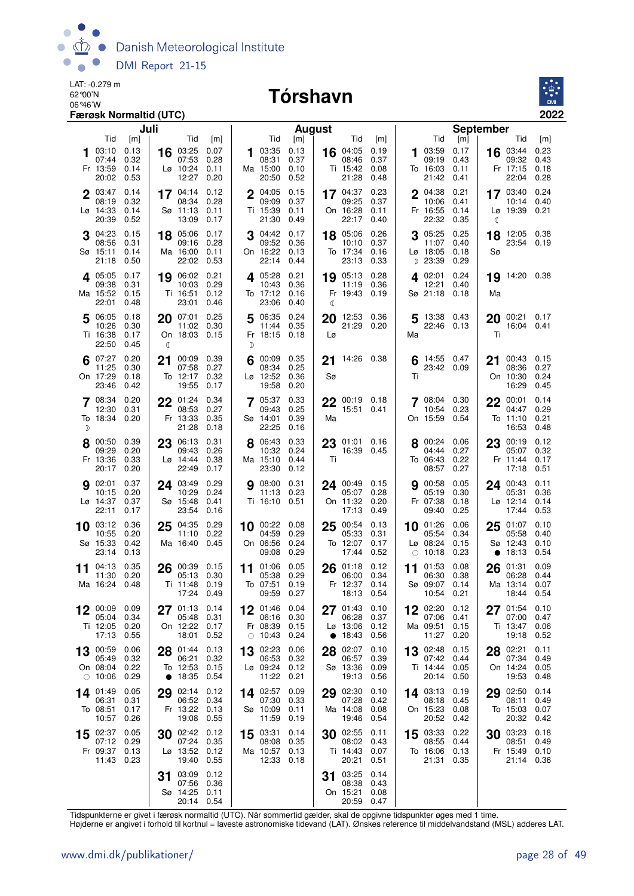LAT: -0.279 m
62°00'N
06°46'W
**Færøsk Normaltid (UTC)**

# Tórshavn

**2022**

## Juli

| Dag | Tid | [m] | Dag | Tid | [m] |
|---|---|---|---|---|---|
| 1 Fr | 03:10 | 0.13 | 16 Lø | 03:25 | 0.07 |
| | 07:44 | 0.32 | | 07:53 | 0.28 |
| | 13:59 | 0.14 | | 10:24 | 0.11 |
| | 20:02 | 0.53 | | 12:27 | 0.20 |
| 2 Lø | 03:47 | 0.14 | 17 Sø | 04:14 | 0.12 |
| | 08:19 | 0.32 | | 08:34 | 0.28 |
| | 14:33 | 0.14 | | 11:13 | 0.11 |
| | 20:39 | 0.52 | | 13:09 | 0.17 |
| 3 Sø | 04:23 | 0.15 | 18 Ma | 05:06 | 0.17 |
| | 08:56 | 0.31 | | 09:16 | 0.28 |
| | 15:11 | 0.14 | | 16:00 | 0.11 |
| | 21:18 | 0.50 | | 22:02 | 0.53 |
| 4 Ma | 05:05 | 0.17 | 19 Ti | 06:02 | 0.21 |
| | 09:38 | 0.31 | | 10:03 | 0.29 |
| | 15:52 | 0.15 | | 16:51 | 0.12 |
| | 22:01 | 0.48 | | 23:01 | 0.46 |
| 5 Ti | 06:05 | 0.18 | 20 On ☾ | 07:01 | 0.25 |
| | 10:26 | 0.30 | | 11:02 | 0.30 |
| | 16:38 | 0.17 | | 18:03 | 0.15 |
| | 22:50 | 0.45 | | | |
| 6 On | 07:27 | 0.20 | 21 To | 00:09 | 0.39 |
| | 11:25 | 0.30 | | 07:58 | 0.27 |
| | 17:29 | 0.18 | | 12:17 | 0.32 |
| | 23:46 | 0.42 | | 19:55 | 0.17 |
| 7 To ☽ | 08:34 | 0.20 | 22 Fr | 01:24 | 0.34 |
| | 12:30 | 0.31 | | 08:53 | 0.27 |
| | 18:34 | 0.20 | | 13:33 | 0.35 |
| | | | | 21:28 | 0.18 |
| 8 Fr | 00:50 | 0.39 | 23 Lø | 06:13 | 0.31 |
| | 09:29 | 0.20 | | 09:43 | 0.26 |
| | 13:36 | 0.33 | | 14:44 | 0.38 |
| | 20:17 | 0.20 | | 22:49 | 0.17 |
| 9 Lø | 02:01 | 0.37 | 24 Sø | 03:49 | 0.29 |
| | 10:15 | 0.20 | | 10:29 | 0.24 |
| | 14:37 | 0.37 | | 15:48 | 0.41 |
| | 22:11 | 0.17 | | 23:54 | 0.16 |
| 10 Sø | 03:12 | 0.36 | 25 Ma | 04:35 | 0.29 |
| | 10:55 | 0.20 | | 11:10 | 0.22 |
| | 15:33 | 0.42 | | 16:40 | 0.45 |
| | 23:14 | 0.13 | | | |
| 11 Ma | 04:13 | 0.35 | 26 Ti | 00:39 | 0.15 |
| | 11:30 | 0.20 | | 05:13 | 0.30 |
| | 16:24 | 0.48 | | 11:48 | 0.19 |
| | | | | 17:24 | 0.49 |
| 12 Ti | 00:09 | 0.09 | 27 On | 01:13 | 0.14 |
| | 05:04 | 0.34 | | 05:48 | 0.31 |
| | 12:05 | 0.20 | | 12:22 | 0.17 |
| | 17:13 | 0.55 | | 18:01 | 0.52 |
| 13 On ○ | 00:59 | 0.06 | 28 To ● | 01:44 | 0.13 |
| | 05:49 | 0.32 | | 06:21 | 0.32 |
| | 08:04 | 0.22 | | 12:53 | 0.15 |
| | 10:06 | 0.29 | | 18:35 | 0.54 |
| 14 To | 01:49 | 0.05 | 29 Fr | 02:14 | 0.12 |
| | 06:31 | 0.31 | | 06:52 | 0.34 |
| | 08:51 | 0.17 | | 13:22 | 0.13 |
| | 10:57 | 0.26 | | 19:08 | 0.55 |
| 15 Fr | 02:37 | 0.05 | 30 Lø | 02:42 | 0.12 |
| | 07:12 | 0.29 | | 07:24 | 0.35 |
| | 09:37 | 0.13 | | 13:52 | 0.12 |
| | 11:43 | 0.23 | | 19:40 | 0.55 |
| | | | 31 Sø | 03:09 | 0.12 |
| | | | | 07:56 | 0.36 |
| | | | | 14:25 | 0.11 |
| | | | | 20:14 | 0.54 |

## August

| Dag | Tid | [m] | Dag | Tid | [m] |
|---|---|---|---|---|---|
| 1 Ma | 03:35 | 0.13 | 16 Ti | 04:05 | 0.19 |
| | 08:31 | 0.37 | | 08:46 | 0.37 |
| | 15:00 | 0.10 | | 15:42 | 0.08 |
| | 20:50 | 0.52 | | 21:28 | 0.48 |
| 2 Ti | 04:05 | 0.15 | 17 On | 04:37 | 0.23 |
| | 09:09 | 0.37 | | 09:25 | 0.37 |
| | 15:39 | 0.11 | | 16:28 | 0.11 |
| | 21:30 | 0.49 | | 22:17 | 0.40 |
| 3 On | 04:42 | 0.17 | 18 To | 05:06 | 0.26 |
| | 09:52 | 0.36 | | 10:10 | 0.37 |
| | 16:22 | 0.13 | | 17:34 | 0.16 |
| | 22:14 | 0.44 | | 23:13 | 0.33 |
| 4 To | 05:28 | 0.21 | 19 Fr ☾ | 05:13 | 0.28 |
| | 10:43 | 0.36 | | 11:19 | 0.36 |
| | 17:12 | 0.16 | | 19:43 | 0.19 |
| | 23:06 | 0.40 | | | |
| 5 Fr ☽ | 06:35 | 0.24 | 20 Lø | 12:53 | 0.36 |
| | 11:44 | 0.35 | | 21:29 | 0.20 |
| | 18:15 | 0.18 | | | |
| 6 Lø | 00:09 | 0.35 | 21 Sø | 14:26 | 0.38 |
| | 08:34 | 0.25 | | | |
| | 12:52 | 0.36 | | | |
| | 19:58 | 0.20 | | | |
| 7 Sø | 05:37 | 0.33 | 22 Ma | 00:19 | 0.18 |
| | 09:43 | 0.25 | | 15:51 | 0.41 |
| | 14:01 | 0.39 | | | |
| | 22:25 | 0.16 | | | |
| 8 Ma | 06:43 | 0.33 | 23 Ti | 01:01 | 0.16 |
| | 10:32 | 0.24 | | 16:39 | 0.45 |
| | 15:10 | 0.44 | | | |
| | 23:30 | 0.12 | | | |
| 9 Ti | 08:00 | 0.31 | 24 On | 00:49 | 0.15 |
| | 11:13 | 0.23 | | 05:07 | 0.28 |
| | 16:10 | 0.51 | | 11:32 | 0.20 |
| | | | | 17:13 | 0.49 |
| 10 On | 00:22 | 0.08 | 25 To | 00:54 | 0.13 |
| | 04:59 | 0.29 | | 05:33 | 0.31 |
| | 06:56 | 0.24 | | 12:07 | 0.17 |
| | 09:08 | 0.29 | | 17:44 | 0.52 |
| 11 To | 01:06 | 0.05 | 26 Fr | 01:18 | 0.12 |
| | 05:38 | 0.29 | | 06:00 | 0.34 |
| | 07:51 | 0.19 | | 12:37 | 0.14 |
| | 09:59 | 0.27 | | 18:13 | 0.54 |
| 12 Fr ○ | 01:46 | 0.04 | 27 Lø ● | 01:43 | 0.10 |
| | 06:16 | 0.30 | | 06:28 | 0.37 |
| | 08:39 | 0.15 | | 13:06 | 0.12 |
| | 10:43 | 0.24 | | 18:43 | 0.56 |
| 13 Lø | 02:23 | 0.06 | 28 Sø | 02:07 | 0.10 |
| | 06:53 | 0.32 | | 06:57 | 0.39 |
| | 09:24 | 0.12 | | 13:36 | 0.09 |
| | 11:22 | 0.21 | | 19:13 | 0.56 |
| 14 Sø | 02:57 | 0.09 | 29 Ma | 02:30 | 0.10 |
| | 07:30 | 0.33 | | 07:28 | 0.42 |
| | 10:09 | 0.11 | | 14:08 | 0.08 |
| | 11:59 | 0.19 | | 19:46 | 0.54 |
| 15 Ma | 03:31 | 0.14 | 30 Ti | 02:55 | 0.11 |
| | 08:08 | 0.35 | | 08:02 | 0.43 |
| | 10:57 | 0.13 | | 14:43 | 0.07 |
| | 12:33 | 0.18 | | 20:21 | 0.51 |
| | | | 31 On | 03:25 | 0.14 |
| | | | | 08:38 | 0.43 |
| | | | | 15:21 | 0.08 |
| | | | | 20:59 | 0.47 |

## September

| Dag | Tid | [m] | Dag | Tid | [m] |
|---|---|---|---|---|---|
| 1 To | 03:59 | 0.17 | 16 Fr | 03:44 | 0.23 |
| | 09:19 | 0.43 | | 09:32 | 0.43 |
| | 16:03 | 0.11 | | 17:15 | 0.18 |
| | 21:42 | 0.41 | | 22:04 | 0.28 |
| 2 Fr | 04:38 | 0.21 | 17 Lø ☾ | 03:40 | 0.24 |
| | 10:06 | 0.41 | | 10:14 | 0.40 |
| | 16:55 | 0.14 | | 19:39 | 0.21 |
| | 22:32 | 0.35 | | | |
| 3 Lø ☽ | 05:25 | 0.25 | 18 Sø | 12:05 | 0.38 |
| | 11:07 | 0.40 | | 23:54 | 0.19 |
| | 18:05 | 0.18 | | | |
| | 23:39 | 0.29 | | | |
| 4 Sø | 02:01 | 0.24 | 19 Ma | 14:20 | 0.38 |
| | 12:21 | 0.40 | | | |
| | 21:18 | 0.18 | | | |
| 5 Ma | 13:38 | 0.43 | 20 Ti | 00:21 | 0.17 |
| | 22:46 | 0.13 | | 16:04 | 0.41 |
| 6 Ti | 14:55 | 0.47 | 21 On | 00:43 | 0.15 |
| | 23:42 | 0.09 | | 08:36 | 0.27 |
| | | | | 10:30 | 0.24 |
| | | | | 16:29 | 0.45 |
| 7 On | 08:04 | 0.30 | 22 To | 00:01 | 0.14 |
| | 10:54 | 0.23 | | 04:47 | 0.29 |
| | 15:59 | 0.54 | | 11:10 | 0.21 |
| | | | | 16:53 | 0.48 |
| 8 To | 00:24 | 0.06 | 23 Fr | 00:19 | 0.12 |
| | 04:44 | 0.27 | | 05:07 | 0.32 |
| | 06:43 | 0.22 | | 11:44 | 0.17 |
| | 08:57 | 0.27 | | 17:18 | 0.51 |
| 9 Fr | 00:58 | 0.05 | 24 Lø | 00:43 | 0.11 |
| | 05:19 | 0.30 | | 05:31 | 0.36 |
| | 07:38 | 0.18 | | 12:14 | 0.14 |
| | 09:40 | 0.25 | | 17:44 | 0.53 |
| 10 Lø ○ | 01:26 | 0.06 | 25 Sø ● | 01:07 | 0.10 |
| | 05:54 | 0.34 | | 05:58 | 0.40 |
| | 08:24 | 0.15 | | 12:43 | 0.10 |
| | 10:18 | 0.23 | | 18:13 | 0.54 |
| 11 Sø | 01:53 | 0.08 | 26 Ma | 01:31 | 0.09 |
| | 06:30 | 0.38 | | 06:28 | 0.44 |
| | 09:07 | 0.14 | | 13:14 | 0.07 |
| | 10:54 | 0.21 | | 18:44 | 0.54 |
| 12 Ma | 02:20 | 0.12 | 27 Ti | 01:54 | 0.10 |
| | 07:06 | 0.41 | | 07:00 | 0.47 |
| | 09:51 | 0.15 | | 13:47 | 0.06 |
| | 11:27 | 0.20 | | 19:18 | 0.52 |
| 13 Ti | 02:48 | 0.15 | 28 On | 02:21 | 0.11 |
| | 07:42 | 0.44 | | 07:34 | 0.49 |
| | 14:44 | 0.05 | | 14:24 | 0.05 |
| | 20:14 | 0.50 | | 19:53 | 0.48 |
| 14 On | 03:13 | 0.19 | 29 To | 02:50 | 0.14 |
| | 08:18 | 0.45 | | 08:11 | 0.49 |
| | 15:23 | 0.08 | | 15:03 | 0.07 |
| | 20:52 | 0.42 | | 20:32 | 0.42 |
| 15 To | 03:33 | 0.22 | 30 Fr | 03:23 | 0.18 |
| | 08:55 | 0.44 | | 08:51 | 0.49 |
| | 16:06 | 0.13 | | 15:49 | 0.10 |
| | 21:31 | 0.35 | | 21:14 | 0.36 |

Tidspunkterne er givet i færøsk normaltid (UTC). Når sommertid gælder, skal de opgivne tidspunkter øges med 1 time.
Højderne er angivet i forhold til kortnul = laveste astronomiske tidevand (LAT). Ønskes reference til middelvandstand (MSL) adderes LAT.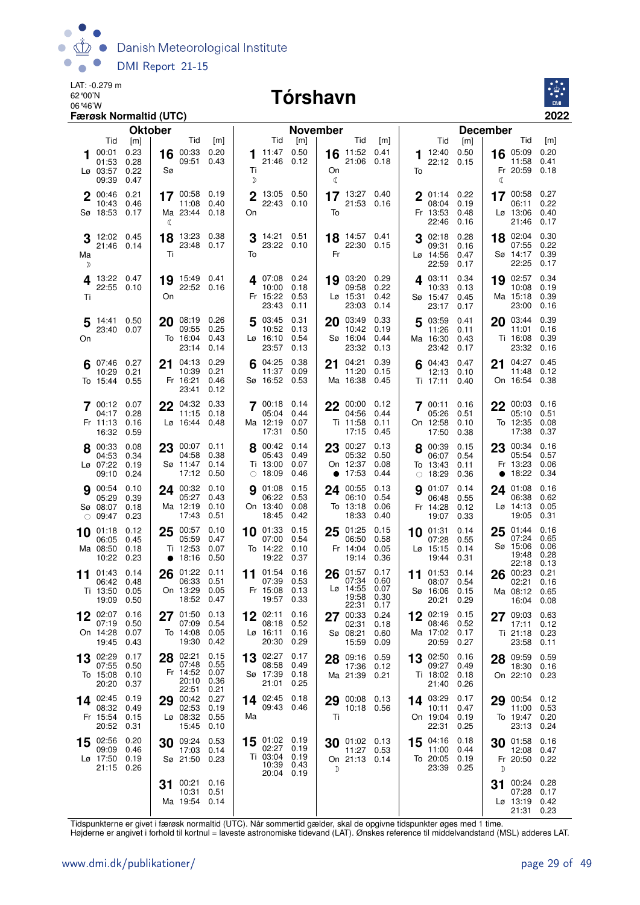LAT: -0.279 m
62°00'N
06°46'W
**Færøsk Normaltid (UTC)**

# Tórshavn

**2022**

## Oktober

| Dag | Tid | [m] | Dag | Tid | [m] |
|---|---|---|---|---|---|
| 1 Lø ☽ | 00:01<br>01:53<br>03:57<br>09:39 | 0.23<br>0.28<br>0.22<br>0.47 | 16 Sø | 00:33<br>09:51 | 0.20<br>0.43 |
| 2 Sø | 00:46<br>10:43<br>18:53 | 0.21<br>0.46<br>0.17 | 17 Ma ☾ | 00:58<br>11:08<br>23:44 | 0.19<br>0.40<br>0.18 |
| 3 Ma ☽ | 12:02<br>21:46 | 0.45<br>0.14 | 18 Ti | 13:23<br>23:48 | 0.38<br>0.17 |
| 4 Ti | 13:22<br>22:55 | 0.47<br>0.10 | 19 On | 15:49<br>22:52 | 0.41<br>0.16 |
| 5 On | 14:41<br>23:40 | 0.50<br>0.07 | 20 To | 08:19<br>09:55<br>16:04<br>23:14 | 0.26<br>0.25<br>0.43<br>0.14 |
| 6 To | 07:46<br>10:29<br>15:44 | 0.27<br>0.21<br>0.55 | 21 Fr | 04:13<br>10:39<br>16:21<br>23:41 | 0.29<br>0.21<br>0.46<br>0.12 |
| 7 Fr | 00:12<br>04:17<br>11:13<br>16:32 | 0.07<br>0.28<br>0.16<br>0.59 | 22 Lø | 04:32<br>11:15<br>16:44 | 0.33<br>0.18<br>0.48 |
| 8 Lø | 00:33<br>04:53<br>07:22<br>09:10 | 0.08<br>0.34<br>0.19<br>0.24 | 23 Sø | 00:07<br>04:58<br>11:47<br>17:12 | 0.11<br>0.38<br>0.14<br>0.50 |
| 9 Sø ○ | 00:54<br>05:29<br>08:07<br>09:47 | 0.10<br>0.39<br>0.18<br>0.23 | 24 Ma | 00:32<br>05:27<br>12:19<br>17:43 | 0.10<br>0.43<br>0.10<br>0.51 |
| 10 Ma | 01:18<br>06:05<br>08:50<br>10:22 | 0.12<br>0.45<br>0.18<br>0.23 | 25 Ti ● | 00:57<br>05:59<br>12:53<br>18:16 | 0.10<br>0.47<br>0.07<br>0.50 |
| 11 Ti | 01:43<br>06:42<br>13:50<br>19:09 | 0.14<br>0.48<br>0.05<br>0.50 | 26 On | 01:22<br>06:33<br>13:29<br>18:52 | 0.11<br>0.51<br>0.05<br>0.47 |
| 12 On | 02:07<br>07:19<br>14:28<br>19:45 | 0.16<br>0.50<br>0.07<br>0.43 | 27 To | 01:50<br>07:09<br>14:08<br>19:30 | 0.13<br>0.54<br>0.05<br>0.42 |
| 13 To | 02:29<br>07:55<br>15:08<br>20:20 | 0.17<br>0.50<br>0.10<br>0.37 | 28 Fr | 02:21<br>07:48<br>14:52<br>20:10<br>22:51 | 0.15<br>0.55<br>0.07<br>0.36<br>0.21 |
| 14 Fr | 02:45<br>08:32<br>15:54<br>20:52 | 0.19<br>0.49<br>0.15<br>0.31 | 29 Lø | 00:42<br>02:53<br>08:32<br>15:45 | 0.27<br>0.19<br>0.55<br>0.10 |
| 15 Lø | 02:56<br>09:09<br>17:50<br>21:15 | 0.20<br>0.46<br>0.19<br>0.26 | 30 Sø | 09:24<br>17:03<br>21:50 | 0.53<br>0.14<br>0.23 |
| | | | 31 Ma | 00:21<br>10:31<br>19:54 | 0.16<br>0.51<br>0.14 |

## November

| Dag | Tid | [m] | Dag | Tid | [m] |
|---|---|---|---|---|---|
| 1 Ti ☽ | 11:47<br>21:46 | 0.50<br>0.12 | 16 On ☾ | 11:52<br>21:06 | 0.41<br>0.18 |
| 2 On | 13:05<br>22:43 | 0.50<br>0.10 | 17 To | 13:27<br>21:53 | 0.40<br>0.16 |
| 3 To | 14:21<br>23:22 | 0.51<br>0.10 | 18 Fr | 14:57<br>22:30 | 0.41<br>0.15 |
| 4 Fr | 07:08<br>10:00<br>15:22<br>23:43 | 0.24<br>0.18<br>0.53<br>0.11 | 19 Lø | 03:20<br>09:58<br>15:31<br>23:03 | 0.29<br>0.22<br>0.42<br>0.14 |
| 5 Lø | 03:45<br>10:52<br>16:10<br>23:57 | 0.31<br>0.13<br>0.54<br>0.13 | 20 Sø | 03:49<br>10:42<br>16:04<br>23:32 | 0.33<br>0.19<br>0.44<br>0.13 |
| 6 Sø | 04:25<br>11:37<br>16:52 | 0.38<br>0.09<br>0.53 | 21 Ma | 04:21<br>11:20<br>16:38 | 0.39<br>0.15<br>0.45 |
| 7 Ma | 00:18<br>05:04<br>12:19<br>17:31 | 0.14<br>0.44<br>0.07<br>0.50 | 22 Ti | 00:00<br>04:56<br>11:58<br>17:15 | 0.12<br>0.44<br>0.11<br>0.45 |
| 8 Ti ○ | 00:42<br>05:43<br>13:00<br>18:09 | 0.14<br>0.49<br>0.07<br>0.46 | 23 On ● | 00:27<br>05:32<br>12:37<br>17:53 | 0.13<br>0.50<br>0.08<br>0.44 |
| 9 On | 01:08<br>06:22<br>13:40<br>18:45 | 0.15<br>0.53<br>0.08<br>0.42 | 24 To | 00:55<br>06:10<br>13:18<br>18:33 | 0.13<br>0.54<br>0.06<br>0.40 |
| 10 To | 01:33<br>07:00<br>14:22<br>19:22 | 0.15<br>0.54<br>0.10<br>0.37 | 25 Fr | 01:25<br>06:50<br>14:04<br>19:14 | 0.15<br>0.58<br>0.05<br>0.36 |
| 11 Fr | 01:54<br>07:39<br>15:08<br>19:57 | 0.16<br>0.53<br>0.13<br>0.33 | 26 Lø | 01:57<br>07:34<br>14:55<br>19:58<br>22:31 | 0.17<br>0.60<br>0.07<br>0.30<br>0.17 |
| 12 Lø | 02:11<br>08:18<br>16:11<br>20:30 | 0.16<br>0.52<br>0.16<br>0.29 | 27 Sø | 00:33<br>02:31<br>08:21<br>15:59 | 0.24<br>0.18<br>0.60<br>0.09 |
| 13 Sø | 02:27<br>08:58<br>17:39<br>21:01 | 0.17<br>0.49<br>0.18<br>0.25 | 28 Ma | 09:16<br>17:36<br>21:39 | 0.59<br>0.12<br>0.21 |
| 14 Ma | 02:45<br>09:43 | 0.18<br>0.46 | 29 Ti | 00:08<br>10:18 | 0.13<br>0.56 |
| 15 Ti | 01:02<br>02:27<br>03:04<br>10:39<br>20:04 | 0.19<br>0.19<br>0.19<br>0.43<br>0.19 | 30 On ☽ | 01:02<br>11:27<br>21:13 | 0.13<br>0.53<br>0.14 |

## December

| Dag | Tid | [m] | Dag | Tid | [m] |
|---|---|---|---|---|---|
| 1 To | 12:40<br>22:12 | 0.50<br>0.15 | 16 Fr ☾ | 05:09<br>11:58<br>20:59 | 0.20<br>0.41<br>0.18 |
| 2 Fr | 01:14<br>08:04<br>13:53<br>22:46 | 0.22<br>0.19<br>0.48<br>0.16 | 17 Lø | 00:58<br>06:11<br>13:06<br>21:46 | 0.27<br>0.22<br>0.40<br>0.17 |
| 3 Lø | 02:18<br>09:31<br>14:56<br>22:59 | 0.28<br>0.16<br>0.47<br>0.17 | 18 Sø | 02:04<br>07:55<br>14:17<br>22:25 | 0.30<br>0.22<br>0.39<br>0.17 |
| 4 Sø | 03:11<br>10:33<br>15:47<br>23:17 | 0.34<br>0.13<br>0.45<br>0.17 | 19 Ma | 02:57<br>10:08<br>15:18<br>23:00 | 0.34<br>0.19<br>0.39<br>0.16 |
| 5 Ma | 03:59<br>11:26<br>16:30<br>23:42 | 0.41<br>0.11<br>0.43<br>0.17 | 20 Ti | 03:44<br>11:01<br>16:08<br>23:32 | 0.39<br>0.16<br>0.39<br>0.16 |
| 6 Ti | 04:43<br>12:13<br>17:11 | 0.47<br>0.10<br>0.40 | 21 On | 04:27<br>11:48<br>16:54 | 0.45<br>0.12<br>0.38 |
| 7 On | 00:11<br>05:26<br>12:58<br>17:50 | 0.16<br>0.51<br>0.10<br>0.38 | 22 To | 00:03<br>05:10<br>12:35<br>17:38 | 0.16<br>0.51<br>0.08<br>0.37 |
| 8 To ○ | 00:39<br>06:07<br>13:43<br>18:29 | 0.15<br>0.54<br>0.11<br>0.36 | 23 Fr ● | 00:34<br>05:54<br>13:23<br>18:22 | 0.16<br>0.57<br>0.06<br>0.34 |
| 9 Fr | 01:07<br>06:48<br>14:28<br>19:07 | 0.14<br>0.55<br>0.12<br>0.33 | 24 Lø | 01:08<br>06:38<br>14:13<br>19:05 | 0.16<br>0.62<br>0.05<br>0.31 |
| 10 Lø | 01:31<br>07:28<br>15:15<br>19:44 | 0.14<br>0.55<br>0.14<br>0.31 | 25 Sø | 01:44<br>07:24<br>15:06<br>19:48<br>22:18 | 0.16<br>0.65<br>0.06<br>0.28<br>0.13 |
| 11 Sø | 01:53<br>08:07<br>16:06<br>20:21 | 0.14<br>0.54<br>0.15<br>0.29 | 26 Ma | 00:23<br>02:21<br>08:12<br>16:04 | 0.21<br>0.16<br>0.65<br>0.08 |
| 12 Ma | 02:19<br>08:46<br>17:02<br>20:59 | 0.15<br>0.52<br>0.17<br>0.27 | 27 Ti | 09:03<br>17:11<br>21:18<br>23:58 | 0.63<br>0.12<br>0.23<br>0.11 |
| 13 Ti | 02:50<br>09:27<br>18:02<br>21:40 | 0.16<br>0.49<br>0.18<br>0.26 | 28 On | 09:59<br>18:30<br>22:10 | 0.59<br>0.16<br>0.23 |
| 14 On | 03:29<br>10:11<br>19:04<br>22:31 | 0.17<br>0.47<br>0.19<br>0.25 | 29 To | 00:54<br>11:00<br>19:47<br>23:13 | 0.12<br>0.53<br>0.20<br>0.24 |
| 15 To | 04:16<br>11:00<br>20:05<br>23:39 | 0.18<br>0.44<br>0.19<br>0.25 | 30 Fr ☽ | 01:58<br>12:08<br>20:50 | 0.16<br>0.47<br>0.22 |
| | | | 31 Lø | 00:24<br>07:28<br>13:19<br>21:31 | 0.28<br>0.17<br>0.42<br>0.23 |

Tidspunkterne er givet i færøsk normaltid (UTC). Når sommertid gælder, skal de opgivne tidspunkter øges med 1 time.
Højderne er angivet i forhold til kortnul = laveste astronomiske tidevand (LAT). Ønskes reference til middelvandstand (MSL) adderes LAT.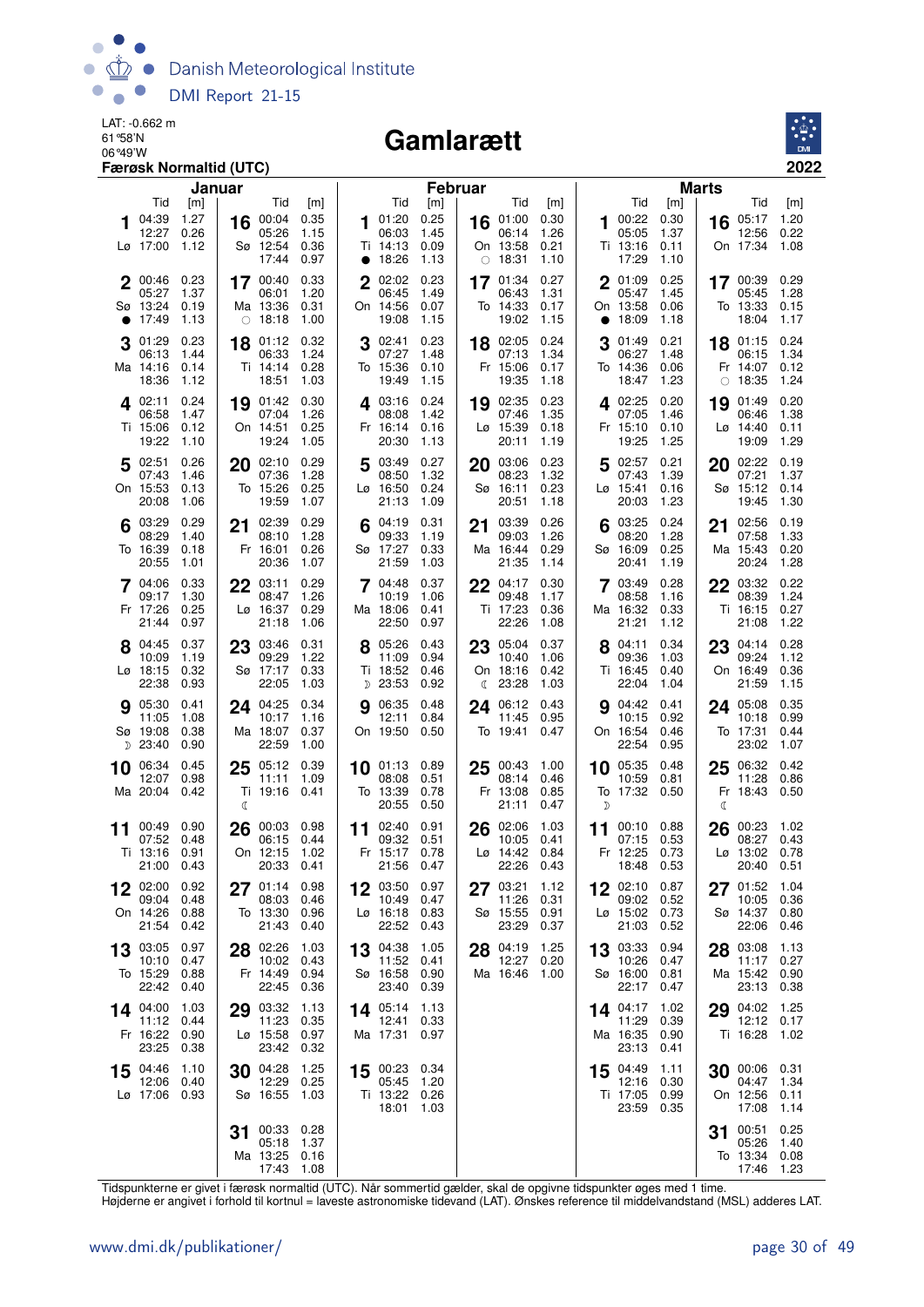LAT: -0.662 m
61°58'N
06°49'W

# Gamlarætt

**Færøsk Normaltid (UTC)** **2022**

## Januar

| Dag | Tid | [m] | Dag | Tid | [m] |
|---|---|---|---|---|---|
| 1 Lø | 04:39 | 1.27 | 16 Sø | 00:04 | 0.35 |
| | 12:27 | 0.26 | | 05:26 | 1.15 |
| | 17:00 | 1.12 | | 12:54 | 0.36 |
| | | | | 17:44 | 0.97 |
| 2 Sø ● | 00:46 | 0.23 | 17 Ma ○ | 00:40 | 0.33 |
| | 05:27 | 1.37 | | 06:01 | 1.20 |
| | 13:24 | 0.19 | | 13:36 | 0.31 |
| | 17:49 | 1.13 | | 18:18 | 1.00 |
| 3 Ma | 01:29 | 0.23 | 18 Ti | 01:12 | 0.32 |
| | 06:13 | 1.44 | | 06:33 | 1.24 |
| | 14:16 | 0.14 | | 14:14 | 0.28 |
| | 18:36 | 1.12 | | 18:51 | 1.03 |
| 4 Ti | 02:11 | 0.24 | 19 On | 01:42 | 0.30 |
| | 06:58 | 1.47 | | 07:04 | 1.26 |
| | 15:06 | 0.12 | | 14:51 | 0.25 |
| | 19:22 | 1.10 | | 19:24 | 1.05 |
| 5 On | 02:51 | 0.26 | 20 To | 02:10 | 0.29 |
| | 07:43 | 1.46 | | 07:36 | 1.28 |
| | 15:53 | 0.13 | | 15:26 | 0.25 |
| | 20:08 | 1.06 | | 19:59 | 1.07 |
| 6 To | 03:29 | 0.29 | 21 Fr | 02:39 | 0.29 |
| | 08:29 | 1.40 | | 08:10 | 1.28 |
| | 16:39 | 0.18 | | 16:01 | 0.26 |
| | 20:55 | 1.01 | | 20:36 | 1.07 |
| 7 Fr | 04:06 | 0.33 | 22 Lø | 03:11 | 0.29 |
| | 09:17 | 1.30 | | 08:47 | 1.26 |
| | 17:26 | 0.25 | | 16:37 | 0.29 |
| | 21:44 | 0.97 | | 21:18 | 1.06 |
| 8 Lø | 04:45 | 0.37 | 23 Sø | 03:46 | 0.31 |
| | 10:09 | 1.19 | | 09:29 | 1.22 |
| | 18:15 | 0.32 | | 17:17 | 0.33 |
| | 22:38 | 0.93 | | 22:05 | 1.03 |
| 9 Sø ☽ | 05:30 | 0.41 | 24 Ma | 04:25 | 0.34 |
| | 11:05 | 1.08 | | 10:17 | 1.16 |
| | 19:08 | 0.38 | | 18:07 | 0.37 |
| | 23:40 | 0.90 | | 22:59 | 1.00 |
| 10 Ma | 06:34 | 0.45 | 25 Ti ☾ | 05:12 | 0.39 |
| | 12:07 | 0.98 | | 11:11 | 1.09 |
| | 20:04 | 0.42 | | 19:16 | 0.41 |
| 11 Ti | 00:49 | 0.90 | 26 On | 00:03 | 0.98 |
| | 07:52 | 0.48 | | 06:15 | 0.44 |
| | 13:16 | 0.91 | | 12:15 | 1.02 |
| | 21:00 | 0.43 | | 20:33 | 0.41 |
| 12 On | 02:00 | 0.92 | 27 To | 01:14 | 0.98 |
| | 09:04 | 0.48 | | 08:03 | 0.46 |
| | 14:26 | 0.88 | | 13:30 | 0.96 |
| | 21:54 | 0.42 | | 21:43 | 0.40 |
| 13 To | 03:05 | 0.97 | 28 Fr | 02:26 | 1.03 |
| | 10:10 | 0.47 | | 10:02 | 0.43 |
| | 15:29 | 0.88 | | 14:49 | 0.94 |
| | 22:42 | 0.40 | | 22:45 | 0.36 |
| 14 Fr | 04:00 | 1.03 | 29 Lø | 03:32 | 1.13 |
| | 11:12 | 0.44 | | 11:23 | 0.35 |
| | 16:22 | 0.90 | | 15:58 | 0.97 |
| | 23:25 | 0.38 | | 23:42 | 0.32 |
| 15 Lø | 04:46 | 1.10 | 30 Sø | 04:28 | 1.25 |
| | 12:06 | 0.40 | | 12:29 | 0.25 |
| | 17:06 | 0.93 | | 16:55 | 1.03 |
| | | | 31 Ma | 00:33 | 0.28 |
| | | | | 05:18 | 1.37 |
| | | | | 13:25 | 0.16 |
| | | | | 17:43 | 1.08 |

## Februar

| Dag | Tid | [m] | Dag | Tid | [m] |
|---|---|---|---|---|---|
| 1 Ti ● | 01:20 | 0.25 | 16 On ○ | 01:00 | 0.30 |
| | 06:03 | 1.45 | | 06:14 | 1.26 |
| | 14:13 | 0.09 | | 13:58 | 0.21 |
| | 18:26 | 1.13 | | 18:31 | 1.10 |
| 2 On | 02:02 | 0.23 | 17 To | 01:34 | 0.27 |
| | 06:45 | 1.49 | | 06:43 | 1.31 |
| | 14:56 | 0.07 | | 14:33 | 0.17 |
| | 19:08 | 1.15 | | 19:02 | 1.15 |
| 3 To | 02:41 | 0.23 | 18 Fr | 02:05 | 0.24 |
| | 07:27 | 1.48 | | 07:13 | 1.34 |
| | 15:36 | 0.10 | | 15:06 | 0.17 |
| | 19:49 | 1.15 | | 19:35 | 1.18 |
| 4 Fr | 03:16 | 0.24 | 19 Lø | 02:35 | 0.23 |
| | 08:08 | 1.42 | | 07:46 | 1.35 |
| | 16:14 | 0.16 | | 15:39 | 0.18 |
| | 20:30 | 1.13 | | 20:11 | 1.19 |
| 5 Lø | 03:49 | 0.27 | 20 Sø | 03:06 | 0.23 |
| | 08:50 | 1.32 | | 08:23 | 1.32 |
| | 16:50 | 0.24 | | 16:11 | 0.23 |
| | 21:13 | 1.09 | | 20:51 | 1.18 |
| 6 Sø | 04:19 | 0.31 | 21 Ma | 03:39 | 0.26 |
| | 09:33 | 1.19 | | 09:03 | 1.26 |
| | 17:27 | 0.33 | | 16:44 | 0.29 |
| | 21:59 | 1.03 | | 21:35 | 1.14 |
| 7 Ma | 04:48 | 0.37 | 22 Ti | 04:17 | 0.30 |
| | 10:19 | 1.06 | | 09:48 | 1.17 |
| | 18:06 | 0.41 | | 17:23 | 0.36 |
| | 22:50 | 0.97 | | 22:26 | 1.08 |
| 8 Ti ☽ | 05:26 | 0.43 | 23 On ☾ | 05:04 | 0.37 |
| | 11:09 | 0.94 | | 10:40 | 1.06 |
| | 18:52 | 0.46 | | 18:16 | 0.42 |
| | 23:53 | 0.92 | | 23:28 | 1.03 |
| 9 On | 06:35 | 0.48 | 24 To | 06:12 | 0.43 |
| | 12:11 | 0.84 | | 11:45 | 0.95 |
| | 19:50 | 0.50 | | 19:41 | 0.47 |
| 10 To | 01:13 | 0.89 | 25 Fr | 00:43 | 1.00 |
| | 08:08 | 0.51 | | 08:14 | 0.46 |
| | 13:39 | 0.78 | | 13:08 | 0.85 |
| | 20:55 | 0.50 | | 21:11 | 0.47 |
| 11 Fr | 02:40 | 0.91 | 26 Lø | 02:06 | 1.03 |
| | 09:32 | 0.51 | | 10:05 | 0.41 |
| | 15:17 | 0.78 | | 14:42 | 0.84 |
| | 21:56 | 0.47 | | 22:26 | 0.43 |
| 12 Lø | 03:50 | 0.97 | 27 Sø | 03:21 | 1.12 |
| | 10:49 | 0.47 | | 11:26 | 0.31 |
| | 16:18 | 0.83 | | 15:55 | 0.91 |
| | 22:52 | 0.43 | | 23:29 | 0.37 |
| 13 Sø | 04:38 | 1.05 | 28 Ma | 04:19 | 1.25 |
| | 11:52 | 0.41 | | 12:27 | 0.20 |
| | 16:58 | 0.90 | | 16:46 | 1.00 |
| | 23:40 | 0.39 | | | |
| 14 Ma | 05:14 | 1.13 | | | |
| | 12:41 | 0.33 | | | |
| | 17:31 | 0.97 | | | |
| 15 Ti | 00:23 | 0.34 | | | |
| | 05:45 | 1.20 | | | |
| | 13:22 | 0.26 | | | |
| | 18:01 | 1.03 | | | |

## Marts

| Dag | Tid | [m] | Dag | Tid | [m] |
|---|---|---|---|---|---|
| 1 Ti | 00:22 | 0.30 | 16 On | 05:17 | 1.20 |
| | 05:05 | 1.37 | | 12:56 | 0.22 |
| | 13:16 | 0.11 | | 17:34 | 1.08 |
| | 17:29 | 1.10 | | | |
| 2 On ● | 01:09 | 0.25 | 17 To | 00:39 | 0.29 |
| | 05:47 | 1.45 | | 05:45 | 1.28 |
| | 13:58 | 0.06 | | 13:33 | 0.15 |
| | 18:09 | 1.18 | | 18:04 | 1.17 |
| 3 To | 01:49 | 0.21 | 18 Fr ○ | 01:15 | 0.24 |
| | 06:27 | 1.48 | | 06:15 | 1.34 |
| | 14:36 | 0.06 | | 14:07 | 0.12 |
| | 18:47 | 1.23 | | 18:35 | 1.24 |
| 4 Fr | 02:25 | 0.20 | 19 Lø | 01:49 | 0.20 |
| | 07:05 | 1.46 | | 06:46 | 1.38 |
| | 15:10 | 0.10 | | 14:40 | 0.11 |
| | 19:25 | 1.25 | | 19:09 | 1.29 |
| 5 Lø | 02:57 | 0.21 | 20 Sø | 02:22 | 0.19 |
| | 07:43 | 1.39 | | 07:21 | 1.37 |
| | 15:41 | 0.16 | | 15:12 | 0.14 |
| | 20:03 | 1.23 | | 19:45 | 1.30 |
| 6 Sø | 03:25 | 0.24 | 21 Ma | 02:56 | 0.19 |
| | 08:20 | 1.28 | | 07:58 | 1.33 |
| | 16:09 | 0.25 | | 15:43 | 0.20 |
| | 20:41 | 1.19 | | 20:24 | 1.28 |
| 7 Ma | 03:49 | 0.28 | 22 Ti | 03:32 | 0.22 |
| | 08:58 | 1.16 | | 08:39 | 1.24 |
| | 16:32 | 0.33 | | 16:15 | 0.27 |
| | 21:21 | 1.12 | | 21:08 | 1.22 |
| 8 Ti | 04:11 | 0.34 | 23 On | 04:14 | 0.28 |
| | 09:36 | 1.03 | | 09:24 | 1.12 |
| | 16:45 | 0.40 | | 16:49 | 0.36 |
| | 22:04 | 1.04 | | 21:59 | 1.15 |
| 9 On | 04:42 | 0.41 | 24 To | 05:08 | 0.35 |
| | 10:15 | 0.92 | | 10:18 | 0.99 |
| | 16:54 | 0.46 | | 17:31 | 0.44 |
| | 22:54 | 0.95 | | 23:02 | 1.07 |
| 10 To ☽ | 05:35 | 0.48 | 25 Fr ☾ | 06:32 | 0.42 |
| | 10:59 | 0.81 | | 11:28 | 0.86 |
| | 17:32 | 0.50 | | 18:43 | 0.50 |
| 11 Fr | 00:10 | 0.88 | 26 Lø | 00:23 | 1.02 |
| | 07:15 | 0.53 | | 08:27 | 0.43 |
| | 12:25 | 0.73 | | 13:02 | 0.78 |
| | 18:48 | 0.53 | | 20:40 | 0.51 |
| 12 Lø | 02:10 | 0.87 | 27 Sø | 01:52 | 1.04 |
| | 09:02 | 0.52 | | 10:05 | 0.36 |
| | 15:02 | 0.73 | | 14:37 | 0.80 |
| | 21:03 | 0.52 | | 22:06 | 0.46 |
| 13 Sø | 03:33 | 0.94 | 28 Ma | 03:08 | 1.13 |
| | 10:26 | 0.47 | | 11:17 | 0.27 |
| | 16:00 | 0.81 | | 15:42 | 0.90 |
| | 22:17 | 0.47 | | 23:13 | 0.38 |
| 14 Ma | 04:17 | 1.02 | 29 Ti | 04:02 | 1.25 |
| | 11:29 | 0.39 | | 12:12 | 0.17 |
| | 16:35 | 0.90 | | 16:28 | 1.02 |
| | 23:13 | 0.41 | | | |
| 15 Ti | 04:49 | 1.11 | 30 On | 00:06 | 0.31 |
| | 12:16 | 0.30 | | 04:47 | 1.34 |
| | 17:05 | 0.99 | | 12:56 | 0.11 |
| | 23:59 | 0.35 | | 17:08 | 1.14 |
| | | | 31 To | 00:51 | 0.25 |
| | | | | 05:26 | 1.40 |
| | | | | 13:34 | 0.08 |
| | | | | 17:46 | 1.23 |

Tidspunkterne er givet i færøsk normaltid (UTC). Når sommertid gælder, skal de opgivne tidspunkter øges med 1 time.
Højderne er angivet i forhold til kortnul = laveste astronomiske tidevand (LAT). Ønskes reference til middelvandstand (MSL) adderes LAT.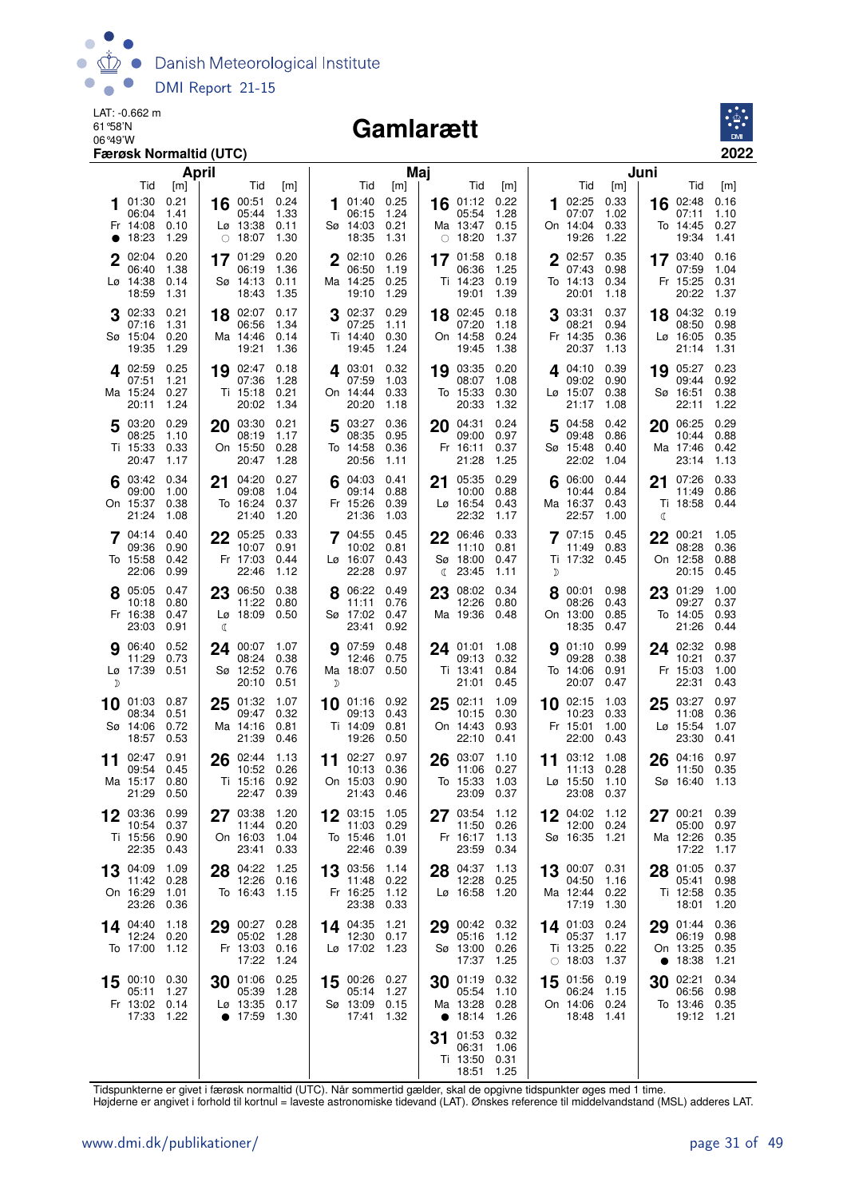LAT: -0.662 m
61°58'N
06°49'W

# Gamlarætt

**2022**

**Færøsk Normaltid (UTC)**

## April

| Dag | | Tid | [m] | Tid | [m] | Tid | [m] | Tid | [m] |
|---|---|---|---|---|---|---|---|---|---|
| 1 | Fr ● | 01:30 | 0.21 | 06:04 | 1.41 | 14:08 | 0.10 | 18:23 | 1.29 |
| 2 | Lø | 02:04 | 0.20 | 06:40 | 1.38 | 14:38 | 0.14 | 18:59 | 1.31 |
| 3 | Sø | 02:33 | 0.21 | 07:16 | 1.31 | 15:04 | 0.20 | 19:35 | 1.29 |
| 4 | Ma | 02:59 | 0.25 | 07:51 | 1.21 | 15:24 | 0.27 | 20:11 | 1.24 |
| 5 | Ti | 03:20 | 0.29 | 08:25 | 1.10 | 15:33 | 0.33 | 20:47 | 1.17 |
| 6 | On | 03:42 | 0.34 | 09:00 | 1.00 | 15:37 | 0.38 | 21:24 | 1.08 |
| 7 | To | 04:14 | 0.40 | 09:36 | 0.90 | 15:58 | 0.42 | 22:06 | 0.99 |
| 8 | Fr | 05:05 | 0.47 | 10:18 | 0.80 | 16:38 | 0.47 | 23:03 | 0.91 |
| 9 | Lø ☽ | 06:40 | 0.52 | 11:29 | 0.73 | 17:39 | 0.51 | | |
| 10 | Sø | 01:03 | 0.87 | 08:34 | 0.51 | 14:06 | 0.72 | 18:57 | 0.53 |
| 11 | Ma | 02:47 | 0.91 | 09:54 | 0.45 | 15:17 | 0.80 | 21:29 | 0.50 |
| 12 | Ti | 03:36 | 0.99 | 10:54 | 0.37 | 15:56 | 0.90 | 22:35 | 0.43 |
| 13 | On | 04:09 | 1.09 | 11:42 | 0.28 | 16:29 | 1.01 | 23:26 | 0.36 |
| 14 | To | 04:40 | 1.18 | 12:24 | 0.20 | 17:00 | 1.12 | | |
| 15 | Fr | 00:10 | 0.30 | 05:11 | 1.27 | 13:02 | 0.14 | 17:33 | 1.22 |
| 16 | Lø ○ | 00:51 | 0.24 | 05:44 | 1.33 | 13:38 | 0.11 | 18:07 | 1.30 |
| 17 | Sø | 01:29 | 0.20 | 06:19 | 1.36 | 14:13 | 0.11 | 18:43 | 1.35 |
| 18 | Ma | 02:07 | 0.17 | 06:56 | 1.34 | 14:46 | 0.14 | 19:21 | 1.36 |
| 19 | Ti | 02:47 | 0.18 | 07:36 | 1.28 | 15:18 | 0.21 | 20:02 | 1.34 |
| 20 | On | 03:30 | 0.21 | 08:19 | 1.17 | 15:50 | 0.28 | 20:47 | 1.28 |
| 21 | To | 04:20 | 0.27 | 09:08 | 1.04 | 16:24 | 0.37 | 21:40 | 1.20 |
| 22 | Fr | 05:25 | 0.33 | 10:07 | 0.91 | 17:03 | 0.44 | 22:46 | 1.12 |
| 23 | Lø ☾ | 06:50 | 0.38 | 11:22 | 0.80 | 18:09 | 0.50 | | |
| 24 | Sø | 00:07 | 1.07 | 08:24 | 0.38 | 12:52 | 0.76 | 20:10 | 0.51 |
| 25 | Ma | 01:32 | 1.07 | 09:47 | 0.32 | 14:16 | 0.81 | 21:39 | 0.46 |
| 26 | Ti | 02:44 | 1.13 | 10:52 | 0.26 | 15:16 | 0.92 | 22:47 | 0.39 |
| 27 | On | 03:38 | 1.20 | 11:44 | 0.20 | 16:03 | 1.04 | 23:41 | 0.33 |
| 28 | To | 04:22 | 1.25 | 12:26 | 0.16 | 16:43 | 1.15 | | |
| 29 | Fr | 00:27 | 0.28 | 05:02 | 1.28 | 13:03 | 0.16 | 17:22 | 1.24 |
| 30 | Lø ● | 01:06 | 0.25 | 05:39 | 1.28 | 13:35 | 0.17 | 17:59 | 1.30 |

## Maj

| Dag | | Tid | [m] | Tid | [m] | Tid | [m] | Tid | [m] |
|---|---|---|---|---|---|---|---|---|---|
| 1 | Sø | 01:40 | 0.25 | 06:15 | 1.24 | 14:03 | 0.21 | 18:35 | 1.31 |
| 2 | Ma | 02:10 | 0.26 | 06:50 | 1.19 | 14:25 | 0.25 | 19:10 | 1.29 |
| 3 | Ti | 02:37 | 0.29 | 07:25 | 1.11 | 14:40 | 0.30 | 19:45 | 1.24 |
| 4 | On | 03:01 | 0.32 | 07:59 | 1.03 | 14:44 | 0.33 | 20:20 | 1.18 |
| 5 | To | 03:27 | 0.36 | 08:35 | 0.95 | 14:58 | 0.36 | 20:56 | 1.11 |
| 6 | Fr | 04:03 | 0.41 | 09:14 | 0.88 | 15:26 | 0.39 | 21:36 | 1.03 |
| 7 | Lø | 04:55 | 0.45 | 10:02 | 0.81 | 16:07 | 0.43 | 22:28 | 0.97 |
| 8 | Sø | 06:22 | 0.49 | 11:11 | 0.76 | 17:02 | 0.47 | 23:41 | 0.92 |
| 9 | Ma ☽ | 07:59 | 0.48 | 12:46 | 0.75 | 18:07 | 0.50 | | |
| 10 | Ti | 01:16 | 0.92 | 09:13 | 0.43 | 14:09 | 0.81 | 19:26 | 0.50 |
| 11 | On | 02:27 | 0.97 | 10:13 | 0.36 | 15:03 | 0.90 | 21:43 | 0.46 |
| 12 | To | 03:15 | 1.05 | 11:03 | 0.29 | 15:46 | 1.01 | 22:46 | 0.39 |
| 13 | Fr | 03:56 | 1.14 | 11:48 | 0.22 | 16:25 | 1.12 | 23:38 | 0.33 |
| 14 | Lø | 04:35 | 1.21 | 12:30 | 0.17 | 17:02 | 1.23 | | |
| 15 | Sø | 00:26 | 0.27 | 05:14 | 1.27 | 13:09 | 0.15 | 17:41 | 1.32 |
| 16 | Ma ○ | 01:12 | 0.22 | 05:54 | 1.28 | 13:47 | 0.15 | 18:20 | 1.37 |
| 17 | Ti | 01:58 | 0.18 | 06:36 | 1.25 | 14:23 | 0.19 | 19:01 | 1.39 |
| 18 | On | 02:45 | 0.18 | 07:20 | 1.18 | 14:58 | 0.24 | 19:45 | 1.38 |
| 19 | To | 03:35 | 0.20 | 08:07 | 1.08 | 15:33 | 0.30 | 20:33 | 1.32 |
| 20 | Fr | 04:31 | 0.24 | 09:00 | 0.97 | 16:11 | 0.37 | 21:28 | 1.25 |
| 21 | Lø | 05:35 | 0.29 | 10:00 | 0.88 | 16:54 | 0.43 | 22:32 | 1.17 |
| 22 | Sø ☾ | 06:46 | 0.33 | 11:10 | 0.81 | 18:00 | 0.47 | 23:45 | 1.11 |
| 23 | Ma | 08:02 | 0.34 | 12:26 | 0.80 | 19:36 | 0.48 | | |
| 24 | Ti | 01:01 | 1.08 | 09:13 | 0.32 | 13:41 | 0.84 | 21:01 | 0.45 |
| 25 | On | 02:11 | 1.09 | 10:15 | 0.30 | 14:43 | 0.93 | 22:10 | 0.41 |
| 26 | To | 03:07 | 1.10 | 11:06 | 0.27 | 15:33 | 1.03 | 23:09 | 0.37 |
| 27 | Fr | 03:54 | 1.12 | 11:50 | 0.26 | 16:17 | 1.13 | 23:59 | 0.34 |
| 28 | Lø | 04:37 | 1.13 | 12:28 | 0.25 | 16:58 | 1.20 | | |
| 29 | Sø | 00:42 | 0.32 | 05:16 | 1.12 | 13:00 | 0.26 | 17:37 | 1.25 |
| 30 | Ma ● | 01:19 | 0.32 | 05:54 | 1.10 | 13:28 | 0.28 | 18:14 | 1.26 |
| 31 | Ti | 01:53 | 0.32 | 06:31 | 1.06 | 13:50 | 0.31 | 18:51 | 1.25 |

## Juni

| Dag | | Tid | [m] | Tid | [m] | Tid | [m] | Tid | [m] |
|---|---|---|---|---|---|---|---|---|---|
| 1 | On | 02:25 | 0.33 | 07:07 | 1.02 | 14:04 | 0.33 | 19:26 | 1.22 |
| 2 | To | 02:57 | 0.35 | 07:43 | 0.98 | 14:13 | 0.34 | 20:01 | 1.18 |
| 3 | Fr | 03:31 | 0.37 | 08:21 | 0.94 | 14:35 | 0.36 | 20:37 | 1.13 |
| 4 | Lø | 04:10 | 0.39 | 09:02 | 0.90 | 15:07 | 0.38 | 21:17 | 1.08 |
| 5 | Sø | 04:58 | 0.42 | 09:48 | 0.86 | 15:48 | 0.40 | 22:02 | 1.04 |
| 6 | Ma | 06:00 | 0.44 | 10:44 | 0.84 | 16:37 | 0.43 | 22:57 | 1.00 |
| 7 | Ti ☽ | 07:15 | 0.45 | 11:49 | 0.83 | 17:32 | 0.45 | | |
| 8 | On | 00:01 | 0.98 | 08:26 | 0.43 | 13:00 | 0.85 | 18:35 | 0.47 |
| 9 | To | 01:10 | 0.99 | 09:28 | 0.38 | 14:06 | 0.91 | 20:07 | 0.47 |
| 10 | Fr | 02:15 | 1.03 | 10:23 | 0.33 | 15:01 | 1.00 | 22:00 | 0.43 |
| 11 | Lø | 03:12 | 1.08 | 11:13 | 0.28 | 15:50 | 1.10 | 23:08 | 0.37 |
| 12 | Sø | 04:02 | 1.12 | 12:00 | 0.24 | 16:35 | 1.21 | | |
| 13 | Ma | 00:07 | 0.31 | 04:50 | 1.16 | 12:44 | 0.22 | 17:19 | 1.30 |
| 14 | Ti ○ | 01:03 | 0.24 | 05:37 | 1.17 | 13:25 | 0.22 | 18:03 | 1.37 |
| 15 | On | 01:56 | 0.19 | 06:24 | 1.15 | 14:06 | 0.24 | 18:48 | 1.41 |
| 16 | To | 02:48 | 0.16 | 07:11 | 1.10 | 14:45 | 0.27 | 19:34 | 1.41 |
| 17 | Fr | 03:40 | 0.16 | 07:59 | 1.04 | 15:25 | 0.31 | 20:22 | 1.37 |
| 18 | Lø | 04:32 | 0.19 | 08:50 | 0.98 | 16:05 | 0.35 | 21:14 | 1.31 |
| 19 | Sø | 05:27 | 0.23 | 09:44 | 0.92 | 16:51 | 0.38 | 22:11 | 1.22 |
| 20 | Ma | 06:25 | 0.29 | 10:44 | 0.88 | 17:46 | 0.42 | 23:14 | 1.13 |
| 21 | Ti ☾ | 07:26 | 0.33 | 11:49 | 0.86 | 18:58 | 0.44 | | |
| 22 | On | 00:21 | 1.05 | 08:28 | 0.36 | 12:58 | 0.88 | 20:15 | 0.45 |
| 23 | To | 01:29 | 1.00 | 09:27 | 0.37 | 14:05 | 0.93 | 21:26 | 0.44 |
| 24 | Fr | 02:32 | 0.98 | 10:21 | 0.37 | 15:03 | 1.00 | 22:31 | 0.43 |
| 25 | Lø | 03:27 | 0.97 | 11:08 | 0.36 | 15:54 | 1.07 | 23:30 | 0.41 |
| 26 | Sø | 04:16 | 0.97 | 11:50 | 0.35 | 16:40 | 1.13 | | |
| 27 | Ma | 00:21 | 0.39 | 05:00 | 0.97 | 12:26 | 0.35 | 17:22 | 1.17 |
| 28 | Ti | 01:05 | 0.37 | 05:41 | 0.98 | 12:58 | 0.35 | 18:01 | 1.20 |
| 29 | On ● | 01:44 | 0.36 | 06:19 | 0.98 | 13:25 | 0.35 | 18:38 | 1.21 |
| 30 | To | 02:21 | 0.34 | 06:56 | 0.98 | 13:46 | 0.35 | 19:12 | 1.21 |

Tidspunkterne er givet i færøsk normaltid (UTC). Når sommertid gælder, skal de opgivne tidspunkter øges med 1 time.
Højderne er angivet i forhold til kortnul = laveste astronomiske tidevand (LAT). Ønskes reference til middelvandstand (MSL) adderes LAT.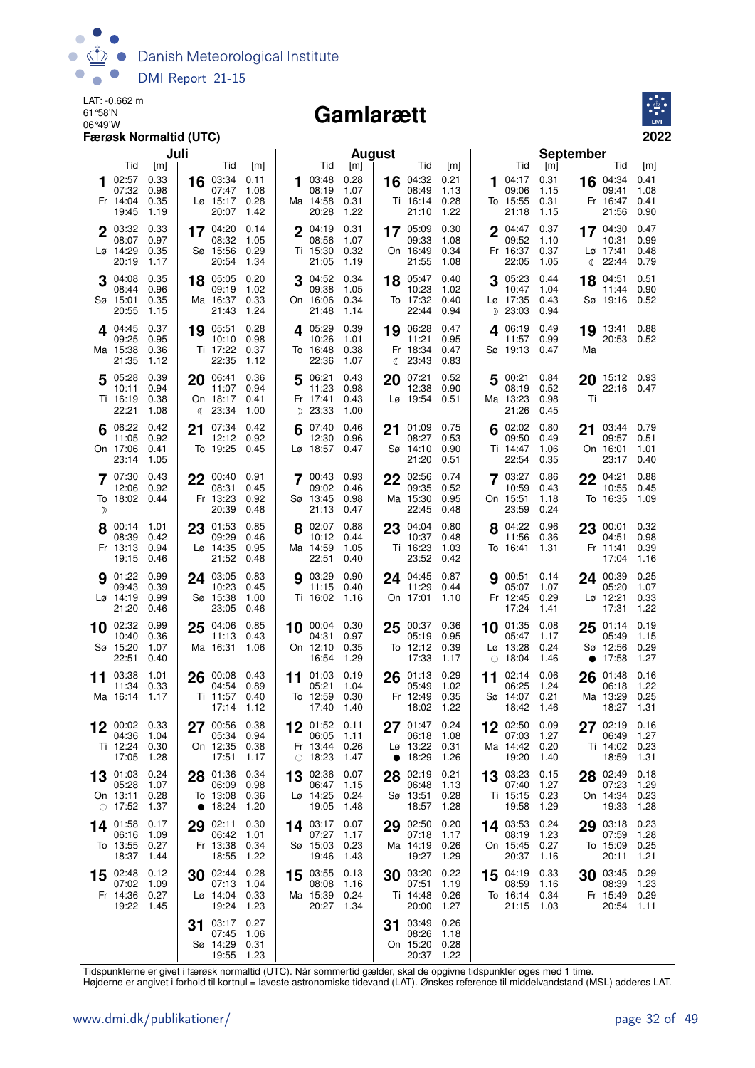LAT: -0.662 m
61°58'N
06°49'W

# Gamlarætt

**Færøsk Normaltid (UTC)** — 2022

## Juli

| Dag | Ugedag | Tid | [m] |
|---|---|---|---|
| 1 | Fr | 02:57 | 0.33 |
| | | 07:32 | 0.98 |
| | | 14:04 | 0.35 |
| | | 19:45 | 1.19 |
| 2 | Lø | 03:32 | 0.33 |
| | | 08:07 | 0.97 |
| | | 14:29 | 0.35 |
| | | 20:19 | 1.17 |
| 3 | Sø | 04:08 | 0.35 |
| | | 08:44 | 0.96 |
| | | 15:01 | 0.35 |
| | | 20:55 | 1.15 |
| 4 | Ma | 04:45 | 0.37 |
| | | 09:25 | 0.95 |
| | | 15:38 | 0.36 |
| | | 21:35 | 1.12 |
| 5 | Ti | 05:28 | 0.39 |
| | | 10:11 | 0.94 |
| | | 16:19 | 0.38 |
| | | 22:21 | 1.08 |
| 6 | On | 06:22 | 0.42 |
| | | 11:05 | 0.92 |
| | | 17:06 | 0.41 |
| | | 23:14 | 1.05 |
| 7 | To ☽ | 07:30 | 0.43 |
| | | 12:06 | 0.92 |
| | | 18:02 | 0.44 |
| 8 | Fr | 00:14 | 1.01 |
| | | 08:39 | 0.42 |
| | | 13:13 | 0.94 |
| | | 19:15 | 0.46 |
| 9 | Lø | 01:22 | 0.99 |
| | | 09:43 | 0.39 |
| | | 14:19 | 0.99 |
| | | 21:20 | 0.46 |
| 10 | Sø | 02:32 | 0.99 |
| | | 10:40 | 0.36 |
| | | 15:20 | 1.07 |
| | | 22:51 | 0.40 |
| 11 | Ma | 03:38 | 1.01 |
| | | 11:34 | 0.33 |
| | | 16:14 | 1.17 |
| 12 | Ti | 00:02 | 0.33 |
| | | 04:36 | 1.04 |
| | | 12:24 | 0.30 |
| | | 17:05 | 1.28 |
| 13 | On ○ | 01:03 | 0.24 |
| | | 05:28 | 1.07 |
| | | 13:11 | 0.28 |
| | | 17:52 | 1.37 |
| 14 | To | 01:58 | 0.17 |
| | | 06:16 | 1.09 |
| | | 13:55 | 0.27 |
| | | 18:37 | 1.44 |
| 15 | Fr | 02:48 | 0.12 |
| | | 07:02 | 1.09 |
| | | 14:36 | 0.27 |
| | | 19:22 | 1.45 |
| 16 | Lø | 03:34 | 0.11 |
| | | 07:47 | 1.08 |
| | | 15:17 | 0.28 |
| | | 20:07 | 1.42 |
| 17 | Sø | 04:20 | 0.14 |
| | | 08:32 | 1.05 |
| | | 15:56 | 0.29 |
| | | 20:54 | 1.34 |
| 18 | Ma | 05:05 | 0.20 |
| | | 09:19 | 1.02 |
| | | 16:37 | 0.33 |
| | | 21:43 | 1.24 |
| 19 | Ti | 05:51 | 0.28 |
| | | 10:10 | 0.98 |
| | | 17:22 | 0.37 |
| | | 22:35 | 1.12 |
| 20 | On ☾ | 06:41 | 0.36 |
| | | 11:07 | 0.94 |
| | | 18:17 | 0.41 |
| | | 23:34 | 1.00 |
| 21 | To | 07:34 | 0.42 |
| | | 12:12 | 0.92 |
| | | 19:25 | 0.45 |
| 22 | Fr | 00:40 | 0.91 |
| | | 08:31 | 0.45 |
| | | 13:23 | 0.92 |
| | | 20:39 | 0.48 |
| 23 | Lø | 01:53 | 0.85 |
| | | 09:29 | 0.46 |
| | | 14:35 | 0.95 |
| | | 21:52 | 0.48 |
| 24 | Sø | 03:05 | 0.83 |
| | | 10:23 | 0.45 |
| | | 15:38 | 1.00 |
| | | 23:05 | 0.46 |
| 25 | Ma | 04:06 | 0.85 |
| | | 11:13 | 0.43 |
| | | 16:31 | 1.06 |
| 26 | Ti | 00:08 | 0.43 |
| | | 04:54 | 0.89 |
| | | 11:57 | 0.40 |
| | | 17:14 | 1.12 |
| 27 | On | 00:56 | 0.38 |
| | | 05:34 | 0.94 |
| | | 12:35 | 0.38 |
| | | 17:51 | 1.17 |
| 28 | To ● | 01:36 | 0.34 |
| | | 06:09 | 0.98 |
| | | 13:08 | 0.36 |
| | | 18:24 | 1.20 |
| 29 | Fr | 02:11 | 0.30 |
| | | 06:42 | 1.01 |
| | | 13:38 | 0.34 |
| | | 18:55 | 1.22 |
| 30 | Lø | 02:44 | 0.28 |
| | | 07:13 | 1.04 |
| | | 14:04 | 0.33 |
| | | 19:24 | 1.23 |
| 31 | Sø | 03:17 | 0.27 |
| | | 07:45 | 1.06 |
| | | 14:29 | 0.31 |
| | | 19:55 | 1.23 |

## August

| Dag | Ugedag | Tid | [m] |
|---|---|---|---|
| 1 | Ma | 03:48 | 0.28 |
| | | 08:19 | 1.07 |
| | | 14:58 | 0.31 |
| | | 20:28 | 1.22 |
| 2 | Ti | 04:19 | 0.31 |
| | | 08:56 | 1.07 |
| | | 15:30 | 0.32 |
| | | 21:05 | 1.19 |
| 3 | On | 04:52 | 0.34 |
| | | 09:38 | 1.05 |
| | | 16:06 | 0.34 |
| | | 21:48 | 1.14 |
| 4 | To | 05:29 | 0.39 |
| | | 10:26 | 1.01 |
| | | 16:48 | 0.38 |
| | | 22:36 | 1.07 |
| 5 | Fr ☽ | 06:21 | 0.43 |
| | | 11:23 | 0.98 |
| | | 17:41 | 0.43 |
| | | 23:33 | 1.00 |
| 6 | Lø | 07:40 | 0.46 |
| | | 12:30 | 0.96 |
| | | 18:57 | 0.47 |
| 7 | Sø | 00:43 | 0.93 |
| | | 09:02 | 0.46 |
| | | 13:45 | 0.98 |
| | | 21:13 | 0.47 |
| 8 | Ma | 02:07 | 0.88 |
| | | 10:12 | 0.44 |
| | | 14:59 | 1.05 |
| | | 22:51 | 0.40 |
| 9 | Ti | 03:29 | 0.90 |
| | | 11:15 | 0.40 |
| | | 16:02 | 1.16 |
| 10 | On | 00:04 | 0.30 |
| | | 04:31 | 0.97 |
| | | 12:10 | 0.35 |
| | | 16:54 | 1.29 |
| 11 | To | 01:03 | 0.19 |
| | | 05:21 | 1.04 |
| | | 12:59 | 0.30 |
| | | 17:40 | 1.40 |
| 12 | Fr ○ | 01:52 | 0.11 |
| | | 06:05 | 1.11 |
| | | 13:44 | 0.26 |
| | | 18:23 | 1.47 |
| 13 | Lø | 02:36 | 0.07 |
| | | 06:47 | 1.15 |
| | | 14:25 | 0.24 |
| | | 19:05 | 1.48 |
| 14 | Sø | 03:17 | 0.07 |
| | | 07:27 | 1.17 |
| | | 15:03 | 0.23 |
| | | 19:46 | 1.43 |
| 15 | Ma | 03:55 | 0.13 |
| | | 08:08 | 1.16 |
| | | 15:39 | 0.24 |
| | | 20:27 | 1.34 |
| 16 | Ti | 04:32 | 0.21 |
| | | 08:49 | 1.13 |
| | | 16:14 | 0.28 |
| | | 21:10 | 1.22 |
| 17 | On | 05:09 | 0.30 |
| | | 09:33 | 1.08 |
| | | 16:49 | 0.34 |
| | | 21:55 | 1.08 |
| 18 | To | 05:47 | 0.40 |
| | | 10:23 | 1.02 |
| | | 17:32 | 0.40 |
| | | 22:44 | 0.94 |
| 19 | Fr ☾ | 06:28 | 0.47 |
| | | 11:21 | 0.95 |
| | | 18:34 | 0.47 |
| | | 23:43 | 0.83 |
| 20 | Lø | 07:21 | 0.52 |
| | | 12:38 | 0.90 |
| | | 19:54 | 0.51 |
| 21 | Sø | 01:09 | 0.75 |
| | | 08:27 | 0.53 |
| | | 14:10 | 0.90 |
| | | 21:20 | 0.51 |
| 22 | Ma | 02:56 | 0.74 |
| | | 09:35 | 0.52 |
| | | 15:30 | 0.95 |
| | | 22:45 | 0.48 |
| 23 | Ti | 04:04 | 0.80 |
| | | 10:37 | 0.48 |
| | | 16:23 | 1.03 |
| | | 23:52 | 0.42 |
| 24 | On | 04:45 | 0.87 |
| | | 11:29 | 0.44 |
| | | 17:01 | 1.10 |
| 25 | To | 00:37 | 0.36 |
| | | 05:19 | 0.95 |
| | | 12:12 | 0.39 |
| | | 17:33 | 1.17 |
| 26 | Fr | 01:13 | 0.29 |
| | | 05:49 | 1.02 |
| | | 12:49 | 0.35 |
| | | 18:02 | 1.22 |
| 27 | Lø ● | 01:47 | 0.24 |
| | | 06:18 | 1.08 |
| | | 13:22 | 0.31 |
| | | 18:29 | 1.26 |
| 28 | Sø | 02:19 | 0.21 |
| | | 06:48 | 1.13 |
| | | 13:51 | 0.28 |
| | | 18:57 | 1.28 |
| 29 | Ma | 02:50 | 0.20 |
| | | 07:18 | 1.17 |
| | | 14:19 | 0.26 |
| | | 19:27 | 1.29 |
| 30 | Ti | 03:20 | 0.22 |
| | | 07:51 | 1.19 |
| | | 14:48 | 0.26 |
| | | 20:00 | 1.27 |
| 31 | On | 03:49 | 0.26 |
| | | 08:26 | 1.18 |
| | | 15:20 | 0.28 |
| | | 20:37 | 1.22 |

## September

| Dag | Ugedag | Tid | [m] |
|---|---|---|---|
| 1 | To | 04:17 | 0.31 |
| | | 09:06 | 1.15 |
| | | 15:55 | 0.31 |
| | | 21:18 | 1.15 |
| 2 | Fr | 04:47 | 0.37 |
| | | 09:52 | 1.10 |
| | | 16:37 | 0.37 |
| | | 22:05 | 1.05 |
| 3 | Lø ☽ | 05:23 | 0.44 |
| | | 10:47 | 1.04 |
| | | 17:35 | 0.43 |
| | | 23:03 | 0.94 |
| 4 | Sø | 06:19 | 0.49 |
| | | 11:57 | 0.99 |
| | | 19:13 | 0.47 |
| 5 | Ma | 00:21 | 0.84 |
| | | 08:19 | 0.52 |
| | | 13:23 | 0.98 |
| | | 21:26 | 0.45 |
| 6 | Ti | 02:02 | 0.80 |
| | | 09:50 | 0.49 |
| | | 14:47 | 1.06 |
| | | 22:54 | 0.35 |
| 7 | On | 03:27 | 0.86 |
| | | 10:59 | 0.43 |
| | | 15:51 | 1.18 |
| | | 23:59 | 0.24 |
| 8 | To | 04:22 | 0.96 |
| | | 11:56 | 0.36 |
| | | 16:41 | 1.31 |
| 9 | Fr | 00:51 | 0.14 |
| | | 05:07 | 1.06 |
| | | 12:45 | 0.29 |
| | | 17:24 | 1.41 |
| 10 | Lø ○ | 01:35 | 0.08 |
| | | 05:47 | 1.17 |
| | | 13:28 | 0.24 |
| | | 18:04 | 1.46 |
| 11 | Sø | 02:14 | 0.06 |
| | | 06:25 | 1.24 |
| | | 14:07 | 0.21 |
| | | 18:42 | 1.46 |
| 12 | Ma | 02:50 | 0.09 |
| | | 07:03 | 1.27 |
| | | 14:42 | 0.20 |
| | | 19:20 | 1.40 |
| 13 | Ti | 03:23 | 0.15 |
| | | 07:40 | 1.27 |
| | | 15:15 | 0.23 |
| | | 19:58 | 1.29 |
| 14 | On | 03:53 | 0.24 |
| | | 08:19 | 1.23 |
| | | 15:45 | 0.27 |
| | | 20:37 | 1.16 |
| 15 | To | 04:19 | 0.33 |
| | | 08:59 | 1.16 |
| | | 16:14 | 0.34 |
| | | 21:15 | 1.03 |
| 16 | Fr | 04:34 | 0.41 |
| | | 09:41 | 1.08 |
| | | 16:47 | 0.41 |
| | | 21:56 | 0.90 |
| 17 | Lø ☾ | 04:30 | 0.47 |
| | | 10:31 | 0.99 |
| | | 17:41 | 0.48 |
| | | 22:44 | 0.79 |
| 18 | Sø | 04:51 | 0.51 |
| | | 11:44 | 0.90 |
| | | 19:16 | 0.52 |
| 19 | Ma | 13:41 | 0.88 |
| | | 20:53 | 0.52 |
| 20 | Ti | 15:12 | 0.93 |
| | | 22:16 | 0.47 |
| 21 | On | 03:44 | 0.79 |
| | | 09:57 | 0.51 |
| | | 16:01 | 1.01 |
| | | 23:17 | 0.40 |
| 22 | To | 04:21 | 0.88 |
| | | 10:55 | 0.45 |
| | | 16:35 | 1.09 |
| 23 | Fr | 00:01 | 0.32 |
| | | 04:51 | 0.98 |
| | | 11:41 | 0.39 |
| | | 17:04 | 1.16 |
| 24 | Lø | 00:39 | 0.25 |
| | | 05:20 | 1.07 |
| | | 12:21 | 0.33 |
| | | 17:31 | 1.22 |
| 25 | Sø ● | 01:14 | 0.19 |
| | | 05:49 | 1.15 |
| | | 12:56 | 0.29 |
| | | 17:58 | 1.27 |
| 26 | Ma | 01:48 | 0.16 |
| | | 06:18 | 1.22 |
| | | 13:29 | 0.25 |
| | | 18:27 | 1.31 |
| 27 | Ti | 02:19 | 0.16 |
| | | 06:49 | 1.27 |
| | | 14:02 | 0.23 |
| | | 18:59 | 1.31 |
| 28 | On | 02:49 | 0.18 |
| | | 07:23 | 1.29 |
| | | 14:34 | 0.23 |
| | | 19:33 | 1.28 |
| 29 | To | 03:18 | 0.23 |
| | | 07:59 | 1.28 |
| | | 15:09 | 0.25 |
| | | 20:11 | 1.21 |
| 30 | Fr | 03:45 | 0.29 |
| | | 08:39 | 1.23 |
| | | 15:49 | 0.29 |
| | | 20:54 | 1.11 |

Tidspunkterne er givet i færøsk normaltid (UTC). Når sommertid gælder, skal de opgivne tidspunkter øges med 1 time.
Højderne er angivet i forhold til kortnul = laveste astronomiske tidevand (LAT). Ønskes reference til middelvandstand (MSL) adderes LAT.

www.dmi.dk/publikationer/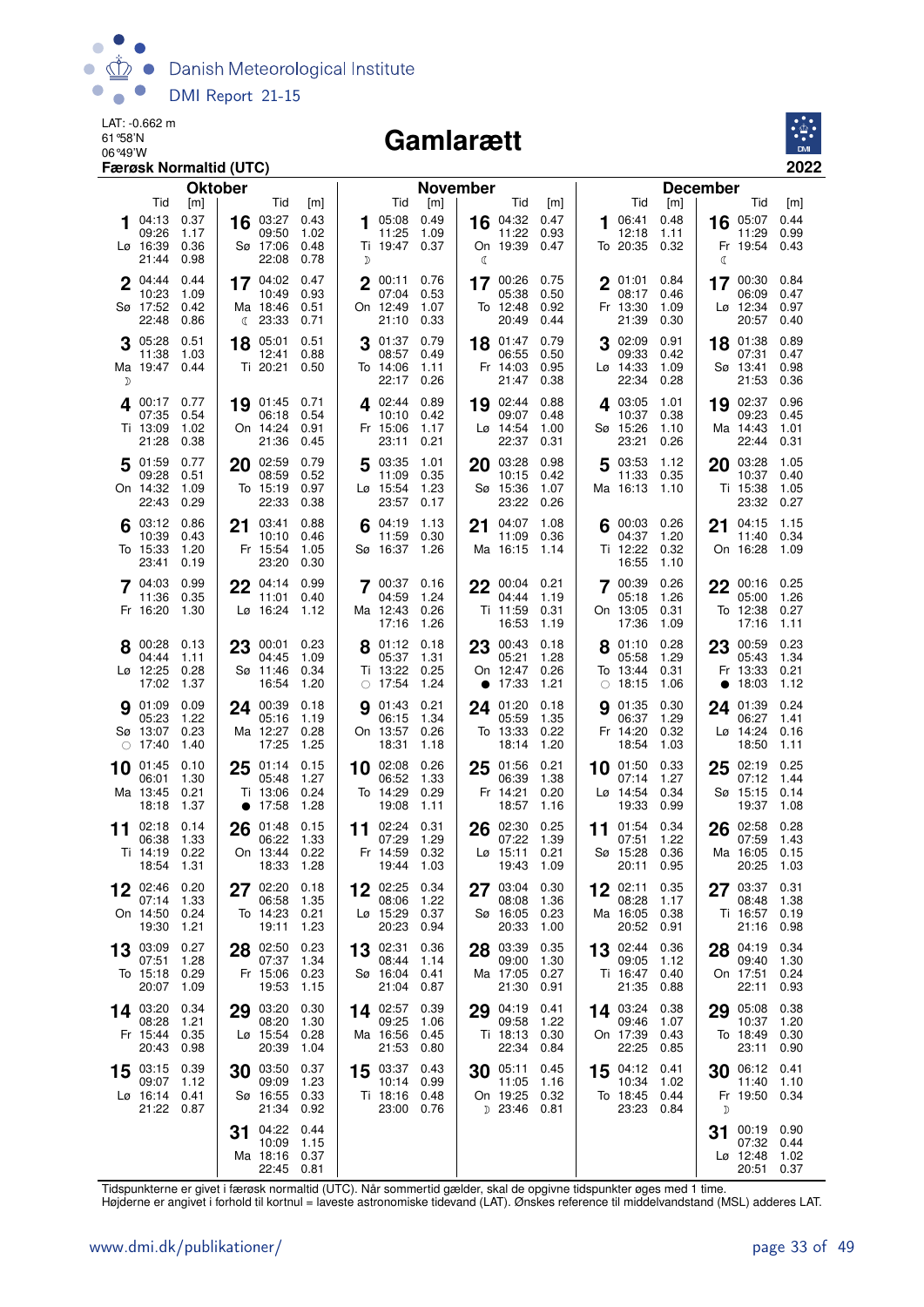LAT: -0.662 m
61°58'N
06°49'W
**Færøsk Normaltid (UTC)**

# Gamlarætt

**2022**

## Oktober

| Dag | Tid | [m] | Dag | Tid | [m] |
|---|---|---|---|---|---|
| 1 Lø | 04:13 | 0.37 | 16 Sø | 03:27 | 0.43 |
| | 09:26 | 1.17 | | 09:50 | 1.02 |
| | 16:39 | 0.36 | | 17:06 | 0.48 |
| | 21:44 | 0.98 | | 22:08 | 0.78 |
| 2 Sø | 04:44 | 0.44 | 17 Ma ☾ | 04:02 | 0.47 |
| | 10:23 | 1.09 | | 10:49 | 0.93 |
| | 17:52 | 0.42 | | 18:46 | 0.51 |
| | 22:48 | 0.86 | | 23:33 | 0.71 |
| 3 Ma ☽ | 05:28 | 0.51 | 18 Ti | 05:01 | 0.51 |
| | 11:38 | 1.03 | | 12:41 | 0.88 |
| | 19:47 | 0.44 | | 20:21 | 0.50 |
| 4 Ti | 00:17 | 0.77 | 19 On | 01:45 | 0.71 |
| | 07:35 | 0.54 | | 06:18 | 0.54 |
| | 13:09 | 1.02 | | 14:24 | 0.91 |
| | 21:28 | 0.38 | | 21:36 | 0.45 |
| 5 On | 01:59 | 0.77 | 20 To | 02:59 | 0.79 |
| | 09:28 | 0.51 | | 08:59 | 0.52 |
| | 14:32 | 1.09 | | 15:19 | 0.97 |
| | 22:43 | 0.29 | | 22:33 | 0.38 |
| 6 To | 03:12 | 0.86 | 21 Fr | 03:41 | 0.88 |
| | 10:39 | 0.43 | | 10:10 | 0.46 |
| | 15:33 | 1.20 | | 15:54 | 1.05 |
| | 23:41 | 0.19 | | 23:20 | 0.30 |
| 7 Fr | 04:03 | 0.99 | 22 Lø | 04:14 | 0.99 |
| | 11:36 | 0.35 | | 11:01 | 0.40 |
| | 16:20 | 1.30 | | 16:24 | 1.12 |
| 8 Lø | 00:28 | 0.13 | 23 Sø | 00:01 | 0.23 |
| | 04:44 | 1.11 | | 04:45 | 1.09 |
| | 12:25 | 0.28 | | 11:46 | 0.34 |
| | 17:02 | 1.37 | | 16:54 | 1.20 |
| 9 Sø ○ | 01:09 | 0.09 | 24 Ma | 00:39 | 0.18 |
| | 05:23 | 1.22 | | 05:16 | 1.19 |
| | 13:07 | 0.23 | | 12:27 | 0.28 |
| | 17:40 | 1.40 | | 17:25 | 1.25 |
| 10 Ma | 01:45 | 0.10 | 25 Ti ● | 01:14 | 0.15 |
| | 06:01 | 1.30 | | 05:48 | 1.27 |
| | 13:45 | 0.21 | | 13:06 | 0.24 |
| | 18:18 | 1.37 | | 17:58 | 1.28 |
| 11 Ti | 02:18 | 0.14 | 26 On | 01:48 | 0.15 |
| | 06:38 | 1.33 | | 06:22 | 1.33 |
| | 14:19 | 0.22 | | 13:44 | 0.22 |
| | 18:54 | 1.31 | | 18:33 | 1.28 |
| 12 On | 02:46 | 0.20 | 27 To | 02:20 | 0.18 |
| | 07:14 | 1.33 | | 06:58 | 1.35 |
| | 14:50 | 0.24 | | 14:23 | 0.21 |
| | 19:30 | 1.21 | | 19:11 | 1.23 |
| 13 To | 03:09 | 0.27 | 28 Fr | 02:50 | 0.23 |
| | 07:51 | 1.28 | | 07:37 | 1.34 |
| | 15:18 | 0.29 | | 15:06 | 0.23 |
| | 20:07 | 1.09 | | 19:53 | 1.15 |
| 14 Fr | 03:20 | 0.34 | 29 Lø | 03:20 | 0.30 |
| | 08:28 | 1.21 | | 08:20 | 1.30 |
| | 15:44 | 0.35 | | 15:54 | 0.28 |
| | 20:43 | 0.98 | | 20:39 | 1.04 |
| 15 Lø | 03:15 | 0.39 | 30 Sø | 03:50 | 0.37 |
| | 09:07 | 1.12 | | 09:09 | 1.23 |
| | 16:14 | 0.41 | | 16:55 | 0.33 |
| | 21:22 | 0.87 | | 21:34 | 0.92 |
| | | | 31 Ma | 04:22 | 0.44 |
| | | | | 10:09 | 1.15 |
| | | | | 18:16 | 0.37 |
| | | | | 22:45 | 0.81 |

## November

| Dag | Tid | [m] | Dag | Tid | [m] |
|---|---|---|---|---|---|
| 1 Ti ☽ | 05:08 | 0.49 | 16 On ☾ | 04:32 | 0.47 |
| | 11:25 | 1.09 | | 11:22 | 0.93 |
| | 19:47 | 0.37 | | 19:39 | 0.47 |
| 2 On | 00:11 | 0.76 | 17 To | 00:26 | 0.75 |
| | 07:04 | 0.53 | | 05:38 | 0.50 |
| | 12:49 | 1.07 | | 12:48 | 0.92 |
| | 21:10 | 0.33 | | 20:49 | 0.44 |
| 3 To | 01:37 | 0.79 | 18 Fr | 01:47 | 0.79 |
| | 08:57 | 0.49 | | 06:55 | 0.50 |
| | 14:06 | 1.11 | | 14:03 | 0.95 |
| | 22:17 | 0.26 | | 21:47 | 0.38 |
| 4 Fr | 02:44 | 0.89 | 19 Lø | 02:44 | 0.88 |
| | 10:10 | 0.42 | | 09:07 | 0.48 |
| | 15:06 | 1.17 | | 14:54 | 1.00 |
| | 23:11 | 0.21 | | 22:37 | 0.31 |
| 5 Lø | 03:35 | 1.01 | 20 Sø | 03:28 | 0.98 |
| | 11:09 | 0.35 | | 10:15 | 0.42 |
| | 15:54 | 1.23 | | 15:36 | 1.07 |
| | 23:57 | 0.17 | | 23:22 | 0.26 |
| 6 Sø | 04:19 | 1.13 | 21 Ma | 04:07 | 1.08 |
| | 11:59 | 0.30 | | 11:09 | 0.36 |
| | 16:37 | 1.26 | | 16:15 | 1.14 |
| 7 Ma | 00:37 | 0.16 | 22 Ti | 00:04 | 0.21 |
| | 04:59 | 1.24 | | 04:44 | 1.19 |
| | 12:43 | 0.26 | | 11:59 | 0.31 |
| | 17:16 | 1.26 | | 16:53 | 1.19 |
| 8 Ti ○ | 01:12 | 0.18 | 23 On ● | 00:43 | 0.18 |
| | 05:37 | 1.31 | | 05:21 | 1.28 |
| | 13:22 | 0.25 | | 12:47 | 0.26 |
| | 17:54 | 1.24 | | 17:33 | 1.21 |
| 9 On | 01:43 | 0.21 | 24 To | 01:20 | 0.18 |
| | 06:15 | 1.34 | | 05:59 | 1.35 |
| | 13:57 | 0.26 | | 13:33 | 0.22 |
| | 18:31 | 1.18 | | 18:14 | 1.20 |
| 10 To | 02:08 | 0.26 | 25 Fr | 01:56 | 0.21 |
| | 06:52 | 1.33 | | 06:39 | 1.38 |
| | 14:29 | 0.29 | | 14:21 | 0.20 |
| | 19:08 | 1.11 | | 18:57 | 1.16 |
| 11 Fr | 02:24 | 0.31 | 26 Lø | 02:30 | 0.25 |
| | 07:29 | 1.29 | | 07:22 | 1.39 |
| | 14:59 | 0.32 | | 15:11 | 0.21 |
| | 19:44 | 1.03 | | 19:43 | 1.09 |
| 12 Lø | 02:25 | 0.34 | 27 Sø | 03:04 | 0.30 |
| | 08:06 | 1.22 | | 08:08 | 1.36 |
| | 15:29 | 0.37 | | 16:05 | 0.23 |
| | 20:23 | 0.94 | | 20:33 | 1.00 |
| 13 Sø | 02:31 | 0.36 | 28 Ma | 03:39 | 0.35 |
| | 08:44 | 1.14 | | 09:00 | 1.30 |
| | 16:04 | 0.41 | | 17:05 | 0.27 |
| | 21:04 | 0.87 | | 21:30 | 0.91 |
| 14 Ma | 02:57 | 0.39 | 29 Ti | 04:19 | 0.41 |
| | 09:25 | 1.06 | | 09:58 | 1.22 |
| | 16:56 | 0.45 | | 18:13 | 0.30 |
| | 21:53 | 0.80 | | 22:34 | 0.84 |
| 15 Ti | 03:37 | 0.43 | 30 On ☽ | 05:11 | 0.45 |
| | 10:14 | 0.99 | | 11:05 | 1.16 |
| | 18:16 | 0.48 | | 19:25 | 0.32 |
| | 23:00 | 0.76 | | 23:46 | 0.81 |

## December

| Dag | Tid | [m] | Dag | Tid | [m] |
|---|---|---|---|---|---|
| 1 To | 06:41 | 0.48 | 16 Fr ☾ | 05:07 | 0.44 |
| | 12:18 | 1.11 | | 11:29 | 0.99 |
| | 20:35 | 0.32 | | 19:54 | 0.43 |
| 2 Fr | 01:01 | 0.84 | 17 Lø | 00:30 | 0.84 |
| | 08:17 | 0.46 | | 06:09 | 0.47 |
| | 13:30 | 1.09 | | 12:34 | 0.97 |
| | 21:39 | 0.30 | | 20:57 | 0.40 |
| 3 Lø | 02:09 | 0.91 | 18 Sø | 01:38 | 0.89 |
| | 09:33 | 0.42 | | 07:31 | 0.47 |
| | 14:33 | 1.09 | | 13:41 | 0.98 |
| | 22:34 | 0.28 | | 21:53 | 0.36 |
| 4 Sø | 03:05 | 1.01 | 19 Ma | 02:37 | 0.96 |
| | 10:37 | 0.38 | | 09:23 | 0.45 |
| | 15:26 | 1.10 | | 14:43 | 1.01 |
| | 23:21 | 0.26 | | 22:44 | 0.31 |
| 5 Ma | 03:53 | 1.12 | 20 Ti | 03:28 | 1.05 |
| | 11:33 | 0.35 | | 10:37 | 0.40 |
| | 16:13 | 1.10 | | 15:38 | 1.05 |
| | | | | 23:32 | 0.27 |
| 6 Ti | 00:03 | 0.26 | 21 On | 04:15 | 1.15 |
| | 04:37 | 1.20 | | 11:40 | 0.34 |
| | 12:22 | 0.32 | | 16:28 | 1.09 |
| | 16:55 | 1.10 | | | |
| 7 On | 00:39 | 0.26 | 22 To | 00:16 | 0.25 |
| | 05:18 | 1.26 | | 05:00 | 1.26 |
| | 13:05 | 0.31 | | 12:38 | 0.27 |
| | 17:36 | 1.09 | | 17:16 | 1.11 |
| 8 To ○ | 01:10 | 0.28 | 23 Fr ● | 00:59 | 0.23 |
| | 05:58 | 1.29 | | 05:43 | 1.34 |
| | 13:44 | 0.31 | | 13:33 | 0.21 |
| | 18:15 | 1.06 | | 18:03 | 1.12 |
| 9 Fr | 01:35 | 0.30 | 24 Lø | 01:39 | 0.24 |
| | 06:37 | 1.29 | | 06:27 | 1.41 |
| | 14:20 | 0.32 | | 14:24 | 0.16 |
| | 18:54 | 1.03 | | 18:50 | 1.11 |
| 10 Lø | 01:50 | 0.33 | 25 Sø | 02:19 | 0.25 |
| | 07:14 | 1.27 | | 07:12 | 1.44 |
| | 14:54 | 0.34 | | 15:15 | 0.14 |
| | 19:33 | 0.99 | | 19:37 | 1.08 |
| 11 Sø | 01:54 | 0.34 | 26 Ma | 02:58 | 0.28 |
| | 07:51 | 1.22 | | 07:59 | 1.43 |
| | 15:28 | 0.36 | | 16:05 | 0.15 |
| | 20:11 | 0.95 | | 20:25 | 1.03 |
| 12 Ma | 02:11 | 0.35 | 27 Ti | 03:37 | 0.31 |
| | 08:28 | 1.17 | | 08:48 | 1.38 |
| | 16:05 | 0.38 | | 16:57 | 0.19 |
| | 20:52 | 0.91 | | 21:16 | 0.98 |
| 13 Ti | 02:44 | 0.36 | 28 On | 04:19 | 0.34 |
| | 09:05 | 1.12 | | 09:40 | 1.30 |
| | 16:47 | 0.40 | | 17:51 | 0.24 |
| | 21:35 | 0.88 | | 22:11 | 0.93 |
| 14 On | 03:24 | 0.38 | 29 To | 05:08 | 0.38 |
| | 09:46 | 1.07 | | 10:37 | 1.20 |
| | 17:39 | 0.43 | | 18:49 | 0.30 |
| | 22:25 | 0.85 | | 23:11 | 0.90 |
| 15 To | 04:12 | 0.41 | 30 Fr ☽ | 06:12 | 0.41 |
| | 10:34 | 1.02 | | 11:40 | 1.10 |
| | 18:45 | 0.44 | | 19:50 | 0.34 |
| | 23:23 | 0.84 | | | |
| | | | 31 Lø | 00:19 | 0.90 |
| | | | | 07:32 | 0.44 |
| | | | | 12:48 | 1.02 |
| | | | | 20:51 | 0.37 |

Tidspunkterne er givet i færøsk normaltid (UTC). Når sommertid gælder, skal de opgivne tidspunkter øges med 1 time.
Højderne er angivet i forhold til kortnul = laveste astronomiske tidevand (LAT). Ønskes reference til middelvandstand (MSL) adderes LAT.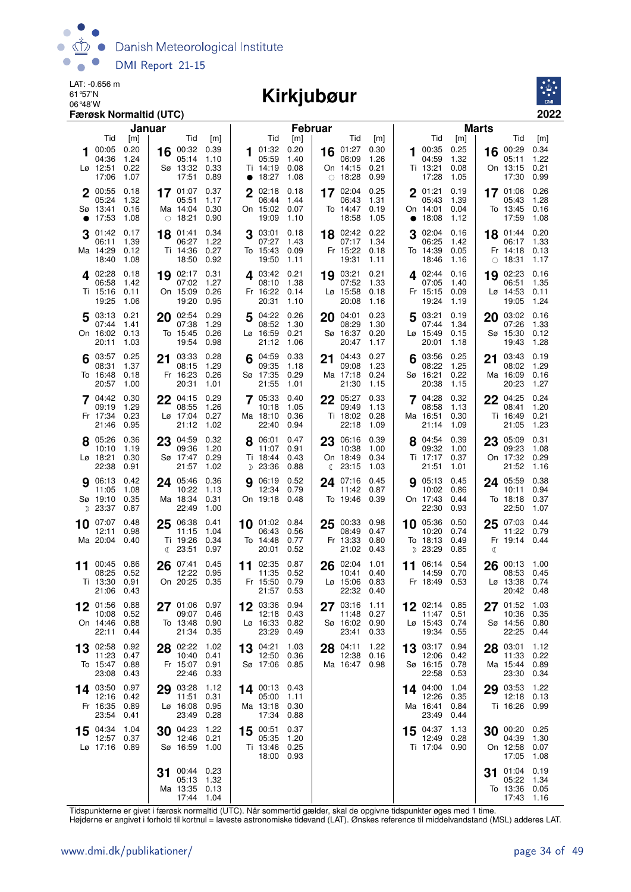LAT: -0.656 m
61°57'N
06°48'W
**Færøsk Normaltid (UTC)**

# Kirkjubøur

**2022**

## Januar

| Dag | Tid | [m] |
|---|---|---|
| 1 Lø | 00:05 | 0.20 |
| | 04:36 | 1.24 |
| | 12:51 | 0.22 |
| | 17:06 | 1.07 |
| 2 Sø ● | 00:55 | 0.18 |
| | 05:24 | 1.32 |
| | 13:41 | 0.16 |
| | 17:53 | 1.08 |
| 3 Ma | 01:42 | 0.17 |
| | 06:11 | 1.39 |
| | 14:29 | 0.12 |
| | 18:40 | 1.08 |
| 4 Ti | 02:28 | 0.18 |
| | 06:58 | 1.42 |
| | 15:16 | 0.11 |
| | 19:25 | 1.06 |
| 5 On | 03:13 | 0.21 |
| | 07:44 | 1.41 |
| | 16:02 | 0.13 |
| | 20:11 | 1.03 |
| 6 To | 03:57 | 0.25 |
| | 08:31 | 1.37 |
| | 16:48 | 0.18 |
| | 20:57 | 1.00 |
| 7 Fr | 04:42 | 0.30 |
| | 09:19 | 1.29 |
| | 17:34 | 0.23 |
| | 21:46 | 0.95 |
| 8 Lø | 05:26 | 0.36 |
| | 10:10 | 1.19 |
| | 18:21 | 0.30 |
| | 22:38 | 0.91 |
| 9 Sø ☽ | 06:13 | 0.42 |
| | 11:05 | 1.08 |
| | 19:10 | 0.35 |
| | 23:37 | 0.87 |
| 10 Ma | 07:07 | 0.48 |
| | 12:11 | 0.98 |
| | 20:04 | 0.40 |
| 11 Ti | 00:45 | 0.86 |
| | 08:25 | 0.52 |
| | 13:30 | 0.91 |
| | 21:06 | 0.43 |
| 12 On | 01:56 | 0.88 |
| | 10:08 | 0.52 |
| | 14:46 | 0.88 |
| | 22:11 | 0.44 |
| 13 To | 02:58 | 0.92 |
| | 11:23 | 0.47 |
| | 15:47 | 0.88 |
| | 23:08 | 0.43 |
| 14 Fr | 03:50 | 0.97 |
| | 12:16 | 0.42 |
| | 16:35 | 0.89 |
| | 23:54 | 0.41 |
| 15 Lø | 04:34 | 1.04 |
| | 12:57 | 0.37 |
| | 17:16 | 0.89 |
| 16 Sø | 00:32 | 0.39 |
| | 05:14 | 1.10 |
| | 13:32 | 0.33 |
| | 17:51 | 0.89 |
| 17 Ma ○ | 01:07 | 0.37 |
| | 05:51 | 1.17 |
| | 14:04 | 0.30 |
| | 18:21 | 0.90 |
| 18 Ti | 01:41 | 0.34 |
| | 06:27 | 1.22 |
| | 14:36 | 0.27 |
| | 18:50 | 0.92 |
| 19 On | 02:17 | 0.31 |
| | 07:02 | 1.27 |
| | 15:09 | 0.26 |
| | 19:20 | 0.95 |
| 20 To | 02:54 | 0.29 |
| | 07:38 | 1.29 |
| | 15:45 | 0.26 |
| | 19:54 | 0.98 |
| 21 Fr | 03:33 | 0.28 |
| | 08:15 | 1.29 |
| | 16:23 | 0.26 |
| | 20:31 | 1.01 |
| 22 Lø | 04:15 | 0.29 |
| | 08:55 | 1.26 |
| | 17:04 | 0.27 |
| | 21:12 | 1.02 |
| 23 Sø | 04:59 | 0.32 |
| | 09:36 | 1.20 |
| | 17:47 | 0.29 |
| | 21:57 | 1.02 |
| 24 Ma | 05:46 | 0.36 |
| | 10:22 | 1.13 |
| | 18:34 | 0.31 |
| | 22:49 | 1.00 |
| 25 Ti ☾ | 06:38 | 0.41 |
| | 11:15 | 1.04 |
| | 19:26 | 0.34 |
| | 23:51 | 0.97 |
| 26 On | 07:41 | 0.45 |
| | 12:22 | 0.95 |
| | 20:25 | 0.35 |
| 27 To | 01:06 | 0.97 |
| | 09:07 | 0.46 |
| | 13:48 | 0.90 |
| | 21:34 | 0.35 |
| 28 Fr | 02:22 | 1.02 |
| | 10:40 | 0.41 |
| | 15:07 | 0.91 |
| | 22:46 | 0.33 |
| 29 Lø | 03:28 | 1.12 |
| | 11:51 | 0.31 |
| | 16:08 | 0.95 |
| | 23:49 | 0.28 |
| 30 Sø | 04:23 | 1.22 |
| | 12:46 | 0.21 |
| | 16:59 | 1.00 |
| 31 Ma | 00:44 | 0.23 |
| | 05:13 | 1.32 |
| | 13:35 | 0.13 |
| | 17:44 | 1.04 |

## Februar

| Dag | Tid | [m] |
|---|---|---|
| 1 Ti ● | 01:32 | 0.20 |
| | 05:59 | 1.40 |
| | 14:19 | 0.08 |
| | 18:27 | 1.08 |
| 2 On | 02:18 | 0.18 |
| | 06:44 | 1.44 |
| | 15:02 | 0.07 |
| | 19:09 | 1.10 |
| 3 To | 03:01 | 0.18 |
| | 07:27 | 1.43 |
| | 15:43 | 0.09 |
| | 19:50 | 1.11 |
| 4 Fr | 03:42 | 0.21 |
| | 08:10 | 1.38 |
| | 16:22 | 0.14 |
| | 20:31 | 1.10 |
| 5 Lø | 04:22 | 0.26 |
| | 08:52 | 1.30 |
| | 16:59 | 0.21 |
| | 21:12 | 1.06 |
| 6 Sø | 04:59 | 0.33 |
| | 09:35 | 1.18 |
| | 17:35 | 0.29 |
| | 21:55 | 1.01 |
| 7 Ma | 05:33 | 0.40 |
| | 10:18 | 1.05 |
| | 18:10 | 0.36 |
| | 22:40 | 0.94 |
| 8 Ti ☽ | 06:01 | 0.47 |
| | 11:07 | 0.91 |
| | 18:44 | 0.43 |
| | 23:36 | 0.88 |
| 9 On | 06:19 | 0.52 |
| | 12:34 | 0.79 |
| | 19:18 | 0.48 |
| 10 To | 01:02 | 0.84 |
| | 06:43 | 0.56 |
| | 14:48 | 0.77 |
| | 20:01 | 0.52 |
| 11 Fr | 02:35 | 0.87 |
| | 11:35 | 0.52 |
| | 15:50 | 0.79 |
| | 21:57 | 0.53 |
| 12 Lø | 03:36 | 0.94 |
| | 12:18 | 0.43 |
| | 16:33 | 0.82 |
| | 23:29 | 0.49 |
| 13 Sø | 04:21 | 1.03 |
| | 12:50 | 0.36 |
| | 17:06 | 0.85 |
| 14 Ma | 00:13 | 0.43 |
| | 05:00 | 1.11 |
| | 13:18 | 0.30 |
| | 17:34 | 0.88 |
| 15 Ti | 00:51 | 0.37 |
| | 05:35 | 1.20 |
| | 13:46 | 0.25 |
| | 18:00 | 0.93 |
| 16 On ○ | 01:27 | 0.30 |
| | 06:09 | 1.26 |
| | 14:15 | 0.21 |
| | 18:28 | 0.99 |
| 17 To | 02:04 | 0.25 |
| | 06:43 | 1.31 |
| | 14:47 | 0.19 |
| | 18:58 | 1.05 |
| 18 Fr | 02:42 | 0.22 |
| | 07:17 | 1.34 |
| | 15:22 | 0.18 |
| | 19:31 | 1.11 |
| 19 Lø | 03:21 | 0.21 |
| | 07:52 | 1.33 |
| | 15:58 | 0.18 |
| | 20:08 | 1.16 |
| 20 Sø | 04:01 | 0.23 |
| | 08:29 | 1.30 |
| | 16:37 | 0.20 |
| | 20:47 | 1.17 |
| 21 Ma | 04:43 | 0.27 |
| | 09:08 | 1.23 |
| | 17:18 | 0.24 |
| | 21:30 | 1.15 |
| 22 Ti | 05:27 | 0.33 |
| | 09:49 | 1.13 |
| | 18:02 | 0.28 |
| | 22:18 | 1.09 |
| 23 On ☾ | 06:16 | 0.39 |
| | 10:38 | 1.00 |
| | 18:49 | 0.34 |
| | 23:15 | 1.03 |
| 24 To | 07:16 | 0.45 |
| | 11:42 | 0.87 |
| | 19:46 | 0.39 |
| 25 Fr | 00:33 | 0.98 |
| | 08:49 | 0.47 |
| | 13:33 | 0.80 |
| | 21:02 | 0.43 |
| 26 Lø | 02:04 | 1.01 |
| | 10:41 | 0.40 |
| | 15:06 | 0.83 |
| | 22:32 | 0.40 |
| 27 Sø | 03:16 | 1.11 |
| | 11:48 | 0.27 |
| | 16:02 | 0.90 |
| | 23:41 | 0.33 |
| 28 Ma | 04:11 | 1.22 |
| | 12:38 | 0.16 |
| | 16:47 | 0.98 |

## Marts

| Dag | Tid | [m] |
|---|---|---|
| 1 Ti | 00:35 | 0.25 |
| | 04:59 | 1.32 |
| | 13:21 | 0.08 |
| | 17:28 | 1.05 |
| 2 On ● | 01:21 | 0.19 |
| | 05:43 | 1.39 |
| | 14:01 | 0.04 |
| | 18:08 | 1.12 |
| 3 To | 02:04 | 0.16 |
| | 06:25 | 1.42 |
| | 14:39 | 0.05 |
| | 18:46 | 1.16 |
| 4 Fr | 02:44 | 0.16 |
| | 07:05 | 1.40 |
| | 15:15 | 0.09 |
| | 19:24 | 1.19 |
| 5 Lø | 03:21 | 0.19 |
| | 07:44 | 1.34 |
| | 15:49 | 0.15 |
| | 20:01 | 1.18 |
| 6 Sø | 03:56 | 0.25 |
| | 08:22 | 1.25 |
| | 16:21 | 0.22 |
| | 20:38 | 1.15 |
| 7 Ma | 04:28 | 0.32 |
| | 08:58 | 1.13 |
| | 16:51 | 0.30 |
| | 21:14 | 1.09 |
| 8 Ti | 04:54 | 0.39 |
| | 09:32 | 1.00 |
| | 17:17 | 0.37 |
| | 21:51 | 1.01 |
| 9 On | 05:13 | 0.45 |
| | 10:02 | 0.86 |
| | 17:43 | 0.44 |
| | 22:30 | 0.93 |
| 10 To ☽ | 05:36 | 0.50 |
| | 10:20 | 0.74 |
| | 18:13 | 0.49 |
| | 23:29 | 0.85 |
| 11 Fr | 06:14 | 0.54 |
| | 14:59 | 0.70 |
| | 18:49 | 0.53 |
| 12 Lø | 02:14 | 0.85 |
| | 11:47 | 0.51 |
| | 15:43 | 0.74 |
| | 19:34 | 0.55 |
| 13 Sø | 03:17 | 0.94 |
| | 12:06 | 0.42 |
| | 16:15 | 0.78 |
| | 22:58 | 0.53 |
| 14 Ma | 04:00 | 1.04 |
| | 12:26 | 0.35 |
| | 16:41 | 0.84 |
| | 23:49 | 0.44 |
| 15 Ti | 04:37 | 1.13 |
| | 12:49 | 0.28 |
| | 17:04 | 0.90 |
| 16 On | 00:29 | 0.34 |
| | 05:11 | 1.22 |
| | 13:15 | 0.21 |
| | 17:30 | 0.99 |
| 17 To | 01:06 | 0.26 |
| | 05:43 | 1.28 |
| | 13:45 | 0.16 |
| | 17:59 | 1.08 |
| 18 Fr ○ | 01:44 | 0.20 |
| | 06:17 | 1.33 |
| | 14:18 | 0.13 |
| | 18:31 | 1.17 |
| 19 Lø | 02:23 | 0.16 |
| | 06:51 | 1.35 |
| | 14:53 | 0.11 |
| | 19:05 | 1.24 |
| 20 Sø | 03:02 | 0.16 |
| | 07:26 | 1.33 |
| | 15:30 | 0.12 |
| | 19:43 | 1.28 |
| 21 Ma | 03:43 | 0.19 |
| | 08:02 | 1.29 |
| | 16:09 | 0.16 |
| | 20:23 | 1.27 |
| 22 Ti | 04:25 | 0.24 |
| | 08:41 | 1.20 |
| | 16:49 | 0.21 |
| | 21:05 | 1.23 |
| 23 On | 05:09 | 0.31 |
| | 09:23 | 1.08 |
| | 17:32 | 0.29 |
| | 21:52 | 1.16 |
| 24 To | 05:59 | 0.38 |
| | 10:11 | 0.94 |
| | 18:18 | 0.37 |
| | 22:50 | 1.07 |
| 25 Fr ☾ | 07:03 | 0.44 |
| | 11:22 | 0.79 |
| | 19:14 | 0.44 |
| 26 Lø | 00:13 | 1.00 |
| | 08:53 | 0.45 |
| | 13:38 | 0.74 |
| | 20:42 | 0.48 |
| 27 Sø | 01:52 | 1.03 |
| | 10:36 | 0.35 |
| | 14:56 | 0.80 |
| | 22:25 | 0.44 |
| 28 Ma | 03:01 | 1.12 |
| | 11:33 | 0.22 |
| | 15:44 | 0.89 |
| | 23:30 | 0.34 |
| 29 Ti | 03:53 | 1.22 |
| | 12:18 | 0.13 |
| | 16:26 | 0.99 |
| 30 On | 00:20 | 0.25 |
| | 04:39 | 1.30 |
| | 12:58 | 0.07 |
| | 17:05 | 1.08 |
| 31 To | 01:04 | 0.19 |
| | 05:22 | 1.34 |
| | 13:36 | 0.05 |
| | 17:43 | 1.16 |

Tidspunkterne er givet i færøsk normaltid (UTC). Når sommertid gælder, skal de opgivne tidspunkter øges med 1 time.
Højderne er angivet i forhold til kortnul = laveste astronomiske tidevand (LAT). Ønskes reference til middelvandstand (MSL) adderes LAT.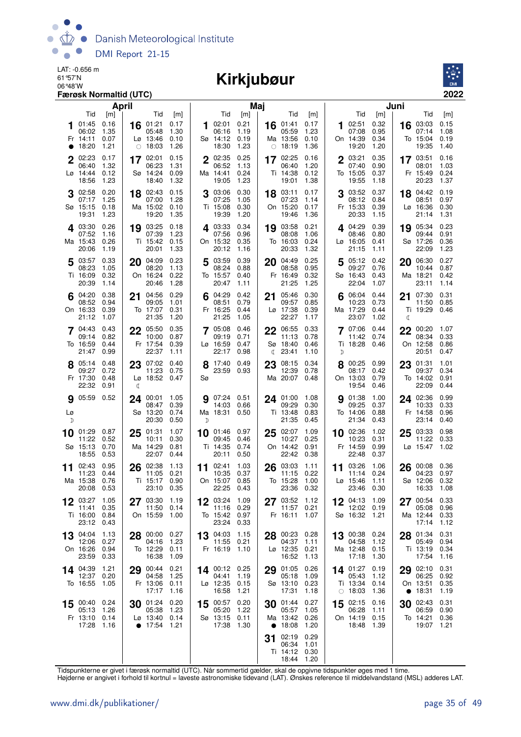LAT: -0.656 m
61°57'N
06°48'W
**Færøsk Normaltid (UTC)**

# Kirkjubøur

**2022**

## April

| Dag | Tid | [m] | Dag | Tid | [m] |
|---|---|---|---|---|---|
| 1 Fr ● | 01:45<br>06:02<br>14:11<br>18:20 | 0.16<br>1.35<br>0.07<br>1.21 | 16 Lø ○ | 01:21<br>05:48<br>13:46<br>18:03 | 0.17<br>1.30<br>0.10<br>1.26 |
| 2 Lø | 02:23<br>06:40<br>14:44<br>18:56 | 0.17<br>1.32<br>0.12<br>1.23 | 17 Sø | 02:01<br>06:23<br>14:24<br>18:40 | 0.15<br>1.31<br>0.09<br>1.32 |
| 3 Sø | 02:58<br>07:17<br>15:15<br>19:31 | 0.20<br>1.25<br>0.18<br>1.23 | 18 Ma | 02:43<br>07:00<br>15:02<br>19:20 | 0.15<br>1.28<br>0.10<br>1.35 |
| 4 Ma | 03:30<br>07:52<br>15:43<br>20:06 | 0.26<br>1.16<br>0.26<br>1.19 | 19 Ti | 03:25<br>07:39<br>15:42<br>20:01 | 0.18<br>1.23<br>0.15<br>1.33 |
| 5 Ti | 03:57<br>08:23<br>16:09<br>20:39 | 0.33<br>1.05<br>0.32<br>1.14 | 20 On | 04:09<br>08:20<br>16:24<br>20:46 | 0.23<br>1.13<br>0.22<br>1.28 |
| 6 On | 04:20<br>08:52<br>16:33<br>21:12 | 0.38<br>0.94<br>0.39<br>1.07 | 21 To | 04:56<br>09:05<br>17:07<br>21:35 | 0.29<br>1.01<br>0.31<br>1.20 |
| 7 To | 04:43<br>09:14<br>16:59<br>21:47 | 0.43<br>0.82<br>0.44<br>0.99 | 22 Fr | 05:50<br>10:00<br>17:54<br>22:37 | 0.35<br>0.87<br>0.39<br>1.11 |
| 8 Fr | 05:14<br>09:27<br>17:30<br>22:32 | 0.48<br>0.72<br>0.48<br>0.91 | 23 Lø ☾ | 07:02<br>11:23<br>18:52 | 0.40<br>0.75<br>0.47 |
| 9 Lø ☽ | 05:59 | 0.52 | 24 Sø | 00:01<br>08:47<br>13:20<br>20:30 | 1.05<br>0.39<br>0.74<br>0.50 |
| 10 Sø | 01:29<br>11:22<br>15:13<br>18:55 | 0.87<br>0.52<br>0.70<br>0.53 | 25 Ma | 01:31<br>10:11<br>14:29<br>22:07 | 1.07<br>0.30<br>0.81<br>0.44 |
| 11 Ma | 02:43<br>11:23<br>15:38<br>20:08 | 0.95<br>0.44<br>0.76<br>0.53 | 26 Ti | 02:38<br>11:05<br>15:17<br>23:10 | 1.13<br>0.21<br>0.90<br>0.35 |
| 12 Ti | 03:27<br>11:41<br>16:00<br>23:12 | 1.05<br>0.35<br>0.84<br>0.43 | 27 On | 03:30<br>11:50<br>15:59 | 1.19<br>0.14<br>1.00 |
| 13 On | 04:04<br>12:06<br>16:26<br>23:59 | 1.13<br>0.27<br>0.94<br>0.33 | 28 To | 00:00<br>04:16<br>12:29<br>16:38 | 0.27<br>1.23<br>0.11<br>1.09 |
| 14 To | 04:39<br>12:37<br>16:55 | 1.21<br>0.20<br>1.05 | 29 Fr | 00:44<br>04:58<br>13:06<br>17:17 | 0.21<br>1.25<br>0.11<br>1.16 |
| 15 Fr | 00:40<br>05:13<br>13:10<br>17:28 | 0.24<br>1.26<br>0.14<br>1.16 | 30 Lø ● | 01:24<br>05:38<br>13:40<br>17:54 | 0.20<br>1.23<br>0.14<br>1.21 |

## Maj

| Dag | Tid | [m] | Dag | Tid | [m] |
|---|---|---|---|---|---|
| 1 Sø | 02:01<br>06:16<br>14:12<br>18:30 | 0.21<br>1.19<br>0.19<br>1.23 | 16 Ma ○ | 01:41<br>05:59<br>13:56<br>18:19 | 0.17<br>1.23<br>0.10<br>1.36 |
| 2 Ma | 02:35<br>06:52<br>14:41<br>19:05 | 0.25<br>1.13<br>0.24<br>1.23 | 17 Ti | 02:25<br>06:40<br>14:38<br>19:01 | 0.16<br>1.20<br>0.12<br>1.38 |
| 3 Ti | 03:06<br>07:25<br>15:08<br>19:39 | 0.30<br>1.05<br>0.30<br>1.20 | 18 On | 03:11<br>07:23<br>15:20<br>19:46 | 0.17<br>1.14<br>0.17<br>1.36 |
| 4 On | 03:33<br>07:56<br>15:32<br>20:12 | 0.34<br>0.96<br>0.35<br>1.16 | 19 To | 03:58<br>08:08<br>16:03<br>20:33 | 0.21<br>1.06<br>0.24<br>1.32 |
| 5 To | 03:59<br>08:24<br>15:57<br>20:47 | 0.39<br>0.88<br>0.40<br>1.11 | 20 Fr | 04:49<br>08:58<br>16:49<br>21:25 | 0.25<br>0.95<br>0.32<br>1.25 |
| 6 Fr | 04:29<br>08:51<br>16:25<br>21:25 | 0.42<br>0.79<br>0.44<br>1.05 | 21 Lø | 05:46<br>09:57<br>17:38<br>22:27 | 0.30<br>0.85<br>0.39<br>1.17 |
| 7 Lø | 05:08<br>09:19<br>16:59<br>22:17 | 0.46<br>0.71<br>0.47<br>0.98 | 22 Sø ☾ | 06:55<br>11:13<br>18:40<br>23:41 | 0.33<br>0.78<br>0.46<br>1.10 |
| 8 Sø | 17:40<br>23:59 | 0.49<br>0.93 | 23 Ma | 08:15<br>12:39<br>20:07 | 0.34<br>0.78<br>0.48 |
| 9 Ma ☽ | 07:24<br>14:03<br>18:31 | 0.51<br>0.66<br>0.50 | 24 Ti | 01:00<br>09:29<br>13:48<br>21:35 | 1.08<br>0.30<br>0.83<br>0.45 |
| 10 Ti | 01:46<br>09:45<br>14:35<br>20:11 | 0.97<br>0.46<br>0.74<br>0.50 | 25 On | 02:07<br>10:27<br>14:42<br>22:42 | 1.09<br>0.25<br>0.91<br>0.38 |
| 11 On | 02:41<br>10:35<br>15:07<br>22:25 | 1.03<br>0.37<br>0.85<br>0.43 | 26 To | 03:03<br>11:15<br>15:28<br>23:36 | 1.11<br>0.22<br>1.00<br>0.32 |
| 12 To | 03:24<br>11:16<br>15:42<br>23:24 | 1.09<br>0.29<br>0.97<br>0.33 | 27 Fr | 03:52<br>11:57<br>16:11 | 1.12<br>0.21<br>1.07 |
| 13 Fr | 04:03<br>11:55<br>16:19 | 1.15<br>0.21<br>1.10 | 28 Lø | 00:23<br>04:37<br>12:35<br>16:52 | 0.28<br>1.11<br>0.21<br>1.13 |
| 14 Lø | 00:12<br>04:41<br>12:35<br>16:58 | 0.25<br>1.19<br>0.15<br>1.21 | 29 Sø | 01:05<br>05:18<br>13:10<br>17:31 | 0.26<br>1.09<br>0.23<br>1.18 |
| 15 Sø | 00:57<br>05:20<br>13:15<br>17:38 | 0.20<br>1.22<br>0.11<br>1.30 | 30 Ma ● | 01:44<br>05:57<br>13:42<br>18:08 | 0.27<br>1.05<br>0.26<br>1.20 |
| | | | 31 Ti | 02:19<br>06:34<br>14:12<br>18:44 | 0.29<br>1.01<br>0.30<br>1.20 |

## Juni

| Dag | Tid | [m] | Dag | Tid | [m] |
|---|---|---|---|---|---|
| 1 On | 02:51<br>07:08<br>14:39<br>19:20 | 0.32<br>0.95<br>0.34<br>1.20 | 16 To | 03:03<br>07:14<br>15:04<br>19:35 | 0.15<br>1.08<br>0.19<br>1.40 |
| 2 To | 03:21<br>07:40<br>15:05<br>19:55 | 0.35<br>0.90<br>0.37<br>1.18 | 17 Fr | 03:51<br>08:01<br>15:49<br>20:23 | 0.16<br>1.03<br>0.24<br>1.37 |
| 3 Fr | 03:52<br>08:12<br>15:33<br>20:33 | 0.37<br>0.84<br>0.39<br>1.15 | 18 Lø | 04:42<br>08:51<br>16:36<br>21:14 | 0.19<br>0.97<br>0.30<br>1.31 |
| 4 Lø | 04:29<br>08:46<br>16:05<br>21:15 | 0.39<br>0.80<br>0.41<br>1.11 | 19 Sø | 05:34<br>09:44<br>17:26<br>22:09 | 0.23<br>0.91<br>0.36<br>1.23 |
| 5 Sø | 05:12<br>09:27<br>16:43<br>22:04 | 0.42<br>0.76<br>0.43<br>1.07 | 20 Ma | 06:30<br>10:44<br>18:21<br>23:11 | 0.27<br>0.87<br>0.42<br>1.14 |
| 6 Ma | 06:04<br>10:23<br>17:29<br>23:07 | 0.44<br>0.73<br>0.44<br>1.02 | 21 Ti ☾ | 07:30<br>11:50<br>19:29 | 0.31<br>0.85<br>0.46 |
| 7 Ti ☽ | 07:06<br>11:42<br>18:28 | 0.44<br>0.74<br>0.46 | 22 On | 00:20<br>08:34<br>12:58<br>20:51 | 1.07<br>0.33<br>0.86<br>0.47 |
| 8 On | 00:25<br>08:17<br>13:03<br>19:54 | 0.99<br>0.42<br>0.79<br>0.46 | 23 To | 01:31<br>09:37<br>14:02<br>22:09 | 1.01<br>0.34<br>0.91<br>0.44 |
| 9 To | 01:38<br>09:25<br>14:06<br>21:34 | 1.00<br>0.37<br>0.88<br>0.43 | 24 Fr | 02:36<br>10:33<br>14:58<br>23:14 | 0.99<br>0.33<br>0.96<br>0.40 |
| 10 Fr | 02:36<br>10:23<br>14:59<br>22:48 | 1.02<br>0.31<br>0.99<br>0.37 | 25 Lø | 03:33<br>11:22<br>15:47 | 0.98<br>0.33<br>1.02 |
| 11 Lø | 03:26<br>11:14<br>15:46<br>23:46 | 1.06<br>0.24<br>1.11<br>0.30 | 26 Sø | 00:08<br>04:23<br>12:06<br>16:33 | 0.36<br>0.97<br>0.32<br>1.08 |
| 12 Sø | 04:13<br>12:02<br>16:32 | 1.09<br>0.19<br>1.21 | 27 Ma | 00:54<br>05:08<br>12:44<br>17:14 | 0.33<br>0.96<br>0.33<br>1.12 |
| 13 Ma | 00:38<br>04:58<br>12:48<br>17:18 | 0.24<br>1.12<br>0.15<br>1.30 | 28 Ti | 01:34<br>05:49<br>13:19<br>17:54 | 0.31<br>0.94<br>0.34<br>1.16 |
| 14 Ti ○ | 01:27<br>05:43<br>13:34<br>18:03 | 0.19<br>1.12<br>0.14<br>1.36 | 29 On ● | 02:10<br>06:25<br>13:51<br>18:31 | 0.31<br>0.92<br>0.35<br>1.19 |
| 15 On | 02:15<br>06:28<br>14:19<br>18:48 | 0.16<br>1.11<br>0.15<br>1.39 | 30 To | 02:43<br>06:59<br>14:21<br>19:07 | 0.31<br>0.90<br>0.36<br>1.21 |

Tidspunkterne er givet i færøsk normaltid (UTC). Når sommertid gælder, skal de opgivne tidspunkter øges med 1 time.
Højderne er angivet i forhold til kortnul = laveste astronomiske tidevand (LAT). Ønskes reference til middelvandstand (MSL) adderes LAT.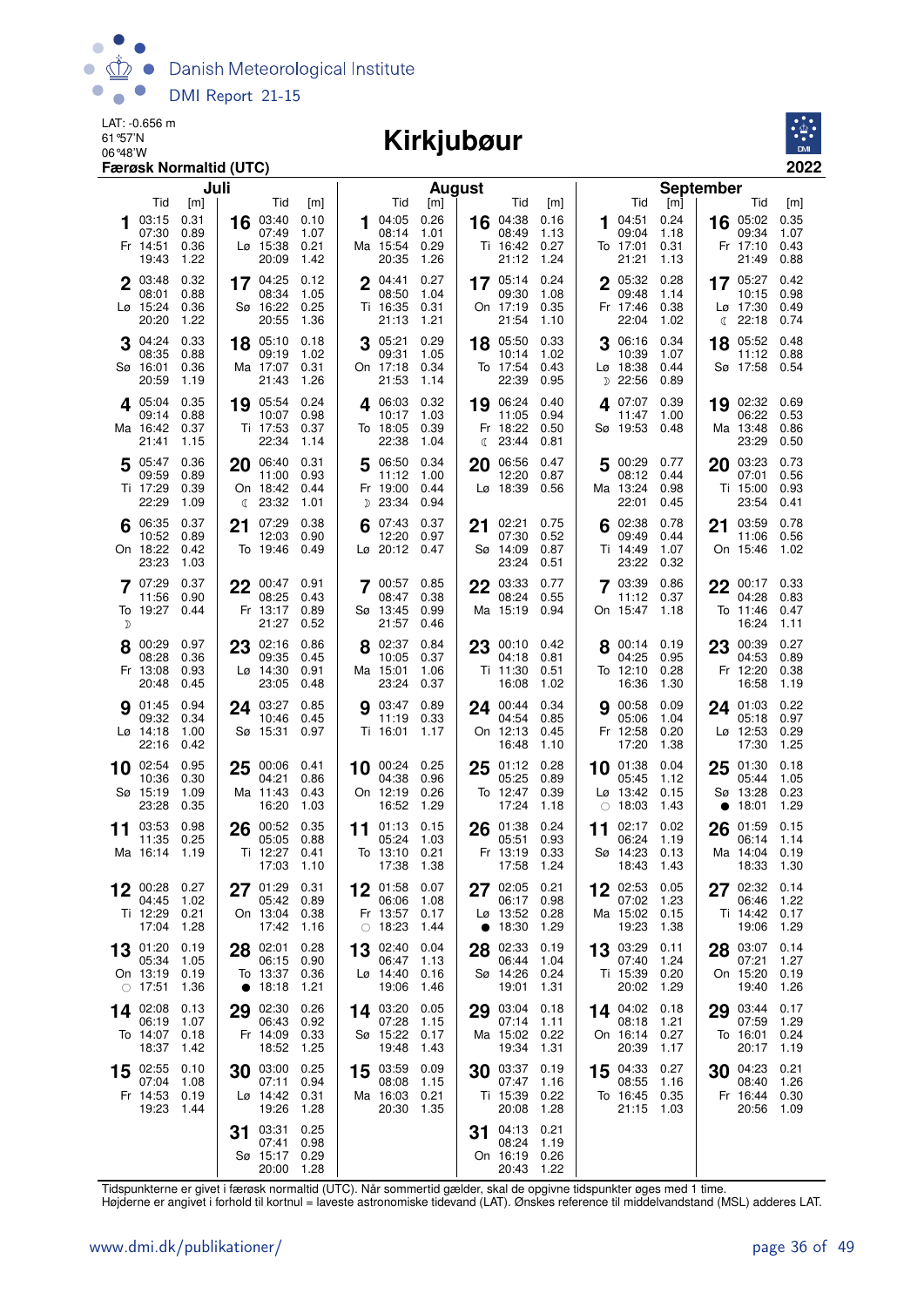LAT: -0.656 m
61°57'N
06°48'W

# Kirkjubøur

**Færøsk Normaltid (UTC)**

**2022**

## Juli

| Dag | | Tid | [m] | Tid | [m] | Tid | [m] | Tid | [m] |
|---|---|---|---|---|---|---|---|---|---|
| 1 | Fr | 03:15 | 0.31 | 07:30 | 0.89 | 14:51 | 0.36 | 19:43 | 1.22 |
| 2 | Lø | 03:48 | 0.32 | 08:01 | 0.88 | 15:24 | 0.36 | 20:20 | 1.22 |
| 3 | Sø | 04:24 | 0.33 | 08:35 | 0.88 | 16:01 | 0.36 | 20:59 | 1.19 |
| 4 | Ma | 05:04 | 0.35 | 09:14 | 0.88 | 16:42 | 0.37 | 21:41 | 1.15 |
| 5 | Ti | 05:47 | 0.36 | 09:59 | 0.89 | 17:29 | 0.39 | 22:29 | 1.09 |
| 6 | On | 06:35 | 0.37 | 10:52 | 0.89 | 18:22 | 0.42 | 23:23 | 1.03 |
| 7 | To ☽ | 07:29 | 0.37 | 11:56 | 0.90 | 19:27 | 0.44 | | |
| 8 | Fr | 00:29 | 0.97 | 08:28 | 0.36 | 13:08 | 0.93 | 20:48 | 0.45 |
| 9 | Lø | 01:45 | 0.94 | 09:32 | 0.34 | 14:18 | 1.00 | 22:16 | 0.42 |
| 10 | Sø | 02:54 | 0.95 | 10:36 | 0.30 | 15:19 | 1.09 | 23:28 | 0.35 |
| 11 | Ma | 03:53 | 0.98 | 11:35 | 0.25 | 16:14 | 1.19 | | |
| 12 | Ti | 00:28 | 0.27 | 04:45 | 1.02 | 12:29 | 0.21 | 17:04 | 1.28 |
| 13 | On ○ | 01:20 | 0.19 | 05:34 | 1.05 | 13:19 | 0.19 | 17:51 | 1.36 |
| 14 | To | 02:08 | 0.13 | 06:19 | 1.07 | 14:07 | 0.18 | 18:37 | 1.42 |
| 15 | Fr | 02:55 | 0.10 | 07:04 | 1.08 | 14:53 | 0.19 | 19:23 | 1.44 |
| 16 | Lø | 03:40 | 0.10 | 07:49 | 1.07 | 15:38 | 0.21 | 20:09 | 1.42 |
| 17 | Sø | 04:25 | 0.12 | 08:34 | 1.05 | 16:22 | 0.25 | 20:55 | 1.36 |
| 18 | Ma | 05:10 | 0.18 | 09:19 | 1.02 | 17:07 | 0.31 | 21:43 | 1.26 |
| 19 | Ti | 05:54 | 0.24 | 10:07 | 0.98 | 17:53 | 0.37 | 22:34 | 1.14 |
| 20 | On ☾ | 06:40 | 0.31 | 11:00 | 0.93 | 18:42 | 0.44 | 23:32 | 1.01 |
| 21 | To | 07:29 | 0.38 | 12:03 | 0.90 | 19:46 | 0.49 | | |
| 22 | Fr | 00:47 | 0.91 | 08:25 | 0.43 | 13:17 | 0.89 | 21:27 | 0.52 |
| 23 | Lø | 02:16 | 0.86 | 09:35 | 0.45 | 14:30 | 0.91 | 23:05 | 0.48 |
| 24 | Sø | 03:27 | 0.85 | 10:46 | 0.45 | 15:31 | 0.97 | | |
| 25 | Ma | 00:06 | 0.41 | 04:21 | 0.86 | 11:43 | 0.43 | 16:20 | 1.03 |
| 26 | Ti | 00:52 | 0.35 | 05:05 | 0.88 | 12:27 | 0.41 | 17:03 | 1.10 |
| 27 | On | 01:29 | 0.31 | 05:42 | 0.89 | 13:04 | 0.38 | 17:42 | 1.16 |
| 28 | To ● | 02:01 | 0.28 | 06:15 | 0.90 | 13:37 | 0.36 | 18:18 | 1.21 |
| 29 | Fr | 02:30 | 0.26 | 06:43 | 0.92 | 14:09 | 0.33 | 18:52 | 1.25 |
| 30 | Lø | 03:00 | 0.25 | 07:11 | 0.94 | 14:42 | 0.31 | 19:26 | 1.28 |
| 31 | Sø | 03:31 | 0.25 | 07:41 | 0.98 | 15:17 | 0.29 | 20:00 | 1.28 |

## August

| Dag | | Tid | [m] | Tid | [m] | Tid | [m] | Tid | [m] |
|---|---|---|---|---|---|---|---|---|---|
| 1 | Ma | 04:05 | 0.26 | 08:14 | 1.01 | 15:54 | 0.29 | 20:35 | 1.26 |
| 2 | Ti | 04:41 | 0.27 | 08:50 | 1.04 | 16:35 | 0.31 | 21:13 | 1.21 |
| 3 | On | 05:21 | 0.29 | 09:31 | 1.05 | 17:18 | 0.34 | 21:53 | 1.14 |
| 4 | To | 06:03 | 0.32 | 10:17 | 1.03 | 18:05 | 0.39 | 22:38 | 1.04 |
| 5 | Fr ☽ | 06:50 | 0.34 | 11:12 | 1.00 | 19:00 | 0.44 | 23:34 | 0.94 |
| 6 | Lø | 07:43 | 0.37 | 12:20 | 0.97 | 20:12 | 0.47 | | |
| 7 | Sø | 00:57 | 0.85 | 08:47 | 0.38 | 13:45 | 0.99 | 21:57 | 0.46 |
| 8 | Ma | 02:37 | 0.84 | 10:05 | 0.37 | 15:01 | 1.06 | 23:24 | 0.37 |
| 9 | Ti | 03:47 | 0.89 | 11:19 | 0.33 | 16:01 | 1.17 | | |
| 10 | On | 00:24 | 0.25 | 04:38 | 0.96 | 12:19 | 0.26 | 16:52 | 1.29 |
| 11 | To | 01:13 | 0.15 | 05:24 | 1.03 | 13:10 | 0.21 | 17:38 | 1.38 |
| 12 | Fr ○ | 01:58 | 0.07 | 06:06 | 1.08 | 13:57 | 0.17 | 18:23 | 1.44 |
| 13 | Lø | 02:40 | 0.04 | 06:47 | 1.13 | 14:40 | 0.16 | 19:06 | 1.46 |
| 14 | Sø | 03:20 | 0.05 | 07:28 | 1.15 | 15:22 | 0.17 | 19:48 | 1.43 |
| 15 | Ma | 03:59 | 0.09 | 08:08 | 1.15 | 16:03 | 0.21 | 20:30 | 1.35 |
| 16 | Ti | 04:38 | 0.16 | 08:49 | 1.13 | 16:42 | 0.27 | 21:12 | 1.24 |
| 17 | On | 05:14 | 0.24 | 09:30 | 1.08 | 17:19 | 0.35 | 21:54 | 1.10 |
| 18 | To | 05:50 | 0.33 | 10:14 | 1.02 | 17:54 | 0.43 | 22:39 | 0.95 |
| 19 | Fr ☾ | 06:24 | 0.40 | 11:05 | 0.94 | 18:22 | 0.50 | 23:44 | 0.81 |
| 20 | Lø | 06:56 | 0.47 | 12:20 | 0.87 | 18:39 | 0.56 | | |
| 21 | Sø | 02:21 | 0.75 | 07:30 | 0.52 | 14:09 | 0.87 | 23:24 | 0.51 |
| 22 | Ma | 03:33 | 0.77 | 08:24 | 0.55 | 15:19 | 0.94 | | |
| 23 | Ti | 00:10 | 0.42 | 04:18 | 0.81 | 11:30 | 0.51 | 16:08 | 1.02 |
| 24 | On | 00:44 | 0.34 | 04:54 | 0.85 | 12:13 | 0.45 | 16:48 | 1.10 |
| 25 | To | 01:12 | 0.28 | 05:25 | 0.89 | 12:47 | 0.39 | 17:24 | 1.18 |
| 26 | Fr | 01:38 | 0.24 | 05:51 | 0.93 | 13:19 | 0.33 | 17:58 | 1.24 |
| 27 | Lø ● | 02:05 | 0.21 | 06:17 | 0.98 | 13:52 | 0.28 | 18:30 | 1.29 |
| 28 | Sø | 02:33 | 0.19 | 06:44 | 1.04 | 14:26 | 0.24 | 19:01 | 1.31 |
| 29 | Ma | 03:04 | 0.18 | 07:14 | 1.11 | 15:02 | 0.22 | 19:34 | 1.31 |
| 30 | Ti | 03:37 | 0.19 | 07:47 | 1.16 | 15:39 | 0.22 | 20:08 | 1.28 |
| 31 | On | 04:13 | 0.21 | 08:24 | 1.19 | 16:19 | 0.26 | 20:43 | 1.22 |

## September

| Dag | | Tid | [m] | Tid | [m] | Tid | [m] | Tid | [m] |
|---|---|---|---|---|---|---|---|---|---|
| 1 | To | 04:51 | 0.24 | 09:04 | 1.18 | 17:01 | 0.31 | 21:21 | 1.13 |
| 2 | Fr | 05:32 | 0.28 | 09:48 | 1.14 | 17:46 | 0.38 | 22:04 | 1.02 |
| 3 | Lø ☽ | 06:16 | 0.34 | 10:39 | 1.07 | 18:38 | 0.44 | 22:56 | 0.89 |
| 4 | Sø | 07:07 | 0.39 | 11:47 | 1.00 | 19:53 | 0.48 | | |
| 5 | Ma | 00:29 | 0.77 | 08:12 | 0.44 | 13:24 | 0.98 | 22:01 | 0.45 |
| 6 | Ti | 02:38 | 0.78 | 09:49 | 0.44 | 14:49 | 1.07 | 23:22 | 0.32 |
| 7 | On | 03:39 | 0.86 | 11:12 | 0.37 | 15:47 | 1.18 | | |
| 8 | To | 00:14 | 0.19 | 04:25 | 0.95 | 12:10 | 0.28 | 16:36 | 1.30 |
| 9 | Fr | 00:58 | 0.09 | 05:06 | 1.04 | 12:58 | 0.20 | 17:20 | 1.38 |
| 10 | Lø ○ | 01:38 | 0.04 | 05:45 | 1.12 | 13:42 | 0.15 | 18:03 | 1.43 |
| 11 | Sø | 02:17 | 0.02 | 06:24 | 1.19 | 14:23 | 0.13 | 18:43 | 1.43 |
| 12 | Ma | 02:53 | 0.05 | 07:02 | 1.23 | 15:02 | 0.15 | 19:23 | 1.38 |
| 13 | Ti | 03:29 | 0.11 | 07:40 | 1.24 | 15:39 | 0.20 | 20:02 | 1.29 |
| 14 | On | 04:02 | 0.18 | 08:18 | 1.21 | 16:14 | 0.27 | 20:39 | 1.17 |
| 15 | To | 04:33 | 0.27 | 08:55 | 1.16 | 16:45 | 0.35 | 21:15 | 1.03 |
| 16 | Fr | 05:02 | 0.35 | 09:34 | 1.07 | 17:10 | 0.43 | 21:49 | 0.88 |
| 17 | Lø ☾ | 05:27 | 0.42 | 10:15 | 0.98 | 17:30 | 0.49 | 22:18 | 0.74 |
| 18 | Sø | 05:52 | 0.48 | 11:12 | 0.88 | 17:58 | 0.54 | | |
| 19 | Ma | 02:32 | 0.69 | 06:22 | 0.53 | 13:48 | 0.86 | 23:29 | 0.50 |
| 20 | Ti | 03:23 | 0.73 | 07:01 | 0.56 | 15:00 | 0.93 | 23:54 | 0.41 |
| 21 | On | 03:59 | 0.78 | 11:06 | 0.56 | 15:46 | 1.02 | | |
| 22 | To | 00:17 | 0.33 | 04:28 | 0.83 | 11:46 | 0.47 | 16:24 | 1.11 |
| 23 | Fr | 00:39 | 0.27 | 04:53 | 0.89 | 12:20 | 0.38 | 16:58 | 1.19 |
| 24 | Lø | 01:03 | 0.22 | 05:18 | 0.97 | 12:53 | 0.29 | 17:30 | 1.25 |
| 25 | Sø ● | 01:30 | 0.18 | 05:44 | 1.05 | 13:28 | 0.23 | 18:01 | 1.29 |
| 26 | Ma | 01:59 | 0.15 | 06:14 | 1.14 | 14:04 | 0.19 | 18:33 | 1.30 |
| 27 | Ti | 02:32 | 0.14 | 06:46 | 1.22 | 14:42 | 0.17 | 19:06 | 1.29 |
| 28 | On | 03:07 | 0.14 | 07:21 | 1.27 | 15:20 | 0.19 | 19:40 | 1.26 |
| 29 | To | 03:44 | 0.17 | 07:59 | 1.29 | 16:01 | 0.24 | 20:17 | 1.19 |
| 30 | Fr | 04:23 | 0.21 | 08:40 | 1.26 | 16:44 | 0.30 | 20:56 | 1.09 |

Tidspunkterne er givet i færøsk normaltid (UTC). Når sommertid gælder, skal de opgivne tidspunkter øges med 1 time.
Højderne er angivet i forhold til kortnul = laveste astronomiske tidevand (LAT). Ønskes reference til middelvandstand (MSL) adderes LAT.

www.dmi.dk/publikationer/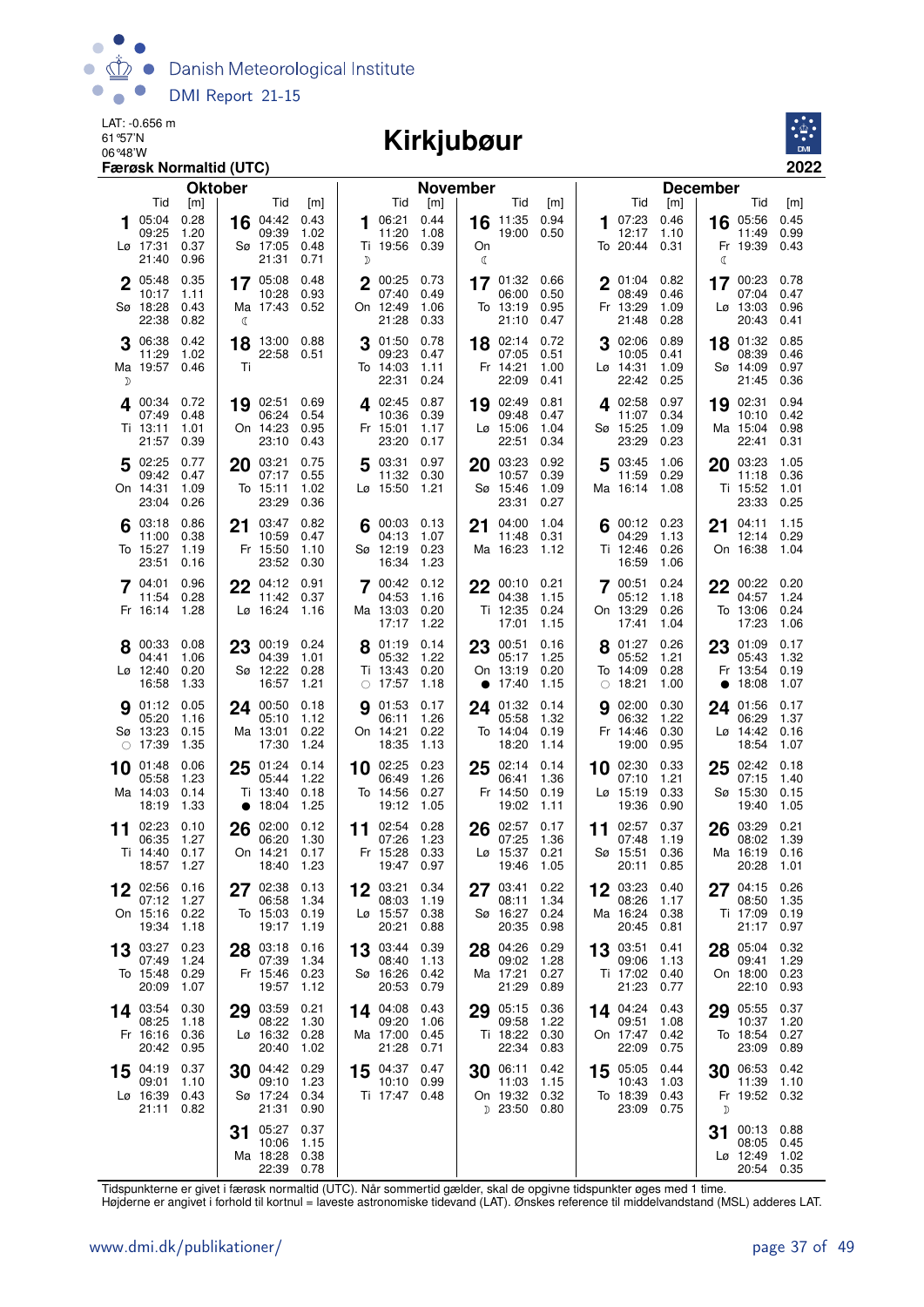LAT: -0.656 m
61°57'N
06°48'W
**Færøsk Normaltid (UTC)**

# Kirkjubøur

**2022**

## Oktober

| Dag | Tid | [m] | Dag | Tid | [m] |
|---|---|---|---|---|---|
| 1 Lø | 05:04 | 0.28 | 16 Sø | 04:42 | 0.43 |
| | 09:25 | 1.20 | | 09:39 | 1.02 |
| | 17:31 | 0.37 | | 17:05 | 0.48 |
| | 21:40 | 0.96 | | 21:31 | 0.71 |
| 2 Sø | 05:48 | 0.35 | 17 Ma ☾ | 05:08 | 0.48 |
| | 10:17 | 1.11 | | 10:28 | 0.93 |
| | 18:28 | 0.43 | | 17:43 | 0.52 |
| | 22:38 | 0.82 | | | |
| 3 Ma ☽ | 06:38 | 0.42 | 18 Ti | 13:00 | 0.88 |
| | 11:29 | 1.02 | | 22:58 | 0.51 |
| | 19:57 | 0.46 | | | |
| 4 Ti | 00:34 | 0.72 | 19 On | 02:51 | 0.69 |
| | 07:49 | 0.48 | | 06:24 | 0.54 |
| | 13:11 | 1.01 | | 14:23 | 0.95 |
| | 21:57 | 0.39 | | 23:10 | 0.43 |
| 5 On | 02:25 | 0.77 | 20 To | 03:21 | 0.75 |
| | 09:42 | 0.47 | | 07:17 | 0.55 |
| | 14:31 | 1.09 | | 15:11 | 1.02 |
| | 23:04 | 0.26 | | 23:29 | 0.36 |
| 6 To | 03:18 | 0.86 | 21 Fr | 03:47 | 0.82 |
| | 11:00 | 0.38 | | 10:59 | 0.47 |
| | 15:27 | 1.19 | | 15:50 | 1.10 |
| | 23:51 | 0.16 | | 23:52 | 0.30 |
| 7 Fr | 04:01 | 0.96 | 22 Lø | 04:12 | 0.91 |
| | 11:54 | 0.28 | | 11:42 | 0.37 |
| | 16:14 | 1.28 | | 16:24 | 1.16 |
| 8 Lø | 00:33 | 0.08 | 23 Sø | 00:19 | 0.24 |
| | 04:41 | 1.06 | | 04:39 | 1.01 |
| | 12:40 | 0.20 | | 12:22 | 0.28 |
| | 16:58 | 1.33 | | 16:57 | 1.21 |
| 9 Sø ○ | 01:12 | 0.05 | 24 Ma | 00:50 | 0.18 |
| | 05:20 | 1.16 | | 05:10 | 1.12 |
| | 13:23 | 0.15 | | 13:01 | 0.22 |
| | 17:39 | 1.35 | | 17:30 | 1.24 |
| 10 Ma | 01:48 | 0.06 | 25 Ti ● | 01:24 | 0.14 |
| | 05:58 | 1.23 | | 05:44 | 1.22 |
| | 14:03 | 0.14 | | 13:40 | 0.18 |
| | 18:19 | 1.33 | | 18:04 | 1.25 |
| 11 Ti | 02:23 | 0.10 | 26 On | 02:00 | 0.12 |
| | 06:35 | 1.27 | | 06:20 | 1.30 |
| | 14:40 | 0.17 | | 14:21 | 0.17 |
| | 18:57 | 1.27 | | 18:40 | 1.23 |
| 12 On | 02:56 | 0.16 | 27 To | 02:38 | 0.13 |
| | 07:12 | 1.27 | | 06:58 | 1.34 |
| | 15:16 | 0.22 | | 15:03 | 0.19 |
| | 19:34 | 1.18 | | 19:17 | 1.19 |
| 13 To | 03:27 | 0.23 | 28 Fr | 03:18 | 0.16 |
| | 07:49 | 1.24 | | 07:39 | 1.34 |
| | 15:48 | 0.29 | | 15:46 | 0.23 |
| | 20:09 | 1.07 | | 19:57 | 1.12 |
| 14 Fr | 03:54 | 0.30 | 29 Lø | 03:59 | 0.21 |
| | 08:25 | 1.18 | | 08:22 | 1.30 |
| | 16:16 | 0.36 | | 16:32 | 0.28 |
| | 20:42 | 0.95 | | 20:40 | 1.02 |
| 15 Lø | 04:19 | 0.37 | 30 Sø | 04:42 | 0.29 |
| | 09:01 | 1.10 | | 09:10 | 1.23 |
| | 16:39 | 0.43 | | 17:24 | 0.34 |
| | 21:11 | 0.82 | | 21:31 | 0.90 |
| | | | 31 Ma | 05:27 | 0.37 |
| | | | | 10:06 | 1.15 |
| | | | | 18:28 | 0.38 |
| | | | | 22:39 | 0.78 |

## November

| Dag | Tid | [m] | Dag | Tid | [m] |
|---|---|---|---|---|---|
| 1 Ti ☽ | 06:21 | 0.44 | 16 On ☾ | 11:35 | 0.94 |
| | 11:20 | 1.08 | | 19:00 | 0.50 |
| | 19:56 | 0.39 | | | |
| 2 On | 00:25 | 0.73 | 17 To | 01:32 | 0.66 |
| | 07:40 | 0.49 | | 06:00 | 0.50 |
| | 12:49 | 1.06 | | 13:19 | 0.95 |
| | 21:28 | 0.33 | | 21:10 | 0.47 |
| 3 To | 01:50 | 0.78 | 18 Fr | 02:14 | 0.72 |
| | 09:23 | 0.47 | | 07:05 | 0.51 |
| | 14:03 | 1.11 | | 14:21 | 1.00 |
| | 22:31 | 0.24 | | 22:09 | 0.41 |
| 4 Fr | 02:45 | 0.87 | 19 Lø | 02:49 | 0.81 |
| | 10:36 | 0.39 | | 09:48 | 0.47 |
| | 15:01 | 1.17 | | 15:06 | 1.04 |
| | 23:20 | 0.17 | | 22:51 | 0.34 |
| 5 Lø | 03:31 | 0.97 | 20 Sø | 03:23 | 0.92 |
| | 11:32 | 0.30 | | 10:57 | 0.39 |
| | 15:50 | 1.21 | | 15:46 | 1.09 |
| | | | | 23:31 | 0.27 |
| 6 Sø | 00:03 | 0.13 | 21 Ma | 04:00 | 1.04 |
| | 04:13 | 1.07 | | 11:48 | 0.31 |
| | 12:19 | 0.23 | | 16:23 | 1.12 |
| | 16:34 | 1.23 | | | |
| 7 Ma | 00:42 | 0.12 | 22 Ti | 00:10 | 0.21 |
| | 04:53 | 1.16 | | 04:38 | 1.15 |
| | 13:03 | 0.20 | | 12:35 | 0.24 |
| | 17:17 | 1.22 | | 17:01 | 1.15 |
| 8 Ti ○ | 01:19 | 0.14 | 23 On ● | 00:51 | 0.16 |
| | 05:32 | 1.22 | | 05:17 | 1.25 |
| | 13:43 | 0.20 | | 13:19 | 0.20 |
| | 17:57 | 1.18 | | 17:40 | 1.15 |
| 9 On | 01:53 | 0.17 | 24 To | 01:32 | 0.14 |
| | 06:11 | 1.26 | | 05:58 | 1.32 |
| | 14:21 | 0.22 | | 14:04 | 0.19 |
| | 18:35 | 1.13 | | 18:20 | 1.14 |
| 10 To | 02:25 | 0.23 | 25 Fr | 02:14 | 0.14 |
| | 06:49 | 1.26 | | 06:41 | 1.36 |
| | 14:56 | 0.27 | | 14:50 | 0.19 |
| | 19:12 | 1.05 | | 19:02 | 1.11 |
| 11 Fr | 02:54 | 0.28 | 26 Lø | 02:57 | 0.17 |
| | 07:26 | 1.23 | | 07:25 | 1.36 |
| | 15:28 | 0.33 | | 15:37 | 0.21 |
| | 19:47 | 0.97 | | 19:46 | 1.05 |
| 12 Lø | 03:21 | 0.34 | 27 Sø | 03:41 | 0.22 |
| | 08:03 | 1.19 | | 08:11 | 1.34 |
| | 15:57 | 0.38 | | 16:27 | 0.24 |
| | 20:21 | 0.88 | | 20:35 | 0.98 |
| 13 Sø | 03:44 | 0.39 | 28 Ma | 04:26 | 0.29 |
| | 08:40 | 1.13 | | 09:02 | 1.28 |
| | 16:26 | 0.42 | | 17:21 | 0.27 |
| | 20:53 | 0.79 | | 21:29 | 0.89 |
| 14 Ma | 04:08 | 0.43 | 29 Ti | 05:15 | 0.36 |
| | 09:20 | 1.06 | | 09:58 | 1.22 |
| | 17:00 | 0.45 | | 18:22 | 0.30 |
| | 21:28 | 0.71 | | 22:34 | 0.83 |
| 15 Ti | 04:37 | 0.47 | 30 On ☽ | 06:11 | 0.42 |
| | 10:10 | 0.99 | | 11:03 | 1.15 |
| | 17:47 | 0.48 | | 19:32 | 0.32 |
| | | | | 23:50 | 0.80 |

## December

| Dag | Tid | [m] | Dag | Tid | [m] |
|---|---|---|---|---|---|
| 1 To | 07:23 | 0.46 | 16 Fr ☾ | 05:56 | 0.45 |
| | 12:17 | 1.10 | | 11:49 | 0.99 |
| | 20:44 | 0.31 | | 19:39 | 0.43 |
| 2 Fr | 01:04 | 0.82 | 17 Lø | 00:23 | 0.78 |
| | 08:49 | 0.46 | | 07:04 | 0.47 |
| | 13:29 | 1.09 | | 13:03 | 0.96 |
| | 21:48 | 0.28 | | 20:43 | 0.41 |
| 3 Lø | 02:06 | 0.89 | 18 Sø | 01:32 | 0.85 |
| | 10:05 | 0.41 | | 08:39 | 0.46 |
| | 14:31 | 1.09 | | 14:09 | 0.97 |
| | 22:42 | 0.25 | | 21:45 | 0.36 |
| 4 Sø | 02:58 | 0.97 | 19 Ma | 02:31 | 0.94 |
| | 11:07 | 0.34 | | 10:10 | 0.42 |
| | 15:25 | 1.09 | | 15:04 | 0.98 |
| | 23:29 | 0.23 | | 22:41 | 0.31 |
| 5 Ma | 03:45 | 1.06 | 20 Ti | 03:23 | 1.05 |
| | 11:59 | 0.29 | | 11:18 | 0.36 |
| | 16:14 | 1.08 | | 15:52 | 1.01 |
| | | | | 23:33 | 0.25 |
| 6 Ti | 00:12 | 0.23 | 21 On | 04:11 | 1.15 |
| | 04:29 | 1.13 | | 12:14 | 0.29 |
| | 12:46 | 0.26 | | 16:38 | 1.04 |
| | 16:59 | 1.06 | | | |
| 7 On | 00:51 | 0.24 | 22 To | 00:22 | 0.20 |
| | 05:12 | 1.18 | | 04:57 | 1.24 |
| | 13:29 | 0.26 | | 13:06 | 0.24 |
| | 17:41 | 1.04 | | 17:23 | 1.06 |
| 8 To ○ | 01:27 | 0.26 | 23 Fr ● | 01:09 | 0.17 |
| | 05:52 | 1.21 | | 05:43 | 1.32 |
| | 14:09 | 0.28 | | 13:54 | 0.19 |
| | 18:21 | 1.00 | | 18:08 | 1.07 |
| 9 Fr | 02:00 | 0.30 | 24 Lø | 01:56 | 0.17 |
| | 06:32 | 1.22 | | 06:29 | 1.37 |
| | 14:46 | 0.30 | | 14:42 | 0.16 |
| | 19:00 | 0.95 | | 18:54 | 1.07 |
| 10 Lø | 02:30 | 0.33 | 25 Sø | 02:42 | 0.18 |
| | 07:10 | 1.21 | | 07:15 | 1.40 |
| | 15:19 | 0.33 | | 15:30 | 0.15 |
| | 19:36 | 0.90 | | 19:40 | 1.05 |
| 11 Sø | 02:57 | 0.37 | 26 Ma | 03:29 | 0.21 |
| | 07:48 | 1.19 | | 08:02 | 1.39 |
| | 15:51 | 0.36 | | 16:19 | 0.16 |
| | 20:11 | 0.85 | | 20:28 | 1.01 |
| 12 Ma | 03:23 | 0.40 | 27 Ti | 04:15 | 0.26 |
| | 08:26 | 1.17 | | 08:50 | 1.35 |
| | 16:24 | 0.38 | | 17:09 | 0.19 |
| | 20:45 | 0.81 | | 21:17 | 0.97 |
| 13 Ti | 03:51 | 0.41 | 28 On | 05:04 | 0.32 |
| | 09:06 | 1.13 | | 09:41 | 1.29 |
| | 17:02 | 0.40 | | 18:00 | 0.23 |
| | 21:23 | 0.77 | | 22:10 | 0.93 |
| 14 On | 04:24 | 0.43 | 29 To | 05:55 | 0.37 |
| | 09:51 | 1.08 | | 10:37 | 1.20 |
| | 17:47 | 0.42 | | 18:54 | 0.27 |
| | 22:09 | 0.75 | | 23:09 | 0.89 |
| 15 To | 05:05 | 0.44 | 30 Fr ☽ | 06:53 | 0.42 |
| | 10:43 | 1.03 | | 11:39 | 1.10 |
| | 18:39 | 0.43 | | 19:52 | 0.32 |
| | 23:09 | 0.75 | | | |
| | | | 31 Lø | 00:13 | 0.88 |
| | | | | 08:05 | 0.45 |
| | | | | 12:49 | 1.02 |
| | | | | 20:54 | 0.35 |

Tidspunkterne er givet i færøsk normaltid (UTC). Når sommertid gælder, skal de opgivne tidspunkter øges med 1 time.
Højderne er angivet i forhold til kortnul = laveste astronomiske tidevand (LAT). Ønskes reference til middelvandstand (MSL) adderes LAT.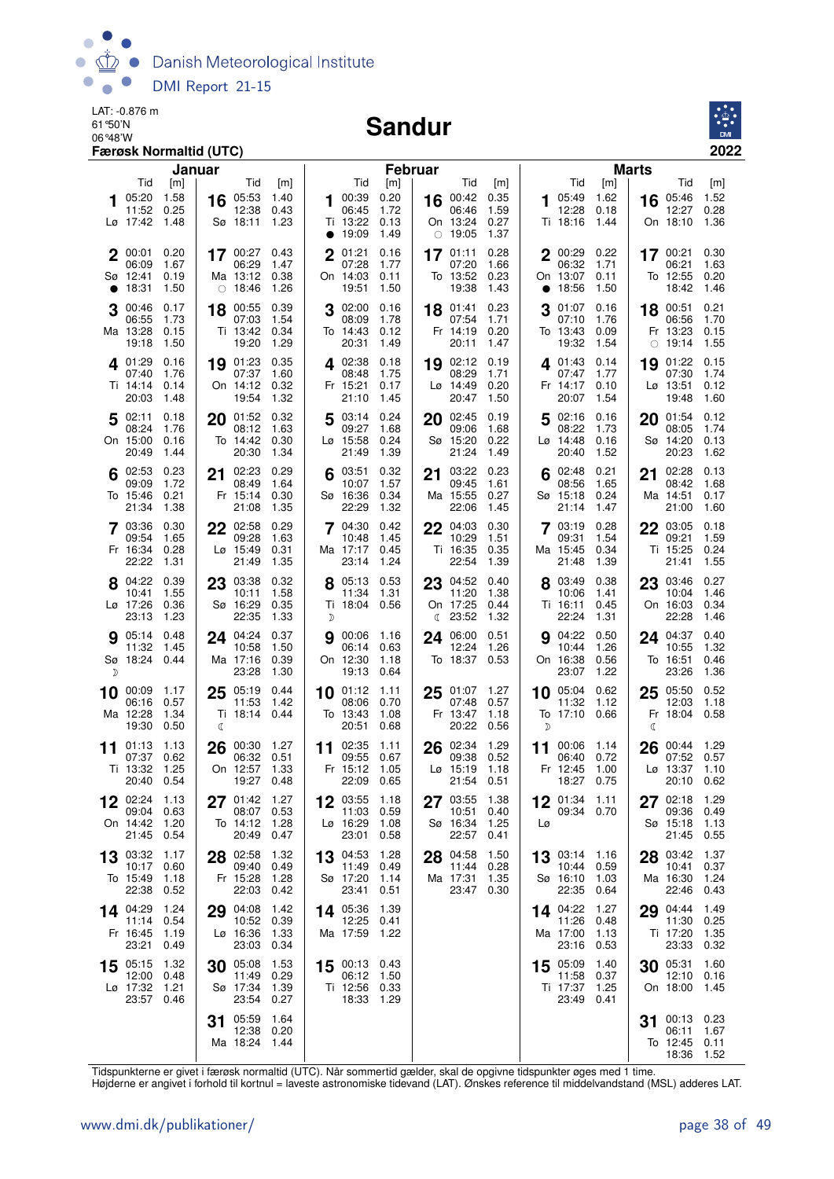LAT: -0.876 m
61°50'N
06°48'W
**Færøsk Normaltid (UTC)**

# Sandur

**2022**

## Januar

| Dag | Tid | [m] | Dag | Tid | [m] |
|---|---|---|---|---|---|
| 1 Lø | 05:20 | 1.58 | 16 Sø | 05:53 | 1.40 |
| | 11:52 | 0.25 | | 12:38 | 0.43 |
| | 17:42 | 1.48 | | 18:11 | 1.23 |
| 2 Sø ● | 00:01 | 0.20 | 17 Ma ○ | 00:27 | 0.43 |
| | 06:09 | 1.67 | | 06:29 | 1.47 |
| | 12:41 | 0.19 | | 13:12 | 0.38 |
| | 18:31 | 1.50 | | 18:46 | 1.26 |
| 3 Ma | 00:46 | 0.17 | 18 Ti | 00:55 | 0.39 |
| | 06:55 | 1.73 | | 07:03 | 1.54 |
| | 13:28 | 0.15 | | 13:42 | 0.34 |
| | 19:18 | 1.50 | | 19:20 | 1.29 |
| 4 Ti | 01:29 | 0.16 | 19 On | 01:23 | 0.35 |
| | 07:40 | 1.76 | | 07:37 | 1.60 |
| | 14:14 | 0.14 | | 14:12 | 0.32 |
| | 20:03 | 1.48 | | 19:54 | 1.32 |
| 5 On | 02:11 | 0.18 | 20 To | 01:52 | 0.32 |
| | 08:24 | 1.76 | | 08:12 | 1.63 |
| | 15:00 | 0.16 | | 14:42 | 0.30 |
| | 20:49 | 1.44 | | 20:30 | 1.34 |
| 6 To | 02:53 | 0.23 | 21 Fr | 02:23 | 0.29 |
| | 09:09 | 1.72 | | 08:49 | 1.64 |
| | 15:46 | 0.21 | | 15:14 | 0.30 |
| | 21:34 | 1.38 | | 21:08 | 1.35 |
| 7 Fr | 03:36 | 0.30 | 22 Lø | 02:58 | 0.29 |
| | 09:54 | 1.65 | | 09:28 | 1.63 |
| | 16:34 | 0.28 | | 15:49 | 0.31 |
| | 22:22 | 1.31 | | 21:49 | 1.35 |
| 8 Lø | 04:22 | 0.39 | 23 Sø | 03:38 | 0.32 |
| | 10:41 | 1.55 | | 10:11 | 1.58 |
| | 17:26 | 0.36 | | 16:29 | 0.35 |
| | 23:13 | 1.23 | | 22:35 | 1.33 |
| 9 Sø ☽ | 05:14 | 0.48 | 24 Ma | 04:24 | 0.37 |
| | 11:32 | 1.45 | | 10:58 | 1.50 |
| | 18:24 | 0.44 | | 17:16 | 0.39 |
| | | | | 23:28 | 1.30 |
| 10 Ma | 00:09 | 1.17 | 25 Ti ☾ | 05:19 | 0.44 |
| | 06:16 | 0.57 | | 11:53 | 1.42 |
| | 12:28 | 1.34 | | 18:14 | 0.44 |
| | 19:30 | 0.50 | | | |
| 11 Ti | 01:13 | 1.13 | 26 On | 00:30 | 1.27 |
| | 07:37 | 0.62 | | 06:32 | 0.51 |
| | 13:32 | 1.25 | | 12:57 | 1.33 |
| | 20:40 | 0.54 | | 19:27 | 0.48 |
| 12 On | 02:24 | 1.13 | 27 To | 01:42 | 1.27 |
| | 09:04 | 0.63 | | 08:07 | 0.53 |
| | 14:42 | 1.20 | | 14:12 | 1.28 |
| | 21:45 | 0.54 | | 20:49 | 0.47 |
| 13 To | 03:32 | 1.17 | 28 Fr | 02:58 | 1.32 |
| | 10:17 | 0.60 | | 09:40 | 0.49 |
| | 15:49 | 1.18 | | 15:28 | 1.28 |
| | 22:38 | 0.52 | | 22:03 | 0.42 |
| 14 Fr | 04:29 | 1.24 | 29 Lø | 04:08 | 1.42 |
| | 11:14 | 0.54 | | 10:52 | 0.39 |
| | 16:45 | 1.19 | | 16:36 | 1.33 |
| | 23:21 | 0.49 | | 23:03 | 0.34 |
| 15 Lø | 05:15 | 1.32 | 30 Sø | 05:08 | 1.53 |
| | 12:00 | 0.48 | | 11:49 | 0.29 |
| | 17:32 | 1.21 | | 17:34 | 1.39 |
| | 23:57 | 0.46 | | 23:54 | 0.27 |
| | | | 31 Ma | 05:59 | 1.64 |
| | | | | 12:38 | 0.20 |
| | | | | 18:24 | 1.44 |

## Februar

| Dag | Tid | [m] | Dag | Tid | [m] |
|---|---|---|---|---|---|
| 1 Ti ● | 00:39 | 0.20 | 16 On ○ | 00:42 | 0.35 |
| | 06:45 | 1.72 | | 06:46 | 1.59 |
| | 13:22 | 0.13 | | 13:24 | 0.27 |
| | 19:09 | 1.49 | | 19:05 | 1.37 |
| 2 On | 01:21 | 0.16 | 17 To | 01:11 | 0.28 |
| | 07:28 | 1.77 | | 07:20 | 1.66 |
| | 14:03 | 0.11 | | 13:52 | 0.23 |
| | 19:51 | 1.50 | | 19:38 | 1.43 |
| 3 To | 02:00 | 0.16 | 18 Fr | 01:41 | 0.23 |
| | 08:09 | 1.78 | | 07:54 | 1.71 |
| | 14:43 | 0.12 | | 14:19 | 0.20 |
| | 20:31 | 1.49 | | 20:11 | 1.47 |
| 4 Fr | 02:38 | 0.18 | 19 Lø | 02:12 | 0.19 |
| | 08:48 | 1.75 | | 08:29 | 1.71 |
| | 15:21 | 0.17 | | 14:49 | 0.20 |
| | 21:10 | 1.45 | | 20:47 | 1.50 |
| 5 Lø | 03:14 | 0.24 | 20 Sø | 02:45 | 0.19 |
| | 09:27 | 1.68 | | 09:06 | 1.68 |
| | 15:58 | 0.24 | | 15:20 | 0.22 |
| | 21:49 | 1.39 | | 21:24 | 1.49 |
| 6 Sø | 03:51 | 0.32 | 21 Ma | 03:22 | 0.23 |
| | 10:07 | 1.57 | | 09:45 | 1.61 |
| | 16:36 | 0.34 | | 15:55 | 0.27 |
| | 22:29 | 1.32 | | 22:06 | 1.45 |
| 7 Ma | 04:30 | 0.42 | 22 Ti | 04:03 | 0.30 |
| | 10:48 | 1.45 | | 10:29 | 1.51 |
| | 17:17 | 0.45 | | 16:35 | 0.35 |
| | 23:14 | 1.24 | | 22:54 | 1.39 |
| 8 Ti ☽ | 05:13 | 0.53 | 23 On ☾ | 04:52 | 0.40 |
| | 11:34 | 1.31 | | 11:20 | 1.38 |
| | 18:04 | 0.56 | | 17:25 | 0.44 |
| | | | | 23:52 | 1.32 |
| 9 On | 00:06 | 1.16 | 24 To | 06:00 | 0.51 |
| | 06:14 | 0.63 | | 12:24 | 1.26 |
| | 12:30 | 1.18 | | 18:37 | 0.53 |
| | 19:13 | 0.64 | | | |
| 10 To | 01:12 | 1.11 | 25 Fr | 01:07 | 1.27 |
| | 08:06 | 0.70 | | 07:48 | 0.57 |
| | 13:43 | 1.08 | | 13:47 | 1.18 |
| | 20:51 | 0.68 | | 20:22 | 0.56 |
| 11 Fr | 02:35 | 1.11 | 26 Lø | 02:34 | 1.29 |
| | 09:55 | 0.67 | | 09:38 | 0.52 |
| | 15:12 | 1.05 | | 15:19 | 1.18 |
| | 22:09 | 0.65 | | 21:54 | 0.51 |
| 12 Lø | 03:55 | 1.18 | 27 Sø | 03:55 | 1.38 |
| | 11:03 | 0.59 | | 10:51 | 0.40 |
| | 16:29 | 1.08 | | 16:34 | 1.25 |
| | 23:01 | 0.58 | | 22:57 | 0.41 |
| 13 Sø | 04:53 | 1.28 | 28 Ma | 04:58 | 1.50 |
| | 11:49 | 0.49 | | 11:44 | 0.28 |
| | 17:20 | 1.14 | | 17:31 | 1.35 |
| | 23:41 | 0.51 | | 23:47 | 0.30 |
| 14 Ma | 05:36 | 1.39 | | | |
| | 12:25 | 0.41 | | | |
| | 17:59 | 1.22 | | | |
| 15 Ti | 00:13 | 0.43 | | | |
| | 06:12 | 1.50 | | | |
| | 12:56 | 0.33 | | | |
| | 18:33 | 1.29 | | | |

## Marts

| Dag | Tid | [m] | Dag | Tid | [m] |
|---|---|---|---|---|---|
| 1 Ti | 05:49 | 1.62 | 16 On | 05:46 | 1.52 |
| | 12:28 | 0.18 | | 12:27 | 0.28 |
| | 18:16 | 1.44 | | 18:10 | 1.36 |
| 2 On ● | 00:29 | 0.22 | 17 To | 00:21 | 0.30 |
| | 06:32 | 1.71 | | 06:21 | 1.63 |
| | 13:07 | 0.11 | | 12:55 | 0.20 |
| | 18:56 | 1.50 | | 18:42 | 1.46 |
| 3 To | 01:07 | 0.16 | 18 Fr ○ | 00:51 | 0.21 |
| | 07:10 | 1.76 | | 06:56 | 1.70 |
| | 13:43 | 0.09 | | 13:23 | 0.15 |
| | 19:32 | 1.54 | | 19:14 | 1.55 |
| 4 Fr | 01:43 | 0.14 | 19 Lø | 01:22 | 0.15 |
| | 07:47 | 1.77 | | 07:30 | 1.74 |
| | 14:17 | 0.10 | | 13:51 | 0.12 |
| | 20:07 | 1.54 | | 19:48 | 1.60 |
| 5 Lø | 02:16 | 0.16 | 20 Sø | 01:54 | 0.12 |
| | 08:22 | 1.73 | | 08:05 | 1.74 |
| | 14:48 | 0.16 | | 14:20 | 0.13 |
| | 20:40 | 1.52 | | 20:23 | 1.62 |
| 6 Sø | 02:48 | 0.21 | 21 Ma | 02:28 | 0.13 |
| | 08:56 | 1.65 | | 08:42 | 1.68 |
| | 15:18 | 0.24 | | 14:51 | 0.17 |
| | 21:14 | 1.47 | | 21:00 | 1.60 |
| 7 Ma | 03:19 | 0.28 | 22 Ti | 03:05 | 0.18 |
| | 09:31 | 1.54 | | 09:21 | 1.59 |
| | 15:45 | 0.34 | | 15:25 | 0.24 |
| | 21:48 | 1.39 | | 21:41 | 1.55 |
| 8 Ti | 03:49 | 0.38 | 23 On | 03:46 | 0.27 |
| | 10:06 | 1.41 | | 10:04 | 1.46 |
| | 16:11 | 0.45 | | 16:03 | 0.34 |
| | 22:24 | 1.31 | | 22:28 | 1.46 |
| 9 On | 04:22 | 0.50 | 24 To | 04:37 | 0.40 |
| | 10:44 | 1.26 | | 10:55 | 1.32 |
| | 16:38 | 0.56 | | 16:51 | 0.46 |
| | 23:07 | 1.22 | | 23:26 | 1.36 |
| 10 To ☽ | 05:04 | 0.62 | 25 Fr ☾ | 05:50 | 0.52 |
| | 11:32 | 1.12 | | 12:03 | 1.18 |
| | 17:10 | 0.66 | | 18:04 | 0.58 |
| 11 Fr | 00:06 | 1.14 | 26 Lø | 00:44 | 1.29 |
| | 06:40 | 0.72 | | 07:52 | 0.57 |
| | 12:45 | 1.00 | | 13:37 | 1.10 |
| | 18:27 | 0.75 | | 20:10 | 0.62 |
| 12 Lø | 01:34 | 1.11 | 27 Sø | 02:18 | 1.29 |
| | 09:34 | 0.70 | | 09:36 | 0.49 |
| | | | | 15:18 | 1.13 |
| | | | | 21:45 | 0.55 |
| 13 Sø | 03:14 | 1.16 | 28 Ma | 03:42 | 1.37 |
| | 10:44 | 0.59 | | 10:41 | 0.37 |
| | 16:10 | 1.03 | | 16:30 | 1.24 |
| | 22:35 | 0.64 | | 22:46 | 0.43 |
| 14 Ma | 04:22 | 1.27 | 29 Ti | 04:44 | 1.49 |
| | 11:26 | 0.48 | | 11:30 | 0.25 |
| | 17:00 | 1.13 | | 17:20 | 1.35 |
| | 23:16 | 0.53 | | 23:33 | 0.32 |
| 15 Ti | 05:09 | 1.40 | 30 On | 05:31 | 1.60 |
| | 11:58 | 0.37 | | 12:10 | 0.16 |
| | 17:37 | 1.25 | | 18:00 | 1.45 |
| | 23:49 | 0.41 | | | |
| | | | 31 To | 00:13 | 0.23 |
| | | | | 06:11 | 1.67 |
| | | | | 12:45 | 0.11 |
| | | | | 18:36 | 1.52 |

Tidspunkterne er givet i færøsk normaltid (UTC). Når sommertid gælder, skal de opgivne tidspunkter øges med 1 time.
Højderne er angivet i forhold til kortnul = laveste astronomiske tidevand (LAT). Ønskes reference til middelvandstand (MSL) adderes LAT.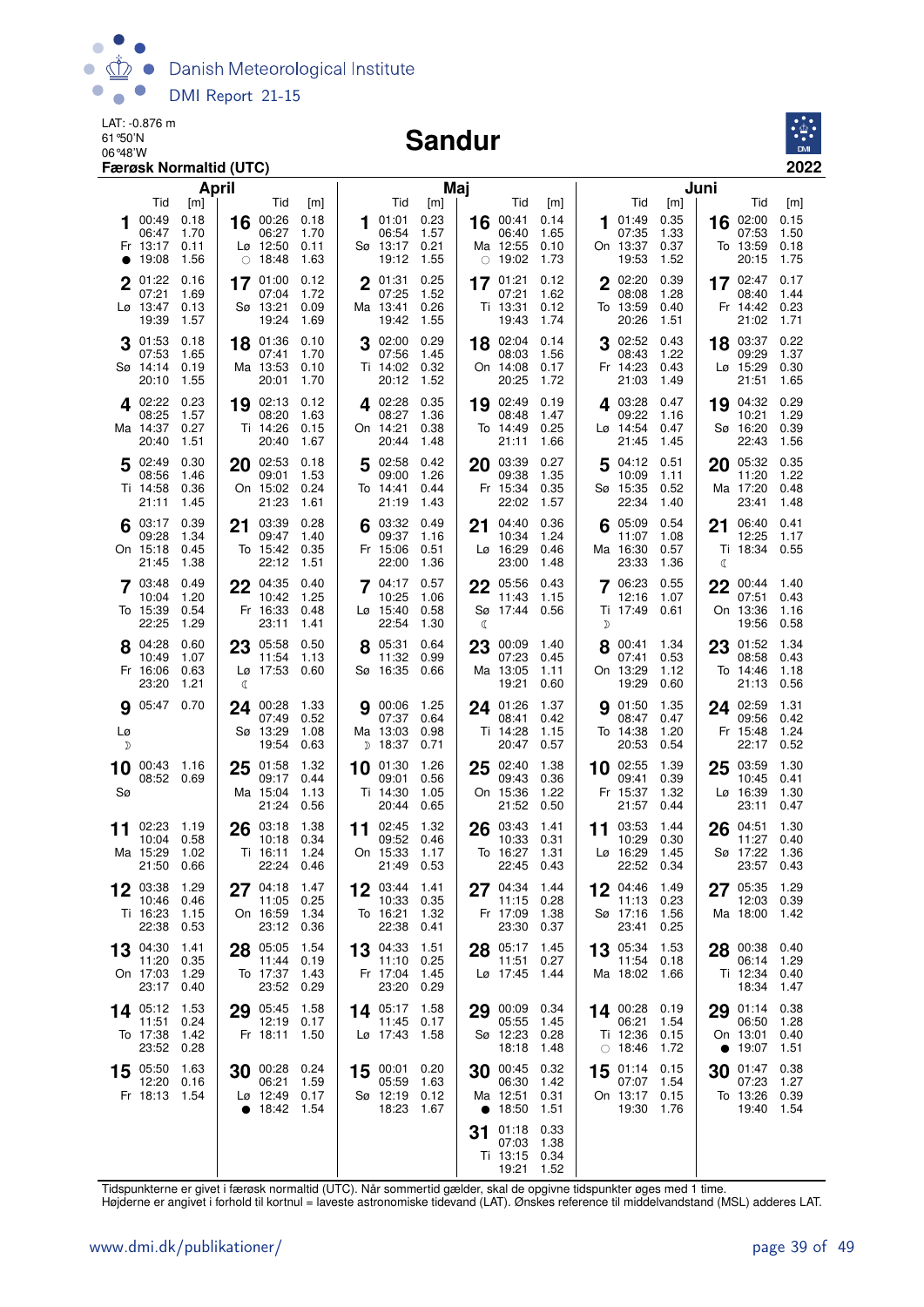LAT: -0.876 m
61°50'N
06°48'W
**Færøsk Normaltid (UTC)**

# Sandur

**2022**

## April

| Dag | Tid | [m] | Dag | Tid | [m] |
|---|---|---|---|---|---|
| 1 Fr ● | 00:49 | 0.18 | 16 Lø ○ | 00:26 | 0.18 |
| | 06:47 | 1.70 | | 06:27 | 1.70 |
| | 13:17 | 0.11 | | 12:50 | 0.11 |
| | 19:08 | 1.56 | | 18:48 | 1.63 |
| 2 Lø | 01:22 | 0.16 | 17 Sø | 01:00 | 0.12 |
| | 07:21 | 1.69 | | 07:04 | 1.72 |
| | 13:47 | 0.13 | | 13:21 | 0.09 |
| | 19:39 | 1.57 | | 19:24 | 1.69 |
| 3 Sø | 01:53 | 0.18 | 18 Ma | 01:36 | 0.10 |
| | 07:53 | 1.65 | | 07:41 | 1.70 |
| | 14:14 | 0.19 | | 13:53 | 0.10 |
| | 20:10 | 1.55 | | 20:01 | 1.70 |
| 4 Ma | 02:22 | 0.23 | 19 Ti | 02:13 | 0.12 |
| | 08:25 | 1.57 | | 08:20 | 1.63 |
| | 14:37 | 0.27 | | 14:26 | 0.15 |
| | 20:40 | 1.51 | | 20:40 | 1.67 |
| 5 Ti | 02:49 | 0.30 | 20 On | 02:53 | 0.18 |
| | 08:56 | 1.46 | | 09:01 | 1.53 |
| | 14:58 | 0.36 | | 15:02 | 0.24 |
| | 21:11 | 1.45 | | 21:23 | 1.61 |
| 6 On | 03:17 | 0.39 | 21 To | 03:39 | 0.28 |
| | 09:28 | 1.34 | | 09:47 | 1.40 |
| | 15:18 | 0.45 | | 15:42 | 0.35 |
| | 21:45 | 1.38 | | 22:12 | 1.51 |
| 7 To | 03:48 | 0.49 | 22 Fr | 04:35 | 0.40 |
| | 10:04 | 1.20 | | 10:42 | 1.25 |
| | 15:39 | 0.54 | | 16:33 | 0.48 |
| | 22:25 | 1.29 | | 23:11 | 1.41 |
| 8 Fr | 04:28 | 0.60 | 23 Lø ☾ | 05:58 | 0.50 |
| | 10:49 | 1.07 | | 11:54 | 1.13 |
| | 16:06 | 0.63 | | 17:53 | 0.60 |
| | 23:20 | 1.21 | | | |
| 9 Lø ☽ | 05:47 | 0.70 | 24 Sø | 00:28 | 1.33 |
| | | | | 07:49 | 0.52 |
| | | | | 13:29 | 1.08 |
| | | | | 19:54 | 0.63 |
| 10 Sø | 00:43 | 1.16 | 25 Ma | 01:58 | 1.32 |
| | 08:52 | 0.69 | | 09:17 | 0.44 |
| | | | | 15:04 | 1.13 |
| | | | | 21:24 | 0.56 |
| 11 Ma | 02:23 | 1.19 | 26 Ti | 03:18 | 1.38 |
| | 10:04 | 0.58 | | 10:18 | 0.34 |
| | 15:29 | 1.02 | | 16:11 | 1.24 |
| | 21:50 | 0.66 | | 22:24 | 0.46 |
| 12 Ti | 03:38 | 1.29 | 27 On | 04:18 | 1.47 |
| | 10:46 | 0.46 | | 11:05 | 0.25 |
| | 16:23 | 1.15 | | 16:59 | 1.34 |
| | 22:38 | 0.53 | | 23:12 | 0.36 |
| 13 On | 04:30 | 1.41 | 28 To | 05:05 | 1.54 |
| | 11:20 | 0.35 | | 11:44 | 0.19 |
| | 17:03 | 1.29 | | 17:37 | 1.43 |
| | 23:17 | 0.40 | | 23:52 | 0.29 |
| 14 To | 05:12 | 1.53 | 29 Fr | 05:45 | 1.58 |
| | 11:51 | 0.24 | | 12:19 | 0.17 |
| | 17:38 | 1.42 | | 18:11 | 1.50 |
| | 23:52 | 0.28 | | | |
| 15 Fr | 05:50 | 1.63 | 30 Lø ● | 00:28 | 0.24 |
| | 12:20 | 0.16 | | 06:21 | 1.59 |
| | 18:13 | 1.54 | | 12:49 | 0.17 |
| | | | | 18:42 | 1.54 |

## Maj

| Dag | Tid | [m] | Dag | Tid | [m] |
|---|---|---|---|---|---|
| 1 Sø | 01:01 | 0.23 | 16 Ma ○ | 00:41 | 0.14 |
| | 06:54 | 1.57 | | 06:40 | 1.65 |
| | 13:17 | 0.21 | | 12:55 | 0.10 |
| | 19:12 | 1.55 | | 19:02 | 1.73 |
| 2 Ma | 01:31 | 0.25 | 17 Ti | 01:21 | 0.12 |
| | 07:25 | 1.52 | | 07:21 | 1.62 |
| | 13:41 | 0.26 | | 13:31 | 0.12 |
| | 19:42 | 1.55 | | 19:43 | 1.74 |
| 3 Ti | 02:00 | 0.29 | 18 On | 02:04 | 0.14 |
| | 07:56 | 1.45 | | 08:03 | 1.56 |
| | 14:02 | 0.32 | | 14:08 | 0.17 |
| | 20:12 | 1.52 | | 20:25 | 1.72 |
| 4 On | 02:28 | 0.35 | 19 To | 02:49 | 0.19 |
| | 08:27 | 1.36 | | 08:48 | 1.47 |
| | 14:21 | 0.38 | | 14:49 | 0.25 |
| | 20:44 | 1.48 | | 21:11 | 1.66 |
| 5 To | 02:58 | 0.42 | 20 Fr | 03:39 | 0.27 |
| | 09:00 | 1.26 | | 09:38 | 1.35 |
| | 14:41 | 0.44 | | 15:34 | 0.35 |
| | 21:19 | 1.43 | | 22:02 | 1.57 |
| 6 Fr | 03:32 | 0.49 | 21 Lø | 04:40 | 0.36 |
| | 09:37 | 1.16 | | 10:34 | 1.24 |
| | 15:06 | 0.51 | | 16:29 | 0.46 |
| | 22:00 | 1.36 | | 23:00 | 1.48 |
| 7 Lø | 04:17 | 0.57 | 22 Sø ☾ | 05:56 | 0.43 |
| | 10:25 | 1.06 | | 11:43 | 1.15 |
| | 15:40 | 0.58 | | 17:44 | 0.56 |
| | 22:54 | 1.30 | | | |
| 8 Sø | 05:31 | 0.64 | 23 Ma | 00:09 | 1.40 |
| | 11:32 | 0.99 | | 07:23 | 0.45 |
| | 16:35 | 0.66 | | 13:05 | 1.11 |
| | | | | 19:21 | 0.60 |
| 9 Ma ☽ | 00:06 | 1.25 | 24 Ti | 01:26 | 1.37 |
| | 07:37 | 0.64 | | 08:41 | 0.42 |
| | 13:03 | 0.98 | | 14:28 | 1.15 |
| | 18:37 | 0.71 | | 20:47 | 0.57 |
| 10 Ti | 01:30 | 1.26 | 25 On | 02:40 | 1.38 |
| | 09:01 | 0.56 | | 09:43 | 0.36 |
| | 14:30 | 1.05 | | 15:36 | 1.22 |
| | 20:44 | 0.65 | | 21:52 | 0.50 |
| 11 On | 02:45 | 1.32 | 26 To | 03:43 | 1.41 |
| | 09:52 | 0.46 | | 10:33 | 0.31 |
| | 15:33 | 1.17 | | 16:27 | 1.31 |
| | 21:49 | 0.53 | | 22:45 | 0.43 |
| 12 To | 03:44 | 1.41 | 27 Fr | 04:34 | 1.44 |
| | 10:33 | 0.35 | | 11:15 | 0.28 |
| | 16:21 | 1.32 | | 17:09 | 1.38 |
| | 22:38 | 0.41 | | 23:30 | 0.37 |
| 13 Fr | 04:33 | 1.51 | 28 Lø | 05:17 | 1.45 |
| | 11:10 | 0.25 | | 11:51 | 0.27 |
| | 17:04 | 1.45 | | 17:45 | 1.44 |
| | 23:20 | 0.29 | | | |
| 14 Lø | 05:17 | 1.58 | 29 Sø | 00:09 | 0.34 |
| | 11:45 | 0.17 | | 05:55 | 1.45 |
| | 17:43 | 1.58 | | 12:23 | 0.28 |
| | | | | 18:18 | 1.48 |
| 15 Sø | 00:01 | 0.20 | 30 Ma ● | 00:45 | 0.32 |
| | 05:59 | 1.63 | | 06:30 | 1.42 |
| | 12:19 | 0.12 | | 12:51 | 0.31 |
| | 18:23 | 1.67 | | 18:50 | 1.51 |
| | | | 31 Ti | 01:18 | 0.33 |
| | | | | 07:03 | 1.38 |
| | | | | 13:15 | 0.34 |
| | | | | 19:21 | 1.52 |

## Juni

| Dag | Tid | [m] | Dag | Tid | [m] |
|---|---|---|---|---|---|
| 1 On | 01:49 | 0.35 | 16 To | 02:00 | 0.15 |
| | 07:35 | 1.33 | | 07:53 | 1.50 |
| | 13:37 | 0.37 | | 13:59 | 0.18 |
| | 19:53 | 1.52 | | 20:15 | 1.75 |
| 2 To | 02:20 | 0.39 | 17 Fr | 02:47 | 0.17 |
| | 08:08 | 1.28 | | 08:40 | 1.44 |
| | 13:59 | 0.40 | | 14:42 | 0.23 |
| | 20:26 | 1.51 | | 21:02 | 1.71 |
| 3 Fr | 02:52 | 0.43 | 18 Lø | 03:37 | 0.22 |
| | 08:43 | 1.22 | | 09:29 | 1.37 |
| | 14:23 | 0.43 | | 15:29 | 0.30 |
| | 21:03 | 1.49 | | 21:51 | 1.65 |
| 4 Lø | 03:28 | 0.47 | 19 Sø | 04:32 | 0.29 |
| | 09:22 | 1.16 | | 10:21 | 1.29 |
| | 14:54 | 0.47 | | 16:20 | 0.39 |
| | 21:45 | 1.45 | | 22:43 | 1.56 |
| 5 Sø | 04:12 | 0.51 | 20 Ma | 05:32 | 0.35 |
| | 10:09 | 1.11 | | 11:20 | 1.22 |
| | 15:35 | 0.52 | | 17:20 | 0.48 |
| | 22:34 | 1.40 | | 23:41 | 1.48 |
| 6 Ma | 05:09 | 0.54 | 21 Ti ☾ | 06:40 | 0.41 |
| | 11:07 | 1.08 | | 12:25 | 1.17 |
| | 16:30 | 0.57 | | 18:34 | 0.55 |
| | 23:33 | 1.36 | | | |
| 7 Ti ☽ | 06:23 | 0.55 | 22 On | 00:44 | 1.40 |
| | 12:16 | 1.07 | | 07:51 | 0.43 |
| | 17:49 | 0.61 | | 13:36 | 1.16 |
| | | | | 19:56 | 0.58 |
| 8 On | 00:41 | 1.34 | 23 To | 01:52 | 1.34 |
| | 07:41 | 0.53 | | 08:58 | 0.43 |
| | 13:29 | 1.12 | | 14:46 | 1.18 |
| | 19:29 | 0.60 | | 21:13 | 0.56 |
| 9 To | 01:50 | 1.35 | 24 Fr | 02:59 | 1.31 |
| | 08:47 | 0.47 | | 09:56 | 0.42 |
| | 14:38 | 1.20 | | 15:48 | 1.24 |
| | 20:53 | 0.54 | | 22:17 | 0.52 |
| 10 Fr | 02:55 | 1.39 | 25 Lø | 03:59 | 1.30 |
| | 09:41 | 0.39 | | 10:45 | 0.41 |
| | 15:37 | 1.32 | | 16:39 | 1.30 |
| | 21:57 | 0.44 | | 23:11 | 0.47 |
| 11 Lø | 03:53 | 1.44 | 26 Sø | 04:51 | 1.30 |
| | 10:29 | 0.30 | | 11:27 | 0.40 |
| | 16:29 | 1.45 | | 17:22 | 1.36 |
| | 22:52 | 0.34 | | 23:57 | 0.43 |
| 12 Sø | 04:46 | 1.49 | 27 Ma | 05:35 | 1.29 |
| | 11:13 | 0.23 | | 12:03 | 0.39 |
| | 17:16 | 1.56 | | 18:00 | 1.42 |
| | 23:41 | 0.25 | | | |
| 13 Ma | 05:34 | 1.53 | 28 Ti | 00:38 | 0.40 |
| | 11:54 | 0.18 | | 06:14 | 1.29 |
| | 18:02 | 1.66 | | 12:34 | 0.40 |
| | | | | 18:34 | 1.47 |
| 14 Ti ○ | 00:28 | 0.19 | 29 On ● | 01:14 | 0.38 |
| | 06:21 | 1.54 | | 06:50 | 1.28 |
| | 12:36 | 0.15 | | 13:01 | 0.40 |
| | 18:46 | 1.72 | | 19:07 | 1.51 |
| 15 On | 01:14 | 0.15 | 30 To | 01:47 | 0.38 |
| | 07:07 | 1.54 | | 07:23 | 1.27 |
| | 13:17 | 0.15 | | 13:26 | 0.39 |
| | 19:30 | 1.76 | | 19:40 | 1.54 |

Tidspunkterne er givet i færøsk normaltid (UTC). Når sommertid gælder, skal de opgivne tidspunkter øges med 1 time.
Højderne er angivet i forhold til kortnul = laveste astronomiske tidevand (LAT). Ønskes reference til middelvandstand (MSL) adderes LAT.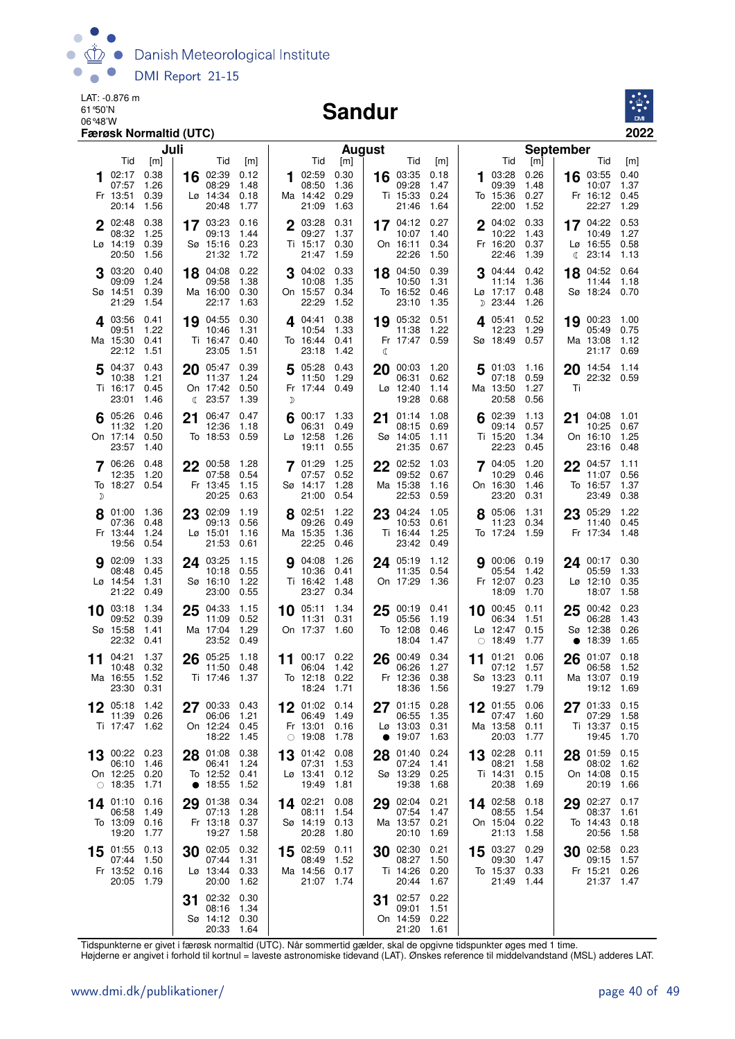LAT: -0.876 m
61°50'N
06°48'W
**Færøsk Normaltid (UTC)**

# Sandur

**2022**

## Juli

| Dag | Tid | [m] | Dag | Tid | [m] |
|---|---|---|---|---|---|
| 1 Fr | 02:17 | 0.38 | 16 Lø | 02:39 | 0.12 |
| | 07:57 | 1.26 | | 08:29 | 1.48 |
| | 13:51 | 0.39 | | 14:34 | 0.18 |
| | 20:14 | 1.56 | | 20:48 | 1.77 |
| 2 Lø | 02:48 | 0.38 | 17 Sø | 03:23 | 0.16 |
| | 08:32 | 1.25 | | 09:13 | 1.44 |
| | 14:19 | 0.39 | | 15:16 | 0.23 |
| | 20:50 | 1.56 | | 21:32 | 1.72 |
| 3 Sø | 03:20 | 0.40 | 18 Ma | 04:08 | 0.22 |
| | 09:09 | 1.24 | | 09:58 | 1.38 |
| | 14:51 | 0.39 | | 16:00 | 0.30 |
| | 21:29 | 1.54 | | 22:17 | 1.63 |
| 4 Ma | 03:56 | 0.41 | 19 Ti | 04:55 | 0.30 |
| | 09:51 | 1.22 | | 10:46 | 1.31 |
| | 15:30 | 0.41 | | 16:47 | 0.40 |
| | 22:12 | 1.51 | | 23:05 | 1.51 |
| 5 Ti | 04:37 | 0.43 | 20 On ☾ | 05:47 | 0.39 |
| | 10:38 | 1.21 | | 11:37 | 1.24 |
| | 16:17 | 0.45 | | 17:42 | 0.50 |
| | 23:01 | 1.46 | | 23:57 | 1.39 |
| 6 On | 05:26 | 0.46 | 21 To | 06:47 | 0.47 |
| | 11:32 | 1.20 | | 12:36 | 1.18 |
| | 17:14 | 0.50 | | 18:53 | 0.59 |
| | 23:57 | 1.40 | | | |
| 7 To ☽ | 06:26 | 0.48 | 22 Fr | 00:58 | 1.28 |
| | 12:35 | 1.20 | | 07:58 | 0.54 |
| | 18:27 | 0.54 | | 13:45 | 1.15 |
| | | | | 20:25 | 0.63 |
| 8 Fr | 01:00 | 1.36 | 23 Lø | 02:09 | 1.19 |
| | 07:36 | 0.48 | | 09:13 | 0.56 |
| | 13:44 | 1.24 | | 15:01 | 1.16 |
| | 19:56 | 0.54 | | 21:53 | 0.61 |
| 9 Lø | 02:09 | 1.33 | 24 Sø | 03:25 | 1.15 |
| | 08:48 | 0.45 | | 10:18 | 0.55 |
| | 14:54 | 1.31 | | 16:10 | 1.22 |
| | 21:22 | 0.49 | | 23:00 | 0.55 |
| 10 Sø | 03:18 | 1.34 | 25 Ma | 04:33 | 1.15 |
| | 09:52 | 0.39 | | 11:09 | 0.52 |
| | 15:58 | 1.41 | | 17:04 | 1.29 |
| | 22:32 | 0.41 | | 23:52 | 0.49 |
| 11 Ma | 04:21 | 1.37 | 26 Ti | 05:25 | 1.18 |
| | 10:48 | 0.32 | | 11:50 | 0.48 |
| | 16:55 | 1.52 | | 17:46 | 1.37 |
| | 23:30 | 0.31 | | | |
| 12 Ti | 05:18 | 1.42 | 27 On | 00:33 | 0.43 |
| | 11:39 | 0.26 | | 06:06 | 1.21 |
| | 17:47 | 1.62 | | 12:24 | 0.45 |
| | | | | 18:22 | 1.45 |
| 13 On ○ | 00:22 | 0.23 | 28 To ● | 01:08 | 0.38 |
| | 06:10 | 1.46 | | 06:41 | 1.24 |
| | 12:25 | 0.20 | | 12:52 | 0.41 |
| | 18:35 | 1.71 | | 18:55 | 1.52 |
| 14 To | 01:10 | 0.16 | 29 Fr | 01:38 | 0.34 |
| | 06:58 | 1.49 | | 07:13 | 1.28 |
| | 13:09 | 0.16 | | 13:18 | 0.37 |
| | 19:20 | 1.77 | | 19:27 | 1.58 |
| 15 Fr | 01:55 | 0.13 | 30 Lø | 02:05 | 0.32 |
| | 07:44 | 1.50 | | 07:44 | 1.31 |
| | 13:52 | 0.16 | | 13:44 | 0.33 |
| | 20:05 | 1.79 | | 20:00 | 1.62 |
| | | | 31 Sø | 02:32 | 0.30 |
| | | | | 08:16 | 1.34 |
| | | | | 14:12 | 0.30 |
| | | | | 20:33 | 1.64 |

## August

| Dag | Tid | [m] | Dag | Tid | [m] |
|---|---|---|---|---|---|
| 1 Ma | 02:59 | 0.30 | 16 Ti | 03:35 | 0.18 |
| | 08:50 | 1.36 | | 09:28 | 1.47 |
| | 14:42 | 0.29 | | 15:33 | 0.24 |
| | 21:09 | 1.63 | | 21:46 | 1.64 |
| 2 Ti | 03:28 | 0.31 | 17 On | 04:12 | 0.27 |
| | 09:27 | 1.37 | | 10:07 | 1.40 |
| | 15:17 | 0.30 | | 16:11 | 0.34 |
| | 21:47 | 1.59 | | 22:26 | 1.50 |
| 3 On | 04:02 | 0.33 | 18 To | 04:50 | 0.39 |
| | 10:08 | 1.35 | | 10:50 | 1.31 |
| | 15:57 | 0.34 | | 16:52 | 0.46 |
| | 22:29 | 1.52 | | 23:10 | 1.35 |
| 4 To | 04:41 | 0.38 | 19 Fr ☾ | 05:32 | 0.51 |
| | 10:54 | 1.33 | | 11:38 | 1.22 |
| | 16:44 | 0.41 | | 17:47 | 0.59 |
| | 23:18 | 1.42 | | | |
| 5 Fr ☽ | 05:28 | 0.43 | 20 Lø | 00:03 | 1.20 |
| | 11:50 | 1.29 | | 06:31 | 0.62 |
| | 17:44 | 0.49 | | 12:40 | 1.14 |
| | | | | 19:28 | 0.68 |
| 6 Lø | 00:17 | 1.33 | 21 Sø | 01:14 | 1.08 |
| | 06:31 | 0.49 | | 08:15 | 0.69 |
| | 12:58 | 1.26 | | 14:05 | 1.11 |
| | 19:11 | 0.55 | | 21:35 | 0.67 |
| 7 Sø | 01:29 | 1.25 | 22 Ma | 02:52 | 1.03 |
| | 07:57 | 0.52 | | 09:52 | 0.67 |
| | 14:17 | 1.28 | | 15:38 | 1.16 |
| | 21:00 | 0.54 | | 22:53 | 0.59 |
| 8 Ma | 02:51 | 1.22 | 23 Ti | 04:24 | 1.05 |
| | 09:26 | 0.49 | | 10:53 | 0.61 |
| | 15:35 | 1.36 | | 16:44 | 1.25 |
| | 22:25 | 0.46 | | 23:42 | 0.49 |
| 9 Ti | 04:08 | 1.26 | 24 On | 05:19 | 1.12 |
| | 10:36 | 0.41 | | 11:35 | 0.54 |
| | 16:42 | 1.48 | | 17:29 | 1.36 |
| | 23:27 | 0.34 | | | |
| 10 On | 05:11 | 1.34 | 25 To | 00:19 | 0.41 |
| | 11:31 | 0.31 | | 05:56 | 1.19 |
| | 17:37 | 1.60 | | 12:08 | 0.46 |
| | | | | 18:04 | 1.47 |
| 11 To | 00:17 | 0.22 | 26 Fr | 00:49 | 0.34 |
| | 06:04 | 1.42 | | 06:26 | 1.27 |
| | 12:18 | 0.22 | | 12:36 | 0.38 |
| | 18:24 | 1.71 | | 18:36 | 1.56 |
| 12 Fr ○ | 01:02 | 0.14 | 27 Lø ● | 01:15 | 0.28 |
| | 06:49 | 1.49 | | 06:55 | 1.35 |
| | 13:01 | 0.16 | | 13:03 | 0.31 |
| | 19:08 | 1.78 | | 19:07 | 1.63 |
| 13 Lø | 01:42 | 0.08 | 28 Sø | 01:40 | 0.24 |
| | 07:31 | 1.53 | | 07:24 | 1.41 |
| | 13:41 | 0.12 | | 13:29 | 0.25 |
| | 19:49 | 1.81 | | 19:38 | 1.68 |
| 14 Sø | 02:21 | 0.08 | 29 Ma | 02:04 | 0.21 |
| | 08:11 | 1.54 | | 07:54 | 1.47 |
| | 14:19 | 0.13 | | 13:57 | 0.21 |
| | 20:28 | 1.80 | | 20:10 | 1.69 |
| 15 Ma | 02:59 | 0.11 | 30 Ti | 02:30 | 0.21 |
| | 08:49 | 1.52 | | 08:27 | 1.50 |
| | 14:56 | 0.17 | | 14:26 | 0.20 |
| | 21:07 | 1.74 | | 20:44 | 1.67 |
| | | | 31 On | 02:57 | 0.22 |
| | | | | 09:01 | 1.51 |
| | | | | 14:59 | 0.22 |
| | | | | 21:20 | 1.61 |

## September

| Dag | Tid | [m] | Dag | Tid | [m] |
|---|---|---|---|---|---|
| 1 To | 03:28 | 0.26 | 16 Fr | 03:55 | 0.40 |
| | 09:39 | 1.48 | | 10:07 | 1.37 |
| | 15:36 | 0.27 | | 16:12 | 0.45 |
| | 22:00 | 1.52 | | 22:27 | 1.29 |
| 2 Fr | 04:02 | 0.33 | 17 Lø ☾ | 04:22 | 0.53 |
| | 10:22 | 1.43 | | 10:49 | 1.27 |
| | 16:20 | 0.37 | | 16:55 | 0.58 |
| | 22:46 | 1.39 | | 23:14 | 1.13 |
| 3 Lø ☽ | 04:44 | 0.42 | 18 Sø | 04:52 | 0.64 |
| | 11:14 | 1.36 | | 11:44 | 1.18 |
| | 17:17 | 0.48 | | 18:24 | 0.70 |
| | 23:44 | 1.26 | | | |
| 4 Sø | 05:41 | 0.52 | 19 Ma | 00:23 | 1.00 |
| | 12:23 | 1.29 | | 05:49 | 0.75 |
| | 18:49 | 0.57 | | 13:08 | 1.12 |
| | | | | 21:17 | 0.69 |
| 5 Ma | 01:03 | 1.16 | 20 Ti | 14:54 | 1.14 |
| | 07:18 | 0.59 | | 22:32 | 0.59 |
| | 13:50 | 1.27 | | | |
| | 20:58 | 0.56 | | | |
| 6 Ti | 02:39 | 1.13 | 21 On | 04:08 | 1.01 |
| | 09:14 | 0.57 | | 10:25 | 0.67 |
| | 15:20 | 1.34 | | 16:10 | 1.25 |
| | 22:23 | 0.45 | | 23:16 | 0.48 |
| 7 On | 04:05 | 1.20 | 22 To | 04:57 | 1.11 |
| | 10:29 | 0.46 | | 11:07 | 0.56 |
| | 16:30 | 1.46 | | 16:57 | 1.37 |
| | 23:20 | 0.31 | | 23:49 | 0.38 |
| 8 To | 05:06 | 1.31 | 23 Fr | 05:29 | 1.22 |
| | 11:23 | 0.34 | | 11:40 | 0.45 |
| | 17:24 | 1.59 | | 17:34 | 1.48 |
| 9 Fr | 00:06 | 0.19 | 24 Lø | 00:17 | 0.30 |
| | 05:54 | 1.42 | | 05:59 | 1.33 |
| | 12:07 | 0.23 | | 12:10 | 0.35 |
| | 18:09 | 1.70 | | 18:07 | 1.58 |
| 10 Lø ○ | 00:45 | 0.11 | 25 Sø ● | 00:42 | 0.23 |
| | 06:34 | 1.51 | | 06:28 | 1.43 |
| | 12:47 | 0.15 | | 12:38 | 0.26 |
| | 18:49 | 1.77 | | 18:39 | 1.65 |
| 11 Sø | 01:21 | 0.06 | 26 Ma | 01:07 | 0.18 |
| | 07:12 | 1.57 | | 06:58 | 1.52 |
| | 13:23 | 0.11 | | 13:07 | 0.19 |
| | 19:27 | 1.79 | | 19:12 | 1.69 |
| 12 Ma | 01:55 | 0.06 | 27 Ti | 01:33 | 0.15 |
| | 07:47 | 1.60 | | 07:29 | 1.58 |
| | 13:58 | 0.11 | | 13:37 | 0.15 |
| | 20:03 | 1.77 | | 19:45 | 1.70 |
| 13 Ti | 02:28 | 0.11 | 28 On | 01:59 | 0.15 |
| | 08:21 | 1.58 | | 08:02 | 1.62 |
| | 14:31 | 0.15 | | 14:08 | 0.15 |
| | 20:38 | 1.69 | | 20:19 | 1.66 |
| 14 On | 02:58 | 0.18 | 29 To | 02:27 | 0.17 |
| | 08:55 | 1.54 | | 08:37 | 1.61 |
| | 15:04 | 0.22 | | 14:43 | 0.18 |
| | 21:13 | 1.58 | | 20:56 | 1.58 |
| 15 To | 03:27 | 0.29 | 30 Fr | 02:58 | 0.23 |
| | 09:30 | 1.47 | | 09:15 | 1.57 |
| | 15:37 | 0.33 | | 15:21 | 0.26 |
| | 21:49 | 1.44 | | 21:37 | 1.47 |

Tidspunkterne er givet i færøsk normaltid (UTC). Når sommertid gælder, skal de opgivne tidspunkter øges med 1 time.
Højderne er angivet i forhold til kortnul = laveste astronomiske tidevand (LAT). Ønskes reference til middelvandstand (MSL) adderes LAT.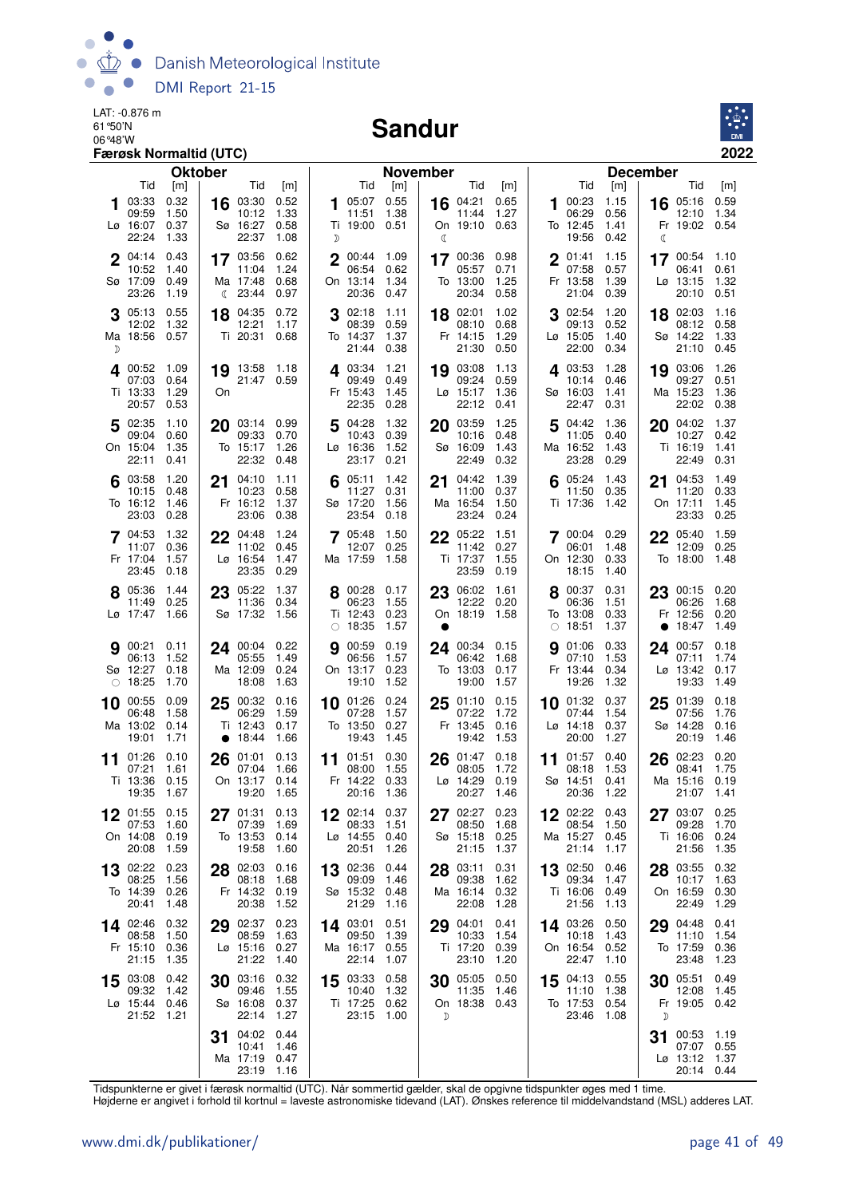LAT: -0.876 m
61°50'N
06°48'W
**Færøsk Normaltid (UTC)**

# Sandur

**2022**

## Oktober

| Dag | Tid | [m] | Dag | Tid | [m] |
|---|---|---|---|---|---|
| 1 Lø | 03:33<br>09:59<br>16:07<br>22:24 | 0.32<br>1.50<br>0.37<br>1.33 | 16 Sø | 03:30<br>10:12<br>16:27<br>22:37 | 0.52<br>1.33<br>0.58<br>1.08 |
| 2 Sø | 04:14<br>10:52<br>17:09<br>23:26 | 0.43<br>1.40<br>0.49<br>1.19 | 17 Ma ☾ | 03:56<br>11:04<br>17:48<br>23:44 | 0.62<br>1.24<br>0.68<br>0.97 |
| 3 Ma ☽ | 05:13<br>12:02<br>18:56 | 0.55<br>1.32<br>0.57 | 18 Ti | 04:35<br>12:21<br>20:31 | 0.72<br>1.17<br>0.68 |
| 4 Ti | 00:52<br>07:03<br>13:33<br>20:57 | 1.09<br>0.64<br>1.29<br>0.53 | 19 On | 13:58<br>21:47 | 1.18<br>0.59 |
| 5 On | 02:35<br>09:04<br>15:04<br>22:11 | 1.10<br>0.60<br>1.35<br>0.41 | 20 To | 03:14<br>09:33<br>15:17<br>22:32 | 0.99<br>0.70<br>1.26<br>0.48 |
| 6 To | 03:58<br>10:15<br>16:12<br>23:03 | 1.20<br>0.48<br>1.46<br>0.28 | 21 Fr | 04:10<br>10:23<br>16:12<br>23:06 | 1.11<br>0.58<br>1.37<br>0.38 |
| 7 Fr | 04:53<br>11:07<br>17:04<br>23:45 | 1.32<br>0.36<br>1.57<br>0.18 | 22 Lø | 04:48<br>11:02<br>16:54<br>23:35 | 1.24<br>0.45<br>1.47<br>0.29 |
| 8 Lø | 05:36<br>11:49<br>17:47 | 1.44<br>0.25<br>1.66 | 23 Sø | 05:22<br>11:36<br>17:32 | 1.37<br>0.34<br>1.56 |
| 9 Sø ○ | 00:21<br>06:13<br>12:27<br>18:25 | 0.11<br>1.52<br>0.18<br>1.70 | 24 Ma | 00:04<br>05:55<br>12:09<br>18:08 | 0.22<br>1.49<br>0.24<br>1.63 |
| 10 Ma | 00:55<br>06:48<br>13:02<br>19:01 | 0.09<br>1.58<br>0.14<br>1.71 | 25 Ti ● | 00:32<br>06:29<br>12:43<br>18:44 | 0.16<br>1.59<br>0.17<br>1.66 |
| 11 Ti | 01:26<br>07:21<br>13:36<br>19:35 | 0.10<br>1.61<br>0.15<br>1.67 | 26 On | 01:01<br>07:04<br>13:17<br>19:20 | 0.13<br>1.66<br>0.14<br>1.65 |
| 12 On | 01:55<br>07:53<br>14:08<br>20:08 | 0.15<br>1.60<br>0.19<br>1.59 | 27 To | 01:31<br>07:39<br>13:53<br>19:58 | 0.13<br>1.69<br>0.14<br>1.60 |
| 13 To | 02:22<br>08:25<br>14:39<br>20:41 | 0.23<br>1.56<br>0.26<br>1.48 | 28 Fr | 02:03<br>08:18<br>14:32<br>20:38 | 0.16<br>1.68<br>0.19<br>1.52 |
| 14 Fr | 02:46<br>08:58<br>15:10<br>21:15 | 0.32<br>1.50<br>0.36<br>1.35 | 29 Lø | 02:37<br>08:59<br>15:16<br>21:22 | 0.23<br>1.63<br>0.27<br>1.40 |
| 15 Lø | 03:08<br>09:32<br>15:44<br>21:52 | 0.42<br>1.42<br>0.46<br>1.21 | 30 Sø | 03:16<br>09:46<br>16:08<br>22:14 | 0.32<br>1.55<br>0.37<br>1.27 |
| | | | 31 Ma | 04:02<br>10:41<br>17:19<br>23:19 | 0.44<br>1.46<br>0.47<br>1.16 |

## November

| Dag | Tid | [m] | Dag | Tid | [m] |
|---|---|---|---|---|---|
| 1 Ti ☽ | 05:07<br>11:51<br>19:00 | 0.55<br>1.38<br>0.51 | 16 On ☾ | 04:21<br>11:44<br>19:10 | 0.65<br>1.27<br>0.63 |
| 2 On | 00:44<br>06:54<br>13:14<br>20:36 | 1.09<br>0.62<br>1.34<br>0.47 | 17 To | 00:36<br>05:57<br>13:00<br>20:34 | 0.98<br>0.71<br>1.25<br>0.58 |
| 3 To | 02:18<br>08:39<br>14:37<br>21:44 | 1.11<br>0.59<br>1.37<br>0.38 | 18 Fr | 02:01<br>08:10<br>14:15<br>21:30 | 1.02<br>0.68<br>1.29<br>0.50 |
| 4 Fr | 03:34<br>09:49<br>15:43<br>22:35 | 1.21<br>0.49<br>1.45<br>0.28 | 19 Lø | 03:08<br>09:24<br>15:17<br>22:12 | 1.13<br>0.59<br>1.36<br>0.41 |
| 5 Lø | 04:28<br>10:43<br>16:36<br>23:17 | 1.32<br>0.39<br>1.52<br>0.21 | 20 Sø | 03:59<br>10:16<br>16:09<br>22:49 | 1.25<br>0.48<br>1.43<br>0.32 |
| 6 Sø | 05:11<br>11:27<br>17:20<br>23:54 | 1.42<br>0.31<br>1.56<br>0.18 | 21 Ma | 04:42<br>11:00<br>16:54<br>23:24 | 1.39<br>0.37<br>1.50<br>0.24 |
| 7 Ma | 05:48<br>12:07<br>17:59 | 1.50<br>0.25<br>1.58 | 22 Ti | 05:22<br>11:42<br>17:37<br>23:59 | 1.51<br>0.27<br>1.55<br>0.19 |
| 8 Ti ○ | 00:28<br>06:23<br>12:43<br>18:35 | 0.17<br>1.55<br>0.23<br>1.57 | 23 On ● | 06:02<br>12:22<br>18:19 | 1.61<br>0.20<br>1.58 |
| 9 On | 00:59<br>06:56<br>13:17<br>19:10 | 0.19<br>1.57<br>0.23<br>1.52 | 24 To | 00:34<br>06:42<br>13:03<br>19:00 | 0.15<br>1.68<br>0.17<br>1.57 |
| 10 To | 01:26<br>07:28<br>13:50<br>19:43 | 0.24<br>1.57<br>0.27<br>1.45 | 25 Fr | 01:10<br>07:22<br>13:45<br>19:42 | 0.15<br>1.72<br>0.16<br>1.53 |
| 11 Fr | 01:51<br>08:00<br>14:22<br>20:16 | 0.30<br>1.55<br>0.33<br>1.36 | 26 Lø | 01:47<br>08:05<br>14:29<br>20:27 | 0.18<br>1.72<br>0.19<br>1.46 |
| 12 Lø | 02:14<br>08:33<br>14:55<br>20:51 | 0.37<br>1.51<br>0.40<br>1.26 | 27 Sø | 02:27<br>08:50<br>15:18<br>21:15 | 0.23<br>1.68<br>0.25<br>1.37 |
| 13 Sø | 02:36<br>09:09<br>15:32<br>21:29 | 0.44<br>1.46<br>0.48<br>1.16 | 28 Ma | 03:11<br>09:38<br>16:14<br>22:08 | 0.31<br>1.62<br>0.32<br>1.28 |
| 14 Ma | 03:01<br>09:50<br>16:17<br>22:14 | 0.51<br>1.39<br>0.55<br>1.07 | 29 Ti | 04:01<br>10:33<br>17:20<br>23:10 | 0.41<br>1.54<br>0.39<br>1.20 |
| 15 Ti | 03:33<br>10:40<br>17:25<br>23:15 | 0.58<br>1.32<br>0.62<br>1.00 | 30 On ☽ | 05:05<br>11:35<br>18:38 | 0.50<br>1.46<br>0.43 |

## December

| Dag | Tid | [m] | Dag | Tid | [m] |
|---|---|---|---|---|---|
| 1 To | 00:23<br>06:29<br>12:45<br>19:56 | 1.15<br>0.56<br>1.41<br>0.42 | 16 Fr ☾ | 05:16<br>12:10<br>19:02 | 0.59<br>1.34<br>0.54 |
| 2 Fr | 01:41<br>07:58<br>13:58<br>21:04 | 1.15<br>0.57<br>1.39<br>0.39 | 17 Lø | 00:54<br>06:41<br>13:15<br>20:10 | 1.10<br>0.61<br>1.32<br>0.51 |
| 3 Lø | 02:54<br>09:13<br>15:05<br>22:00 | 1.20<br>0.52<br>1.40<br>0.34 | 18 Sø | 02:03<br>08:12<br>14:22<br>21:10 | 1.16<br>0.58<br>1.33<br>0.45 |
| 4 Sø | 03:53<br>10:14<br>16:03<br>22:47 | 1.28<br>0.46<br>1.41<br>0.31 | 19 Ma | 03:06<br>09:27<br>15:23<br>22:02 | 1.26<br>0.51<br>1.36<br>0.38 |
| 5 Ma | 04:42<br>11:05<br>16:52<br>23:28 | 1.36<br>0.40<br>1.43<br>0.29 | 20 Ti | 04:02<br>10:27<br>16:19<br>22:49 | 1.37<br>0.42<br>1.41<br>0.31 |
| 6 Ti | 05:24<br>11:50<br>17:36 | 1.43<br>0.35<br>1.42 | 21 On | 04:53<br>11:20<br>17:11<br>23:33 | 1.49<br>0.33<br>1.45<br>0.25 |
| 7 On | 00:04<br>06:01<br>12:30<br>18:15 | 0.29<br>1.48<br>0.33<br>1.40 | 22 To | 05:40<br>12:09<br>18:00 | 1.59<br>0.25<br>1.48 |
| 8 To ○ | 00:37<br>06:36<br>13:08<br>18:51 | 0.31<br>1.51<br>0.33<br>1.37 | 23 Fr ● | 00:15<br>06:26<br>12:56<br>18:47 | 0.20<br>1.68<br>0.20<br>1.49 |
| 9 Fr | 01:06<br>07:10<br>13:44<br>19:26 | 0.33<br>1.53<br>0.34<br>1.32 | 24 Lø | 00:57<br>07:11<br>13:42<br>19:33 | 0.18<br>1.74<br>0.17<br>1.49 |
| 10 Lø | 01:32<br>07:44<br>14:18<br>20:00 | 0.37<br>1.54<br>0.37<br>1.27 | 25 Sø | 01:39<br>07:56<br>14:28<br>20:19 | 0.18<br>1.76<br>0.16<br>1.46 |
| 11 Sø | 01:57<br>08:18<br>14:51<br>20:36 | 0.40<br>1.53<br>0.41<br>1.22 | 26 Ma | 02:23<br>08:41<br>15:16<br>21:07 | 0.20<br>1.75<br>0.19<br>1.41 |
| 12 Ma | 02:22<br>08:54<br>15:27<br>21:14 | 0.43<br>1.50<br>0.45<br>1.17 | 27 Ti | 03:07<br>09:28<br>16:06<br>21:56 | 0.25<br>1.70<br>0.24<br>1.35 |
| 13 Ti | 02:50<br>09:34<br>16:06<br>21:56 | 0.46<br>1.47<br>0.49<br>1.13 | 28 On | 03:55<br>10:17<br>16:59<br>22:49 | 0.32<br>1.63<br>0.30<br>1.29 |
| 14 On | 03:26<br>10:18<br>16:54<br>22:47 | 0.50<br>1.43<br>0.52<br>1.10 | 29 To | 04:48<br>11:10<br>17:59<br>23:48 | 0.41<br>1.54<br>0.36<br>1.23 |
| 15 To | 04:13<br>11:10<br>17:53<br>23:46 | 0.55<br>1.38<br>0.54<br>1.08 | 30 Fr ☽ | 05:51<br>12:08<br>19:05 | 0.49<br>1.45<br>0.42 |
| | | | 31 Lø | 00:53<br>07:07<br>13:12<br>20:14 | 1.19<br>0.55<br>1.37<br>0.44 |

Tidspunkterne er givet i færøsk normaltid (UTC). Når sommertid gælder, skal de opgivne tidspunkter øges med 1 time.
Højderne er angivet i forhold til kortnul = laveste astronomiske tidevand (LAT). Ønskes reference til middelvandstand (MSL) adderes LAT.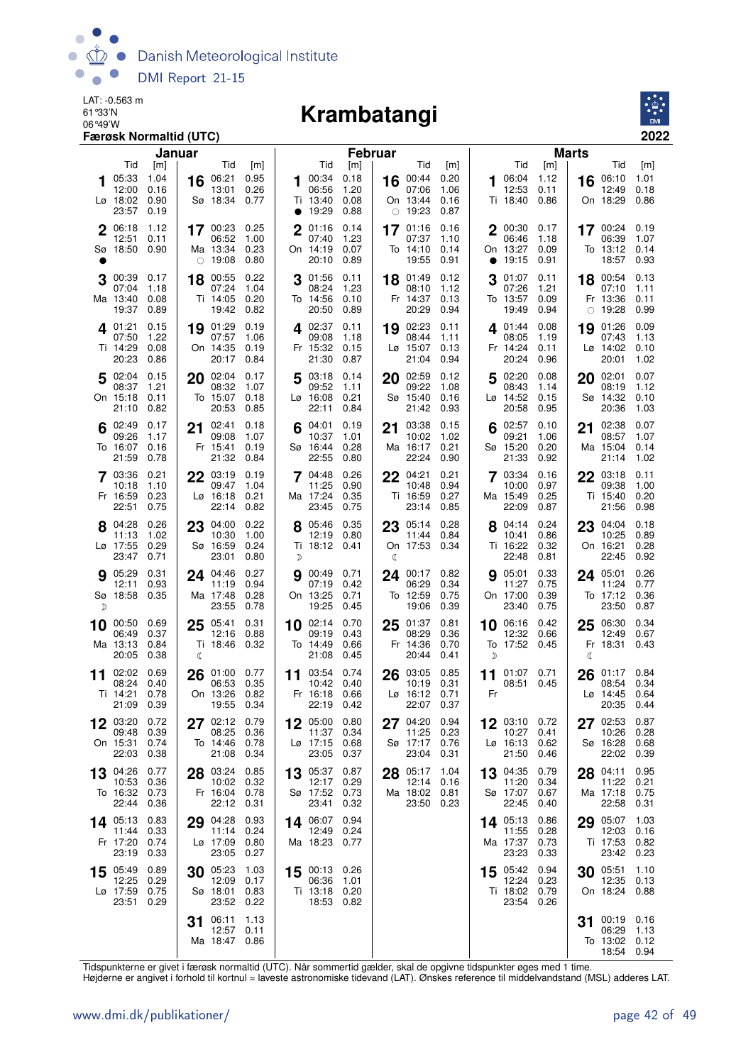LAT: -0.563 m
61°33'N
06°49'W

# Krambatangi

**Færøsk Normaltid (UTC)** — 2022

## Januar

| Dato | Dag | Tid | [m] | Tid | [m] | Tid | [m] | Tid | [m] | Månefase |
|---|---|---|---|---|---|---|---|---|---|---|
| 1 | Lø | 05:33 | 1.04 | 12:00 | 0.16 | 18:02 | 0.90 | 23:57 | 0.19 | |
| 2 | Sø | 06:18 | 1.12 | 12:51 | 0.11 | 18:50 | 0.90 | | | ● |
| 3 | Ma | 00:39 | 0.17 | 07:04 | 1.18 | 13:40 | 0.08 | 19:37 | 0.89 | |
| 4 | Ti | 01:21 | 0.15 | 07:50 | 1.22 | 14:29 | 0.08 | 20:23 | 0.86 | |
| 5 | On | 02:04 | 0.15 | 08:37 | 1.21 | 15:18 | 0.11 | 21:10 | 0.82 | |
| 6 | To | 02:49 | 0.17 | 09:26 | 1.17 | 16:07 | 0.16 | 21:59 | 0.78 | |
| 7 | Fr | 03:36 | 0.21 | 10:18 | 1.10 | 16:59 | 0.23 | 22:51 | 0.75 | |
| 8 | Lø | 04:28 | 0.26 | 11:13 | 1.02 | 17:55 | 0.29 | 23:47 | 0.71 | |
| 9 | Sø | 05:29 | 0.31 | 12:11 | 0.93 | 18:58 | 0.35 | | | ☽ |
| 10 | Ma | 00:50 | 0.69 | 06:49 | 0.37 | 13:13 | 0.84 | 20:05 | 0.38 | |
| 11 | Ti | 02:02 | 0.69 | 08:24 | 0.40 | 14:21 | 0.78 | 21:09 | 0.39 | |
| 12 | On | 03:20 | 0.72 | 09:48 | 0.39 | 15:31 | 0.74 | 22:03 | 0.38 | |
| 13 | To | 04:26 | 0.77 | 10:53 | 0.36 | 16:32 | 0.73 | 22:44 | 0.36 | |
| 14 | Fr | 05:13 | 0.83 | 11:44 | 0.33 | 17:20 | 0.74 | 23:19 | 0.33 | |
| 15 | Lø | 05:49 | 0.89 | 12:25 | 0.29 | 17:59 | 0.75 | 23:51 | 0.29 | |
| 16 | Sø | 06:21 | 0.95 | 13:01 | 0.26 | 18:34 | 0.77 | | | |
| 17 | Ma | 00:23 | 0.25 | 06:52 | 1.00 | 13:34 | 0.23 | 19:08 | 0.80 | ○ |
| 18 | Ti | 00:55 | 0.22 | 07:24 | 1.04 | 14:05 | 0.20 | 19:42 | 0.82 | |
| 19 | On | 01:29 | 0.19 | 07:57 | 1.06 | 14:35 | 0.19 | 20:17 | 0.84 | |
| 20 | To | 02:04 | 0.17 | 08:32 | 1.07 | 15:07 | 0.18 | 20:53 | 0.85 | |
| 21 | Fr | 02:41 | 0.18 | 09:08 | 1.07 | 15:41 | 0.19 | 21:32 | 0.84 | |
| 22 | Lø | 03:19 | 0.19 | 09:47 | 1.04 | 16:18 | 0.21 | 22:14 | 0.82 | |
| 23 | Sø | 04:00 | 0.22 | 10:30 | 1.00 | 16:59 | 0.24 | 23:01 | 0.80 | |
| 24 | Ma | 04:46 | 0.27 | 11:19 | 0.94 | 17:48 | 0.28 | 23:55 | 0.78 | |
| 25 | Ti | 05:41 | 0.31 | 12:16 | 0.88 | 18:46 | 0.32 | | | ☾ |
| 26 | On | 01:00 | 0.77 | 06:53 | 0.35 | 13:26 | 0.82 | 19:55 | 0.34 | |
| 27 | To | 02:12 | 0.79 | 08:25 | 0.36 | 14:46 | 0.78 | 21:08 | 0.34 | |
| 28 | Fr | 03:24 | 0.85 | 10:02 | 0.32 | 16:04 | 0.78 | 22:12 | 0.31 | |
| 29 | Lø | 04:28 | 0.93 | 11:14 | 0.24 | 17:09 | 0.80 | 23:05 | 0.27 | |
| 30 | Sø | 05:23 | 1.03 | 12:09 | 0.17 | 18:01 | 0.83 | 23:52 | 0.22 | |
| 31 | Ma | 06:11 | 1.13 | 12:57 | 0.11 | 18:47 | 0.86 | | | |

## Februar

| Dato | Dag | Tid | [m] | Tid | [m] | Tid | [m] | Tid | [m] | Månefase |
|---|---|---|---|---|---|---|---|---|---|---|
| 1 | Ti | 00:34 | 0.18 | 06:56 | 1.20 | 13:40 | 0.08 | 19:29 | 0.88 | ● |
| 2 | On | 01:16 | 0.14 | 07:40 | 1.23 | 14:19 | 0.07 | 20:10 | 0.89 | |
| 3 | To | 01:56 | 0.11 | 08:24 | 1.23 | 14:56 | 0.10 | 20:50 | 0.89 | |
| 4 | Fr | 02:37 | 0.11 | 09:08 | 1.18 | 15:32 | 0.15 | 21:30 | 0.87 | |
| 5 | Lø | 03:18 | 0.14 | 09:52 | 1.11 | 16:08 | 0.21 | 22:11 | 0.84 | |
| 6 | Sø | 04:01 | 0.19 | 10:37 | 1.01 | 16:44 | 0.28 | 22:55 | 0.80 | |
| 7 | Ma | 04:48 | 0.26 | 11:25 | 0.90 | 17:24 | 0.35 | 23:45 | 0.75 | |
| 8 | Ti | 05:46 | 0.35 | 12:19 | 0.80 | 18:12 | 0.41 | | | ☽ |
| 9 | On | 00:49 | 0.71 | 07:19 | 0.42 | 13:25 | 0.71 | 19:25 | 0.45 | |
| 10 | To | 02:14 | 0.70 | 09:19 | 0.43 | 14:49 | 0.66 | 21:08 | 0.45 | |
| 11 | Fr | 03:54 | 0.74 | 10:42 | 0.40 | 16:18 | 0.66 | 22:19 | 0.42 | |
| 12 | Lø | 05:00 | 0.80 | 11:37 | 0.34 | 17:15 | 0.68 | 23:05 | 0.37 | |
| 13 | Sø | 05:37 | 0.87 | 12:17 | 0.29 | 17:52 | 0.73 | 23:41 | 0.32 | |
| 14 | Ma | 06:07 | 0.94 | 12:49 | 0.24 | 18:23 | 0.77 | | | |
| 15 | Ti | 00:13 | 0.26 | 06:36 | 1.01 | 13:18 | 0.20 | 18:53 | 0.82 | |
| 16 | On | 00:44 | 0.20 | 07:06 | 1.06 | 13:44 | 0.16 | 19:23 | 0.87 | ○ |
| 17 | To | 01:16 | 0.16 | 07:37 | 1.10 | 14:10 | 0.14 | 19:55 | 0.91 | |
| 18 | Fr | 01:49 | 0.12 | 08:10 | 1.12 | 14:37 | 0.13 | 20:29 | 0.94 | |
| 19 | Lø | 02:23 | 0.11 | 08:44 | 1.11 | 15:07 | 0.13 | 21:04 | 0.94 | |
| 20 | Sø | 02:59 | 0.12 | 09:22 | 1.08 | 15:40 | 0.16 | 21:42 | 0.93 | |
| 21 | Ma | 03:38 | 0.15 | 10:02 | 1.02 | 16:17 | 0.21 | 22:24 | 0.90 | |
| 22 | Ti | 04:21 | 0.21 | 10:48 | 0.94 | 16:59 | 0.27 | 23:14 | 0.85 | |
| 23 | On | 05:14 | 0.28 | 11:44 | 0.84 | 17:53 | 0.34 | | | ☾ |
| 24 | To | 00:17 | 0.82 | 06:29 | 0.34 | 12:59 | 0.75 | 19:06 | 0.39 | |
| 25 | Fr | 01:37 | 0.81 | 08:29 | 0.36 | 14:36 | 0.70 | 20:44 | 0.41 | |
| 26 | Lø | 03:05 | 0.85 | 10:19 | 0.31 | 16:12 | 0.71 | 22:07 | 0.37 | |
| 27 | Sø | 04:20 | 0.94 | 11:25 | 0.23 | 17:17 | 0.76 | 23:04 | 0.31 | |
| 28 | Ma | 05:17 | 1.04 | 12:14 | 0.16 | 18:02 | 0.81 | 23:50 | 0.23 | |

## Marts

| Dato | Dag | Tid | [m] | Tid | [m] | Tid | [m] | Tid | [m] | Månefase |
|---|---|---|---|---|---|---|---|---|---|---|
| 1 | Ti | 06:04 | 1.12 | 12:53 | 0.11 | 18:40 | 0.86 | | | |
| 2 | On | 00:30 | 0.17 | 06:46 | 1.18 | 13:27 | 0.09 | 19:15 | 0.91 | ● |
| 3 | To | 01:07 | 0.11 | 07:26 | 1.21 | 13:57 | 0.09 | 19:49 | 0.94 | |
| 4 | Fr | 01:44 | 0.08 | 08:05 | 1.19 | 14:24 | 0.11 | 20:24 | 0.96 | |
| 5 | Lø | 02:20 | 0.08 | 08:43 | 1.14 | 14:52 | 0.15 | 20:58 | 0.95 | |
| 6 | Sø | 02:57 | 0.10 | 09:21 | 1.06 | 15:20 | 0.20 | 21:33 | 0.92 | |
| 7 | Ma | 03:34 | 0.16 | 10:00 | 0.97 | 15:49 | 0.25 | 22:09 | 0.87 | |
| 8 | Ti | 04:14 | 0.24 | 10:41 | 0.86 | 16:22 | 0.32 | 22:48 | 0.81 | |
| 9 | On | 05:01 | 0.33 | 11:27 | 0.75 | 17:00 | 0.39 | 23:40 | 0.75 | |
| 10 | To | 06:16 | 0.42 | 12:32 | 0.66 | 17:52 | 0.45 | | | ☽ |
| 11 | Fr | 01:07 | 0.71 | 08:51 | 0.45 | | | | | |
| 12 | Lø | 03:10 | 0.72 | 10:27 | 0.41 | 16:13 | 0.62 | 21:50 | 0.46 | |
| 13 | Sø | 04:35 | 0.79 | 11:20 | 0.34 | 17:07 | 0.67 | 22:45 | 0.40 | |
| 14 | Ma | 05:13 | 0.86 | 11:55 | 0.28 | 17:37 | 0.73 | 23:23 | 0.33 | |
| 15 | Ti | 05:42 | 0.94 | 12:24 | 0.23 | 18:02 | 0.79 | 23:54 | 0.26 | |
| 16 | On | 06:10 | 1.01 | 12:49 | 0.18 | 18:29 | 0.86 | | | |
| 17 | To | 00:24 | 0.19 | 06:39 | 1.07 | 13:12 | 0.14 | 18:57 | 0.93 | |
| 18 | Fr | 00:54 | 0.13 | 07:10 | 1.11 | 13:36 | 0.11 | 19:28 | 0.99 | ○ |
| 19 | Lø | 01:26 | 0.09 | 07:43 | 1.13 | 14:02 | 0.10 | 20:01 | 1.02 | |
| 20 | Sø | 02:01 | 0.07 | 08:19 | 1.12 | 14:32 | 0.10 | 20:36 | 1.03 | |
| 21 | Ma | 02:38 | 0.07 | 08:57 | 1.07 | 15:04 | 0.14 | 21:14 | 1.02 | |
| 22 | Ti | 03:18 | 0.11 | 09:38 | 1.00 | 15:40 | 0.20 | 21:56 | 0.98 | |
| 23 | On | 04:04 | 0.18 | 10:25 | 0.89 | 16:21 | 0.28 | 22:45 | 0.92 | |
| 24 | To | 05:01 | 0.26 | 11:24 | 0.77 | 17:12 | 0.36 | 23:50 | 0.87 | |
| 25 | Fr | 06:30 | 0.34 | 12:49 | 0.67 | 18:31 | 0.43 | | | ☾ |
| 26 | Lø | 01:17 | 0.84 | 08:54 | 0.34 | 14:45 | 0.64 | 20:35 | 0.44 | |
| 27 | Sø | 02:53 | 0.87 | 10:26 | 0.28 | 16:28 | 0.68 | 22:02 | 0.39 | |
| 28 | Ma | 04:11 | 0.95 | 11:22 | 0.21 | 17:18 | 0.75 | 22:58 | 0.31 | |
| 29 | Ti | 05:07 | 1.03 | 12:03 | 0.16 | 17:53 | 0.82 | 23:42 | 0.23 | |
| 30 | On | 05:51 | 1.10 | 12:35 | 0.13 | 18:24 | 0.88 | | | |
| 31 | To | 00:19 | 0.16 | 06:29 | 1.13 | 13:02 | 0.12 | 18:54 | 0.94 | |

Tidspunkterne er givet i færøsk normaltid (UTC). Når sommertid gælder, skal de opgivne tidspunkter øges med 1 time.
Højderne er angivet i forhold til kortnul = laveste astronomiske tidevand (LAT). Ønskes reference til middelvandstand (MSL) adderes LAT.

www.dmi.dk/publikationer/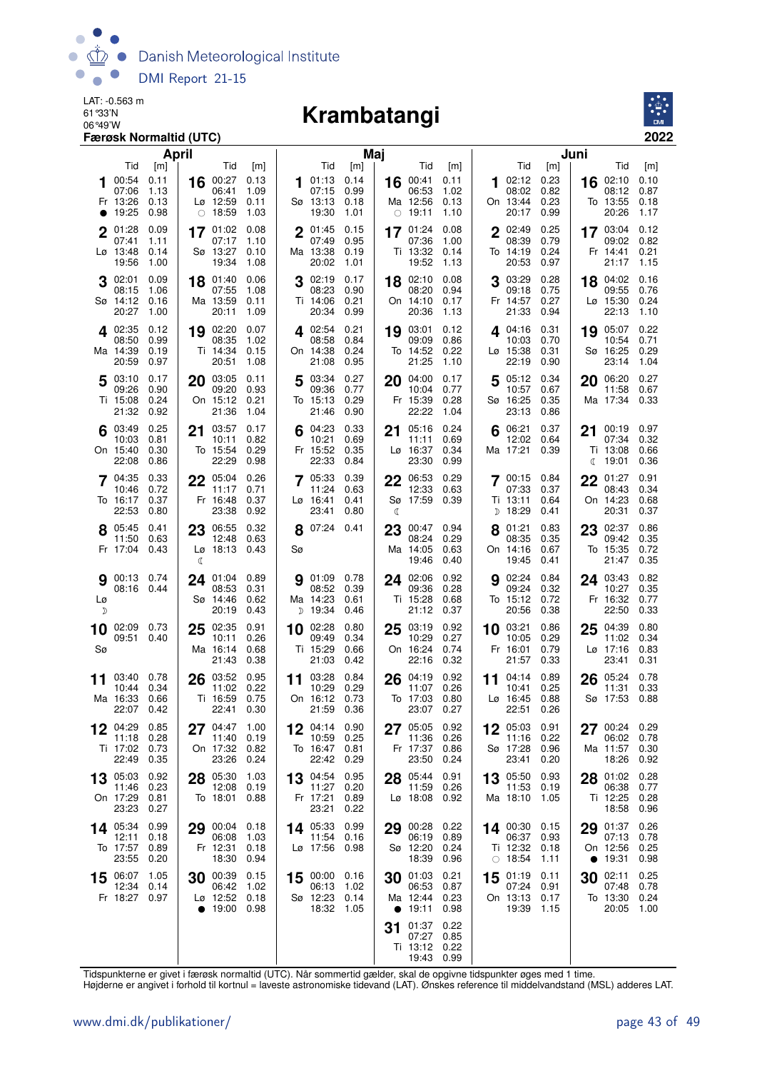LAT: -0.563 m
61°33'N
06°49'W
**Færøsk Normaltid (UTC)**

# Krambatangi

**2022**

## April

| Dag | Tid | [m] | Dag | Tid | [m] |
|---|---|---|---|---|---|
| 1 Fr ● | 00:54 | 0.11 | 16 Lø ○ | 00:27 | 0.13 |
| | 07:06 | 1.13 | | 06:41 | 1.09 |
| | 13:26 | 0.13 | | 12:59 | 0.11 |
| | 19:25 | 0.98 | | 18:59 | 1.03 |
| 2 Lø | 01:28 | 0.09 | 17 Sø | 01:02 | 0.08 |
| | 07:41 | 1.11 | | 07:17 | 1.10 |
| | 13:48 | 0.14 | | 13:27 | 0.10 |
| | 19:56 | 1.00 | | 19:34 | 1.08 |
| 3 Sø | 02:01 | 0.09 | 18 Ma | 01:40 | 0.06 |
| | 08:15 | 1.06 | | 07:55 | 1.08 |
| | 14:12 | 0.16 | | 13:59 | 0.11 |
| | 20:27 | 1.00 | | 20:11 | 1.09 |
| 4 Ma | 02:35 | 0.12 | 19 Ti | 02:20 | 0.07 |
| | 08:50 | 0.99 | | 08:35 | 1.02 |
| | 14:39 | 0.19 | | 14:34 | 0.15 |
| | 20:59 | 0.97 | | 20:51 | 1.08 |
| 5 Ti | 03:10 | 0.17 | 20 On | 03:05 | 0.11 |
| | 09:26 | 0.90 | | 09:20 | 0.93 |
| | 15:08 | 0.24 | | 15:12 | 0.21 |
| | 21:32 | 0.92 | | 21:36 | 1.04 |
| 6 On | 03:49 | 0.25 | 21 To | 03:57 | 0.17 |
| | 10:03 | 0.81 | | 10:11 | 0.82 |
| | 15:40 | 0.30 | | 15:54 | 0.29 |
| | 22:08 | 0.86 | | 22:29 | 0.98 |
| 7 To | 04:35 | 0.33 | 22 Fr | 05:04 | 0.26 |
| | 10:46 | 0.72 | | 11:17 | 0.71 |
| | 16:17 | 0.37 | | 16:48 | 0.37 |
| | 22:53 | 0.80 | | 23:38 | 0.92 |
| 8 Fr | 05:45 | 0.41 | 23 Lø ☾ | 06:55 | 0.32 |
| | 11:50 | 0.63 | | 12:48 | 0.63 |
| | 17:04 | 0.43 | | 18:13 | 0.43 |
| 9 Lø ☽ | 00:13 | 0.74 | 24 Sø | 01:04 | 0.89 |
| | 08:16 | 0.44 | | 08:53 | 0.31 |
| | | | | 14:46 | 0.62 |
| | | | | 20:19 | 0.43 |
| 10 Sø | 02:09 | 0.73 | 25 Ma | 02:35 | 0.91 |
| | 09:51 | 0.40 | | 10:11 | 0.26 |
| | | | | 16:14 | 0.68 |
| | | | | 21:43 | 0.38 |
| 11 Ma | 03:40 | 0.78 | 26 Ti | 03:52 | 0.95 |
| | 10:44 | 0.34 | | 11:02 | 0.22 |
| | 16:33 | 0.66 | | 16:59 | 0.75 |
| | 22:07 | 0.42 | | 22:41 | 0.30 |
| 12 Ti | 04:29 | 0.85 | 27 On | 04:47 | 1.00 |
| | 11:18 | 0.28 | | 11:40 | 0.19 |
| | 17:02 | 0.73 | | 17:32 | 0.82 |
| | 22:49 | 0.35 | | 23:26 | 0.24 |
| 13 On | 05:03 | 0.92 | 28 To | 05:30 | 1.03 |
| | 11:46 | 0.23 | | 12:08 | 0.19 |
| | 17:29 | 0.81 | | 18:01 | 0.88 |
| | 23:23 | 0.27 | | | |
| 14 To | 05:34 | 0.99 | 29 Fr | 00:04 | 0.18 |
| | 12:11 | 0.18 | | 06:08 | 1.03 |
| | 17:57 | 0.89 | | 12:31 | 0.18 |
| | 23:55 | 0.20 | | 18:30 | 0.94 |
| 15 Fr | 06:07 | 1.05 | 30 Lø ● | 00:39 | 0.15 |
| | 12:34 | 0.14 | | 06:42 | 1.02 |
| | 18:27 | 0.97 | | 12:52 | 0.18 |
| | | | | 19:00 | 0.98 |

## Maj

| Dag | Tid | [m] | Dag | Tid | [m] |
|---|---|---|---|---|---|
| 1 Sø | 01:13 | 0.14 | 16 Ma ○ | 00:41 | 0.11 |
| | 07:15 | 0.99 | | 06:53 | 1.02 |
| | 13:13 | 0.18 | | 12:56 | 0.13 |
| | 19:30 | 1.01 | | 19:11 | 1.10 |
| 2 Ma | 01:45 | 0.15 | 17 Ti | 01:24 | 0.08 |
| | 07:49 | 0.95 | | 07:36 | 1.00 |
| | 13:38 | 0.19 | | 13:32 | 0.14 |
| | 20:02 | 1.01 | | 19:52 | 1.13 |
| 3 Ti | 02:19 | 0.17 | 18 On | 02:10 | 0.08 |
| | 08:23 | 0.90 | | 08:20 | 0.94 |
| | 14:06 | 0.21 | | 14:10 | 0.17 |
| | 20:34 | 0.99 | | 20:36 | 1.13 |
| 4 On | 02:54 | 0.21 | 19 To | 03:01 | 0.12 |
| | 08:58 | 0.84 | | 09:09 | 0.86 |
| | 14:38 | 0.24 | | 14:52 | 0.22 |
| | 21:08 | 0.95 | | 21:25 | 1.10 |
| 5 To | 03:34 | 0.27 | 20 Fr | 04:00 | 0.17 |
| | 09:36 | 0.77 | | 10:04 | 0.77 |
| | 15:13 | 0.29 | | 15:39 | 0.28 |
| | 21:46 | 0.90 | | 22:22 | 1.04 |
| 6 Fr | 04:23 | 0.33 | 21 Lø | 05:16 | 0.24 |
| | 10:21 | 0.69 | | 11:11 | 0.69 |
| | 15:52 | 0.35 | | 16:37 | 0.34 |
| | 22:33 | 0.84 | | 23:30 | 0.99 |
| 7 Lø | 05:33 | 0.39 | 22 Sø ☾ | 06:53 | 0.29 |
| | 11:24 | 0.63 | | 12:33 | 0.63 |
| | 16:41 | 0.41 | | 17:59 | 0.39 |
| | 23:41 | 0.80 | | | |
| 8 Sø | 07:24 | 0.41 | 23 Ma | 00:47 | 0.94 |
| | | | | 08:24 | 0.29 |
| | | | | 14:05 | 0.63 |
| | | | | 19:46 | 0.40 |
| 9 Ma ☽ | 01:09 | 0.78 | 24 Ti | 02:06 | 0.92 |
| | 08:52 | 0.39 | | 09:36 | 0.28 |
| | 14:23 | 0.61 | | 15:28 | 0.68 |
| | 19:34 | 0.46 | | 21:12 | 0.37 |
| 10 Ti | 02:28 | 0.80 | 25 On | 03:19 | 0.92 |
| | 09:49 | 0.34 | | 10:29 | 0.27 |
| | 15:29 | 0.66 | | 16:24 | 0.74 |
| | 21:03 | 0.42 | | 22:16 | 0.32 |
| 11 On | 03:28 | 0.84 | 26 To | 04:19 | 0.92 |
| | 10:29 | 0.29 | | 11:07 | 0.26 |
| | 16:12 | 0.73 | | 17:03 | 0.80 |
| | 21:59 | 0.36 | | 23:07 | 0.27 |
| 12 To | 04:14 | 0.90 | 27 Fr | 05:05 | 0.92 |
| | 10:59 | 0.25 | | 11:36 | 0.26 |
| | 16:47 | 0.81 | | 17:37 | 0.86 |
| | 22:42 | 0.29 | | 23:50 | 0.24 |
| 13 Fr | 04:54 | 0.95 | 28 Lø | 05:44 | 0.91 |
| | 11:27 | 0.20 | | 11:59 | 0.26 |
| | 17:21 | 0.89 | | 18:08 | 0.92 |
| | 23:21 | 0.22 | | | |
| 14 Lø | 05:33 | 0.99 | 29 Sø | 00:28 | 0.22 |
| | 11:54 | 0.16 | | 06:19 | 0.89 |
| | 17:56 | 0.98 | | 12:20 | 0.24 |
| | | | | 18:39 | 0.96 |
| 15 Sø | 00:00 | 0.16 | 30 Ma ● | 01:03 | 0.21 |
| | 06:13 | 1.02 | | 06:53 | 0.87 |
| | 12:23 | 0.14 | | 12:44 | 0.23 |
| | 18:32 | 1.05 | | 19:11 | 0.98 |
| | | | 31 Ti | 01:37 | 0.22 |
| | | | | 07:27 | 0.85 |
| | | | | 13:12 | 0.22 |
| | | | | 19:43 | 0.99 |

## Juni

| Dag | Tid | [m] | Dag | Tid | [m] |
|---|---|---|---|---|---|
| 1 On | 02:12 | 0.23 | 16 To | 02:10 | 0.10 |
| | 08:02 | 0.82 | | 08:12 | 0.87 |
| | 13:44 | 0.23 | | 13:55 | 0.18 |
| | 20:17 | 0.99 | | 20:26 | 1.17 |
| 2 To | 02:49 | 0.25 | 17 Fr | 03:04 | 0.12 |
| | 08:39 | 0.79 | | 09:02 | 0.82 |
| | 14:19 | 0.24 | | 14:41 | 0.21 |
| | 20:53 | 0.97 | | 21:17 | 1.15 |
| 3 Fr | 03:29 | 0.28 | 18 Lø | 04:02 | 0.16 |
| | 09:18 | 0.75 | | 09:55 | 0.76 |
| | 14:57 | 0.27 | | 15:30 | 0.24 |
| | 21:33 | 0.94 | | 22:13 | 1.10 |
| 4 Lø | 04:16 | 0.31 | 19 Sø | 05:07 | 0.22 |
| | 10:03 | 0.70 | | 10:54 | 0.71 |
| | 15:38 | 0.31 | | 16:25 | 0.29 |
| | 22:19 | 0.90 | | 23:14 | 1.04 |
| 5 Sø | 05:12 | 0.34 | 20 Ma | 06:20 | 0.27 |
| | 10:57 | 0.67 | | 11:58 | 0.67 |
| | 16:25 | 0.35 | | 17:34 | 0.33 |
| | 23:13 | 0.86 | | | |
| 6 Ma | 06:21 | 0.37 | 21 Ti ☾ | 00:19 | 0.97 |
| | 12:02 | 0.64 | | 07:34 | 0.32 |
| | 17:21 | 0.39 | | 13:08 | 0.66 |
| | | | | 19:01 | 0.36 |
| 7 Ti ☽ | 00:15 | 0.84 | 22 On | 01:27 | 0.91 |
| | 07:33 | 0.37 | | 08:43 | 0.34 |
| | 13:11 | 0.64 | | 14:23 | 0.68 |
| | 18:29 | 0.41 | | 20:31 | 0.37 |
| 8 On | 01:21 | 0.83 | 23 To | 02:37 | 0.86 |
| | 08:35 | 0.35 | | 09:42 | 0.35 |
| | 14:16 | 0.67 | | 15:35 | 0.72 |
| | 19:45 | 0.41 | | 21:47 | 0.35 |
| 9 To | 02:24 | 0.84 | 24 Fr | 03:43 | 0.82 |
| | 09:24 | 0.32 | | 10:27 | 0.35 |
| | 15:12 | 0.72 | | 16:32 | 0.77 |
| | 20:56 | 0.38 | | 22:50 | 0.33 |
| 10 Fr | 03:21 | 0.86 | 25 Lø | 04:39 | 0.80 |
| | 10:05 | 0.29 | | 11:02 | 0.34 |
| | 16:01 | 0.79 | | 17:16 | 0.83 |
| | 21:57 | 0.33 | | 23:41 | 0.31 |
| 11 Lø | 04:14 | 0.89 | 26 Sø | 05:24 | 0.78 |
| | 10:41 | 0.25 | | 11:31 | 0.33 |
| | 16:45 | 0.88 | | 17:53 | 0.88 |
| | 22:51 | 0.26 | | | |
| 12 Sø | 05:03 | 0.91 | 27 Ma | 00:24 | 0.29 |
| | 11:16 | 0.22 | | 06:02 | 0.78 |
| | 17:28 | 0.96 | | 11:57 | 0.30 |
| | 23:41 | 0.20 | | 18:26 | 0.92 |
| 13 Ma | 05:50 | 0.93 | 28 Ti | 01:02 | 0.28 |
| | 11:53 | 0.19 | | 06:38 | 0.77 |
| | 18:10 | 1.05 | | 12:25 | 0.28 |
| | | | | 18:58 | 0.96 |
| 14 Ti ○ | 00:30 | 0.15 | 29 On ● | 01:37 | 0.26 |
| | 06:37 | 0.93 | | 07:13 | 0.78 |
| | 12:32 | 0.18 | | 12:56 | 0.25 |
| | 18:54 | 1.11 | | 19:31 | 0.98 |
| 15 On | 01:19 | 0.11 | 30 To | 02:11 | 0.25 |
| | 07:24 | 0.91 | | 07:48 | 0.78 |
| | 13:13 | 0.17 | | 13:30 | 0.24 |
| | 19:39 | 1.15 | | 20:05 | 1.00 |

Tidspunkterne er givet i færøsk normaltid (UTC). Når sommertid gælder, skal de opgivne tidspunkter øges med 1 time.
Højderne er angivet i forhold til kortnul = laveste astronomiske tidevand (LAT). Ønskes reference til middelvandstand (MSL) adderes LAT.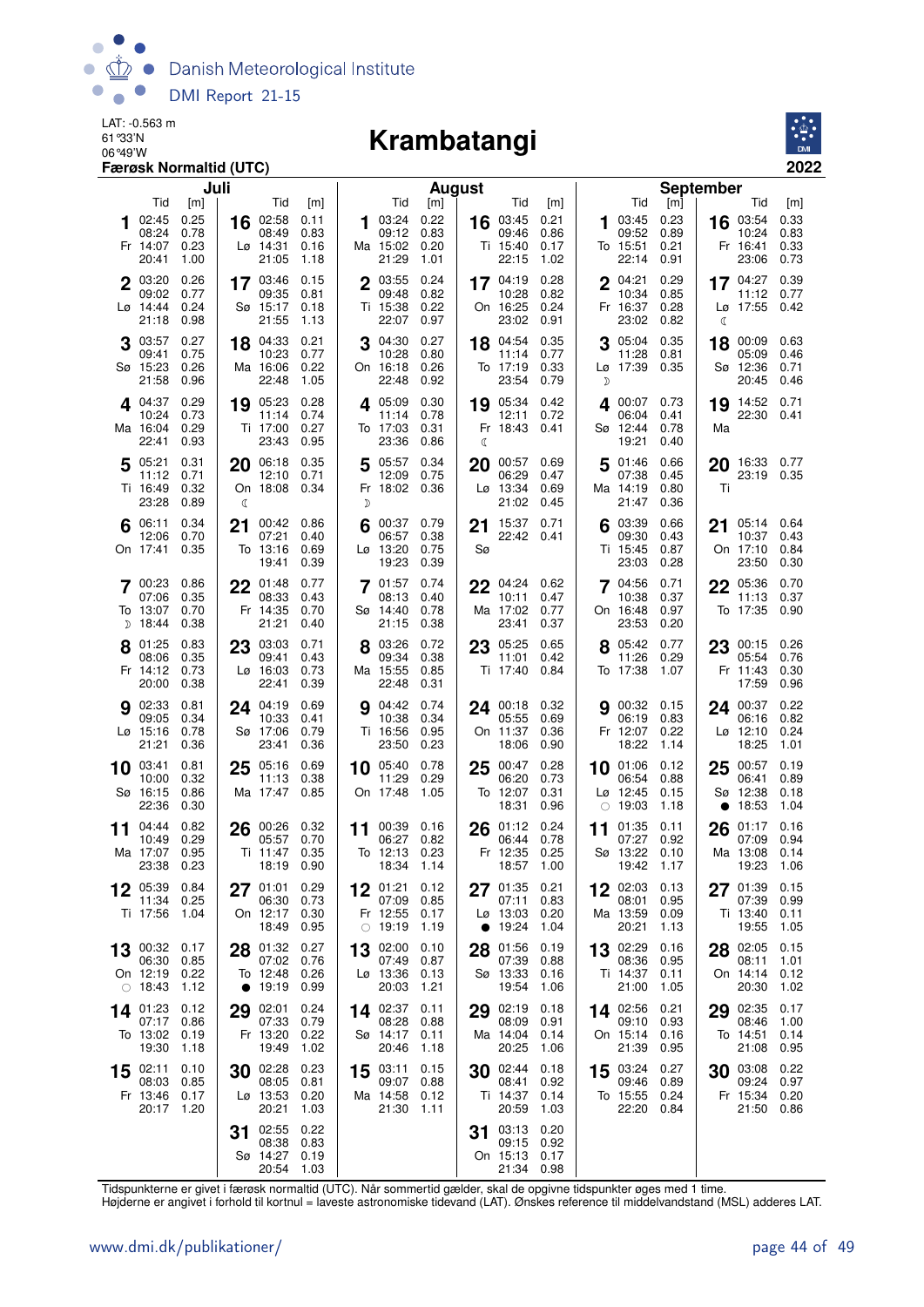LAT: -0.563 m
61°33'N
06°49'W

# Krambatangi

**Færøsk Normaltid (UTC)** — 2022

## Juli

| Dag | Tid | [m] | Dag | Tid | [m] |
|---|---|---|---|---|---|
| 1 Fr | 02:45 | 0.25 | 16 Lø | 02:58 | 0.11 |
| | 08:24 | 0.78 | | 08:49 | 0.83 |
| | 14:07 | 0.23 | | 14:31 | 0.16 |
| | 20:41 | 1.00 | | 21:05 | 1.18 |
| 2 Lø | 03:20 | 0.26 | 17 Sø | 03:46 | 0.15 |
| | 09:02 | 0.77 | | 09:35 | 0.81 |
| | 14:44 | 0.24 | | 15:17 | 0.18 |
| | 21:18 | 0.98 | | 21:55 | 1.13 |
| 3 Sø | 03:57 | 0.27 | 18 Ma | 04:33 | 0.21 |
| | 09:41 | 0.75 | | 10:23 | 0.77 |
| | 15:23 | 0.26 | | 16:06 | 0.22 |
| | 21:58 | 0.96 | | 22:48 | 1.05 |
| 4 Ma | 04:37 | 0.29 | 19 Ti | 05:23 | 0.28 |
| | 10:24 | 0.73 | | 11:14 | 0.74 |
| | 16:04 | 0.29 | | 17:00 | 0.27 |
| | 22:41 | 0.93 | | 23:43 | 0.95 |
| 5 Ti | 05:21 | 0.31 | 20 On ☾ | 06:18 | 0.35 |
| | 11:12 | 0.71 | | 12:10 | 0.71 |
| | 16:49 | 0.32 | | 18:08 | 0.34 |
| | 23:28 | 0.89 | | | |
| 6 On | 06:11 | 0.34 | 21 To | 00:42 | 0.86 |
| | 12:06 | 0.70 | | 07:21 | 0.40 |
| | 17:41 | 0.35 | | 13:16 | 0.69 |
| | | | | 19:41 | 0.39 |
| 7 To ☽ | 00:23 | 0.86 | 22 Fr | 01:48 | 0.77 |
| | 07:06 | 0.35 | | 08:33 | 0.43 |
| | 13:07 | 0.70 | | 14:35 | 0.70 |
| | 18:44 | 0.38 | | 21:21 | 0.40 |
| 8 Fr | 01:25 | 0.83 | 23 Lø | 03:03 | 0.71 |
| | 08:06 | 0.35 | | 09:41 | 0.43 |
| | 14:12 | 0.73 | | 16:03 | 0.73 |
| | 20:00 | 0.38 | | 22:41 | 0.39 |
| 9 Lø | 02:33 | 0.81 | 24 Sø | 04:19 | 0.69 |
| | 09:05 | 0.34 | | 10:33 | 0.41 |
| | 15:16 | 0.78 | | 17:06 | 0.79 |
| | 21:21 | 0.36 | | 23:41 | 0.36 |
| 10 Sø | 03:41 | 0.81 | 25 Ma | 05:16 | 0.69 |
| | 10:00 | 0.32 | | 11:13 | 0.38 |
| | 16:15 | 0.86 | | 17:47 | 0.85 |
| | 22:36 | 0.30 | | | |
| 11 Ma | 04:44 | 0.82 | 26 Ti | 00:26 | 0.32 |
| | 10:49 | 0.29 | | 05:57 | 0.70 |
| | 17:07 | 0.95 | | 11:47 | 0.35 |
| | 23:38 | 0.23 | | 18:19 | 0.90 |
| 12 Ti | 05:39 | 0.84 | 27 On | 01:01 | 0.29 |
| | 11:34 | 0.25 | | 06:30 | 0.73 |
| | 17:56 | 1.04 | | 12:17 | 0.30 |
| | | | | 18:49 | 0.95 |
| 13 On ○ | 00:32 | 0.17 | 28 To ● | 01:32 | 0.27 |
| | 06:30 | 0.85 | | 07:02 | 0.76 |
| | 12:19 | 0.22 | | 12:48 | 0.26 |
| | 18:43 | 1.12 | | 19:19 | 0.99 |
| 14 To | 01:23 | 0.12 | 29 Fr | 02:01 | 0.24 |
| | 07:17 | 0.86 | | 07:33 | 0.79 |
| | 13:02 | 0.19 | | 13:20 | 0.22 |
| | 19:30 | 1.18 | | 19:49 | 1.02 |
| 15 Fr | 02:11 | 0.10 | 30 Lø | 02:28 | 0.23 |
| | 08:03 | 0.85 | | 08:05 | 0.81 |
| | 13:46 | 0.17 | | 13:53 | 0.20 |
| | 20:17 | 1.20 | | 20:21 | 1.03 |
| | | | 31 Sø | 02:55 | 0.22 |
| | | | | 08:38 | 0.83 |
| | | | | 14:27 | 0.19 |
| | | | | 20:54 | 1.03 |

## August

| Dag | Tid | [m] | Dag | Tid | [m] |
|---|---|---|---|---|---|
| 1 Ma | 03:24 | 0.22 | 16 Ti | 03:45 | 0.21 |
| | 09:12 | 0.83 | | 09:46 | 0.86 |
| | 15:02 | 0.20 | | 15:40 | 0.17 |
| | 21:29 | 1.01 | | 22:15 | 1.02 |
| 2 Ti | 03:55 | 0.24 | 17 On | 04:19 | 0.28 |
| | 09:48 | 0.82 | | 10:28 | 0.82 |
| | 15:38 | 0.22 | | 16:25 | 0.24 |
| | 22:07 | 0.97 | | 23:02 | 0.91 |
| 3 On | 04:30 | 0.27 | 18 To | 04:54 | 0.35 |
| | 10:28 | 0.80 | | 11:14 | 0.77 |
| | 16:18 | 0.26 | | 17:19 | 0.33 |
| | 22:48 | 0.92 | | 23:54 | 0.79 |
| 4 To | 05:09 | 0.30 | 19 Fr ☾ | 05:34 | 0.42 |
| | 11:14 | 0.78 | | 12:11 | 0.72 |
| | 17:03 | 0.31 | | 18:43 | 0.41 |
| | 23:36 | 0.86 | | | |
| 5 Fr ☽ | 05:57 | 0.34 | 20 Lø | 00:57 | 0.69 |
| | 12:09 | 0.75 | | 06:29 | 0.47 |
| | 18:02 | 0.36 | | 13:34 | 0.69 |
| | | | | 21:02 | 0.45 |
| 6 Lø | 00:37 | 0.79 | 21 Sø | 15:37 | 0.71 |
| | 06:57 | 0.38 | | 22:42 | 0.41 |
| | 13:20 | 0.75 | | | |
| | 19:23 | 0.39 | | | |
| 7 Sø | 01:57 | 0.74 | 22 Ma | 04:24 | 0.62 |
| | 08:13 | 0.40 | | 10:11 | 0.47 |
| | 14:40 | 0.78 | | 17:02 | 0.77 |
| | 21:15 | 0.38 | | 23:41 | 0.37 |
| 8 Ma | 03:26 | 0.72 | 23 Ti | 05:25 | 0.65 |
| | 09:34 | 0.38 | | 11:01 | 0.42 |
| | 15:55 | 0.85 | | 17:40 | 0.84 |
| | 22:48 | 0.31 | | | |
| 9 Ti | 04:42 | 0.74 | 24 On | 00:18 | 0.32 |
| | 10:38 | 0.34 | | 05:55 | 0.69 |
| | 16:56 | 0.95 | | 11:37 | 0.36 |
| | 23:50 | 0.23 | | 18:06 | 0.90 |
| 10 On | 05:40 | 0.78 | 25 To | 00:47 | 0.28 |
| | 11:29 | 0.29 | | 06:20 | 0.73 |
| | 17:48 | 1.05 | | 12:07 | 0.31 |
| | | | | 18:31 | 0.96 |
| 11 To | 00:39 | 0.16 | 26 Fr | 01:12 | 0.24 |
| | 06:27 | 0.82 | | 06:44 | 0.78 |
| | 12:13 | 0.23 | | 12:35 | 0.25 |
| | 18:34 | 1.14 | | 18:57 | 1.00 |
| 12 Fr ○ | 01:21 | 0.12 | 27 Lø ● | 01:35 | 0.21 |
| | 07:09 | 0.85 | | 07:11 | 0.83 |
| | 12:55 | 0.17 | | 13:03 | 0.20 |
| | 19:19 | 1.19 | | 19:24 | 1.04 |
| 13 Lø | 02:00 | 0.10 | 28 Sø | 01:56 | 0.19 |
| | 07:49 | 0.87 | | 07:39 | 0.88 |
| | 13:36 | 0.13 | | 13:33 | 0.16 |
| | 20:03 | 1.21 | | 19:54 | 1.06 |
| 14 Sø | 02:37 | 0.11 | 29 Ma | 02:19 | 0.18 |
| | 08:28 | 0.88 | | 08:09 | 0.91 |
| | 14:17 | 0.11 | | 14:04 | 0.14 |
| | 20:46 | 1.18 | | 20:25 | 1.06 |
| 15 Ma | 03:11 | 0.15 | 30 Ti | 02:44 | 0.18 |
| | 09:07 | 0.88 | | 08:41 | 0.92 |
| | 14:58 | 0.12 | | 14:37 | 0.14 |
| | 21:30 | 1.11 | | 20:59 | 1.03 |
| | | | 31 On | 03:13 | 0.20 |
| | | | | 09:15 | 0.92 |
| | | | | 15:13 | 0.17 |
| | | | | 21:34 | 0.98 |

## September

| Dag | Tid | [m] | Dag | Tid | [m] |
|---|---|---|---|---|---|
| 1 To | 03:45 | 0.23 | 16 Fr | 03:54 | 0.33 |
| | 09:52 | 0.89 | | 10:24 | 0.83 |
| | 15:51 | 0.21 | | 16:41 | 0.33 |
| | 22:14 | 0.91 | | 23:06 | 0.73 |
| 2 Fr | 04:21 | 0.29 | 17 Lø ☾ | 04:27 | 0.39 |
| | 10:34 | 0.85 | | 11:12 | 0.77 |
| | 16:37 | 0.28 | | 17:55 | 0.42 |
| | 23:02 | 0.82 | | | |
| 3 Lø ☽ | 05:04 | 0.35 | 18 Sø | 00:09 | 0.63 |
| | 11:28 | 0.81 | | 05:09 | 0.46 |
| | 17:39 | 0.35 | | 12:36 | 0.71 |
| | | | | 20:45 | 0.46 |
| 4 Sø | 00:07 | 0.73 | 19 Ma | 14:52 | 0.71 |
| | 06:04 | 0.41 | | 22:30 | 0.41 |
| | 12:44 | 0.78 | | | |
| | 19:21 | 0.40 | | | |
| 5 Ma | 01:46 | 0.66 | 20 Ti | 16:33 | 0.77 |
| | 07:38 | 0.45 | | 23:19 | 0.35 |
| | 14:19 | 0.80 | | | |
| | 21:47 | 0.36 | | | |
| 6 Ti | 03:39 | 0.66 | 21 On | 05:14 | 0.64 |
| | 09:30 | 0.43 | | 10:37 | 0.43 |
| | 15:45 | 0.87 | | 17:10 | 0.84 |
| | 23:03 | 0.28 | | 23:50 | 0.30 |
| 7 On | 04:56 | 0.71 | 22 To | 05:36 | 0.70 |
| | 10:38 | 0.37 | | 11:13 | 0.37 |
| | 16:48 | 0.97 | | 17:35 | 0.90 |
| | 23:53 | 0.20 | | | |
| 8 To | 05:42 | 0.77 | 23 Fr | 00:15 | 0.26 |
| | 11:26 | 0.29 | | 05:54 | 0.76 |
| | 17:38 | 1.07 | | 11:43 | 0.30 |
| | | | | 17:59 | 0.96 |
| 9 Fr | 00:32 | 0.15 | 24 Lø | 00:37 | 0.22 |
| | 06:19 | 0.83 | | 06:16 | 0.82 |
| | 12:07 | 0.22 | | 12:10 | 0.24 |
| | 18:22 | 1.14 | | 18:25 | 1.01 |
| 10 Lø ○ | 00:57 | 0.12 | 25 Sø ● | 00:57 | 0.19 |
| | 06:54 | 0.88 | | 06:41 | 0.89 |
| | 12:45 | 0.15 | | 12:38 | 0.18 |
| | 19:03 | 1.18 | | 18:53 | 1.04 |
| 11 Sø | 01:35 | 0.11 | 26 Ma | 01:17 | 0.16 |
| | 07:27 | 0.92 | | 07:09 | 0.94 |
| | 13:22 | 0.10 | | 13:08 | 0.14 |
| | 19:42 | 1.17 | | 19:23 | 1.06 |
| 12 Ma | 02:03 | 0.13 | 27 Ti | 01:39 | 0.15 |
| | 08:01 | 0.95 | | 07:39 | 0.99 |
| | 13:59 | 0.09 | | 13:40 | 0.11 |
| | 20:21 | 1.13 | | 19:55 | 1.05 |
| 13 Ti | 02:29 | 0.16 | 28 On | 02:05 | 0.15 |
| | 08:36 | 0.95 | | 08:11 | 1.01 |
| | 14:37 | 0.11 | | 14:14 | 0.12 |
| | 21:00 | 1.05 | | 20:30 | 1.02 |
| 14 On | 02:56 | 0.21 | 29 To | 02:35 | 0.17 |
| | 09:10 | 0.93 | | 08:46 | 1.00 |
| | 15:14 | 0.16 | | 14:51 | 0.14 |
| | 21:39 | 0.95 | | 21:08 | 0.95 |
| 15 To | 03:24 | 0.27 | 30 Fr | 03:08 | 0.22 |
| | 09:46 | 0.89 | | 09:24 | 0.97 |
| | 15:55 | 0.24 | | 15:34 | 0.20 |
| | 22:20 | 0.84 | | 21:50 | 0.86 |

Tidspunkterne er givet i færøsk normaltid (UTC). Når sommertid gælder, skal de opgivne tidspunkter øges med 1 time.
Højderne er angivet i forhold til kortnul = laveste astronomiske tidevand (LAT). Ønskes reference til middelvandstand (MSL) adderes LAT.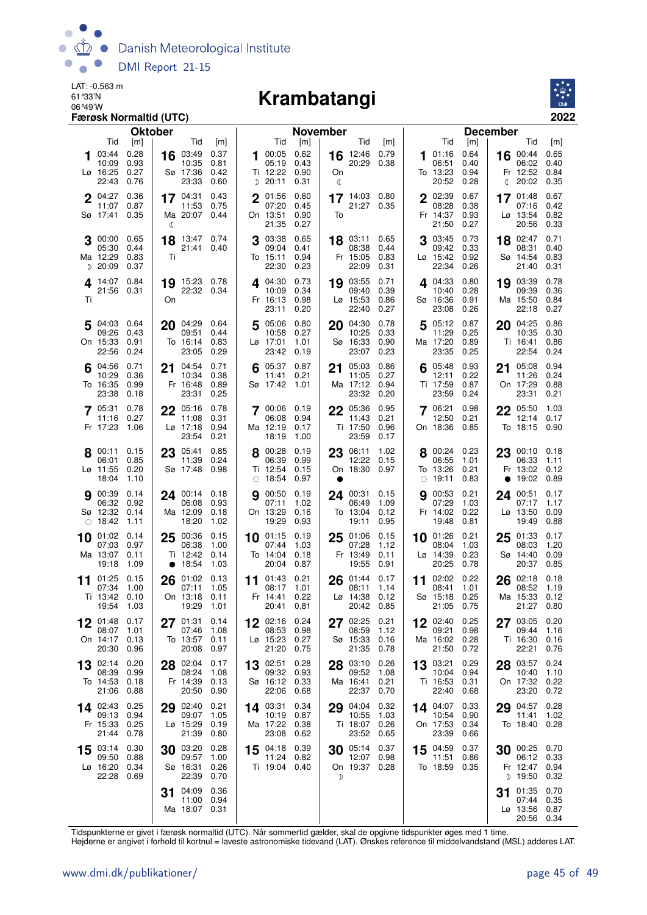LAT: -0.563 m
61°33'N
06°49'W
**Færøsk Normaltid (UTC)**

# Krambatangi

**2022**

## Oktober

| Dag | | Tid | [m] |
|---|---|---|---|
| 1 | Lø | 03:44<br>10:09<br>16:25<br>22:43 | 0.28<br>0.93<br>0.27<br>0.76 |
| 2 | Sø | 04:27<br>11:07<br>17:41 | 0.36<br>0.87<br>0.35 |
| 3 | Ma ☽ | 00:00<br>05:30<br>12:29<br>20:09 | 0.65<br>0.44<br>0.83<br>0.37 |
| 4 | Ti | 14:07<br>21:56 | 0.84<br>0.31 |
| 5 | On | 04:03<br>09:26<br>15:33<br>22:56 | 0.64<br>0.43<br>0.91<br>0.24 |
| 6 | To | 04:56<br>10:29<br>16:35<br>23:38 | 0.71<br>0.36<br>0.99<br>0.18 |
| 7 | Fr | 05:31<br>11:16<br>17:23 | 0.78<br>0.27<br>1.06 |
| 8 | Lø | 00:11<br>06:01<br>11:55<br>18:04 | 0.15<br>0.85<br>0.20<br>1.10 |
| 9 | Sø ○ | 00:39<br>06:32<br>12:32<br>18:42 | 0.14<br>0.92<br>0.14<br>1.11 |
| 10 | Ma | 01:02<br>07:03<br>13:07<br>19:18 | 0.14<br>0.97<br>0.11<br>1.09 |
| 11 | Ti | 01:25<br>07:34<br>13:42<br>19:54 | 0.15<br>1.00<br>0.10<br>1.03 |
| 12 | On | 01:48<br>08:07<br>14:17<br>20:30 | 0.17<br>1.01<br>0.13<br>0.96 |
| 13 | To | 02:14<br>08:39<br>14:53<br>21:06 | 0.20<br>0.99<br>0.18<br>0.88 |
| 14 | Fr | 02:43<br>09:13<br>15:33<br>21:44 | 0.25<br>0.94<br>0.25<br>0.78 |
| 15 | Lø | 03:14<br>09:50<br>16:20<br>22:28 | 0.30<br>0.88<br>0.34<br>0.69 |
| 16 | Sø | 03:49<br>10:35<br>17:36<br>23:33 | 0.37<br>0.81<br>0.42<br>0.60 |
| 17 | Ma ☾ | 04:31<br>11:53<br>20:07 | 0.43<br>0.75<br>0.44 |
| 18 | Ti | 13:47<br>21:41 | 0.74<br>0.40 |
| 19 | On | 15:23<br>22:32 | 0.78<br>0.34 |
| 20 | To | 04:29<br>09:51<br>16:14<br>23:05 | 0.64<br>0.44<br>0.83<br>0.29 |
| 21 | Fr | 04:54<br>10:34<br>16:48<br>23:31 | 0.71<br>0.38<br>0.89<br>0.25 |
| 22 | Lø | 05:16<br>11:08<br>17:18<br>23:54 | 0.78<br>0.31<br>0.94<br>0.21 |
| 23 | Sø | 05:41<br>11:39<br>17:48 | 0.85<br>0.24<br>0.98 |
| 24 | Ma | 00:14<br>06:08<br>12:09<br>18:20 | 0.18<br>0.93<br>0.18<br>1.02 |
| 25 | Ti ● | 00:36<br>06:38<br>12:42<br>18:54 | 0.15<br>1.00<br>0.14<br>1.03 |
| 26 | On | 01:02<br>07:11<br>13:18<br>19:29 | 0.13<br>1.05<br>0.11<br>1.01 |
| 27 | To | 01:31<br>07:46<br>13:57<br>20:08 | 0.14<br>1.08<br>0.11<br>0.97 |
| 28 | Fr | 02:04<br>08:24<br>14:39<br>20:50 | 0.17<br>1.08<br>0.13<br>0.90 |
| 29 | Lø | 02:40<br>09:07<br>15:29<br>21:39 | 0.21<br>1.05<br>0.19<br>0.80 |
| 30 | Sø | 03:20<br>09:57<br>16:31<br>22:39 | 0.28<br>1.00<br>0.26<br>0.70 |
| 31 | Ma | 04:09<br>11:00<br>18:07 | 0.36<br>0.94<br>0.31 |

## November

| Dag | | Tid | [m] |
|---|---|---|---|
| 1 | Ti ☽ | 00:05<br>05:19<br>12:22<br>20:11 | 0.62<br>0.43<br>0.90<br>0.31 |
| 2 | On | 01:56<br>07:20<br>13:51<br>21:35 | 0.60<br>0.45<br>0.90<br>0.27 |
| 3 | To | 03:38<br>09:04<br>15:11<br>22:30 | 0.65<br>0.41<br>0.94<br>0.23 |
| 4 | Fr | 04:30<br>10:09<br>16:13<br>23:11 | 0.73<br>0.34<br>0.98<br>0.20 |
| 5 | Lø | 05:06<br>10:58<br>17:01<br>23:42 | 0.80<br>0.27<br>1.01<br>0.19 |
| 6 | Sø | 05:37<br>11:41<br>17:42 | 0.87<br>0.21<br>1.01 |
| 7 | Ma | 00:06<br>06:08<br>12:19<br>18:19 | 0.19<br>0.94<br>0.17<br>1.00 |
| 8 | Ti ○ | 00:28<br>06:39<br>12:54<br>18:54 | 0.19<br>0.99<br>0.15<br>0.97 |
| 9 | On | 00:50<br>07:11<br>13:29<br>19:29 | 0.19<br>1.02<br>0.16<br>0.93 |
| 10 | To | 01:15<br>07:44<br>14:04<br>20:04 | 0.19<br>1.03<br>0.18<br>0.87 |
| 11 | Fr | 01:43<br>08:17<br>14:41<br>20:41 | 0.21<br>1.01<br>0.22<br>0.81 |
| 12 | Lø | 02:16<br>08:53<br>15:23<br>21:20 | 0.24<br>0.98<br>0.27<br>0.75 |
| 13 | Sø | 02:51<br>09:32<br>16:12<br>22:06 | 0.28<br>0.93<br>0.33<br>0.68 |
| 14 | Ma | 03:31<br>10:19<br>17:22<br>23:08 | 0.34<br>0.87<br>0.38<br>0.62 |
| 15 | Ti | 04:18<br>11:24<br>19:04 | 0.39<br>0.82<br>0.40 |
| 16 | On ☾ | 12:46<br>20:29 | 0.79<br>0.38 |
| 17 | To | 14:03<br>21:27 | 0.80<br>0.35 |
| 18 | Fr | 03:11<br>08:38<br>15:05<br>22:09 | 0.65<br>0.44<br>0.83<br>0.31 |
| 19 | Lø | 03:55<br>09:40<br>15:53<br>22:40 | 0.71<br>0.39<br>0.86<br>0.27 |
| 20 | Sø | 04:30<br>10:25<br>16:33<br>23:07 | 0.78<br>0.33<br>0.90<br>0.23 |
| 21 | Ma | 05:03<br>11:05<br>17:12<br>23:32 | 0.86<br>0.27<br>0.94<br>0.20 |
| 22 | Ti | 05:36<br>11:43<br>17:50<br>23:59 | 0.95<br>0.21<br>0.96<br>0.17 |
| 23 | On ● | 06:11<br>12:22<br>18:30 | 1.02<br>0.15<br>0.97 |
| 24 | To | 00:31<br>06:49<br>13:04<br>19:11 | 0.15<br>1.09<br>0.12<br>0.95 |
| 25 | Fr | 01:06<br>07:28<br>13:49<br>19:55 | 0.15<br>1.12<br>0.11<br>0.91 |
| 26 | Lø | 01:44<br>08:11<br>14:38<br>20:42 | 0.17<br>1.14<br>0.12<br>0.85 |
| 27 | Sø | 02:25<br>08:59<br>15:33<br>21:35 | 0.21<br>1.12<br>0.16<br>0.78 |
| 28 | Ma | 03:10<br>09:52<br>16:41<br>22:37 | 0.26<br>1.08<br>0.21<br>0.70 |
| 29 | Ti | 04:04<br>10:55<br>18:07<br>23:52 | 0.32<br>1.03<br>0.26<br>0.65 |
| 30 | On ☽ | 05:14<br>12:07<br>19:37 | 0.37<br>0.98<br>0.28 |

## December

| Dag | | Tid | [m] |
|---|---|---|---|
| 1 | To | 01:16<br>06:51<br>13:23<br>20:52 | 0.64<br>0.40<br>0.94<br>0.28 |
| 2 | Fr | 02:39<br>08:28<br>14:37<br>21:50 | 0.67<br>0.38<br>0.93<br>0.27 |
| 3 | Lø | 03:45<br>09:42<br>15:42<br>22:34 | 0.73<br>0.33<br>0.92<br>0.26 |
| 4 | Sø | 04:33<br>10:40<br>16:36<br>23:08 | 0.80<br>0.28<br>0.91<br>0.26 |
| 5 | Ma | 05:12<br>11:29<br>17:20<br>23:35 | 0.87<br>0.25<br>0.89<br>0.25 |
| 6 | Ti | 05:48<br>12:11<br>17:59<br>23:59 | 0.93<br>0.22<br>0.87<br>0.24 |
| 7 | On | 06:21<br>12:50<br>18:36 | 0.98<br>0.21<br>0.85 |
| 8 | To ○ | 00:24<br>06:55<br>13:26<br>19:11 | 0.23<br>1.01<br>0.21<br>0.83 |
| 9 | Fr | 00:53<br>07:29<br>14:02<br>19:48 | 0.21<br>1.03<br>0.22<br>0.81 |
| 10 | Lø | 01:26<br>08:04<br>14:39<br>20:25 | 0.21<br>1.03<br>0.23<br>0.78 |
| 11 | Sø | 02:02<br>08:41<br>15:18<br>21:05 | 0.22<br>1.01<br>0.25<br>0.75 |
| 12 | Ma | 02:40<br>09:21<br>16:02<br>21:50 | 0.25<br>0.98<br>0.28<br>0.72 |
| 13 | Ti | 03:21<br>10:04<br>16:53<br>22:40 | 0.29<br>0.94<br>0.31<br>0.68 |
| 14 | On | 04:07<br>10:54<br>17:53<br>23:39 | 0.33<br>0.90<br>0.34<br>0.66 |
| 15 | To | 04:59<br>11:51<br>18:59 | 0.37<br>0.86<br>0.35 |
| 16 | Fr ☾ | 00:44<br>06:02<br>12:52<br>20:02 | 0.65<br>0.40<br>0.84<br>0.35 |
| 17 | Lø | 01:48<br>07:16<br>13:54<br>20:56 | 0.67<br>0.42<br>0.82<br>0.33 |
| 18 | Sø | 02:47<br>08:31<br>14:54<br>21:40 | 0.71<br>0.40<br>0.83<br>0.31 |
| 19 | Ma | 03:39<br>09:39<br>15:50<br>22:18 | 0.78<br>0.36<br>0.84<br>0.27 |
| 20 | Ti | 04:25<br>10:35<br>16:41<br>22:54 | 0.86<br>0.30<br>0.86<br>0.24 |
| 21 | On | 05:08<br>11:26<br>17:29<br>23:31 | 0.94<br>0.24<br>0.88<br>0.21 |
| 22 | To | 05:50<br>12:14<br>18:15 | 1.03<br>0.17<br>0.90 |
| 23 | Fr ● | 00:10<br>06:33<br>13:02<br>19:02 | 0.18<br>1.11<br>0.12<br>0.89 |
| 24 | Lø | 00:51<br>07:17<br>13:50<br>19:49 | 0.17<br>1.17<br>0.09<br>0.88 |
| 25 | Sø | 01:33<br>08:03<br>14:40<br>20:37 | 0.17<br>1.20<br>0.09<br>0.85 |
| 26 | Ma | 02:18<br>08:52<br>15:33<br>21:27 | 0.18<br>1.19<br>0.12<br>0.80 |
| 27 | Ti | 03:05<br>09:44<br>16:30<br>22:21 | 0.20<br>1.16<br>0.16<br>0.76 |
| 28 | On | 03:57<br>10:40<br>17:32<br>23:20 | 0.24<br>1.10<br>0.22<br>0.72 |
| 29 | To | 04:57<br>11:41<br>18:40 | 0.28<br>1.02<br>0.28 |
| 30 | Fr ☽ | 00:25<br>06:12<br>12:47<br>19:50 | 0.70<br>0.33<br>0.94<br>0.32 |
| 31 | Lø | 01:35<br>07:44<br>13:56<br>20:56 | 0.70<br>0.35<br>0.87<br>0.34 |

Tidspunkterne er givet i færøsk normaltid (UTC). Når sommertid gælder, skal de opgivne tidspunkter øges med 1 time.
Højderne er angivet i forhold til kortnul = laveste astronomiske tidevand (LAT). Ønskes reference til middelvandstand (MSL) adderes LAT.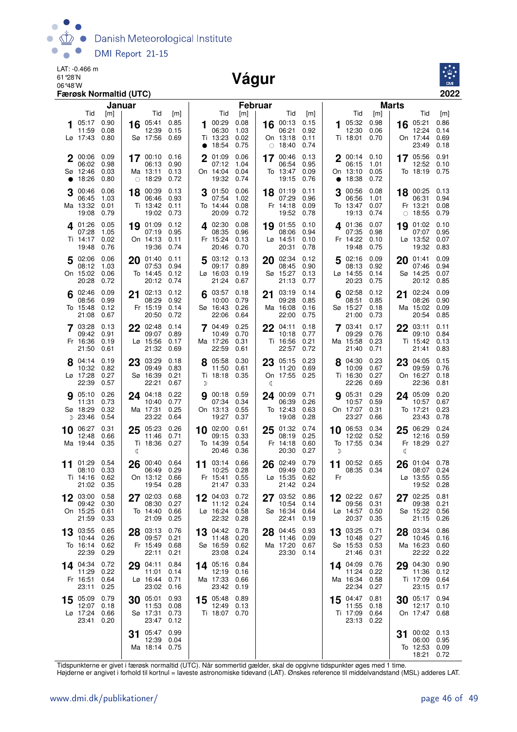LAT: -0.466 m
61°28'N
06°48'W
**Færøsk Normaltid (UTC)**

# Vágur

**2022**

## Januar

| Dag | Tid | [m] | Dag | Tid | [m] |
|---|---|---|---|---|---|
| 1 Lø | 05:17<br>11:59<br>17:43 | 0.90<br>0.08<br>0.80 | 16 Sø | 05:41<br>12:39<br>17:56 | 0.85<br>0.15<br>0.69 |
| 2 Sø ● | 00:06<br>06:02<br>12:46<br>18:26 | 0.09<br>0.98<br>0.03<br>0.80 | 17 Ma ○ | 00:10<br>06:13<br>13:11<br>18:29 | 0.16<br>0.90<br>0.13<br>0.72 |
| 3 Ma | 00:46<br>06:45<br>13:32<br>19:08 | 0.06<br>1.03<br>0.01<br>0.79 | 18 Ti | 00:39<br>06:46<br>13:42<br>19:02 | 0.13<br>0.93<br>0.11<br>0.73 |
| 4 Ti | 01:26<br>07:28<br>14:17<br>19:48 | 0.05<br>1.05<br>0.02<br>0.76 | 19 On | 01:09<br>07:19<br>14:13<br>19:36 | 0.12<br>0.95<br>0.11<br>0.74 |
| 5 On | 02:06<br>08:12<br>15:02<br>20:28 | 0.06<br>1.03<br>0.06<br>0.72 | 20 To | 01:40<br>07:53<br>14:45<br>20:12 | 0.11<br>0.94<br>0.12<br>0.74 |
| 6 To | 02:46<br>08:56<br>15:48<br>21:08 | 0.09<br>0.99<br>0.12<br>0.67 | 21 Fr | 02:13<br>08:29<br>15:19<br>20:50 | 0.12<br>0.92<br>0.14<br>0.72 |
| 7 Fr | 03:28<br>09:42<br>16:36<br>21:50 | 0.13<br>0.91<br>0.19<br>0.61 | 22 Lø | 02:48<br>09:07<br>15:56<br>21:32 | 0.14<br>0.89<br>0.17<br>0.69 |
| 8 Lø | 04:14<br>10:32<br>17:28<br>22:39 | 0.19<br>0.82<br>0.27<br>0.57 | 23 Sø | 03:29<br>09:49<br>16:39<br>22:21 | 0.18<br>0.83<br>0.21<br>0.67 |
| 9 Sø ☽ | 05:10<br>11:31<br>18:29<br>23:46 | 0.26<br>0.73<br>0.32<br>0.54 | 24 Ma | 04:18<br>10:40<br>17:31<br>23:22 | 0.22<br>0.77<br>0.25<br>0.64 |
| 10 Ma | 06:27<br>12:48<br>19:44 | 0.31<br>0.66<br>0.35 | 25 Ti ☾ | 05:23<br>11:46<br>18:36 | 0.26<br>0.71<br>0.27 |
| 11 Ti | 01:29<br>08:10<br>14:16<br>21:02 | 0.54<br>0.33<br>0.62<br>0.35 | 26 On | 00:40<br>06:49<br>13:12<br>19:54 | 0.64<br>0.29<br>0.66<br>0.28 |
| 12 On | 03:00<br>09:42<br>15:25<br>21:59 | 0.58<br>0.30<br>0.61<br>0.33 | 27 To | 02:03<br>08:30<br>14:40<br>21:09 | 0.68<br>0.27<br>0.66<br>0.25 |
| 13 To | 03:55<br>10:44<br>16:14<br>22:39 | 0.65<br>0.26<br>0.62<br>0.29 | 28 Fr | 03:13<br>09:57<br>15:49<br>22:11 | 0.76<br>0.21<br>0.68<br>0.21 |
| 14 Fr | 04:34<br>11:29<br>16:51<br>23:11 | 0.72<br>0.22<br>0.64<br>0.25 | 29 Lø | 04:11<br>11:01<br>16:44<br>23:02 | 0.84<br>0.14<br>0.71<br>0.16 |
| 15 Lø | 05:09<br>12:07<br>17:24<br>23:41 | 0.79<br>0.18<br>0.66<br>0.20 | 30 Sø | 05:01<br>11:53<br>17:31<br>23:47 | 0.93<br>0.08<br>0.73<br>0.12 |
| | | | 31 Ma | 05:47<br>12:39<br>18:14 | 0.99<br>0.04<br>0.75 |

## Februar

| Dag | Tid | [m] | Dag | Tid | [m] |
|---|---|---|---|---|---|
| 1 Ti ● | 00:29<br>06:30<br>13:23<br>18:54 | 0.08<br>1.03<br>0.02<br>0.75 | 16 On ○ | 00:13<br>06:21<br>13:18<br>18:40 | 0.15<br>0.92<br>0.11<br>0.74 |
| 2 On | 01:09<br>07:12<br>14:04<br>19:32 | 0.06<br>1.04<br>0.04<br>0.74 | 17 To | 00:46<br>06:54<br>13:47<br>19:15 | 0.13<br>0.95<br>0.09<br>0.76 |
| 3 To | 01:50<br>07:54<br>14:44<br>20:09 | 0.06<br>1.02<br>0.08<br>0.72 | 18 Fr | 01:19<br>07:29<br>14:18<br>19:52 | 0.11<br>0.96<br>0.09<br>0.78 |
| 4 Fr | 02:30<br>08:35<br>15:24<br>20:46 | 0.08<br>0.96<br>0.13<br>0.70 | 19 Lø | 01:55<br>08:06<br>14:51<br>20:31 | 0.10<br>0.94<br>0.10<br>0.78 |
| 5 Lø | 03:12<br>09:17<br>16:03<br>21:24 | 0.13<br>0.89<br>0.19<br>0.67 | 20 Sø | 02:34<br>08:45<br>15:27<br>21:13 | 0.12<br>0.90<br>0.13<br>0.77 |
| 6 Sø | 03:57<br>10:00<br>16:43<br>22:06 | 0.18<br>0.79<br>0.26<br>0.64 | 21 Ma | 03:19<br>09:28<br>16:08<br>22:00 | 0.14<br>0.85<br>0.16<br>0.75 |
| 7 Ma | 04:49<br>10:49<br>17:26<br>22:59 | 0.25<br>0.70<br>0.31<br>0.61 | 22 Ti | 04:11<br>10:18<br>16:56<br>22:57 | 0.18<br>0.77<br>0.21<br>0.72 |
| 8 Ti ☽ | 05:58<br>11:50<br>18:18 | 0.30<br>0.61<br>0.35 | 23 On ☾ | 05:15<br>11:20<br>17:55 | 0.23<br>0.69<br>0.25 |
| 9 On | 00:18<br>07:34<br>13:13<br>19:27 | 0.59<br>0.34<br>0.55<br>0.37 | 24 To | 00:09<br>06:39<br>12:43<br>19:08 | 0.71<br>0.26<br>0.63<br>0.28 |
| 10 To | 02:00<br>09:15<br>14:39<br>20:46 | 0.61<br>0.33<br>0.54<br>0.36 | 25 Fr | 01:32<br>08:19<br>14:18<br>20:30 | 0.74<br>0.25<br>0.60<br>0.27 |
| 11 Fr | 03:14<br>10:25<br>15:41<br>21:47 | 0.66<br>0.28<br>0.55<br>0.33 | 26 Lø | 02:49<br>09:49<br>15:35<br>21:42 | 0.79<br>0.20<br>0.62<br>0.24 |
| 12 Lø | 04:03<br>11:12<br>16:24<br>22:32 | 0.72<br>0.24<br>0.58<br>0.28 | 27 Sø | 03:52<br>10:54<br>16:34<br>22:41 | 0.86<br>0.14<br>0.64<br>0.19 |
| 13 Sø | 04:42<br>11:48<br>16:59<br>23:08 | 0.78<br>0.20<br>0.62<br>0.24 | 28 Ma | 04:45<br>11:46<br>17:20<br>23:30 | 0.93<br>0.09<br>0.67<br>0.14 |
| 14 Ma | 05:16<br>12:19<br>17:33<br>23:42 | 0.84<br>0.16<br>0.66<br>0.19 | | | |
| 15 Ti | 05:48<br>12:49<br>18:07 | 0.89<br>0.13<br>0.70 | | | |

## Marts

| Dag | Tid | [m] | Dag | Tid | [m] |
|---|---|---|---|---|---|
| 1 Ti | 05:32<br>12:30<br>18:01 | 0.98<br>0.06<br>0.70 | 16 On | 05:21<br>12:24<br>17:44<br>23:49 | 0.86<br>0.14<br>0.69<br>0.18 |
| 2 On ● | 00:14<br>06:15<br>13:10<br>18:38 | 0.10<br>1.01<br>0.05<br>0.72 | 17 To | 05:56<br>12:52<br>18:19 | 0.91<br>0.10<br>0.75 |
| 3 To | 00:56<br>06:56<br>13:47<br>19:13 | 0.08<br>1.01<br>0.07<br>0.74 | 18 Fr ○ | 00:25<br>06:31<br>13:21<br>18:55 | 0.13<br>0.94<br>0.08<br>0.79 |
| 4 Fr | 01:36<br>07:35<br>14:22<br>19:48 | 0.07<br>0.98<br>0.10<br>0.75 | 19 Lø | 01:02<br>07:07<br>13:52<br>19:32 | 0.10<br>0.95<br>0.07<br>0.83 |
| 5 Lø | 02:16<br>08:13<br>14:55<br>20:23 | 0.09<br>0.92<br>0.14<br>0.75 | 20 Sø | 01:41<br>07:46<br>14:25<br>20:12 | 0.09<br>0.94<br>0.07<br>0.85 |
| 6 Sø | 02:58<br>08:51<br>15:27<br>21:00 | 0.12<br>0.85<br>0.18<br>0.73 | 21 Ma | 02:24<br>08:26<br>15:02<br>20:54 | 0.09<br>0.90<br>0.09<br>0.85 |
| 7 Ma | 03:41<br>09:29<br>15:58<br>21:40 | 0.17<br>0.76<br>0.23<br>0.71 | 22 Ti | 03:11<br>09:10<br>15:42<br>21:41 | 0.11<br>0.84<br>0.13<br>0.83 |
| 8 Ti | 04:30<br>10:09<br>16:30<br>22:26 | 0.23<br>0.67<br>0.27<br>0.69 | 23 On | 04:05<br>09:59<br>16:27<br>22:36 | 0.15<br>0.76<br>0.18<br>0.81 |
| 9 On | 05:31<br>10:57<br>17:07<br>23:27 | 0.29<br>0.59<br>0.31<br>0.66 | 24 To | 05:09<br>10:57<br>17:21<br>23:43 | 0.20<br>0.67<br>0.23<br>0.78 |
| 10 To ☽ | 06:53<br>12:02<br>17:55 | 0.34<br>0.52<br>0.34 | 25 Fr ☾ | 06:29<br>12:16<br>18:29 | 0.24<br>0.59<br>0.27 |
| 11 Fr | 00:52<br>08:35 | 0.65<br>0.34 | 26 Lø | 01:04<br>08:07<br>13:55<br>19:52 | 0.78<br>0.24<br>0.55<br>0.28 |
| 12 Lø | 02:22<br>09:56<br>14:57<br>20:37 | 0.67<br>0.31<br>0.50<br>0.35 | 27 Sø | 02:25<br>09:38<br>15:22<br>21:15 | 0.81<br>0.21<br>0.56<br>0.26 |
| 13 Sø | 03:25<br>10:48<br>15:53<br>21:46 | 0.71<br>0.27<br>0.53<br>0.31 | 28 Ma | 03:34<br>10:45<br>16:23<br>22:22 | 0.86<br>0.16<br>0.60<br>0.22 |
| 14 Ma | 04:09<br>11:24<br>16:34<br>22:34 | 0.76<br>0.22<br>0.58<br>0.27 | 29 Ti | 04:30<br>11:36<br>17:09<br>23:15 | 0.90<br>0.12<br>0.64<br>0.17 |
| 15 Ti | 04:47<br>11:55<br>17:09<br>23:13 | 0.81<br>0.18<br>0.64<br>0.22 | 30 On | 05:17<br>12:17<br>17:47 | 0.94<br>0.10<br>0.68 |
| | | | 31 To | 00:02<br>06:00<br>12:53<br>18:21 | 0.13<br>0.95<br>0.09<br>0.72 |

Tidspunkterne er givet i færøsk normaltid (UTC). Når sommertid gælder, skal de opgivne tidspunkter øges med 1 time.
Højderne er angivet i forhold til kortnul = laveste astronomiske tidevand (LAT). Ønskes reference til middelvandstand (MSL) adderes LAT.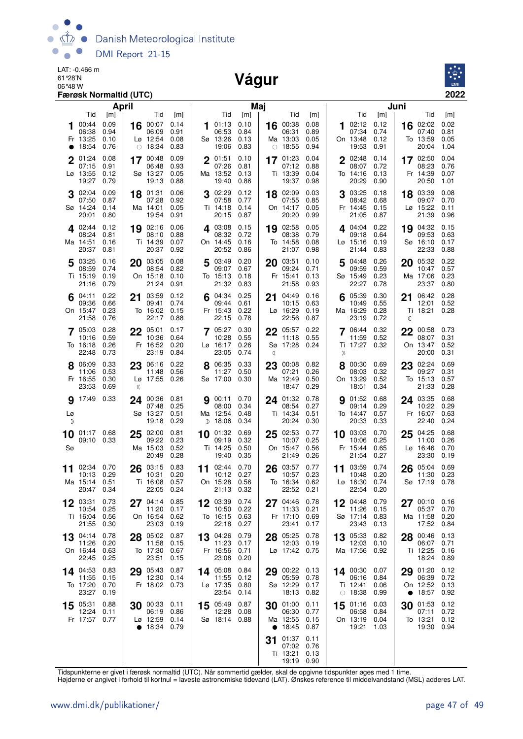LAT: -0.466 m
61°28'N
06°48'W
**Færøsk Normaltid (UTC)**

# Vágur

**2022**

## April

| Dag | Tid | [m] | Dag | Tid | [m] |
|---|---|---|---|---|---|
| **1** Fr ● | 00:44<br>06:38<br>13:25<br>18:54 | 0.09<br>0.94<br>0.10<br>0.76 | **16** Lø ○ | 00:07<br>06:09<br>12:54<br>18:34 | 0.14<br>0.91<br>0.08<br>0.83 |
| **2** Lø | 01:24<br>07:15<br>13:55<br>19:27 | 0.08<br>0.91<br>0.12<br>0.79 | **17** Sø | 00:48<br>06:48<br>13:27<br>19:13 | 0.09<br>0.93<br>0.05<br>0.88 |
| **3** Sø | 02:04<br>07:50<br>14:24<br>20:01 | 0.09<br>0.87<br>0.14<br>0.80 | **18** Ma | 01:31<br>07:28<br>14:01<br>19:54 | 0.06<br>0.92<br>0.05<br>0.91 |
| **4** Ma | 02:44<br>08:24<br>14:51<br>20:37 | 0.12<br>0.81<br>0.16<br>0.81 | **19** Ti | 02:16<br>08:10<br>14:39<br>20:37 | 0.06<br>0.88<br>0.07<br>0.92 |
| **5** Ti | 03:25<br>08:59<br>15:19<br>21:16 | 0.16<br>0.74<br>0.19<br>0.79 | **20** On | 03:05<br>08:54<br>15:18<br>21:24 | 0.08<br>0.82<br>0.10<br>0.91 |
| **6** On | 04:11<br>09:36<br>15:47<br>21:58 | 0.22<br>0.66<br>0.23<br>0.76 | **21** To | 03:59<br>09:41<br>16:02<br>22:17 | 0.12<br>0.74<br>0.15<br>0.88 |
| **7** To | 05:03<br>10:16<br>16:18<br>22:48 | 0.28<br>0.59<br>0.26<br>0.73 | **22** Fr | 05:01<br>10:36<br>16:52<br>23:19 | 0.17<br>0.64<br>0.20<br>0.84 |
| **8** Fr | 06:09<br>11:06<br>16:55<br>23:53 | 0.33<br>0.53<br>0.30<br>0.69 | **23** Lø ☾ | 06:16<br>11:48<br>17:55 | 0.22<br>0.56<br>0.26 |
| **9** Lø ☽ | 17:49 | 0.33 | **24** Sø | 00:36<br>07:48<br>13:27<br>19:18 | 0.81<br>0.25<br>0.51<br>0.29 |
| **10** Sø | 01:17<br>09:10 | 0.68<br>0.33 | **25** Ma | 02:00<br>09:22<br>15:03<br>20:49 | 0.81<br>0.23<br>0.52<br>0.28 |
| **11** Ma | 02:34<br>10:13<br>15:14<br>20:47 | 0.70<br>0.29<br>0.51<br>0.34 | **26** Ti | 03:15<br>10:31<br>16:08<br>22:05 | 0.83<br>0.20<br>0.57<br>0.24 |
| **12** Ti | 03:31<br>10:54<br>16:04<br>21:55 | 0.73<br>0.25<br>0.56<br>0.30 | **27** On | 04:14<br>11:20<br>16:54<br>23:03 | 0.85<br>0.17<br>0.62<br>0.19 |
| **13** On | 04:14<br>11:26<br>16:44<br>22:45 | 0.78<br>0.20<br>0.63<br>0.25 | **28** To | 05:02<br>11:58<br>17:30<br>23:51 | 0.87<br>0.15<br>0.67<br>0.15 |
| **14** To | 04:53<br>11:55<br>17:20<br>23:27 | 0.83<br>0.15<br>0.70<br>0.19 | **29** Fr | 05:43<br>12:30<br>18:02 | 0.87<br>0.14<br>0.73 |
| **15** Fr | 05:31<br>12:24<br>17:57 | 0.88<br>0.11<br>0.77 | **30** Lø ● | 00:33<br>06:19<br>12:59<br>18:34 | 0.11<br>0.86<br>0.14<br>0.79 |

## Maj

| Dag | Tid | [m] | Dag | Tid | [m] |
|---|---|---|---|---|---|
| **1** Sø | 01:13<br>06:53<br>13:26<br>19:06 | 0.10<br>0.84<br>0.13<br>0.83 | **16** Ma ○ | 00:38<br>06:31<br>13:03<br>18:55 | 0.08<br>0.89<br>0.05<br>0.94 |
| **2** Ma | 01:51<br>07:26<br>13:52<br>19:40 | 0.10<br>0.81<br>0.13<br>0.86 | **17** Ti | 01:23<br>07:12<br>13:39<br>19:37 | 0.04<br>0.88<br>0.04<br>0.98 |
| **3** Ti | 02:29<br>07:58<br>14:18<br>20:15 | 0.12<br>0.77<br>0.14<br>0.87 | **18** On | 02:09<br>07:55<br>14:17<br>20:20 | 0.03<br>0.85<br>0.05<br>0.99 |
| **4** On | 03:08<br>08:32<br>14:45<br>20:52 | 0.15<br>0.72<br>0.16<br>0.86 | **19** To | 02:58<br>08:38<br>14:58<br>21:07 | 0.05<br>0.79<br>0.08<br>0.98 |
| **5** To | 03:49<br>09:07<br>15:13<br>21:32 | 0.20<br>0.67<br>0.18<br>0.83 | **20** Fr | 03:51<br>09:24<br>15:41<br>21:58 | 0.10<br>0.71<br>0.13<br>0.93 |
| **6** Fr | 04:34<br>09:44<br>15:43<br>22:15 | 0.25<br>0.61<br>0.22<br>0.78 | **21** Lø | 04:49<br>10:15<br>16:29<br>22:56 | 0.16<br>0.63<br>0.19<br>0.87 |
| **7** Lø | 05:27<br>10:28<br>16:17<br>23:05 | 0.30<br>0.55<br>0.26<br>0.74 | **22** Sø ☾ | 05:57<br>11:18<br>17:28 | 0.22<br>0.55<br>0.24 |
| **8** Sø | 06:35<br>11:27<br>17:00 | 0.33<br>0.50<br>0.30 | **23** Ma | 00:08<br>07:21<br>12:49<br>18:47 | 0.82<br>0.26<br>0.50<br>0.29 |
| **9** Ma ☽ | 00:11<br>08:00<br>12:54<br>18:06 | 0.70<br>0.34<br>0.48<br>0.34 | **24** Ti | 01:32<br>08:54<br>14:34<br>20:24 | 0.78<br>0.27<br>0.51<br>0.30 |
| **10** Ti | 01:32<br>09:19<br>14:25<br>19:40 | 0.69<br>0.32<br>0.50<br>0.35 | **25** On | 02:53<br>10:07<br>15:47<br>21:49 | 0.77<br>0.25<br>0.56<br>0.26 |
| **11** On | 02:44<br>10:12<br>15:28<br>21:13 | 0.70<br>0.27<br>0.56<br>0.32 | **26** To | 03:57<br>10:57<br>16:34<br>22:52 | 0.77<br>0.23<br>0.62<br>0.21 |
| **12** To | 03:39<br>10:50<br>16:15<br>22:18 | 0.74<br>0.22<br>0.63<br>0.27 | **27** Fr | 04:46<br>11:33<br>17:10<br>23:41 | 0.78<br>0.21<br>0.69<br>0.17 |
| **13** Fr | 04:26<br>11:23<br>16:56<br>23:08 | 0.79<br>0.17<br>0.71<br>0.20 | **28** Lø | 05:25<br>12:03<br>17:42 | 0.78<br>0.19<br>0.75 |
| **14** Lø | 05:08<br>11:55<br>17:35<br>23:54 | 0.84<br>0.12<br>0.80<br>0.14 | **29** Sø | 00:22<br>05:59<br>12:29<br>18:13 | 0.13<br>0.78<br>0.17<br>0.82 |
| **15** Sø | 05:49<br>12:28<br>18:14 | 0.87<br>0.08<br>0.88 | **30** Ma ● | 01:00<br>06:30<br>12:55<br>18:45 | 0.11<br>0.77<br>0.15<br>0.87 |
| | | | **31** Ti | 01:37<br>07:02<br>13:21<br>19:19 | 0.11<br>0.76<br>0.13<br>0.90 |

## Juni

| Dag | Tid | [m] | Dag | Tid | [m] |
|---|---|---|---|---|---|
| **1** On | 02:12<br>07:34<br>13:48<br>19:53 | 0.12<br>0.74<br>0.12<br>0.91 | **16** To | 02:02<br>07:40<br>13:59<br>20:04 | 0.02<br>0.81<br>0.05<br>1.04 |
| **2** To | 02:48<br>08:07<br>14:16<br>20:29 | 0.14<br>0.72<br>0.13<br>0.90 | **17** Fr | 02:50<br>08:23<br>14:39<br>20:50 | 0.04<br>0.76<br>0.07<br>1.01 |
| **3** Fr | 03:25<br>08:42<br>14:45<br>21:05 | 0.18<br>0.68<br>0.15<br>0.87 | **18** Lø | 03:39<br>09:07<br>15:22<br>21:39 | 0.08<br>0.70<br>0.11<br>0.96 |
| **4** Lø | 04:04<br>09:18<br>15:16<br>21:44 | 0.22<br>0.64<br>0.19<br>0.83 | **19** Sø | 04:32<br>09:53<br>16:10<br>22:33 | 0.15<br>0.63<br>0.17<br>0.88 |
| **5** Sø | 04:48<br>09:59<br>15:49<br>22:27 | 0.26<br>0.59<br>0.23<br>0.78 | **20** Ma | 05:32<br>10:47<br>17:06<br>23:37 | 0.22<br>0.57<br>0.23<br>0.80 |
| **6** Ma | 05:39<br>10:49<br>16:29<br>23:19 | 0.30<br>0.55<br>0.28<br>0.72 | **21** Ti ☾ | 06:42<br>12:01<br>18:21 | 0.28<br>0.52<br>0.28 |
| **7** Ti ☽ | 06:44<br>11:59<br>17:27 | 0.32<br>0.52<br>0.32 | **22** On | 00:58<br>08:07<br>13:47<br>20:00 | 0.73<br>0.31<br>0.52<br>0.31 |
| **8** On | 00:30<br>08:03<br>13:29<br>18:51 | 0.69<br>0.32<br>0.52<br>0.34 | **23** To | 02:24<br>09:27<br>15:13<br>21:33 | 0.69<br>0.31<br>0.57<br>0.28 |
| **9** To | 01:52<br>09:14<br>14:47<br>20:33 | 0.68<br>0.29<br>0.57<br>0.33 | **24** Fr | 03:35<br>10:22<br>16:07<br>22:40 | 0.68<br>0.29<br>0.63<br>0.24 |
| **10** Fr | 03:03<br>10:06<br>15:44<br>21:54 | 0.70<br>0.25<br>0.65<br>0.27 | **25** Lø | 04:25<br>11:00<br>16:46<br>23:30 | 0.68<br>0.26<br>0.70<br>0.19 |
| **11** Lø | 03:59<br>10:48<br>16:30<br>22:54 | 0.74<br>0.20<br>0.74<br>0.20 | **26** Sø | 05:04<br>11:30<br>17:19 | 0.69<br>0.23<br>0.78 |
| **12** Sø | 04:48<br>11:26<br>17:14<br>23:43 | 0.79<br>0.15<br>0.83<br>0.13 | **27** Ma | 00:10<br>05:37<br>11:58<br>17:52 | 0.16<br>0.70<br>0.20<br>0.84 |
| **13** Ma | 05:33<br>12:03<br>17:56 | 0.82<br>0.10<br>0.92 | **28** Ti | 00:46<br>06:07<br>12:25<br>18:24 | 0.13<br>0.71<br>0.16<br>0.89 |
| **14** Ti ○ | 00:30<br>06:16<br>12:41<br>18:38 | 0.07<br>0.84<br>0.06<br>0.99 | **29** On ● | 01:20<br>06:39<br>12:52<br>18:57 | 0.12<br>0.72<br>0.13<br>0.92 |
| **15** On | 01:16<br>06:58<br>13:19<br>19:21 | 0.03<br>0.84<br>0.04<br>1.03 | **30** To | 01:53<br>07:11<br>13:21<br>19:30 | 0.12<br>0.72<br>0.12<br>0.94 |

Tidspunkterne er givet i færøsk normaltid (UTC). Når sommertid gælder, skal de opgivne tidspunkter øges med 1 time.
Højderne er angivet i forhold til kortnul = laveste astronomiske tidevand (LAT). Ønskes reference til middelvandstand (MSL) adderes LAT.

www.dmi.dk/publikationer/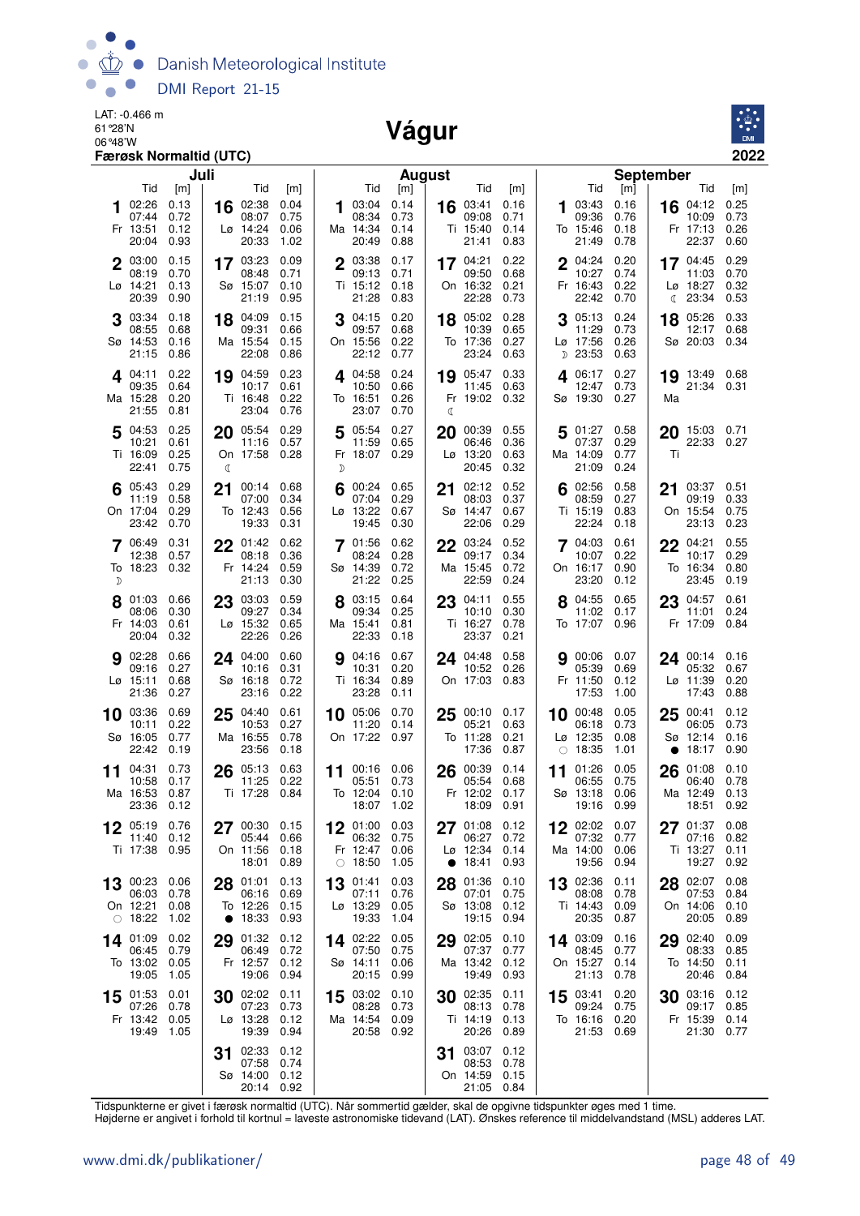LAT: -0.466 m
61°28'N
06°48'W

# Vágur

**Færøsk Normaltid (UTC)** **2022**

## Juli

| Dag | Tid | [m] | Dag | Tid | [m] |
|---|---|---|---|---|---|
| 1 Fr | 02:26 | 0.13 | 16 Lø | 02:38 | 0.04 |
| | 07:44 | 0.72 | | 08:07 | 0.75 |
| | 13:51 | 0.12 | | 14:24 | 0.06 |
| | 20:04 | 0.93 | | 20:33 | 1.02 |
| 2 Lø | 03:00 | 0.15 | 17 Sø | 03:23 | 0.09 |
| | 08:19 | 0.70 | | 08:48 | 0.71 |
| | 14:21 | 0.13 | | 15:07 | 0.10 |
| | 20:39 | 0.90 | | 21:19 | 0.95 |
| 3 Sø | 03:34 | 0.18 | 18 Ma | 04:09 | 0.15 |
| | 08:55 | 0.68 | | 09:31 | 0.66 |
| | 14:53 | 0.16 | | 15:54 | 0.15 |
| | 21:15 | 0.86 | | 22:08 | 0.86 |
| 4 Ma | 04:11 | 0.22 | 19 Ti | 04:59 | 0.23 |
| | 09:35 | 0.64 | | 10:17 | 0.61 |
| | 15:28 | 0.20 | | 16:48 | 0.22 |
| | 21:55 | 0.81 | | 23:04 | 0.76 |
| 5 Ti | 04:53 | 0.25 | 20 On ☾ | 05:54 | 0.29 |
| | 10:21 | 0.61 | | 11:16 | 0.57 |
| | 16:09 | 0.25 | | 17:58 | 0.28 |
| | 22:41 | 0.75 | | | |
| 6 On | 05:43 | 0.29 | 21 To | 00:14 | 0.68 |
| | 11:19 | 0.58 | | 07:00 | 0.34 |
| | 17:04 | 0.29 | | 12:43 | 0.56 |
| | 23:42 | 0.70 | | 19:33 | 0.31 |
| 7 To ☽ | 06:49 | 0.31 | 22 Fr | 01:42 | 0.62 |
| | 12:38 | 0.57 | | 08:18 | 0.36 |
| | 18:23 | 0.32 | | 14:24 | 0.59 |
| | | | | 21:13 | 0.30 |
| 8 Fr | 01:03 | 0.66 | 23 Lø | 03:03 | 0.59 |
| | 08:06 | 0.30 | | 09:27 | 0.34 |
| | 14:03 | 0.61 | | 15:32 | 0.65 |
| | 20:04 | 0.32 | | 22:26 | 0.26 |
| 9 Lø | 02:28 | 0.66 | 24 Sø | 04:00 | 0.60 |
| | 09:16 | 0.27 | | 10:16 | 0.31 |
| | 15:11 | 0.68 | | 16:18 | 0.72 |
| | 21:36 | 0.27 | | 23:16 | 0.22 |
| 10 Sø | 03:36 | 0.69 | 25 Ma | 04:40 | 0.61 |
| | 10:11 | 0.22 | | 10:53 | 0.27 |
| | 16:05 | 0.77 | | 16:55 | 0.78 |
| | 22:42 | 0.19 | | 23:56 | 0.18 |
| 11 Ma | 04:31 | 0.73 | 26 Ti | 05:13 | 0.63 |
| | 10:58 | 0.17 | | 11:25 | 0.22 |
| | 16:53 | 0.87 | | 17:28 | 0.84 |
| | 23:36 | 0.12 | | | |
| 12 Ti | 05:19 | 0.76 | 27 On | 00:30 | 0.15 |
| | 11:40 | 0.12 | | 05:44 | 0.66 |
| | 17:38 | 0.95 | | 11:56 | 0.18 |
| | | | | 18:01 | 0.89 |
| 13 On ○ | 00:23 | 0.06 | 28 To ● | 01:01 | 0.13 |
| | 06:03 | 0.78 | | 06:16 | 0.69 |
| | 12:21 | 0.08 | | 12:26 | 0.15 |
| | 18:22 | 1.02 | | 18:33 | 0.93 |
| 14 To | 01:09 | 0.02 | 29 Fr | 01:32 | 0.12 |
| | 06:45 | 0.79 | | 06:49 | 0.72 |
| | 13:02 | 0.05 | | 12:57 | 0.12 |
| | 19:05 | 1.05 | | 19:06 | 0.94 |
| 15 Fr | 01:53 | 0.01 | 30 Lø | 02:02 | 0.11 |
| | 07:26 | 0.78 | | 07:23 | 0.73 |
| | 13:42 | 0.05 | | 13:28 | 0.12 |
| | 19:49 | 1.05 | | 19:39 | 0.94 |
| | | | 31 Sø | 02:33 | 0.12 |
| | | | | 07:58 | 0.74 |
| | | | | 14:00 | 0.12 |
| | | | | 20:14 | 0.92 |

## August

| Dag | Tid | [m] | Dag | Tid | [m] |
|---|---|---|---|---|---|
| 1 Ma | 03:04 | 0.14 | 16 Ti | 03:41 | 0.16 |
| | 08:34 | 0.73 | | 09:08 | 0.71 |
| | 14:34 | 0.14 | | 15:40 | 0.14 |
| | 20:49 | 0.88 | | 21:41 | 0.83 |
| 2 Ti | 03:38 | 0.17 | 17 On | 04:21 | 0.22 |
| | 09:13 | 0.71 | | 09:50 | 0.68 |
| | 15:12 | 0.18 | | 16:32 | 0.21 |
| | 21:28 | 0.83 | | 22:28 | 0.73 |
| 3 On | 04:15 | 0.20 | 18 To | 05:02 | 0.28 |
| | 09:57 | 0.68 | | 10:39 | 0.65 |
| | 15:56 | 0.22 | | 17:36 | 0.27 |
| | 22:12 | 0.77 | | 23:24 | 0.63 |
| 4 To | 04:58 | 0.24 | 19 Fr ☾ | 05:47 | 0.33 |
| | 10:50 | 0.66 | | 11:45 | 0.63 |
| | 16:51 | 0.26 | | 19:02 | 0.32 |
| | 23:07 | 0.70 | | | |
| 5 Fr ☽ | 05:54 | 0.27 | 20 Lø | 00:39 | 0.55 |
| | 11:59 | 0.65 | | 06:46 | 0.36 |
| | 18:07 | 0.29 | | 13:20 | 0.63 |
| | | | | 20:45 | 0.32 |
| 6 Lø | 00:24 | 0.65 | 21 Sø | 02:12 | 0.52 |
| | 07:04 | 0.29 | | 08:03 | 0.37 |
| | 13:22 | 0.67 | | 14:47 | 0.67 |
| | 19:45 | 0.30 | | 22:06 | 0.29 |
| 7 Sø | 01:56 | 0.62 | 22 Ma | 03:24 | 0.52 |
| | 08:24 | 0.28 | | 09:17 | 0.34 |
| | 14:39 | 0.72 | | 15:45 | 0.72 |
| | 21:22 | 0.25 | | 22:59 | 0.24 |
| 8 Ma | 03:15 | 0.64 | 23 Ti | 04:11 | 0.55 |
| | 09:34 | 0.25 | | 10:10 | 0.30 |
| | 15:41 | 0.81 | | 16:27 | 0.78 |
| | 22:33 | 0.18 | | 23:37 | 0.21 |
| 9 Ti | 04:16 | 0.67 | 24 On | 04:48 | 0.58 |
| | 10:31 | 0.20 | | 10:52 | 0.26 |
| | 16:34 | 0.89 | | 17:03 | 0.83 |
| | 23:28 | 0.11 | | | |
| 10 On | 05:06 | 0.70 | 25 To | 00:10 | 0.17 |
| | 11:20 | 0.14 | | 05:21 | 0.63 |
| | 17:22 | 0.97 | | 11:28 | 0.21 |
| | | | | 17:36 | 0.87 |
| 11 To | 00:16 | 0.06 | 26 Fr | 00:39 | 0.14 |
| | 05:51 | 0.73 | | 05:54 | 0.68 |
| | 12:04 | 0.10 | | 12:02 | 0.17 |
| | 18:07 | 1.02 | | 18:09 | 0.91 |
| 12 Fr ○ | 01:00 | 0.03 | 27 Lø ● | 01:08 | 0.12 |
| | 06:32 | 0.75 | | 06:27 | 0.72 |
| | 12:47 | 0.06 | | 12:34 | 0.14 |
| | 18:50 | 1.05 | | 18:41 | 0.93 |
| 13 Lø | 01:41 | 0.03 | 28 Sø | 01:36 | 0.10 |
| | 07:11 | 0.76 | | 07:01 | 0.75 |
| | 13:29 | 0.05 | | 13:08 | 0.12 |
| | 19:33 | 1.04 | | 19:15 | 0.94 |
| 14 Sø | 02:22 | 0.05 | 29 Ma | 02:05 | 0.10 |
| | 07:50 | 0.75 | | 07:37 | 0.77 |
| | 14:11 | 0.06 | | 13:42 | 0.12 |
| | 20:15 | 0.99 | | 19:49 | 0.93 |
| 15 Ma | 03:02 | 0.10 | 30 Ti | 02:35 | 0.11 |
| | 08:28 | 0.73 | | 08:13 | 0.78 |
| | 14:54 | 0.09 | | 14:19 | 0.13 |
| | 20:58 | 0.92 | | 20:26 | 0.89 |
| | | | 31 On | 03:07 | 0.12 |
| | | | | 08:53 | 0.78 |
| | | | | 14:59 | 0.15 |
| | | | | 21:05 | 0.84 |

## September

| Dag | Tid | [m] | Dag | Tid | [m] |
|---|---|---|---|---|---|
| 1 To | 03:43 | 0.16 | 16 Fr | 04:12 | 0.25 |
| | 09:36 | 0.76 | | 10:09 | 0.73 |
| | 15:46 | 0.18 | | 17:13 | 0.26 |
| | 21:49 | 0.78 | | 22:37 | 0.60 |
| 2 Fr | 04:24 | 0.20 | 17 Lø ☾ | 04:45 | 0.29 |
| | 10:27 | 0.74 | | 11:03 | 0.70 |
| | 16:43 | 0.22 | | 18:27 | 0.32 |
| | 22:42 | 0.70 | | 23:34 | 0.53 |
| 3 Lø ☽ | 05:13 | 0.24 | 18 Sø | 05:26 | 0.33 |
| | 11:29 | 0.73 | | 12:17 | 0.68 |
| | 17:56 | 0.26 | | 20:03 | 0.34 |
| | 23:53 | 0.63 | | | |
| 4 Sø | 06:17 | 0.27 | 19 Ma | 13:49 | 0.68 |
| | 12:47 | 0.73 | | 21:34 | 0.31 |
| | 19:30 | 0.27 | | | |
| 5 Ma | 01:27 | 0.58 | 20 Ti | 15:03 | 0.71 |
| | 07:37 | 0.29 | | 22:33 | 0.27 |
| | 14:09 | 0.77 | | | |
| | 21:09 | 0.24 | | | |
| 6 Ti | 02:56 | 0.58 | 21 On | 03:37 | 0.51 |
| | 08:59 | 0.27 | | 09:19 | 0.33 |
| | 15:19 | 0.83 | | 15:54 | 0.75 |
| | 22:24 | 0.18 | | 23:13 | 0.23 |
| 7 On | 04:03 | 0.61 | 22 To | 04:21 | 0.55 |
| | 10:07 | 0.22 | | 10:17 | 0.29 |
| | 16:17 | 0.90 | | 16:34 | 0.80 |
| | 23:20 | 0.12 | | 23:45 | 0.19 |
| 8 To | 04:55 | 0.65 | 23 Fr | 04:57 | 0.61 |
| | 11:02 | 0.17 | | 11:01 | 0.24 |
| | 17:07 | 0.96 | | 17:09 | 0.84 |
| 9 Fr | 00:06 | 0.07 | 24 Lø | 00:14 | 0.16 |
| | 05:39 | 0.69 | | 05:32 | 0.67 |
| | 11:50 | 0.12 | | 11:39 | 0.20 |
| | 17:53 | 1.00 | | 17:43 | 0.88 |
| 10 Lø ○ | 00:48 | 0.05 | 25 Sø ● | 00:41 | 0.12 |
| | 06:18 | 0.73 | | 06:05 | 0.73 |
| | 12:35 | 0.08 | | 12:14 | 0.16 |
| | 18:35 | 1.01 | | 18:17 | 0.90 |
| 11 Sø | 01:26 | 0.05 | 26 Ma | 01:08 | 0.10 |
| | 06:55 | 0.75 | | 06:40 | 0.78 |
| | 13:18 | 0.06 | | 12:49 | 0.13 |
| | 19:16 | 0.99 | | 18:51 | 0.92 |
| 12 Ma | 02:02 | 0.07 | 27 Ti | 01:37 | 0.08 |
| | 07:32 | 0.77 | | 07:16 | 0.82 |
| | 14:00 | 0.06 | | 13:27 | 0.11 |
| | 19:56 | 0.94 | | 19:27 | 0.92 |
| 13 Ti | 02:36 | 0.11 | 28 On | 02:07 | 0.08 |
| | 08:08 | 0.78 | | 07:53 | 0.84 |
| | 14:43 | 0.09 | | 14:06 | 0.10 |
| | 20:35 | 0.87 | | 20:05 | 0.89 |
| 14 On | 03:09 | 0.16 | 29 To | 02:40 | 0.09 |
| | 08:45 | 0.77 | | 08:33 | 0.85 |
| | 15:27 | 0.14 | | 14:50 | 0.11 |
| | 21:13 | 0.78 | | 20:46 | 0.84 |
| 15 To | 03:41 | 0.20 | 30 Fr | 03:16 | 0.12 |
| | 09:24 | 0.75 | | 09:17 | 0.85 |
| | 16:16 | 0.20 | | 15:39 | 0.14 |
| | 21:53 | 0.69 | | 21:30 | 0.77 |

Tidspunkterne er givet i færøsk normaltid (UTC). Når sommertid gælder, skal de opgivne tidspunkter øges med 1 time.
Højderne er angivet i forhold til kortnul = laveste astronomiske tidevand (LAT). Ønskes reference til middelvandstand (MSL) adderes LAT.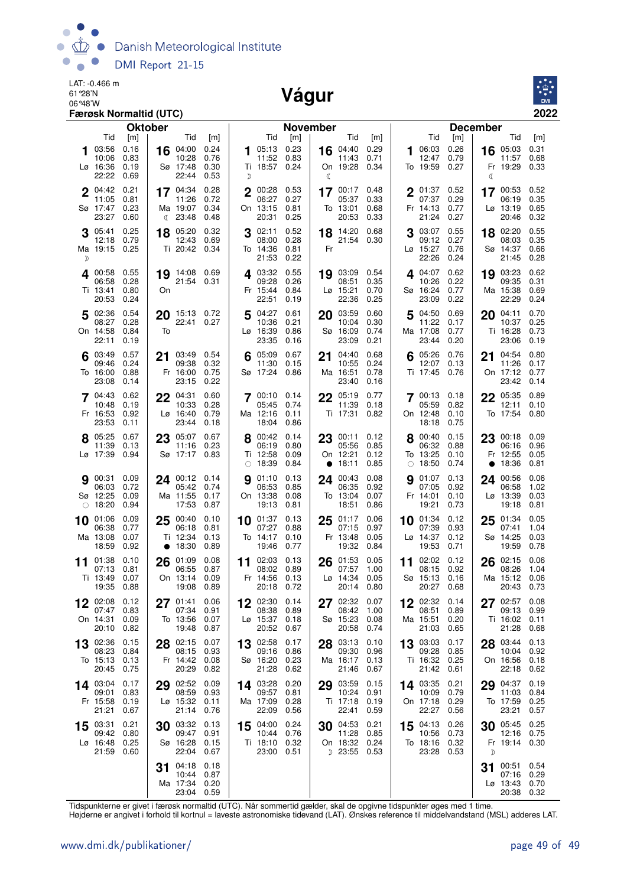LAT: -0.466 m
61°28'N
06°48'W
**Færøsk Normaltid (UTC)**

# Vágur

**2022**

## Oktober

| Dag | Tid | [m] | Dag | Tid | [m] |
|---|---|---|---|---|---|
| 1 Lø | 03:56<br>10:06<br>16:36<br>22:22 | 0.16<br>0.83<br>0.19<br>0.69 | 16 Sø | 04:00<br>10:28<br>17:48<br>22:44 | 0.24<br>0.76<br>0.30<br>0.53 |
| 2 Sø | 04:42<br>11:05<br>17:47<br>23:27 | 0.21<br>0.81<br>0.23<br>0.60 | 17 Ma ☾ | 04:34<br>11:26<br>19:07<br>23:48 | 0.28<br>0.72<br>0.34<br>0.48 |
| 3 Ma ☽ | 05:41<br>12:18<br>19:15 | 0.25<br>0.79<br>0.25 | 18 Ti | 05:20<br>12:43<br>20:42 | 0.32<br>0.69<br>0.34 |
| 4 Ti | 00:58<br>06:58<br>13:41<br>20:53 | 0.55<br>0.28<br>0.80<br>0.24 | 19 On | 14:08<br>21:54 | 0.69<br>0.31 |
| 5 On | 02:36<br>08:27<br>14:58<br>22:11 | 0.54<br>0.28<br>0.84<br>0.19 | 20 To | 15:13<br>22:41 | 0.72<br>0.27 |
| 6 To | 03:49<br>09:46<br>16:00<br>23:08 | 0.57<br>0.24<br>0.88<br>0.14 | 21 Fr | 03:49<br>09:38<br>16:00<br>23:15 | 0.54<br>0.32<br>0.75<br>0.22 |
| 7 Fr | 04:43<br>10:48<br>16:53<br>23:53 | 0.62<br>0.19<br>0.92<br>0.11 | 22 Lø | 04:31<br>10:33<br>16:40<br>23:44 | 0.60<br>0.28<br>0.79<br>0.18 |
| 8 Lø | 05:25<br>11:39<br>17:39 | 0.67<br>0.13<br>0.94 | 23 Sø | 05:07<br>11:16<br>17:17 | 0.67<br>0.23<br>0.83 |
| 9 Sø ○ | 00:31<br>06:03<br>12:25<br>18:20 | 0.09<br>0.72<br>0.09<br>0.94 | 24 Ma | 00:12<br>05:42<br>11:55<br>17:53 | 0.14<br>0.74<br>0.17<br>0.87 |
| 10 Ma | 01:06<br>06:38<br>13:08<br>18:59 | 0.09<br>0.77<br>0.07<br>0.92 | 25 Ti ● | 00:40<br>06:18<br>12:34<br>18:30 | 0.10<br>0.81<br>0.13<br>0.89 |
| 11 Ti | 01:38<br>07:13<br>13:49<br>19:35 | 0.10<br>0.81<br>0.07<br>0.88 | 26 On | 01:09<br>06:55<br>13:14<br>19:08 | 0.08<br>0.87<br>0.09<br>0.89 |
| 12 On | 02:08<br>07:47<br>14:31<br>20:10 | 0.12<br>0.83<br>0.09<br>0.82 | 27 To | 01:41<br>07:34<br>13:56<br>19:48 | 0.06<br>0.91<br>0.07<br>0.87 |
| 13 To | 02:36<br>08:23<br>15:13<br>20:45 | 0.15<br>0.84<br>0.13<br>0.75 | 28 Fr | 02:15<br>08:15<br>14:42<br>20:29 | 0.07<br>0.93<br>0.08<br>0.82 |
| 14 Fr | 03:04<br>09:01<br>15:58<br>21:21 | 0.17<br>0.83<br>0.19<br>0.67 | 29 Lø | 02:52<br>08:59<br>15:32<br>21:14 | 0.09<br>0.93<br>0.11<br>0.76 |
| 15 Lø | 03:31<br>09:42<br>16:48<br>21:59 | 0.21<br>0.80<br>0.25<br>0.60 | 30 Sø | 03:32<br>09:47<br>16:28<br>22:04 | 0.13<br>0.91<br>0.15<br>0.67 |
| | | | 31 Ma | 04:18<br>10:44<br>17:34<br>23:04 | 0.18<br>0.87<br>0.20<br>0.59 |

## November

| Dag | Tid | [m] | Dag | Tid | [m] |
|---|---|---|---|---|---|
| 1 Ti ☽ | 05:13<br>11:52<br>18:57 | 0.23<br>0.83<br>0.24 | 16 On ☾ | 04:40<br>11:43<br>19:28 | 0.29<br>0.71<br>0.34 |
| 2 On | 00:28<br>06:27<br>13:15<br>20:31 | 0.53<br>0.27<br>0.81<br>0.25 | 17 To | 00:17<br>05:37<br>13:01<br>20:53 | 0.48<br>0.33<br>0.68<br>0.33 |
| 3 To | 02:11<br>08:00<br>14:36<br>21:53 | 0.52<br>0.28<br>0.81<br>0.22 | 18 Fr | 14:20<br>21:54 | 0.68<br>0.30 |
| 4 Fr | 03:32<br>09:28<br>15:44<br>22:51 | 0.55<br>0.26<br>0.84<br>0.19 | 19 Lø | 03:09<br>08:51<br>15:21<br>22:36 | 0.54<br>0.35<br>0.70<br>0.25 |
| 5 Lø | 04:27<br>10:36<br>16:39<br>23:35 | 0.61<br>0.21<br>0.86<br>0.16 | 20 Sø | 03:59<br>10:04<br>16:09<br>23:09 | 0.60<br>0.30<br>0.74<br>0.21 |
| 6 Sø | 05:09<br>11:30<br>17:24 | 0.67<br>0.15<br>0.86 | 21 Ma | 04:40<br>10:55<br>16:51<br>23:40 | 0.68<br>0.24<br>0.78<br>0.16 |
| 7 Ma | 00:10<br>05:45<br>12:16<br>18:04 | 0.14<br>0.74<br>0.11<br>0.86 | 22 Ti | 05:19<br>11:39<br>17:31 | 0.77<br>0.18<br>0.82 |
| 8 Ti ○ | 00:42<br>06:19<br>12:58<br>18:39 | 0.14<br>0.80<br>0.09<br>0.84 | 23 On ● | 00:11<br>05:56<br>12:21<br>18:11 | 0.12<br>0.85<br>0.12<br>0.85 |
| 9 On | 01:10<br>06:53<br>13:38<br>19:13 | 0.13<br>0.85<br>0.08<br>0.81 | 24 To | 00:43<br>06:35<br>13:04<br>18:51 | 0.08<br>0.92<br>0.07<br>0.86 |
| 10 To | 01:37<br>07:27<br>14:17<br>19:46 | 0.13<br>0.88<br>0.10<br>0.77 | 25 Fr | 01:17<br>07:15<br>13:48<br>19:32 | 0.06<br>0.97<br>0.05<br>0.84 |
| 11 Fr | 02:03<br>08:02<br>14:56<br>20:18 | 0.13<br>0.89<br>0.13<br>0.72 | 26 Lø | 01:53<br>07:57<br>14:34<br>20:14 | 0.05<br>1.00<br>0.05<br>0.80 |
| 12 Lø | 02:30<br>08:38<br>15:37<br>20:52 | 0.14<br>0.89<br>0.18<br>0.67 | 27 Sø | 02:32<br>08:42<br>15:23<br>20:58 | 0.07<br>1.00<br>0.08<br>0.74 |
| 13 Sø | 02:58<br>09:16<br>16:20<br>21:28 | 0.17<br>0.86<br>0.23<br>0.62 | 28 Ma | 03:13<br>09:30<br>16:17<br>21:46 | 0.10<br>0.96<br>0.13<br>0.67 |
| 14 Ma | 03:28<br>09:57<br>17:09<br>22:09 | 0.20<br>0.81<br>0.28<br>0.56 | 29 Ti | 03:59<br>10:24<br>17:18<br>22:41 | 0.15<br>0.91<br>0.19<br>0.59 |
| 15 Ti | 04:00<br>10:44<br>18:10<br>23:00 | 0.24<br>0.76<br>0.32<br>0.51 | 30 On ☽ | 04:53<br>11:28<br>18:32<br>23:55 | 0.21<br>0.85<br>0.24<br>0.53 |

## December

| Dag | Tid | [m] | Dag | Tid | [m] |
|---|---|---|---|---|---|
| 1 To | 06:03<br>12:47<br>19:59 | 0.26<br>0.79<br>0.27 | 16 Fr ☾ | 05:03<br>11:57<br>19:29 | 0.31<br>0.68<br>0.33 |
| 2 Fr | 01:37<br>07:37<br>14:13<br>21:24 | 0.52<br>0.29<br>0.77<br>0.27 | 17 Lø | 00:53<br>06:19<br>13:19<br>20:46 | 0.52<br>0.35<br>0.65<br>0.32 |
| 3 Lø | 03:07<br>09:12<br>15:27<br>22:26 | 0.55<br>0.27<br>0.76<br>0.24 | 18 Sø | 02:20<br>08:03<br>14:37<br>21:45 | 0.55<br>0.35<br>0.66<br>0.28 |
| 4 Sø | 04:07<br>10:26<br>16:24<br>23:09 | 0.62<br>0.22<br>0.77<br>0.22 | 19 Ma | 03:23<br>09:35<br>15:38<br>22:29 | 0.62<br>0.31<br>0.69<br>0.24 |
| 5 Ma | 04:50<br>11:22<br>17:08<br>23:44 | 0.69<br>0.17<br>0.77<br>0.20 | 20 Ti | 04:11<br>10:37<br>16:28<br>23:06 | 0.70<br>0.25<br>0.73<br>0.19 |
| 6 Ti | 05:26<br>12:07<br>17:45 | 0.76<br>0.13<br>0.76 | 21 On | 04:54<br>11:26<br>17:12<br>23:42 | 0.80<br>0.17<br>0.77<br>0.14 |
| 7 On | 00:13<br>05:59<br>12:48<br>18:18 | 0.18<br>0.82<br>0.10<br>0.75 | 22 To | 05:35<br>12:11<br>17:54 | 0.89<br>0.10<br>0.80 |
| 8 To ○ | 00:40<br>06:32<br>13:25<br>18:50 | 0.15<br>0.88<br>0.10<br>0.74 | 23 Fr ● | 00:18<br>06:16<br>12:55<br>18:36 | 0.09<br>0.96<br>0.05<br>0.81 |
| 9 Fr | 01:07<br>07:05<br>14:01<br>19:21 | 0.13<br>0.92<br>0.10<br>0.73 | 24 Lø | 00:56<br>06:58<br>13:39<br>19:18 | 0.06<br>1.02<br>0.03<br>0.81 |
| 10 Lø | 01:34<br>07:39<br>14:37<br>19:53 | 0.12<br>0.93<br>0.12<br>0.71 | 25 Sø | 01:34<br>07:41<br>14:25<br>19:59 | 0.05<br>1.04<br>0.03<br>0.78 |
| 11 Sø | 02:02<br>08:15<br>15:13<br>20:27 | 0.12<br>0.92<br>0.16<br>0.68 | 26 Ma | 02:15<br>08:26<br>15:12<br>20:43 | 0.06<br>1.04<br>0.06<br>0.73 |
| 12 Ma | 02:32<br>08:51<br>15:51<br>21:03 | 0.14<br>0.89<br>0.20<br>0.65 | 27 Ti | 02:57<br>09:13<br>16:02<br>21:28 | 0.08<br>0.99<br>0.11<br>0.68 |
| 13 Ti | 03:03<br>09:28<br>16:32<br>21:42 | 0.17<br>0.85<br>0.25<br>0.61 | 28 On | 03:44<br>10:04<br>16:56<br>22:18 | 0.13<br>0.92<br>0.18<br>0.62 |
| 14 On | 03:35<br>10:09<br>17:18<br>22:27 | 0.21<br>0.79<br>0.29<br>0.56 | 29 To | 04:37<br>11:03<br>17:59<br>23:21 | 0.19<br>0.84<br>0.25<br>0.57 |
| 15 To | 04:13<br>10:56<br>18:16<br>23:28 | 0.26<br>0.73<br>0.32<br>0.53 | 30 Fr ☽ | 05:45<br>12:16<br>19:14 | 0.25<br>0.75<br>0.30 |
| | | | 31 Lø | 00:51<br>07:16<br>13:43<br>20:38 | 0.54<br>0.29<br>0.70<br>0.32 |

Tidspunkterne er givet i færøsk normaltid (UTC). Når sommertid gælder, skal de opgivne tidspunkter øges med 1 time.
Højderne er angivet i forhold til kortnul = laveste astronomiske tidevand (LAT). Ønskes reference til middelvandstand (MSL) adderes LAT.

www.dmi.dk/publikationer/